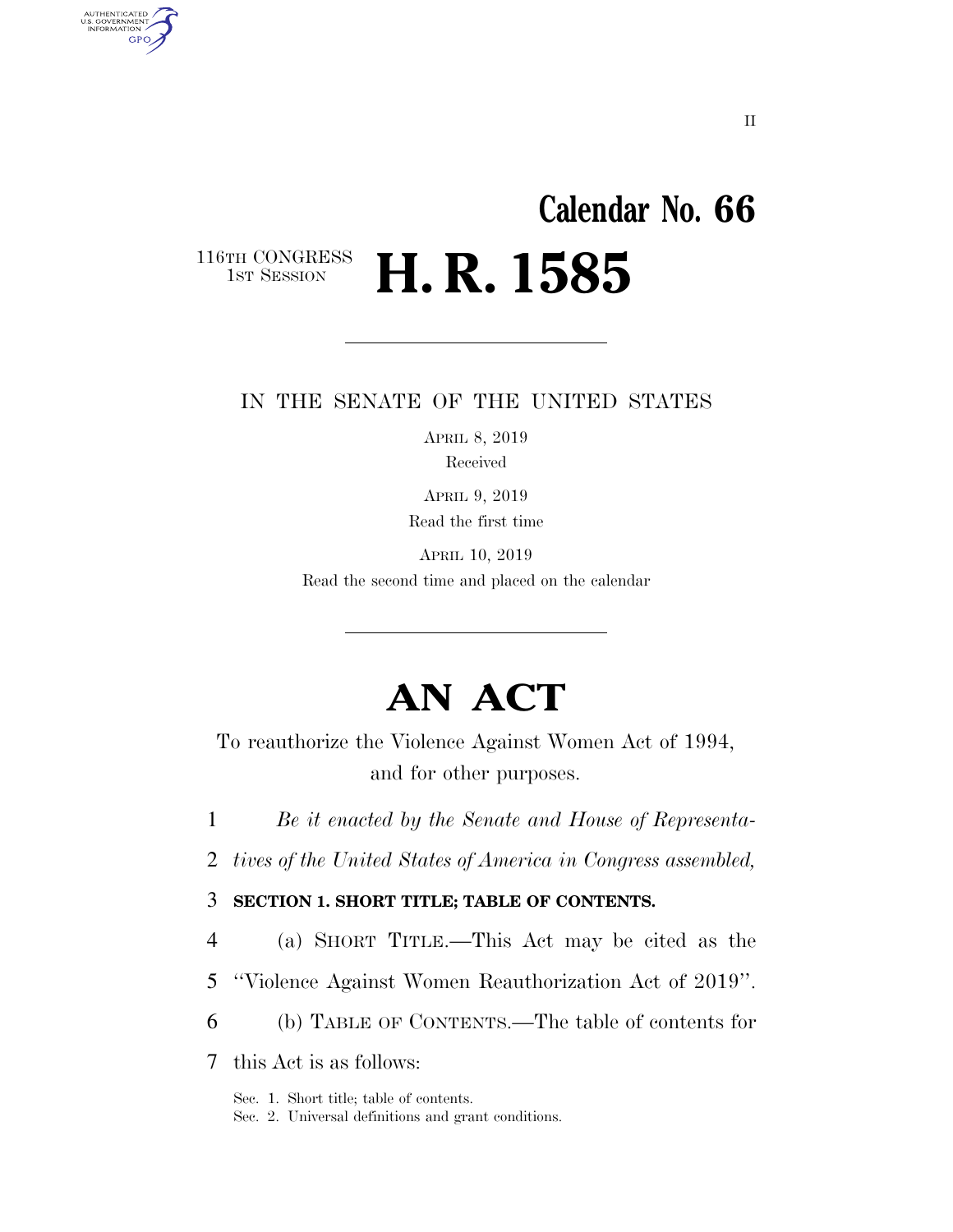Calendar No. 66

116TH CONGRESS
1ST SESSION

# H. R. 1585

IN THE SENATE OF THE UNITED STATES

APRIL 8, 2019

Received

APRIL 9, 2019

Read the first time

APRIL 10, 2019

Read the second time and placed on the calendar

# AN ACT

To reauthorize the Violence Against Women Act of 1994, and for other purposes.

1 *Be it enacted by the Senate and House of Representa-*
2 *tives of the United States of America in Congress assembled,*

3 **SECTION 1. SHORT TITLE; TABLE OF CONTENTS.**

4 (a) SHORT TITLE.—This Act may be cited as the
5 "Violence Against Women Reauthorization Act of 2019".
6 (b) TABLE OF CONTENTS.—The table of contents for
7 this Act is as follows:

Sec. 1. Short title; table of contents.
Sec. 2. Universal definitions and grant conditions.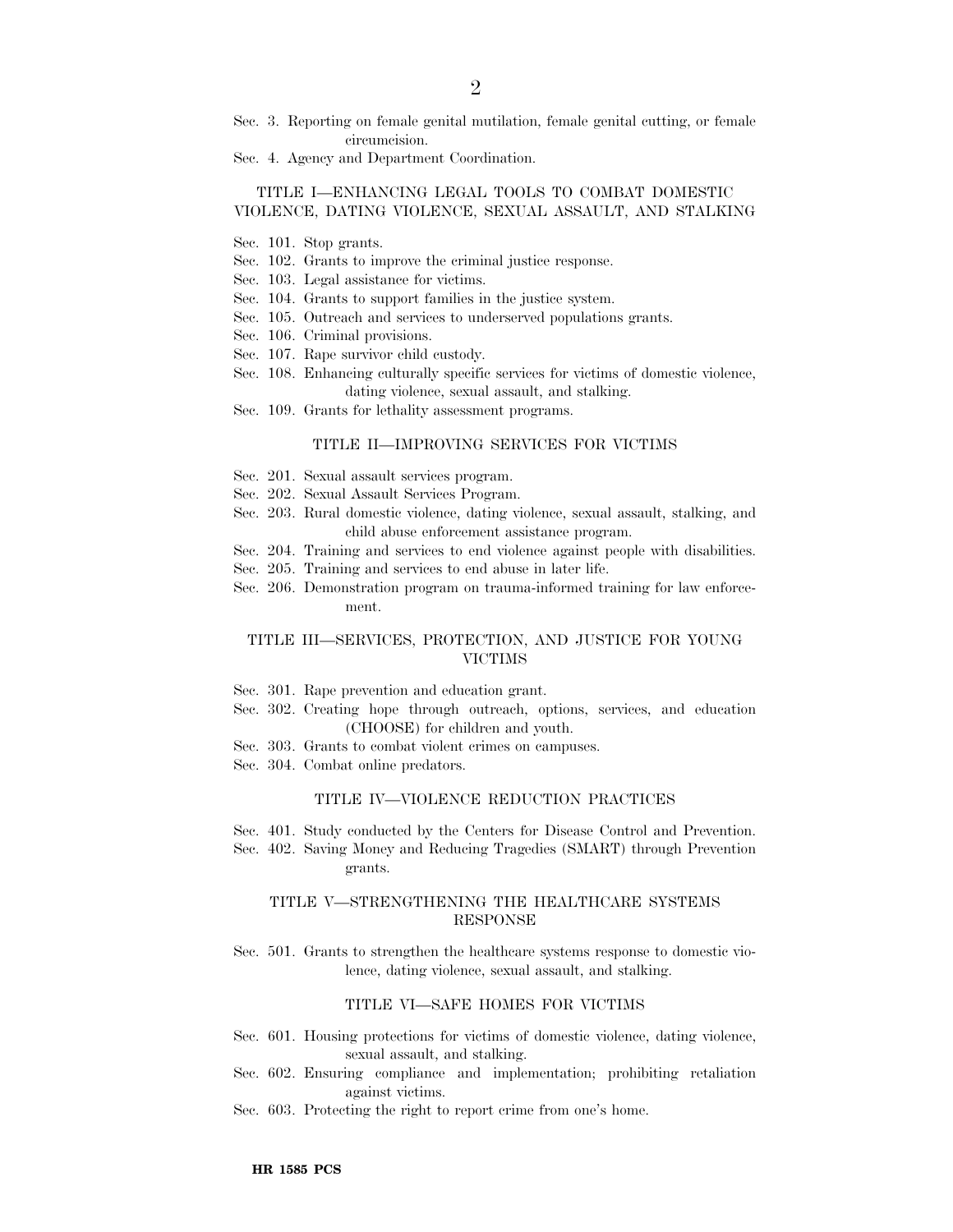Sec. 3. Reporting on female genital mutilation, female genital cutting, or female circumcision.
Sec. 4. Agency and Department Coordination.

### TITLE I—ENHANCING LEGAL TOOLS TO COMBAT DOMESTIC VIOLENCE, DATING VIOLENCE, SEXUAL ASSAULT, AND STALKING

Sec. 101. Stop grants.
Sec. 102. Grants to improve the criminal justice response.
Sec. 103. Legal assistance for victims.
Sec. 104. Grants to support families in the justice system.
Sec. 105. Outreach and services to underserved populations grants.
Sec. 106. Criminal provisions.
Sec. 107. Rape survivor child custody.
Sec. 108. Enhancing culturally specific services for victims of domestic violence, dating violence, sexual assault, and stalking.
Sec. 109. Grants for lethality assessment programs.

### TITLE II—IMPROVING SERVICES FOR VICTIMS

Sec. 201. Sexual assault services program.
Sec. 202. Sexual Assault Services Program.
Sec. 203. Rural domestic violence, dating violence, sexual assault, stalking, and child abuse enforcement assistance program.
Sec. 204. Training and services to end violence against people with disabilities.
Sec. 205. Training and services to end abuse in later life.
Sec. 206. Demonstration program on trauma-informed training for law enforcement.

### TITLE III—SERVICES, PROTECTION, AND JUSTICE FOR YOUNG VICTIMS

Sec. 301. Rape prevention and education grant.
Sec. 302. Creating hope through outreach, options, services, and education (CHOOSE) for children and youth.
Sec. 303. Grants to combat violent crimes on campuses.
Sec. 304. Combat online predators.

### TITLE IV—VIOLENCE REDUCTION PRACTICES

Sec. 401. Study conducted by the Centers for Disease Control and Prevention.
Sec. 402. Saving Money and Reducing Tragedies (SMART) through Prevention grants.

### TITLE V—STRENGTHENING THE HEALTHCARE SYSTEMS RESPONSE

Sec. 501. Grants to strengthen the healthcare systems response to domestic violence, dating violence, sexual assault, and stalking.

### TITLE VI—SAFE HOMES FOR VICTIMS

Sec. 601. Housing protections for victims of domestic violence, dating violence, sexual assault, and stalking.
Sec. 602. Ensuring compliance and implementation; prohibiting retaliation against victims.
Sec. 603. Protecting the right to report crime from one's home.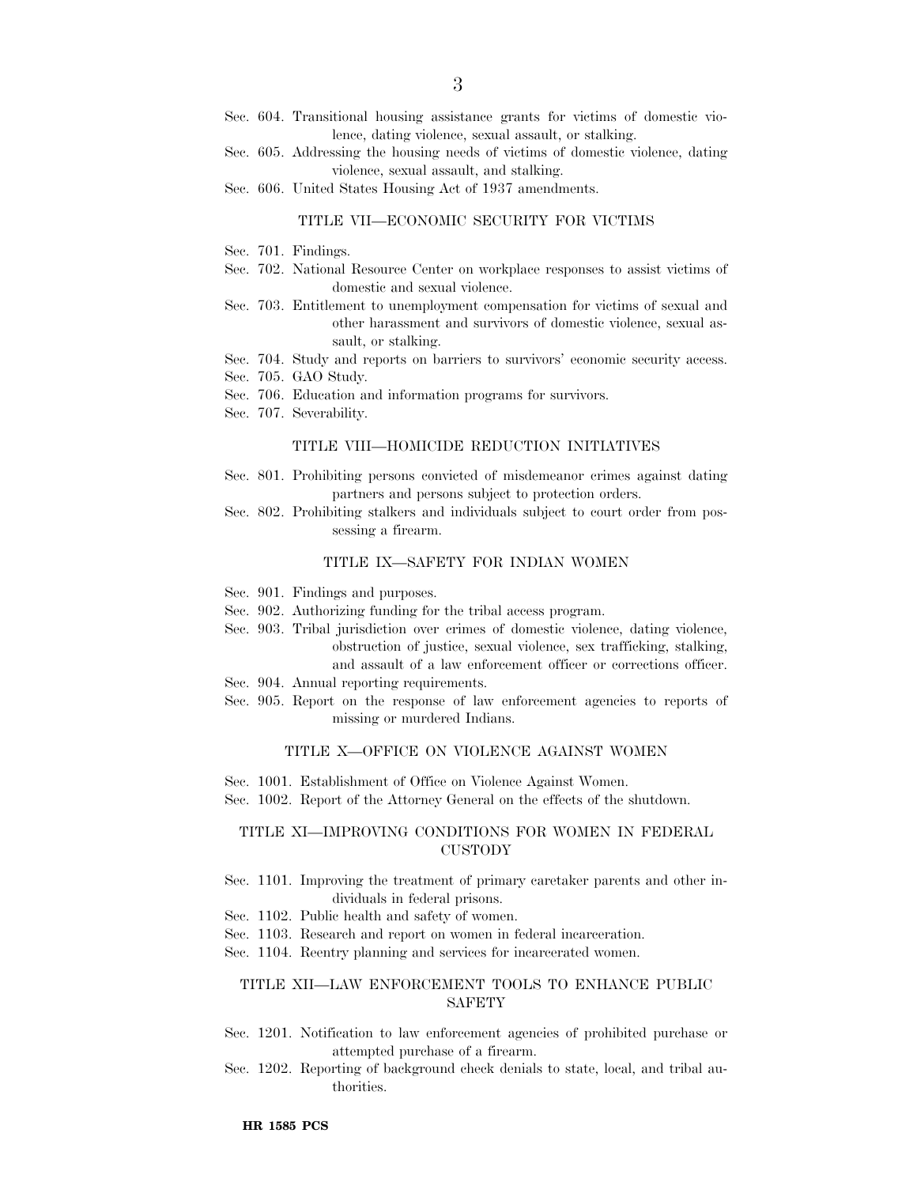Sec. 604. Transitional housing assistance grants for victims of domestic violence, dating violence, sexual assault, or stalking.
Sec. 605. Addressing the housing needs of victims of domestic violence, dating violence, sexual assault, and stalking.
Sec. 606. United States Housing Act of 1937 amendments.

TITLE VII—ECONOMIC SECURITY FOR VICTIMS

Sec. 701. Findings.
Sec. 702. National Resource Center on workplace responses to assist victims of domestic and sexual violence.
Sec. 703. Entitlement to unemployment compensation for victims of sexual and other harassment and survivors of domestic violence, sexual assault, or stalking.
Sec. 704. Study and reports on barriers to survivors' economic security access.
Sec. 705. GAO Study.
Sec. 706. Education and information programs for survivors.
Sec. 707. Severability.

TITLE VIII—HOMICIDE REDUCTION INITIATIVES

Sec. 801. Prohibiting persons convicted of misdemeanor crimes against dating partners and persons subject to protection orders.
Sec. 802. Prohibiting stalkers and individuals subject to court order from possessing a firearm.

TITLE IX—SAFETY FOR INDIAN WOMEN

Sec. 901. Findings and purposes.
Sec. 902. Authorizing funding for the tribal access program.
Sec. 903. Tribal jurisdiction over crimes of domestic violence, dating violence, obstruction of justice, sexual violence, sex trafficking, stalking, and assault of a law enforcement officer or corrections officer.
Sec. 904. Annual reporting requirements.
Sec. 905. Report on the response of law enforcement agencies to reports of missing or murdered Indians.

TITLE X—OFFICE ON VIOLENCE AGAINST WOMEN

Sec. 1001. Establishment of Office on Violence Against Women.
Sec. 1002. Report of the Attorney General on the effects of the shutdown.

TITLE XI—IMPROVING CONDITIONS FOR WOMEN IN FEDERAL CUSTODY

Sec. 1101. Improving the treatment of primary caretaker parents and other individuals in federal prisons.
Sec. 1102. Public health and safety of women.
Sec. 1103. Research and report on women in federal incarceration.
Sec. 1104. Reentry planning and services for incarcerated women.

TITLE XII—LAW ENFORCEMENT TOOLS TO ENHANCE PUBLIC SAFETY

Sec. 1201. Notification to law enforcement agencies of prohibited purchase or attempted purchase of a firearm.
Sec. 1202. Reporting of background check denials to state, local, and tribal authorities.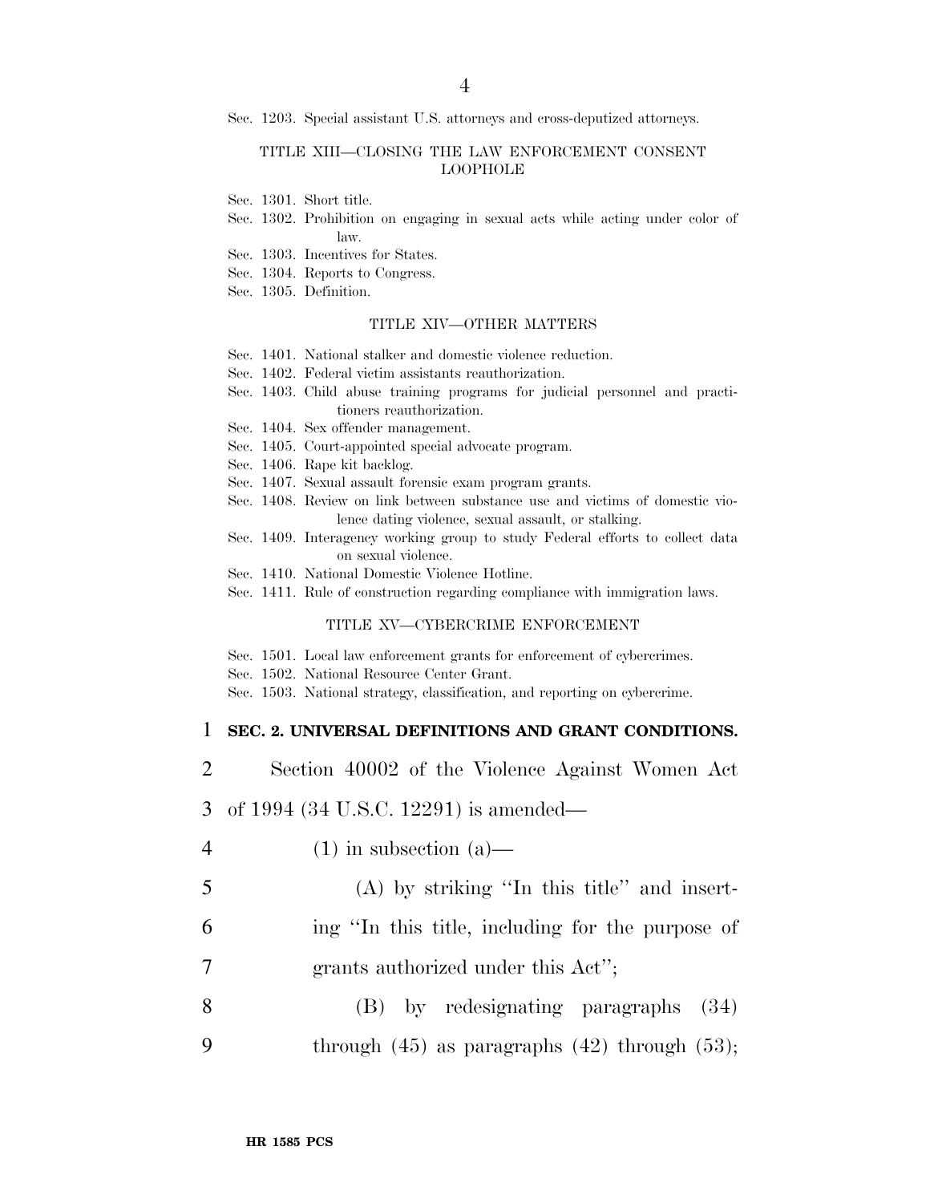Sec. 1203. Special assistant U.S. attorneys and cross-deputized attorneys.

TITLE XIII—CLOSING THE LAW ENFORCEMENT CONSENT LOOPHOLE

Sec. 1301. Short title.
Sec. 1302. Prohibition on engaging in sexual acts while acting under color of law.
Sec. 1303. Incentives for States.
Sec. 1304. Reports to Congress.
Sec. 1305. Definition.

TITLE XIV—OTHER MATTERS

Sec. 1401. National stalker and domestic violence reduction.
Sec. 1402. Federal victim assistants reauthorization.
Sec. 1403. Child abuse training programs for judicial personnel and practitioners reauthorization.
Sec. 1404. Sex offender management.
Sec. 1405. Court-appointed special advocate program.
Sec. 1406. Rape kit backlog.
Sec. 1407. Sexual assault forensic exam program grants.
Sec. 1408. Review on link between substance use and victims of domestic violence dating violence, sexual assault, or stalking.
Sec. 1409. Interagency working group to study Federal efforts to collect data on sexual violence.
Sec. 1410. National Domestic Violence Hotline.
Sec. 1411. Rule of construction regarding compliance with immigration laws.

TITLE XV—CYBERCRIME ENFORCEMENT

Sec. 1501. Local law enforcement grants for enforcement of cybercrimes.
Sec. 1502. National Resource Center Grant.
Sec. 1503. National strategy, classification, and reporting on cybercrime.

1 **SEC. 2. UNIVERSAL DEFINITIONS AND GRANT CONDITIONS.**

2 Section 40002 of the Violence Against Women Act
3 of 1994 (34 U.S.C. 12291) is amended—
4 (1) in subsection (a)—
5 (A) by striking ''In this title'' and insert-
6 ing ''In this title, including for the purpose of
7 grants authorized under this Act'';
8 (B) by redesignating paragraphs (34)
9 through (45) as paragraphs (42) through (53);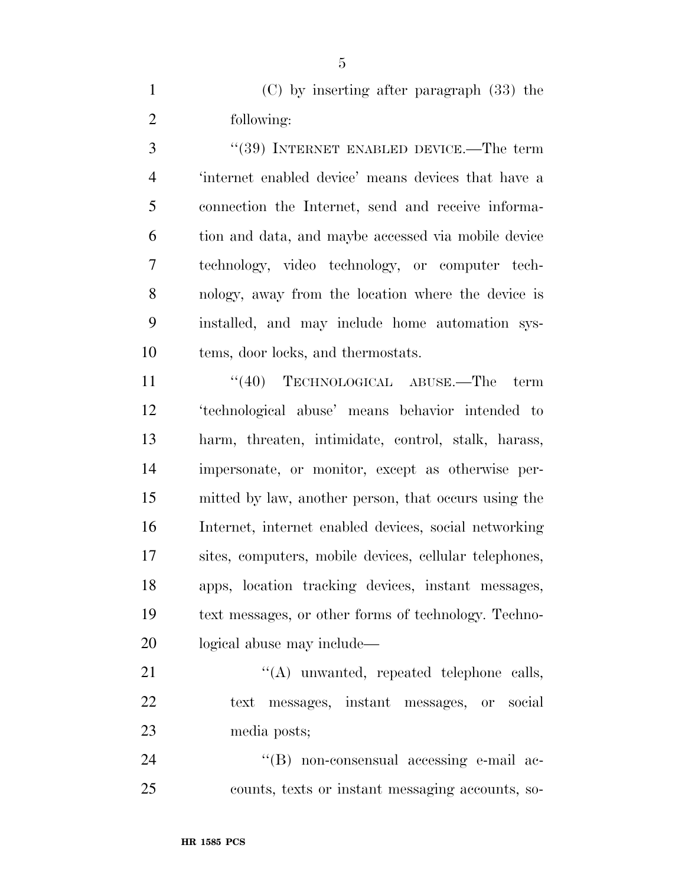(C) by inserting after paragraph (33) the following:

"(39) INTERNET ENABLED DEVICE.—The term 'internet enabled device' means devices that have a connection the Internet, send and receive information and data, and maybe accessed via mobile device technology, video technology, or computer technology, away from the location where the device is installed, and may include home automation systems, door locks, and thermostats.

"(40) TECHNOLOGICAL ABUSE.—The term 'technological abuse' means behavior intended to harm, threaten, intimidate, control, stalk, harass, impersonate, or monitor, except as otherwise permitted by law, another person, that occurs using the Internet, internet enabled devices, social networking sites, computers, mobile devices, cellular telephones, apps, location tracking devices, instant messages, text messages, or other forms of technology. Technological abuse may include—

"(A) unwanted, repeated telephone calls, text messages, instant messages, or social media posts;

"(B) non-consensual accessing e-mail accounts, texts or instant messaging accounts, so-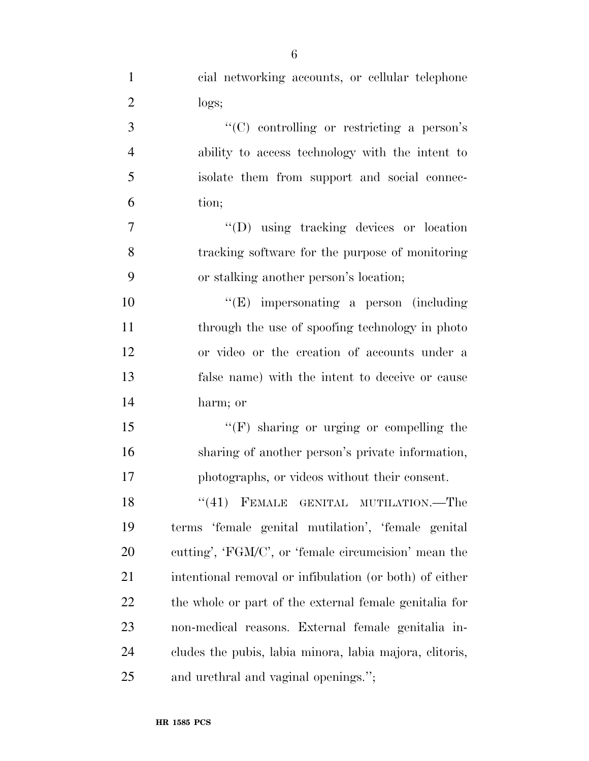cial networking accounts, or cellular telephone logs;

''(C) controlling or restricting a person's ability to access technology with the intent to isolate them from support and social connection;

''(D) using tracking devices or location tracking software for the purpose of monitoring or stalking another person's location;

''(E) impersonating a person (including through the use of spoofing technology in photo or video or the creation of accounts under a false name) with the intent to deceive or cause harm; or

''(F) sharing or urging or compelling the sharing of another person's private information, photographs, or videos without their consent.

''(41) FEMALE GENITAL MUTILATION.—The terms 'female genital mutilation', 'female genital cutting', 'FGM/C', or 'female circumcision' mean the intentional removal or infibulation (or both) of either the whole or part of the external female genitalia for non-medical reasons. External female genitalia includes the pubis, labia minora, labia majora, clitoris, and urethral and vaginal openings.'';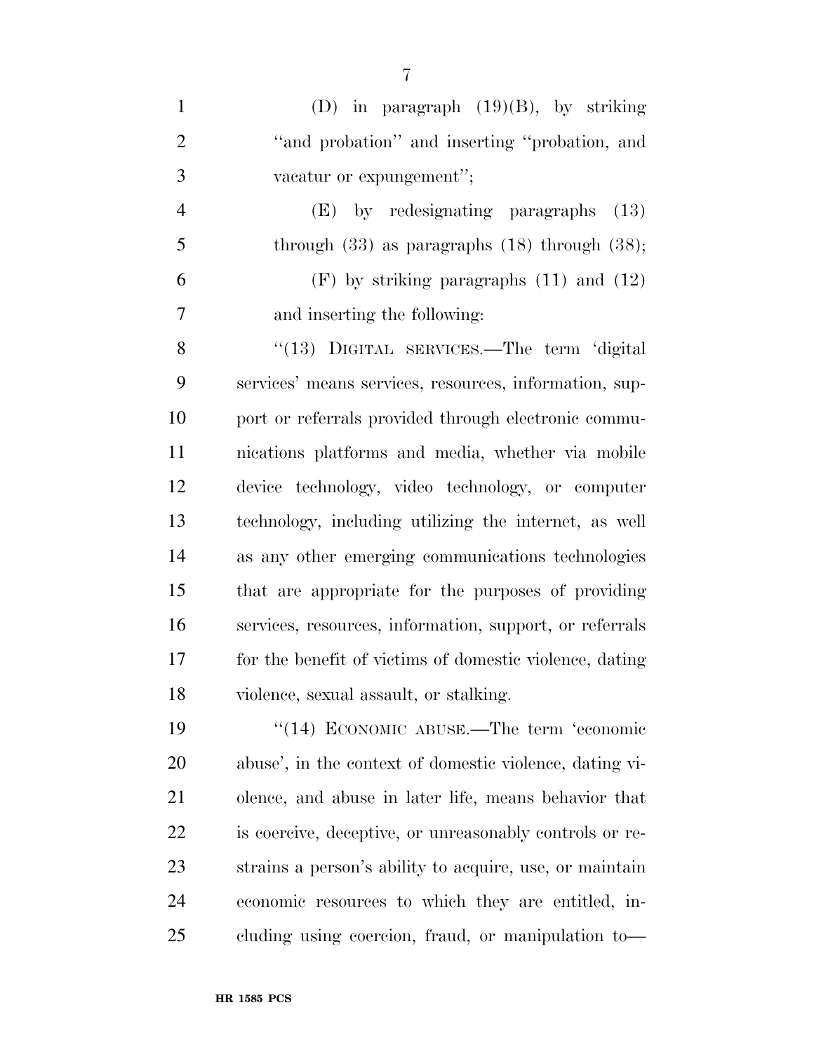(D) in paragraph (19)(B), by striking "and probation" and inserting "probation, and vacatur or expungement";

(E) by redesignating paragraphs (13) through (33) as paragraphs (18) through (38);

(F) by striking paragraphs (11) and (12) and inserting the following:

"(13) DIGITAL SERVICES.—The term 'digital services' means services, resources, information, support or referrals provided through electronic communications platforms and media, whether via mobile device technology, video technology, or computer technology, including utilizing the internet, as well as any other emerging communications technologies that are appropriate for the purposes of providing services, resources, information, support, or referrals for the benefit of victims of domestic violence, dating violence, sexual assault, or stalking.

"(14) ECONOMIC ABUSE.—The term 'economic abuse', in the context of domestic violence, dating violence, and abuse in later life, means behavior that is coercive, deceptive, or unreasonably controls or restrains a person's ability to acquire, use, or maintain economic resources to which they are entitled, including using coercion, fraud, or manipulation to—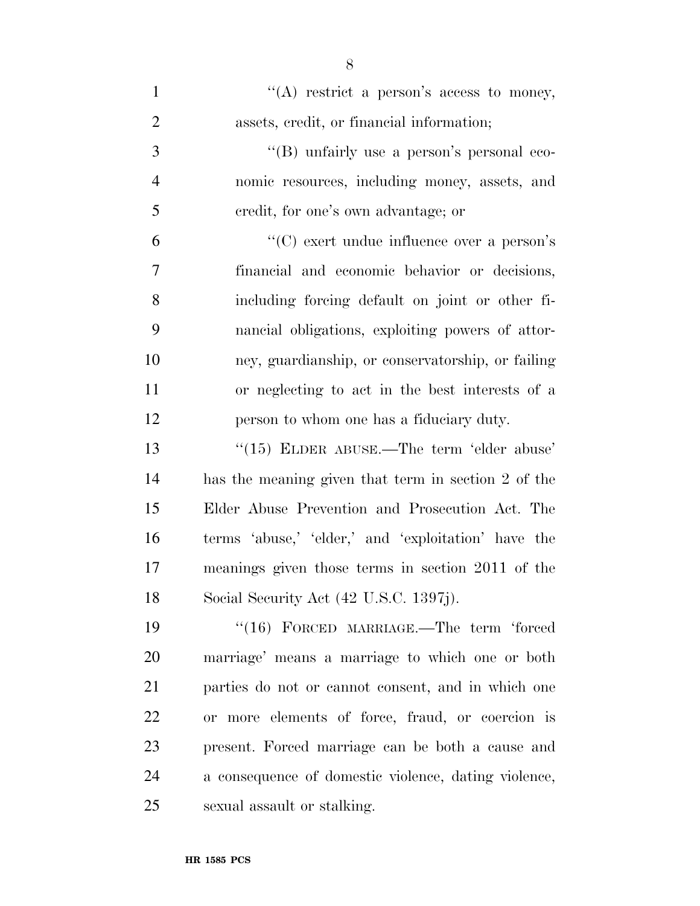''(A) restrict a person's access to money, assets, credit, or financial information;

''(B) unfairly use a person's personal economic resources, including money, assets, and credit, for one's own advantage; or

''(C) exert undue influence over a person's financial and economic behavior or decisions, including forcing default on joint or other financial obligations, exploiting powers of attorney, guardianship, or conservatorship, or failing or neglecting to act in the best interests of a person to whom one has a fiduciary duty.

''(15) ELDER ABUSE.—The term 'elder abuse' has the meaning given that term in section 2 of the Elder Abuse Prevention and Prosecution Act. The terms 'abuse,' 'elder,' and 'exploitation' have the meanings given those terms in section 2011 of the Social Security Act (42 U.S.C. 1397j).

''(16) FORCED MARRIAGE.—The term 'forced marriage' means a marriage to which one or both parties do not or cannot consent, and in which one or more elements of force, fraud, or coercion is present. Forced marriage can be both a cause and a consequence of domestic violence, dating violence, sexual assault or stalking.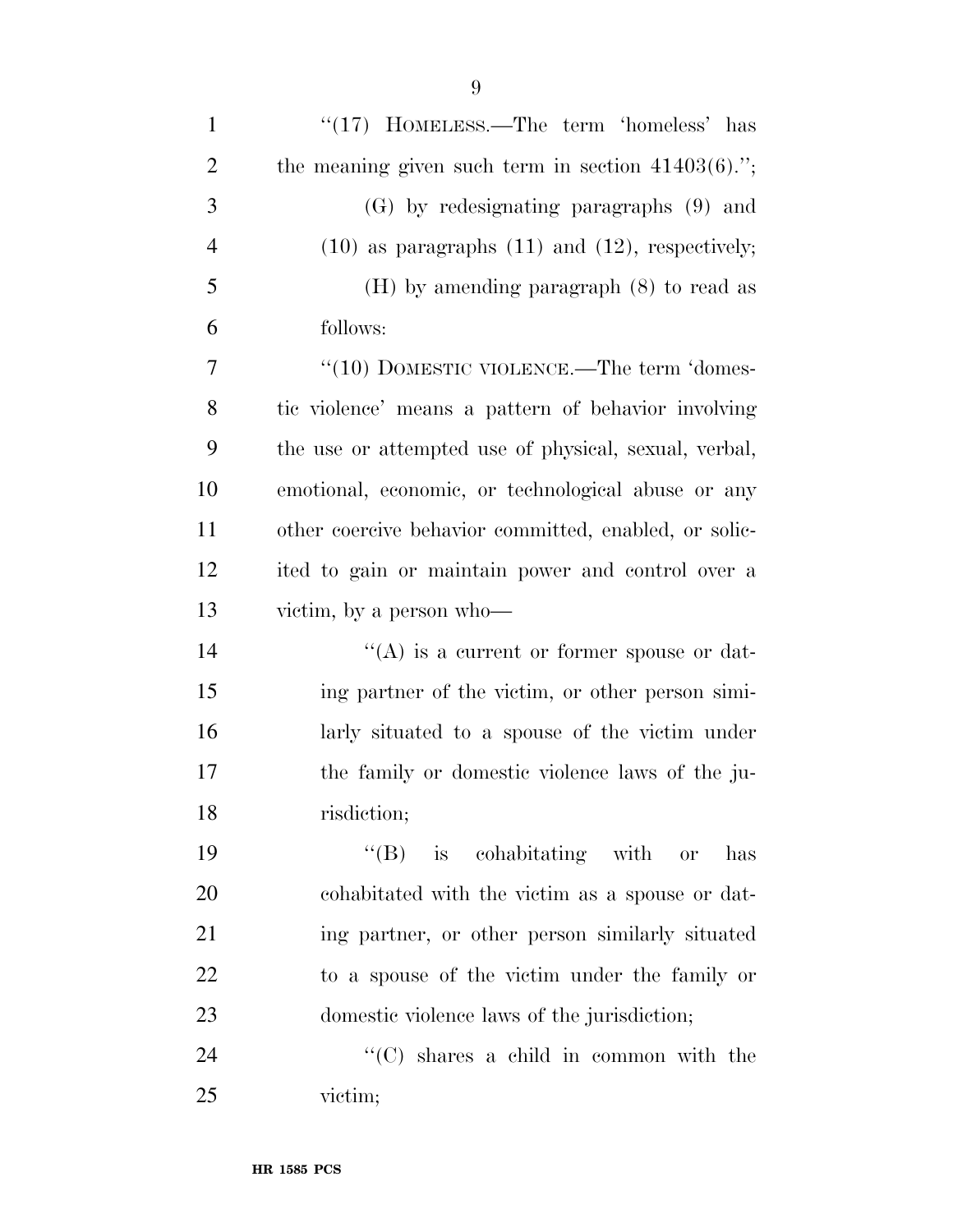''(17) HOMELESS.—The term 'homeless' has the meaning given such term in section 41403(6).'';

(G) by redesignating paragraphs (9) and (10) as paragraphs (11) and (12), respectively;

(H) by amending paragraph (8) to read as follows:

''(10) DOMESTIC VIOLENCE.—The term 'domestic violence' means a pattern of behavior involving the use or attempted use of physical, sexual, verbal, emotional, economic, or technological abuse or any other coercive behavior committed, enabled, or solicited to gain or maintain power and control over a victim, by a person who—

''(A) is a current or former spouse or dating partner of the victim, or other person similarly situated to a spouse of the victim under the family or domestic violence laws of the jurisdiction;

''(B) is cohabitating with or has cohabitated with the victim as a spouse or dating partner, or other person similarly situated to a spouse of the victim under the family or domestic violence laws of the jurisdiction;

''(C) shares a child in common with the victim;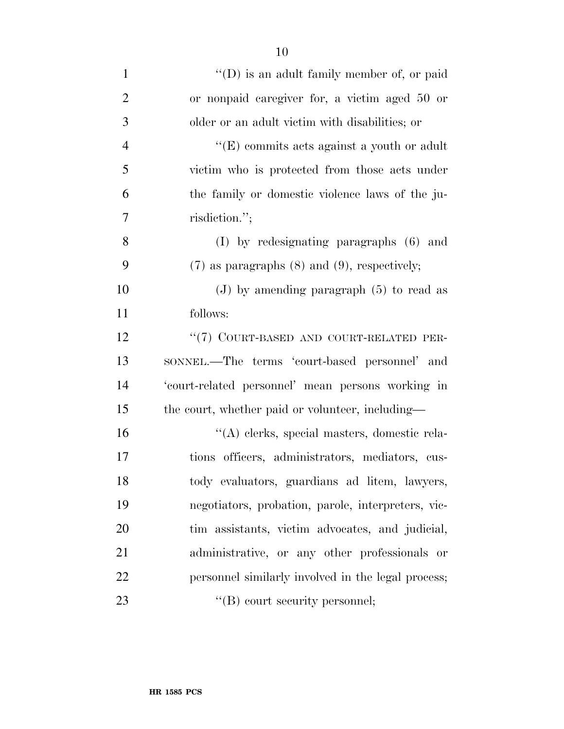''(D) is an adult family member of, or paid or nonpaid caregiver for, a victim aged 50 or older or an adult victim with disabilities; or

''(E) commits acts against a youth or adult victim who is protected from those acts under the family or domestic violence laws of the jurisdiction.'';

(I) by redesignating paragraphs (6) and (7) as paragraphs (8) and (9), respectively;

(J) by amending paragraph (5) to read as follows:

''(7) COURT-BASED AND COURT-RELATED PERSONNEL.—The terms 'court-based personnel' and 'court-related personnel' mean persons working in the court, whether paid or volunteer, including—

''(A) clerks, special masters, domestic relations officers, administrators, mediators, custody evaluators, guardians ad litem, lawyers, negotiators, probation, parole, interpreters, victim assistants, victim advocates, and judicial, administrative, or any other professionals or personnel similarly involved in the legal process;

''(B) court security personnel;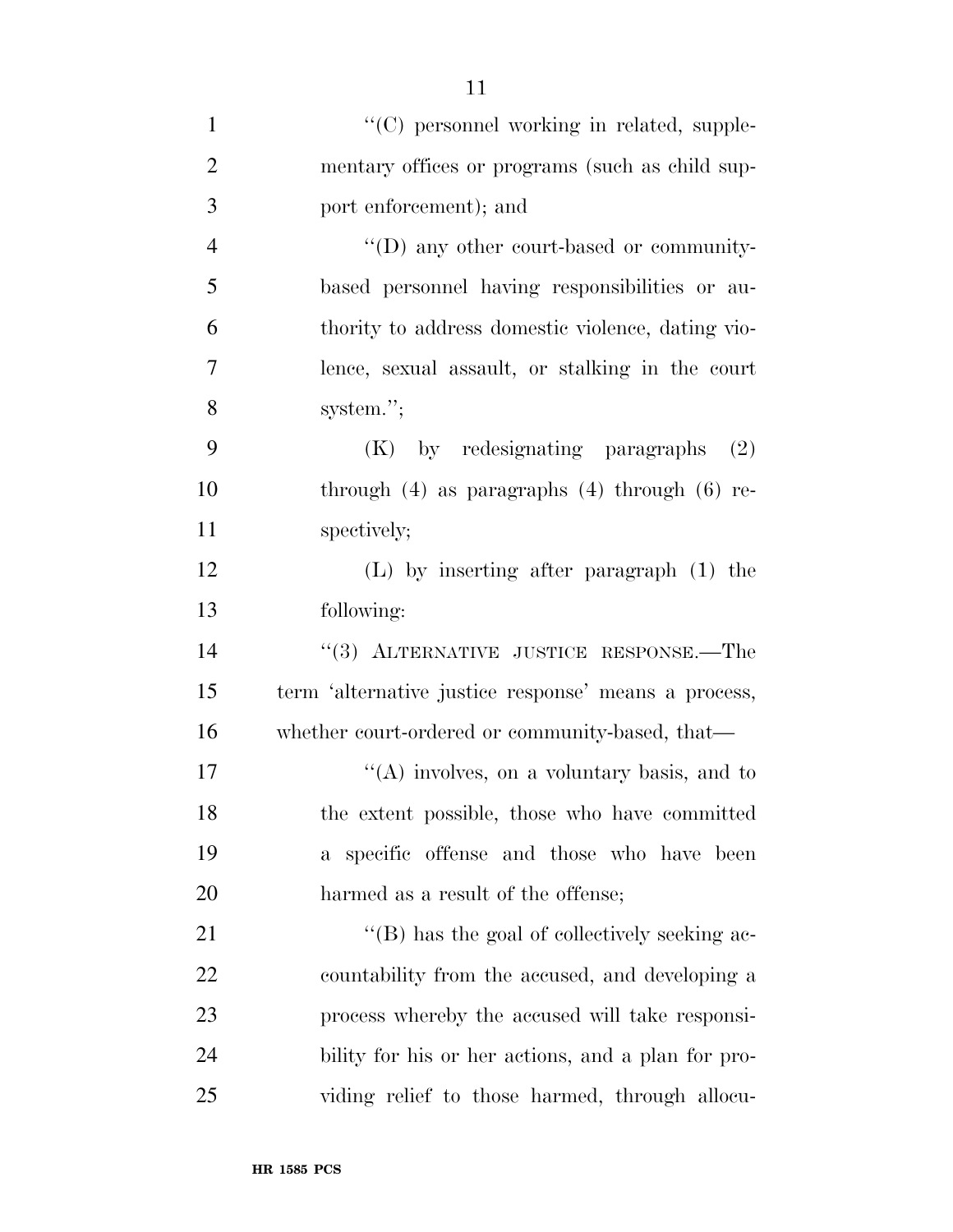''(C) personnel working in related, supplementary offices or programs (such as child support enforcement); and

''(D) any other court-based or community-based personnel having responsibilities or authority to address domestic violence, dating violence, sexual assault, or stalking in the court system.'';

(K) by redesignating paragraphs (2) through (4) as paragraphs (4) through (6) respectively;

(L) by inserting after paragraph (1) the following:

''(3) ALTERNATIVE JUSTICE RESPONSE.—The term 'alternative justice response' means a process, whether court-ordered or community-based, that—

''(A) involves, on a voluntary basis, and to the extent possible, those who have committed a specific offense and those who have been harmed as a result of the offense;

''(B) has the goal of collectively seeking accountability from the accused, and developing a process whereby the accused will take responsibility for his or her actions, and a plan for providing relief to those harmed, through allocu-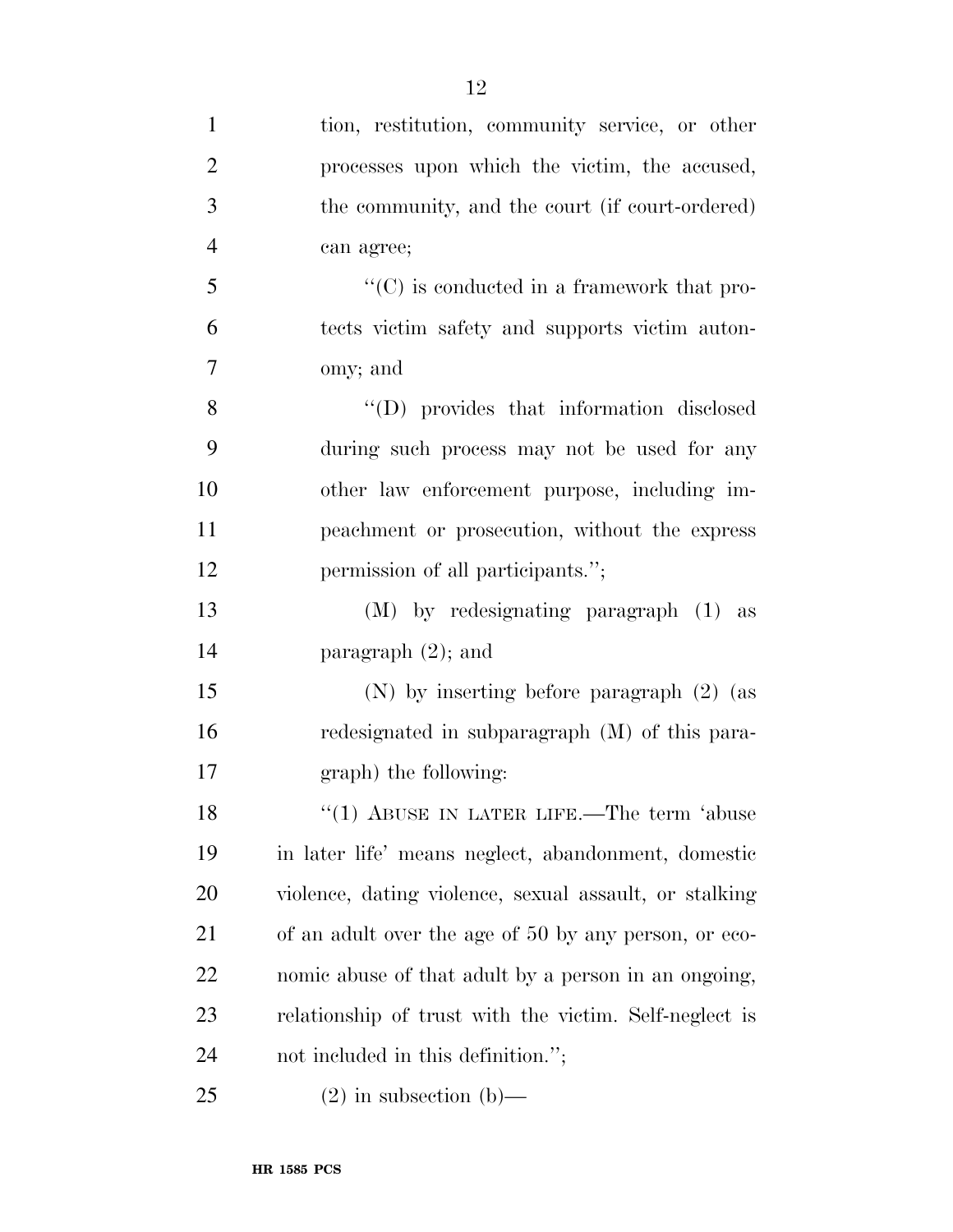tion, restitution, community service, or other processes upon which the victim, the accused, the community, and the court (if court-ordered) can agree;

"(C) is conducted in a framework that protects victim safety and supports victim autonomy; and

"(D) provides that information disclosed during such process may not be used for any other law enforcement purpose, including impeachment or prosecution, without the express permission of all participants.";

(M) by redesignating paragraph (1) as paragraph (2); and

(N) by inserting before paragraph (2) (as redesignated in subparagraph (M) of this paragraph) the following:

"(1) ABUSE IN LATER LIFE.—The term 'abuse in later life' means neglect, abandonment, domestic violence, dating violence, sexual assault, or stalking of an adult over the age of 50 by any person, or economic abuse of that adult by a person in an ongoing, relationship of trust with the victim. Self-neglect is not included in this definition.";

(2) in subsection (b)—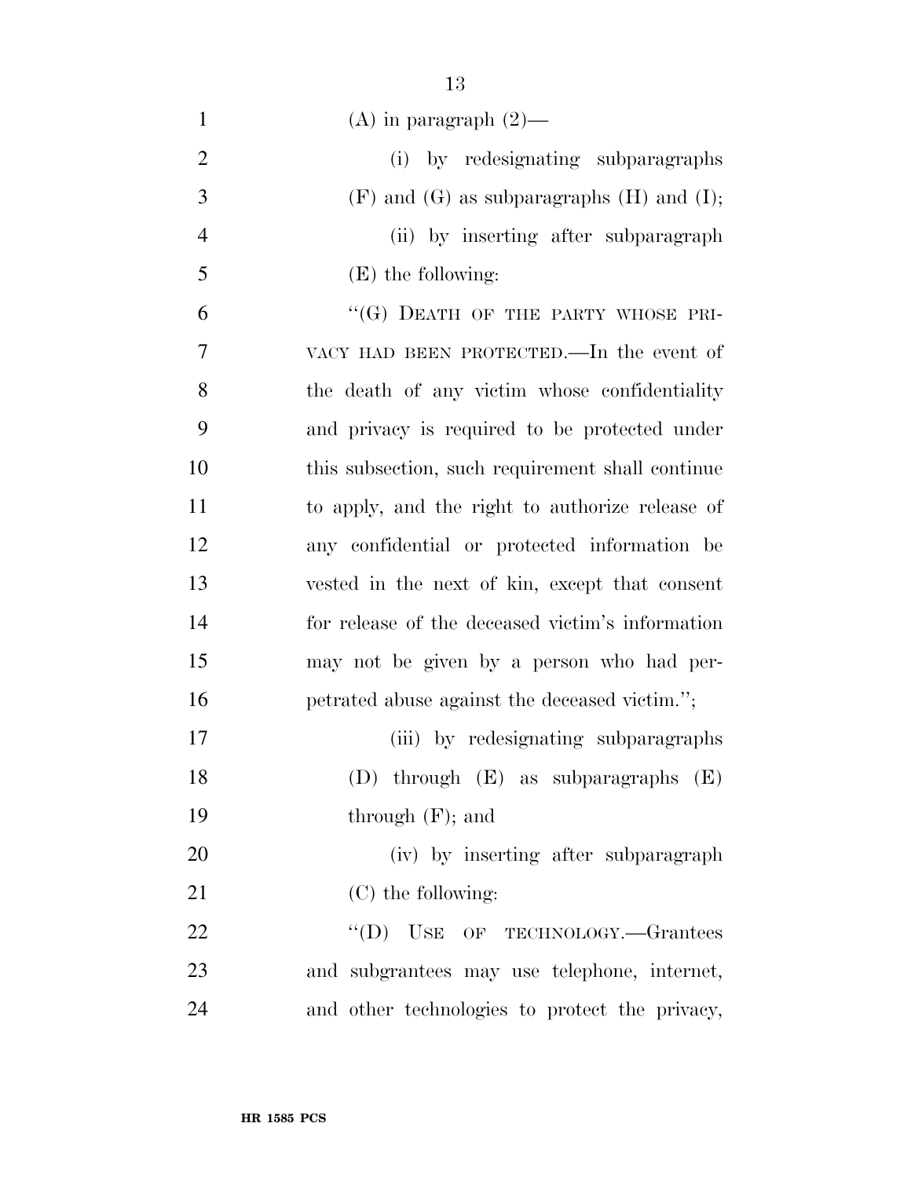(A) in paragraph (2)—

(i) by redesignating subparagraphs (F) and (G) as subparagraphs (H) and (I);

(ii) by inserting after subparagraph (E) the following:

"(G) DEATH OF THE PARTY WHOSE PRIVACY HAD BEEN PROTECTED.—In the event of the death of any victim whose confidentiality and privacy is required to be protected under this subsection, such requirement shall continue to apply, and the right to authorize release of any confidential or protected information be vested in the next of kin, except that consent for release of the deceased victim's information may not be given by a person who had perpetrated abuse against the deceased victim.";

(iii) by redesignating subparagraphs (D) through (E) as subparagraphs (E) through (F); and

(iv) by inserting after subparagraph (C) the following:

"(D) USE OF TECHNOLOGY.—Grantees and subgrantees may use telephone, internet, and other technologies to protect the privacy,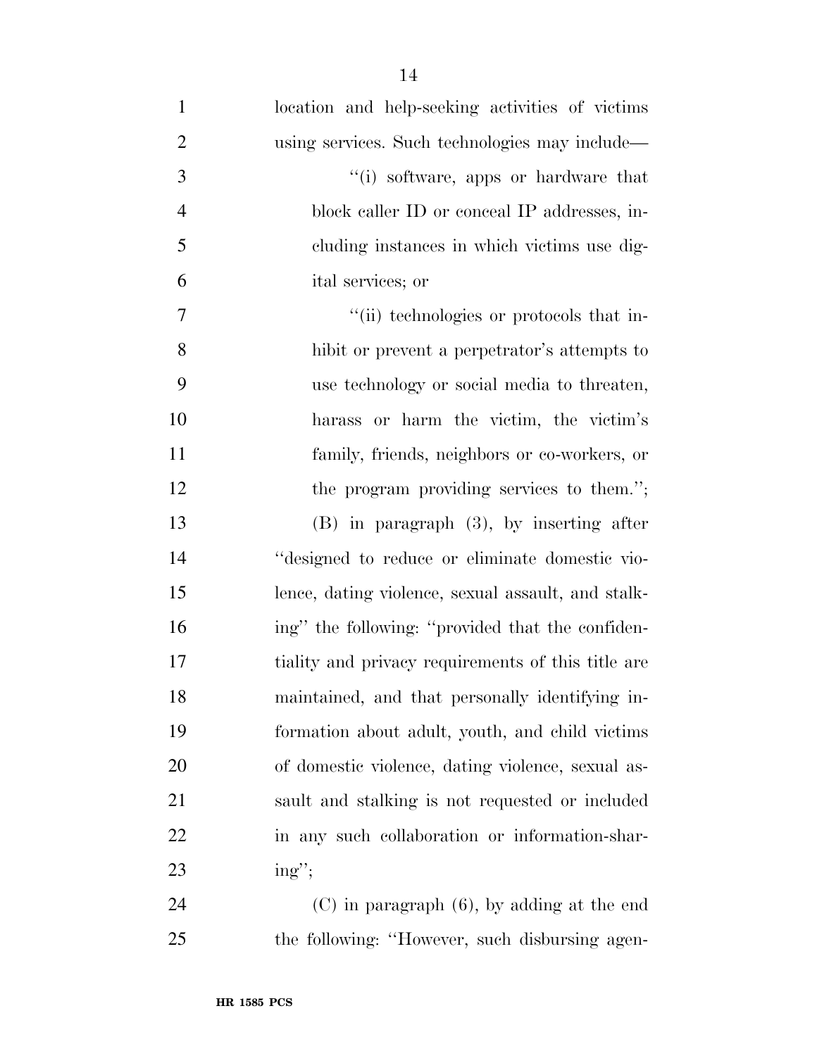location and help-seeking activities of victims using services. Such technologies may include—

"(i) software, apps or hardware that block caller ID or conceal IP addresses, including instances in which victims use digital services; or

"(ii) technologies or protocols that inhibit or prevent a perpetrator's attempts to use technology or social media to threaten, harass or harm the victim, the victim's family, friends, neighbors or co-workers, or the program providing services to them.";

(B) in paragraph (3), by inserting after "designed to reduce or eliminate domestic violence, dating violence, sexual assault, and stalking" the following: "provided that the confidentiality and privacy requirements of this title are maintained, and that personally identifying information about adult, youth, and child victims of domestic violence, dating violence, sexual assault and stalking is not requested or included in any such collaboration or information-sharing";

(C) in paragraph (6), by adding at the end the following: "However, such disbursing agen-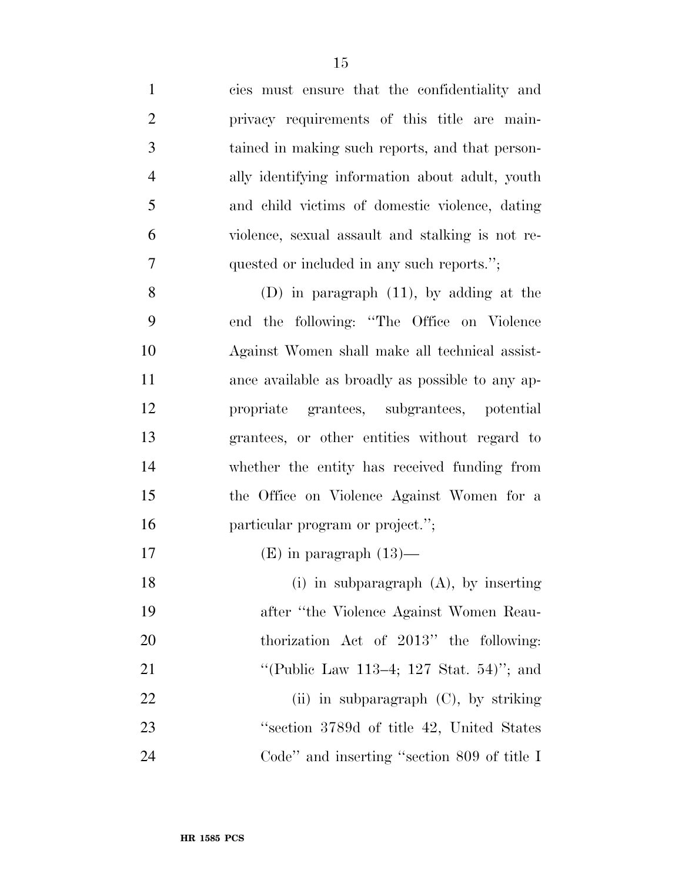cies must ensure that the confidentiality and privacy requirements of this title are maintained in making such reports, and that personally identifying information about adult, youth and child victims of domestic violence, dating violence, sexual assault and stalking is not requested or included in any such reports.'';

(D) in paragraph (11), by adding at the end the following: ''The Office on Violence Against Women shall make all technical assistance available as broadly as possible to any appropriate grantees, subgrantees, potential grantees, or other entities without regard to whether the entity has received funding from the Office on Violence Against Women for a particular program or project.'';

(E) in paragraph (13)—

(i) in subparagraph (A), by inserting after ''the Violence Against Women Reauthorization Act of 2013'' the following: ''(Public Law 113–4; 127 Stat. 54)''; and

(ii) in subparagraph (C), by striking ''section 3789d of title 42, United States Code'' and inserting ''section 809 of title I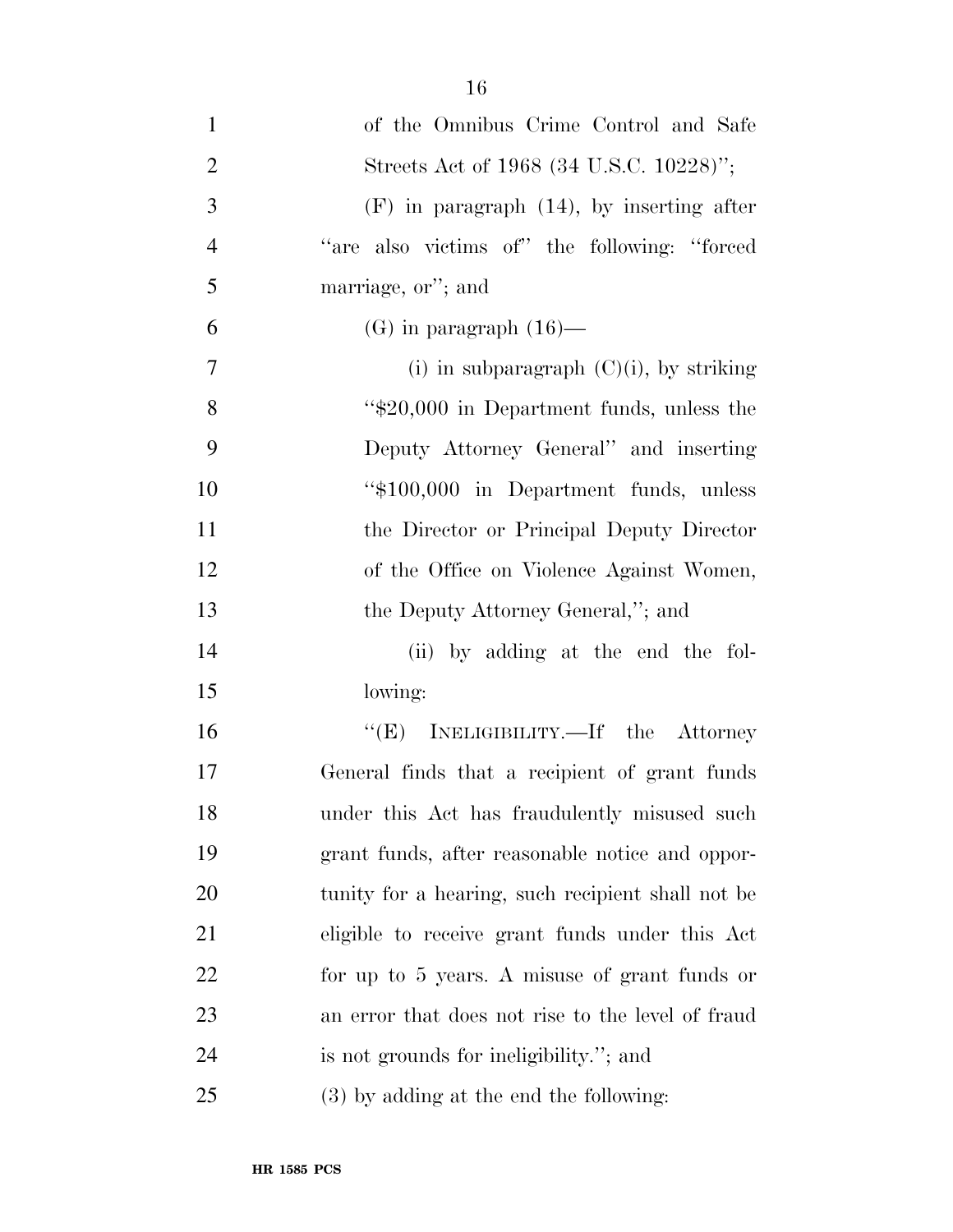of the Omnibus Crime Control and Safe Streets Act of 1968 (34 U.S.C. 10228)'';

(F) in paragraph (14), by inserting after ''are also victims of'' the following: ''forced marriage, or''; and

(G) in paragraph (16)—

(i) in subparagraph (C)(i), by striking ''$20,000 in Department funds, unless the Deputy Attorney General'' and inserting ''$100,000 in Department funds, unless the Director or Principal Deputy Director of the Office on Violence Against Women, the Deputy Attorney General,''; and

(ii) by adding at the end the following:

''(E) INELIGIBILITY.—If the Attorney General finds that a recipient of grant funds under this Act has fraudulently misused such grant funds, after reasonable notice and opportunity for a hearing, such recipient shall not be eligible to receive grant funds under this Act for up to 5 years. A misuse of grant funds or an error that does not rise to the level of fraud is not grounds for ineligibility.''; and

(3) by adding at the end the following: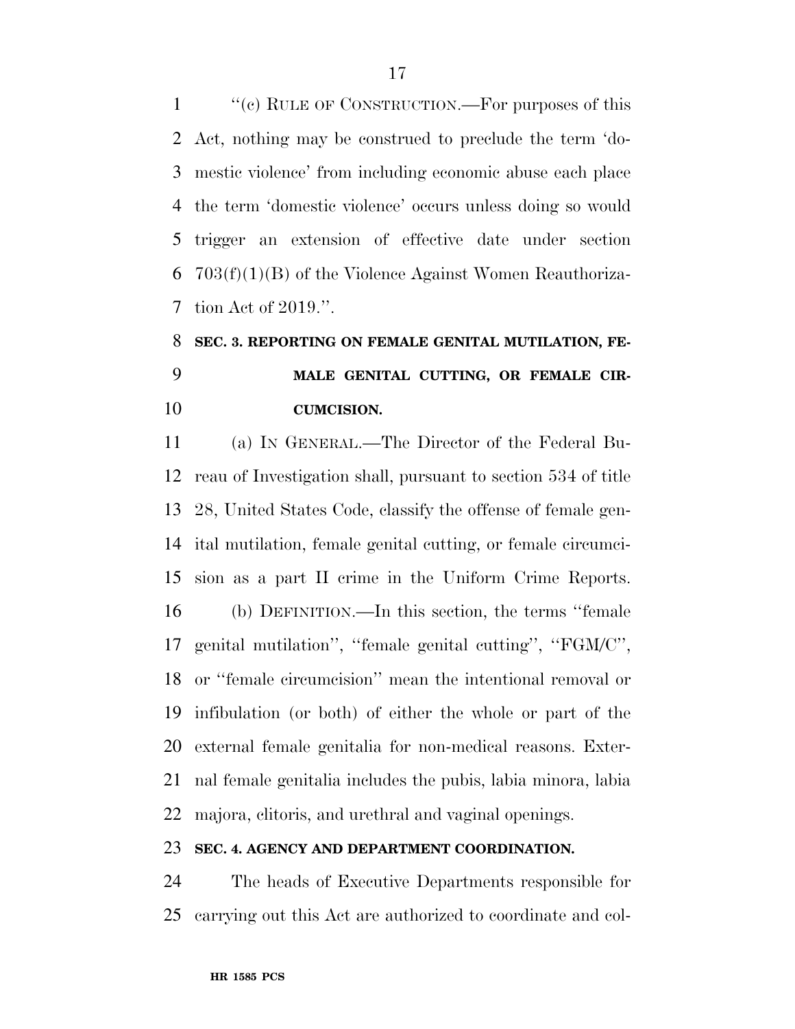"(c) RULE OF CONSTRUCTION.—For purposes of this Act, nothing may be construed to preclude the term 'domestic violence' from including economic abuse each place the term 'domestic violence' occurs unless doing so would trigger an extension of effective date under section 703(f)(1)(B) of the Violence Against Women Reauthorization Act of 2019.".

**SEC. 3. REPORTING ON FEMALE GENITAL MUTILATION, FEMALE GENITAL CUTTING, OR FEMALE CIRCUMCISION.**

(a) IN GENERAL.—The Director of the Federal Bureau of Investigation shall, pursuant to section 534 of title 28, United States Code, classify the offense of female genital mutilation, female genital cutting, or female circumcision as a part II crime in the Uniform Crime Reports.

(b) DEFINITION.—In this section, the terms "female genital mutilation", "female genital cutting", "FGM/C", or "female circumcision" mean the intentional removal or infibulation (or both) of either the whole or part of the external female genitalia for non-medical reasons. External female genitalia includes the pubis, labia minora, labia majora, clitoris, and urethral and vaginal openings.

**SEC. 4. AGENCY AND DEPARTMENT COORDINATION.**

The heads of Executive Departments responsible for carrying out this Act are authorized to coordinate and col-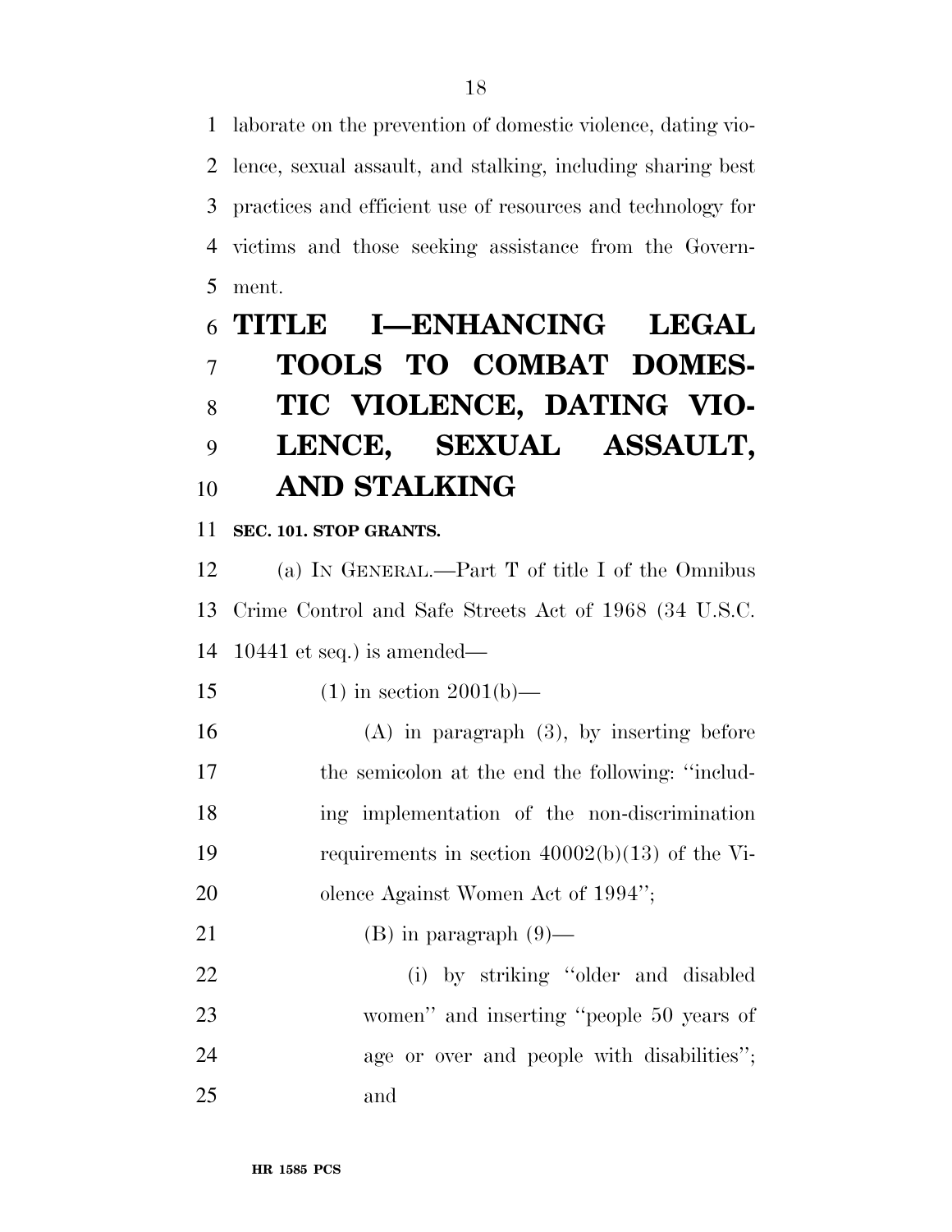laborate on the prevention of domestic violence, dating violence, sexual assault, and stalking, including sharing best practices and efficient use of resources and technology for victims and those seeking assistance from the Government.

# TITLE I—ENHANCING LEGAL TOOLS TO COMBAT DOMESTIC VIOLENCE, DATING VIOLENCE, SEXUAL ASSAULT, AND STALKING

### SEC. 101. STOP GRANTS.

(a) IN GENERAL.—Part T of title I of the Omnibus Crime Control and Safe Streets Act of 1968 (34 U.S.C. 10441 et seq.) is amended—

(1) in section 2001(b)—

(A) in paragraph (3), by inserting before the semicolon at the end the following: ''including implementation of the non-discrimination requirements in section 40002(b)(13) of the Violence Against Women Act of 1994'';

(B) in paragraph (9)—

(i) by striking ''older and disabled women'' and inserting ''people 50 years of age or over and people with disabilities''; and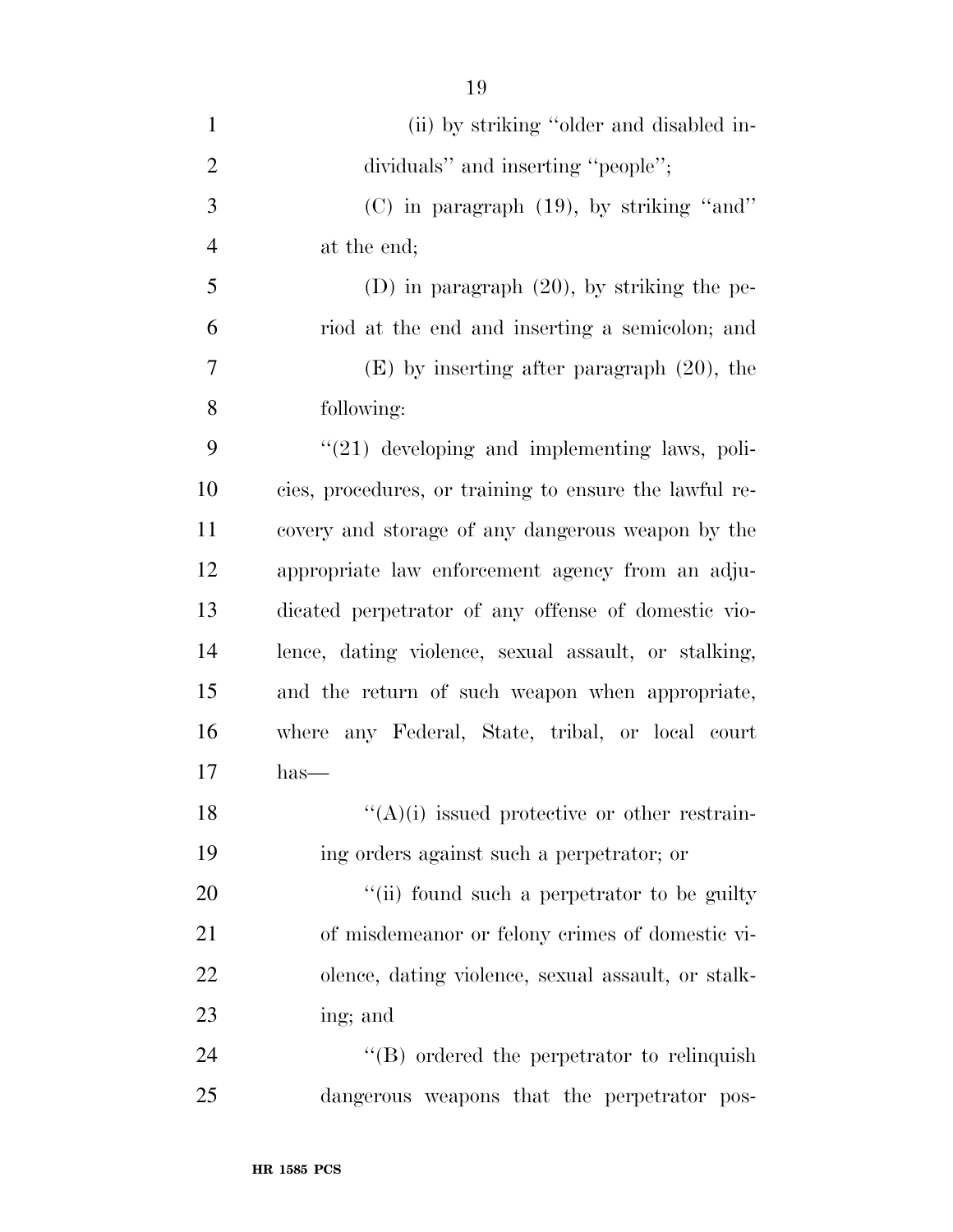(ii) by striking ''older and disabled individuals'' and inserting ''people'';

(C) in paragraph (19), by striking ''and'' at the end;

(D) in paragraph (20), by striking the period at the end and inserting a semicolon; and

(E) by inserting after paragraph (20), the following:

''(21) developing and implementing laws, policies, procedures, or training to ensure the lawful recovery and storage of any dangerous weapon by the appropriate law enforcement agency from an adjudicated perpetrator of any offense of domestic violence, dating violence, sexual assault, or stalking, and the return of such weapon when appropriate, where any Federal, State, tribal, or local court has—

''(A)(i) issued protective or other restraining orders against such a perpetrator; or

''(ii) found such a perpetrator to be guilty of misdemeanor or felony crimes of domestic violence, dating violence, sexual assault, or stalking; and

''(B) ordered the perpetrator to relinquish dangerous weapons that the perpetrator pos-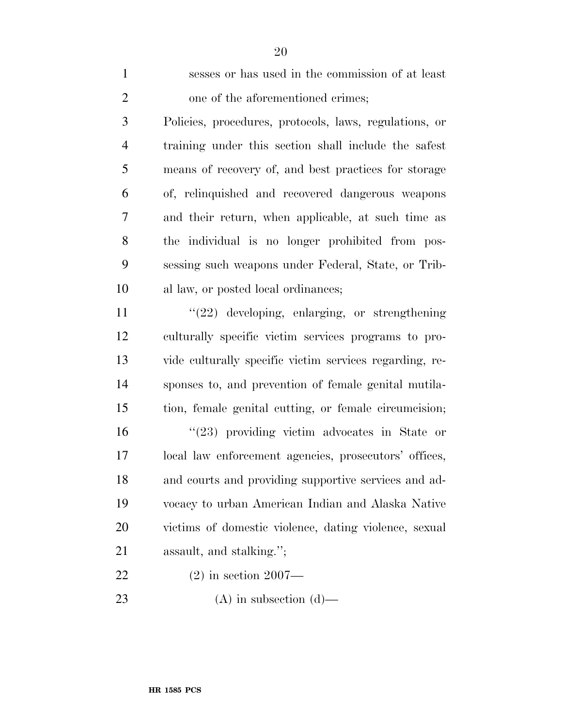sesses or has used in the commission of at least one of the aforementioned crimes;

Policies, procedures, protocols, laws, regulations, or training under this section shall include the safest means of recovery of, and best practices for storage of, relinquished and recovered dangerous weapons and their return, when applicable, at such time as the individual is no longer prohibited from possessing such weapons under Federal, State, or Tribal law, or posted local ordinances;

''(22) developing, enlarging, or strengthening culturally specific victim services programs to provide culturally specific victim services regarding, responses to, and prevention of female genital mutilation, female genital cutting, or female circumcision;

''(23) providing victim advocates in State or local law enforcement agencies, prosecutors' offices, and courts and providing supportive services and advocacy to urban American Indian and Alaska Native victims of domestic violence, dating violence, sexual assault, and stalking.'';

(2) in section 2007—

(A) in subsection (d)—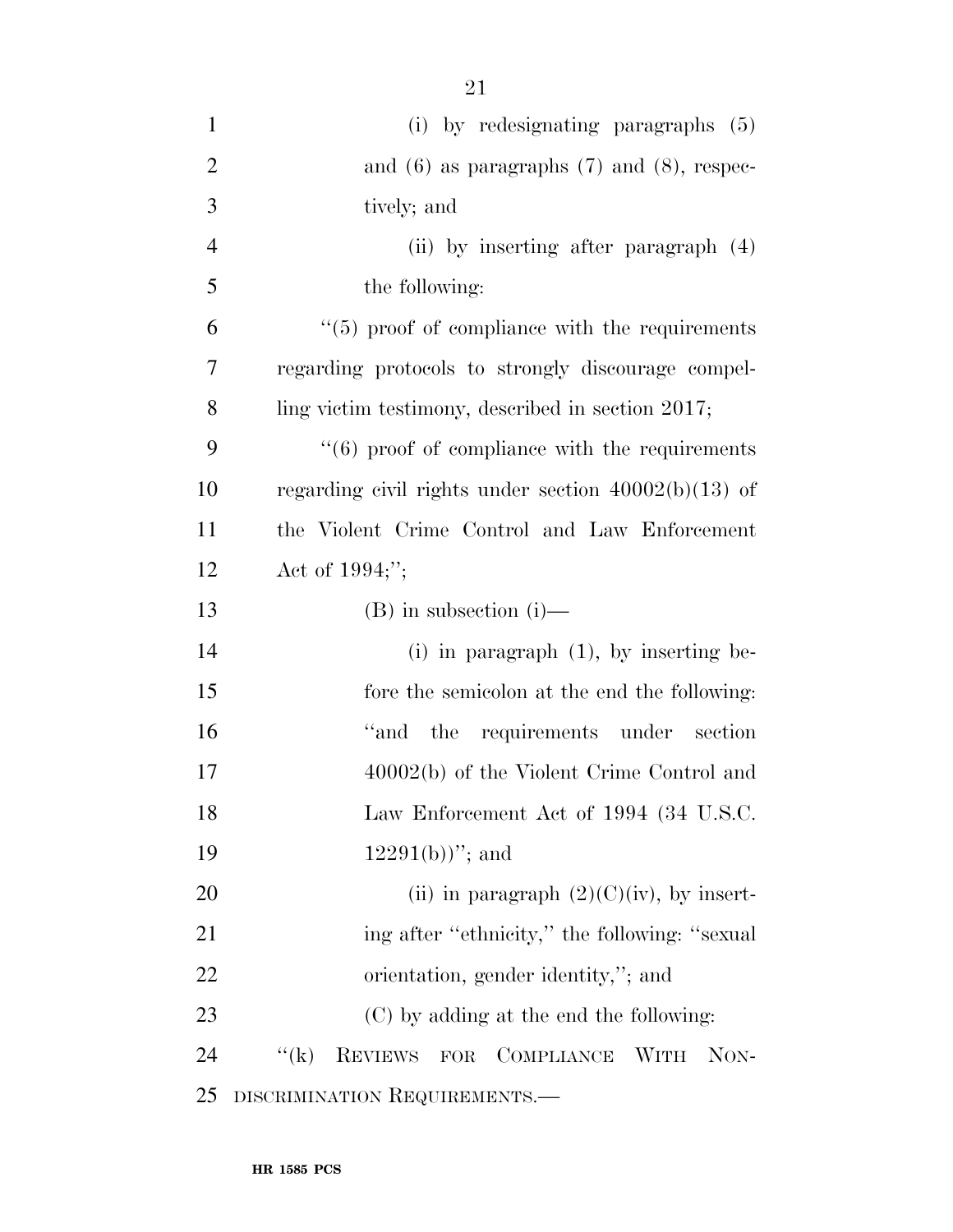(i) by redesignating paragraphs (5) and (6) as paragraphs (7) and (8), respectively; and

(ii) by inserting after paragraph (4) the following:

''(5) proof of compliance with the requirements regarding protocols to strongly discourage compelling victim testimony, described in section 2017;

''(6) proof of compliance with the requirements regarding civil rights under section 40002(b)(13) of the Violent Crime Control and Law Enforcement Act of 1994;'';

(B) in subsection (i)—

(i) in paragraph (1), by inserting before the semicolon at the end the following: ''and the requirements under section 40002(b) of the Violent Crime Control and Law Enforcement Act of 1994 (34 U.S.C. 12291(b))''; and

(ii) in paragraph (2)(C)(iv), by inserting after ''ethnicity,'' the following: ''sexual orientation, gender identity,''; and

(C) by adding at the end the following:

''(k) REVIEWS FOR COMPLIANCE WITH NONDISCRIMINATION REQUIREMENTS.—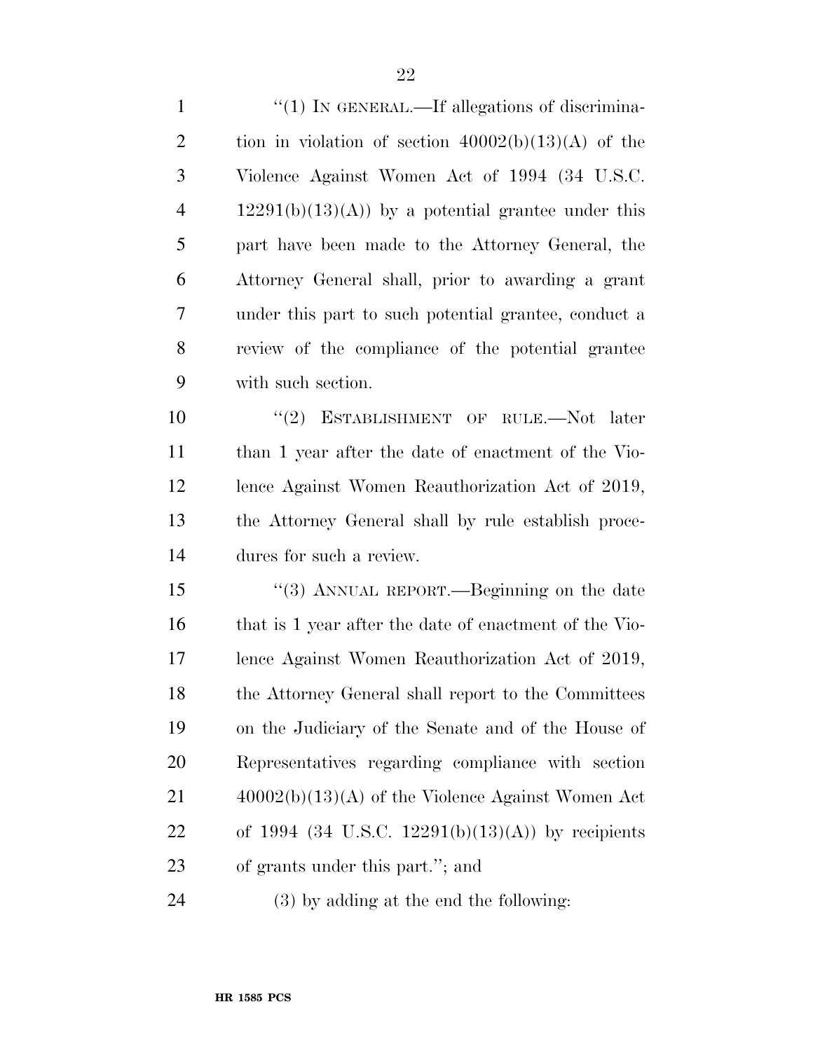"(1) IN GENERAL.—If allegations of discrimination in violation of section 40002(b)(13)(A) of the Violence Against Women Act of 1994 (34 U.S.C. 12291(b)(13)(A)) by a potential grantee under this part have been made to the Attorney General, the Attorney General shall, prior to awarding a grant under this part to such potential grantee, conduct a review of the compliance of the potential grantee with such section.

"(2) ESTABLISHMENT OF RULE.—Not later than 1 year after the date of enactment of the Violence Against Women Reauthorization Act of 2019, the Attorney General shall by rule establish procedures for such a review.

"(3) ANNUAL REPORT.—Beginning on the date that is 1 year after the date of enactment of the Violence Against Women Reauthorization Act of 2019, the Attorney General shall report to the Committees on the Judiciary of the Senate and of the House of Representatives regarding compliance with section 40002(b)(13)(A) of the Violence Against Women Act of 1994 (34 U.S.C. 12291(b)(13)(A)) by recipients of grants under this part."; and

(3) by adding at the end the following: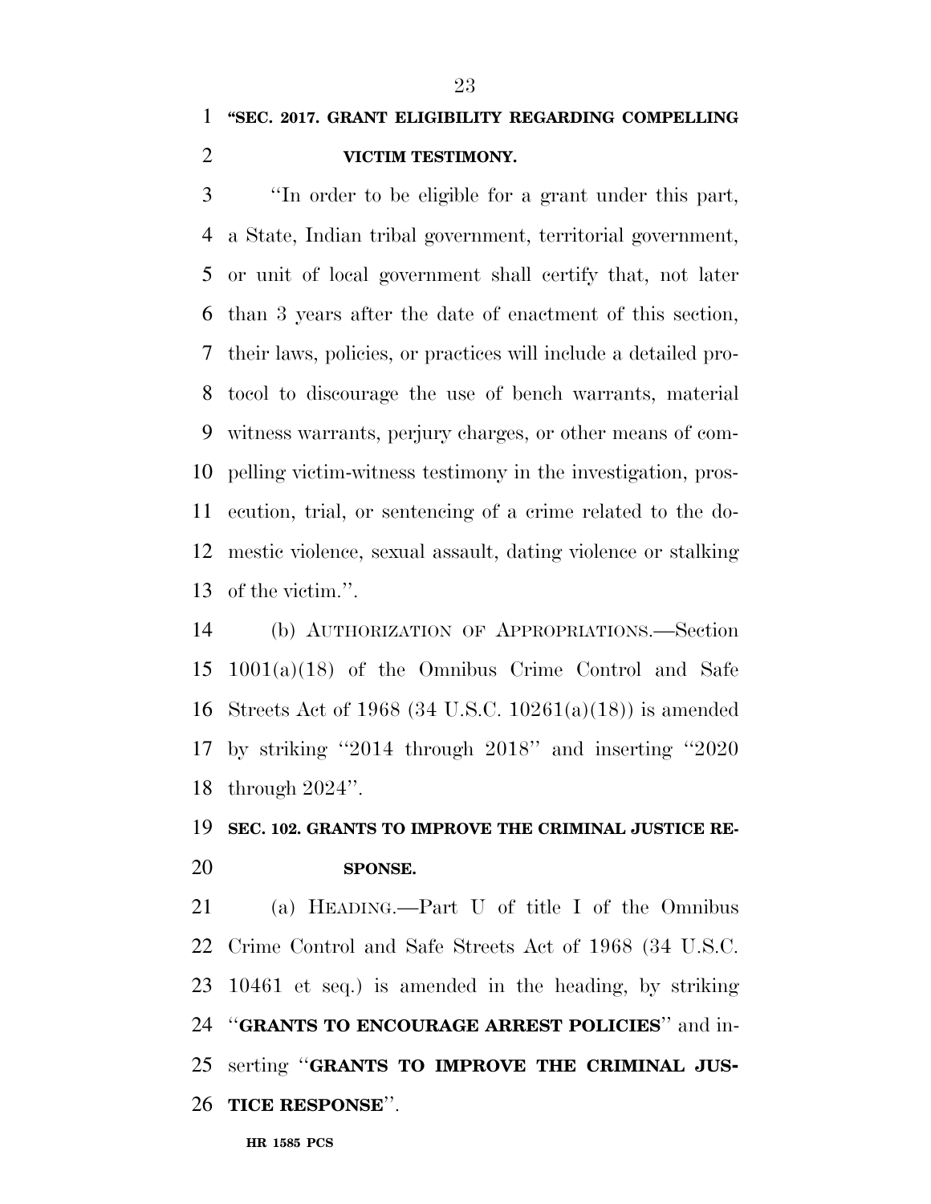**"SEC. 2017. GRANT ELIGIBILITY REGARDING COMPELLING VICTIM TESTIMONY.**

"In order to be eligible for a grant under this part, a State, Indian tribal government, territorial government, or unit of local government shall certify that, not later than 3 years after the date of enactment of this section, their laws, policies, or practices will include a detailed protocol to discourage the use of bench warrants, material witness warrants, perjury charges, or other means of compelling victim-witness testimony in the investigation, prosecution, trial, or sentencing of a crime related to the domestic violence, sexual assault, dating violence or stalking of the victim.".

(b) AUTHORIZATION OF APPROPRIATIONS.—Section 1001(a)(18) of the Omnibus Crime Control and Safe Streets Act of 1968 (34 U.S.C. 10261(a)(18)) is amended by striking "2014 through 2018" and inserting "2020 through 2024".

**SEC. 102. GRANTS TO IMPROVE THE CRIMINAL JUSTICE RESPONSE.**

(a) HEADING.—Part U of title I of the Omnibus Crime Control and Safe Streets Act of 1968 (34 U.S.C. 10461 et seq.) is amended in the heading, by striking "**GRANTS TO ENCOURAGE ARREST POLICIES**" and inserting "**GRANTS TO IMPROVE THE CRIMINAL JUSTICE RESPONSE**".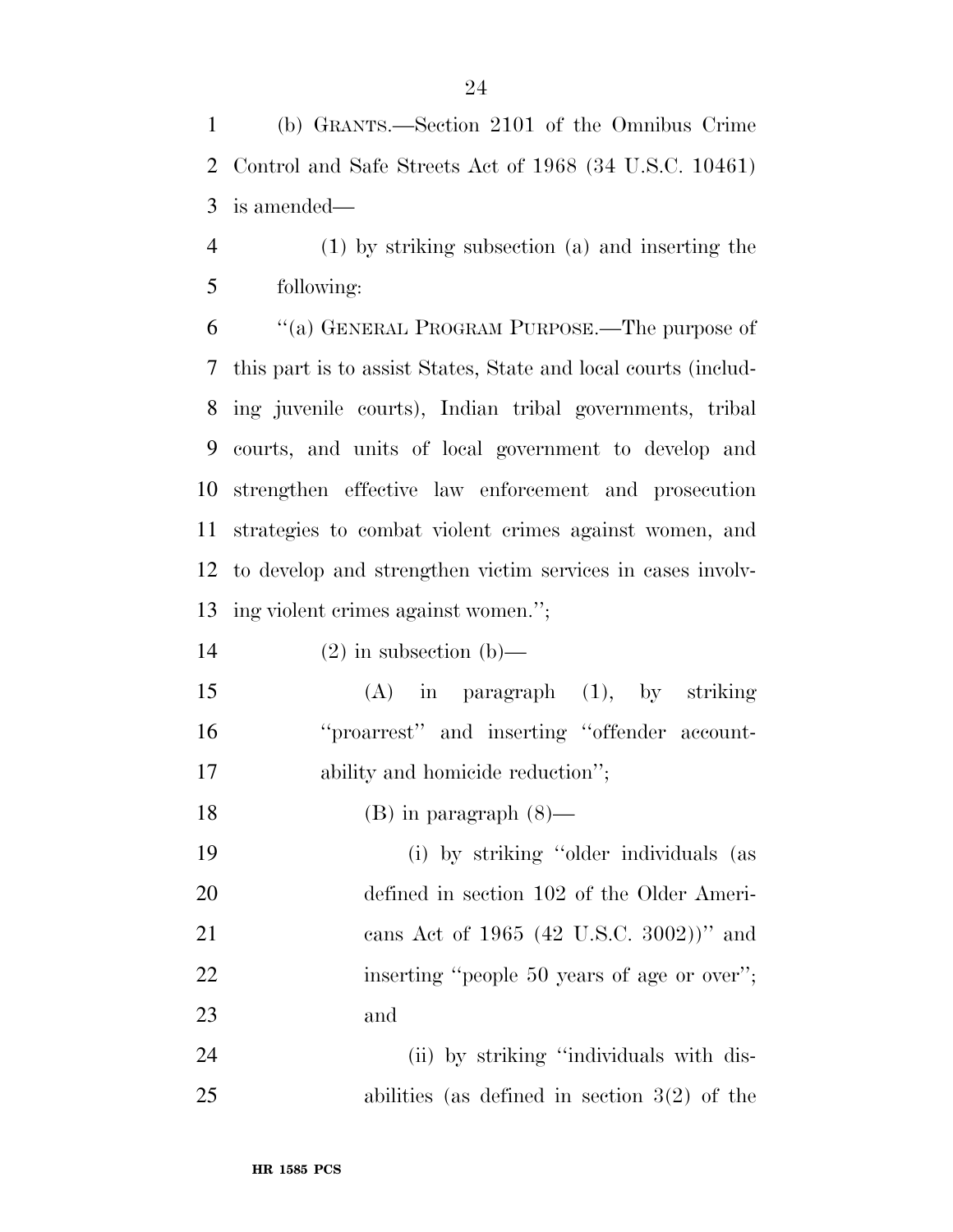(b) GRANTS.—Section 2101 of the Omnibus Crime Control and Safe Streets Act of 1968 (34 U.S.C. 10461) is amended—

(1) by striking subsection (a) and inserting the following:

"(a) GENERAL PROGRAM PURPOSE.—The purpose of this part is to assist States, State and local courts (including juvenile courts), Indian tribal governments, tribal courts, and units of local government to develop and strengthen effective law enforcement and prosecution strategies to combat violent crimes against women, and to develop and strengthen victim services in cases involving violent crimes against women.";

(2) in subsection (b)—

(A) in paragraph (1), by striking "proarrest" and inserting "offender accountability and homicide reduction";

(B) in paragraph (8)—

(i) by striking "older individuals (as defined in section 102 of the Older Americans Act of 1965 (42 U.S.C. 3002))" and inserting "people 50 years of age or over"; and

(ii) by striking "individuals with disabilities (as defined in section 3(2) of the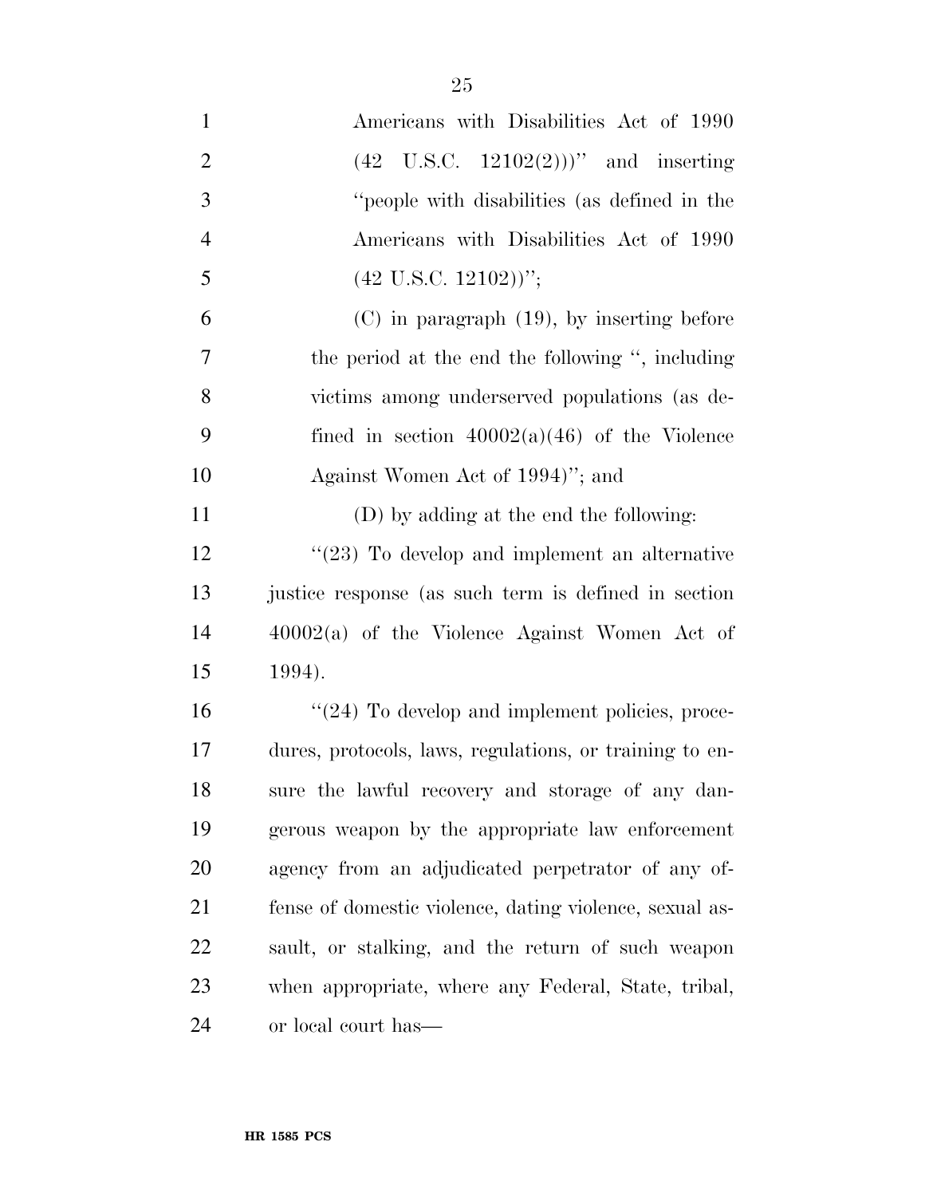Americans with Disabilities Act of 1990 (42 U.S.C. 12102(2)))'' and inserting ''people with disabilities (as defined in the Americans with Disabilities Act of 1990 (42 U.S.C. 12102))'';

(C) in paragraph (19), by inserting before the period at the end the following '', including victims among underserved populations (as defined in section 40002(a)(46) of the Violence Against Women Act of 1994)''; and

(D) by adding at the end the following:

''(23) To develop and implement an alternative justice response (as such term is defined in section 40002(a) of the Violence Against Women Act of 1994).

''(24) To develop and implement policies, procedures, protocols, laws, regulations, or training to ensure the lawful recovery and storage of any dangerous weapon by the appropriate law enforcement agency from an adjudicated perpetrator of any offense of domestic violence, dating violence, sexual assault, or stalking, and the return of such weapon when appropriate, where any Federal, State, tribal, or local court has—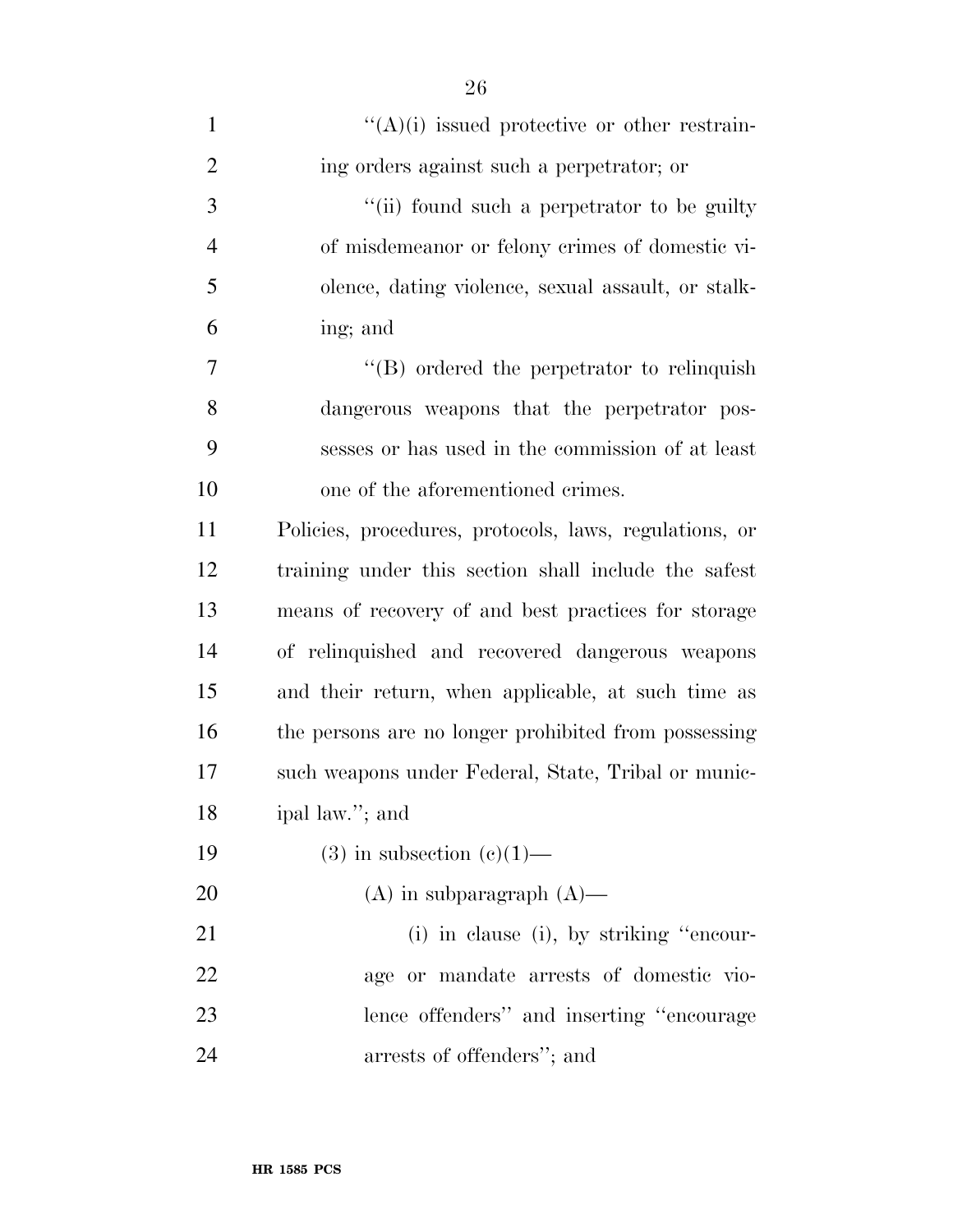''(A)(i) issued protective or other restraining orders against such a perpetrator; or

''(ii) found such a perpetrator to be guilty of misdemeanor or felony crimes of domestic violence, dating violence, sexual assault, or stalking; and

''(B) ordered the perpetrator to relinquish dangerous weapons that the perpetrator possesses or has used in the commission of at least one of the aforementioned crimes.

Policies, procedures, protocols, laws, regulations, or training under this section shall include the safest means of recovery of and best practices for storage of relinquished and recovered dangerous weapons and their return, when applicable, at such time as the persons are no longer prohibited from possessing such weapons under Federal, State, Tribal or municipal law.''; and

(3) in subsection (c)(1)—

(A) in subparagraph (A)—

(i) in clause (i), by striking ''encourage or mandate arrests of domestic violence offenders'' and inserting ''encourage arrests of offenders''; and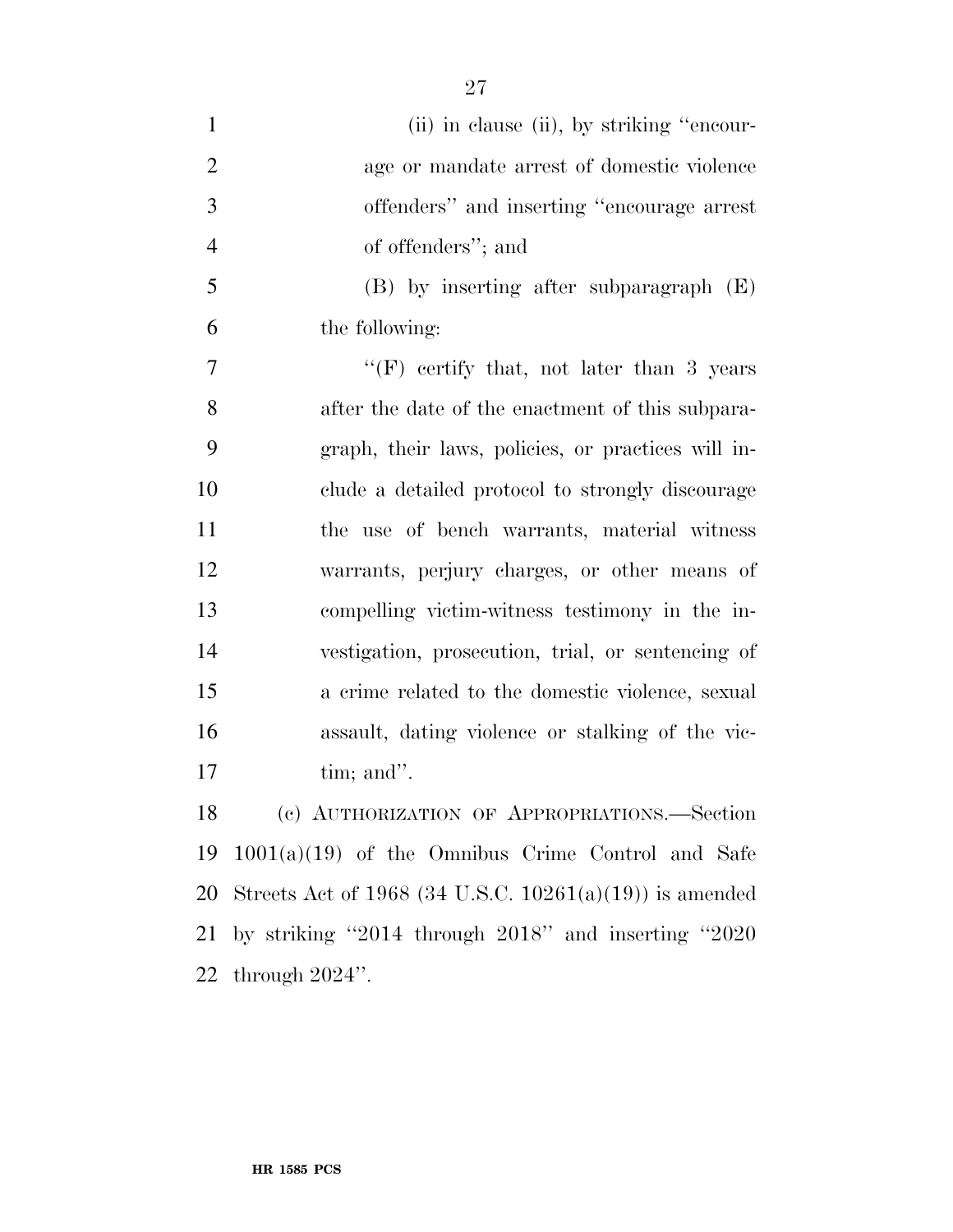(ii) in clause (ii), by striking "encourage or mandate arrest of domestic violence offenders" and inserting "encourage arrest of offenders"; and

(B) by inserting after subparagraph (E) the following:

"(F) certify that, not later than 3 years after the date of the enactment of this subparagraph, their laws, policies, or practices will include a detailed protocol to strongly discourage the use of bench warrants, material witness warrants, perjury charges, or other means of compelling victim-witness testimony in the investigation, prosecution, trial, or sentencing of a crime related to the domestic violence, sexual assault, dating violence or stalking of the victim; and".

(c) AUTHORIZATION OF APPROPRIATIONS.—Section 1001(a)(19) of the Omnibus Crime Control and Safe Streets Act of 1968 (34 U.S.C. 10261(a)(19)) is amended by striking "2014 through 2018" and inserting "2020 through 2024".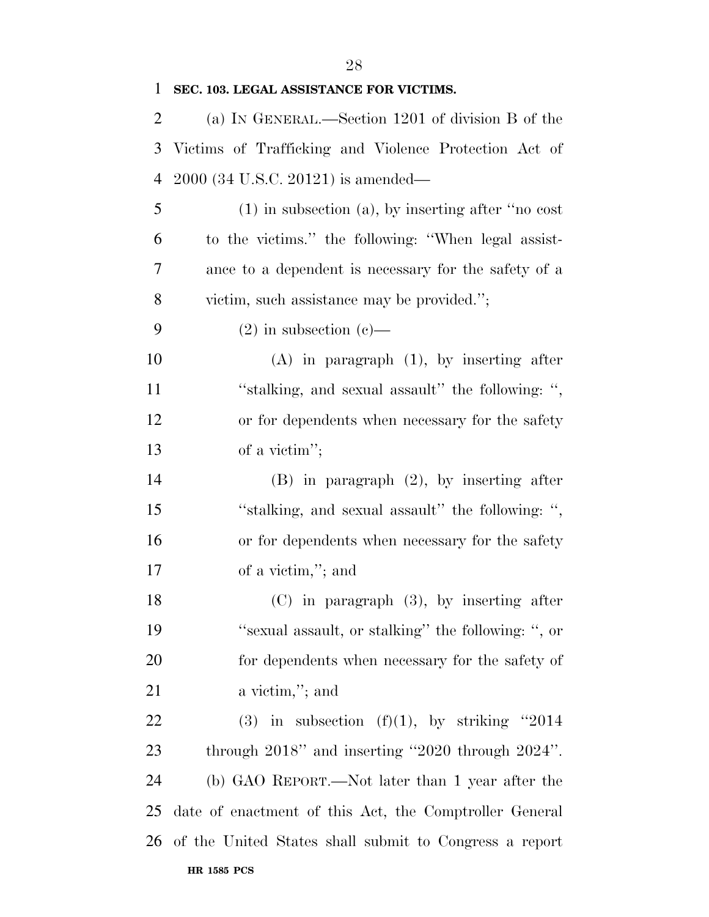**SEC. 103. LEGAL ASSISTANCE FOR VICTIMS.**

(a) IN GENERAL.—Section 1201 of division B of the Victims of Trafficking and Violence Protection Act of 2000 (34 U.S.C. 20121) is amended—

(1) in subsection (a), by inserting after ''no cost to the victims.'' the following: ''When legal assistance to a dependent is necessary for the safety of a victim, such assistance may be provided.'';

(2) in subsection (c)—

(A) in paragraph (1), by inserting after ''stalking, and sexual assault'' the following: '', or for dependents when necessary for the safety of a victim'';

(B) in paragraph (2), by inserting after ''stalking, and sexual assault'' the following: '', or for dependents when necessary for the safety of a victim,''; and

(C) in paragraph (3), by inserting after ''sexual assault, or stalking'' the following: '', or for dependents when necessary for the safety of a victim,''; and

(3) in subsection (f)(1), by striking ''2014 through 2018'' and inserting ''2020 through 2024''.

(b) GAO REPORT.—Not later than 1 year after the date of enactment of this Act, the Comptroller General of the United States shall submit to Congress a report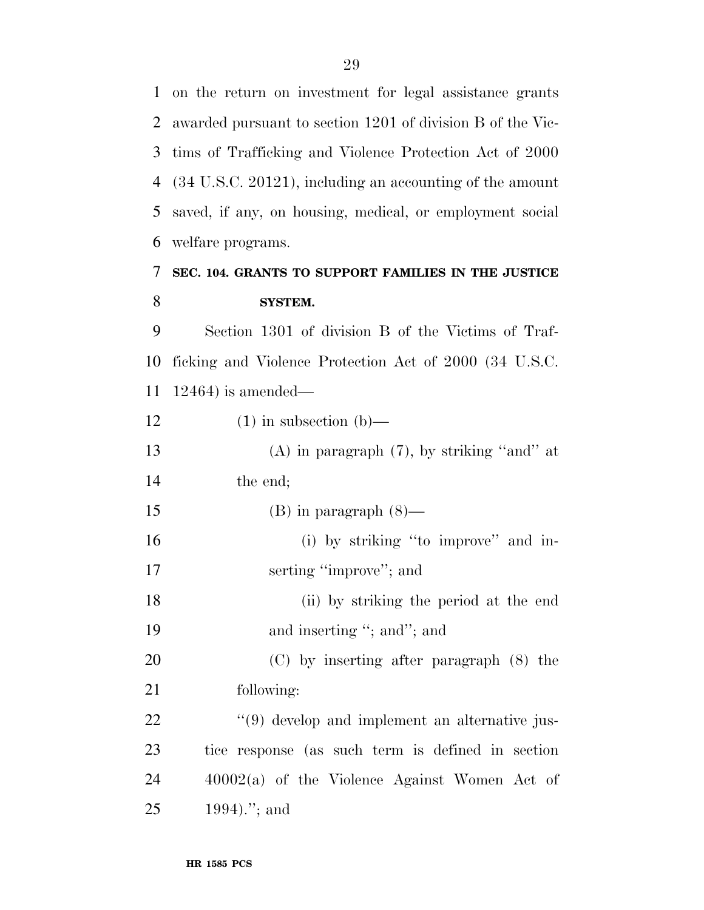on the return on investment for legal assistance grants awarded pursuant to section 1201 of division B of the Victims of Trafficking and Violence Protection Act of 2000 (34 U.S.C. 20121), including an accounting of the amount saved, if any, on housing, medical, or employment social welfare programs.

**SEC. 104. GRANTS TO SUPPORT FAMILIES IN THE JUSTICE SYSTEM.**

Section 1301 of division B of the Victims of Trafficking and Violence Protection Act of 2000 (34 U.S.C. 12464) is amended—

(1) in subsection (b)—

(A) in paragraph (7), by striking ''and'' at the end;

(B) in paragraph (8)—

(i) by striking ''to improve'' and inserting ''improve''; and

(ii) by striking the period at the end and inserting ''; and''; and

(C) by inserting after paragraph (8) the following:

''(9) develop and implement an alternative justice response (as such term is defined in section 40002(a) of the Violence Against Women Act of 1994).''; and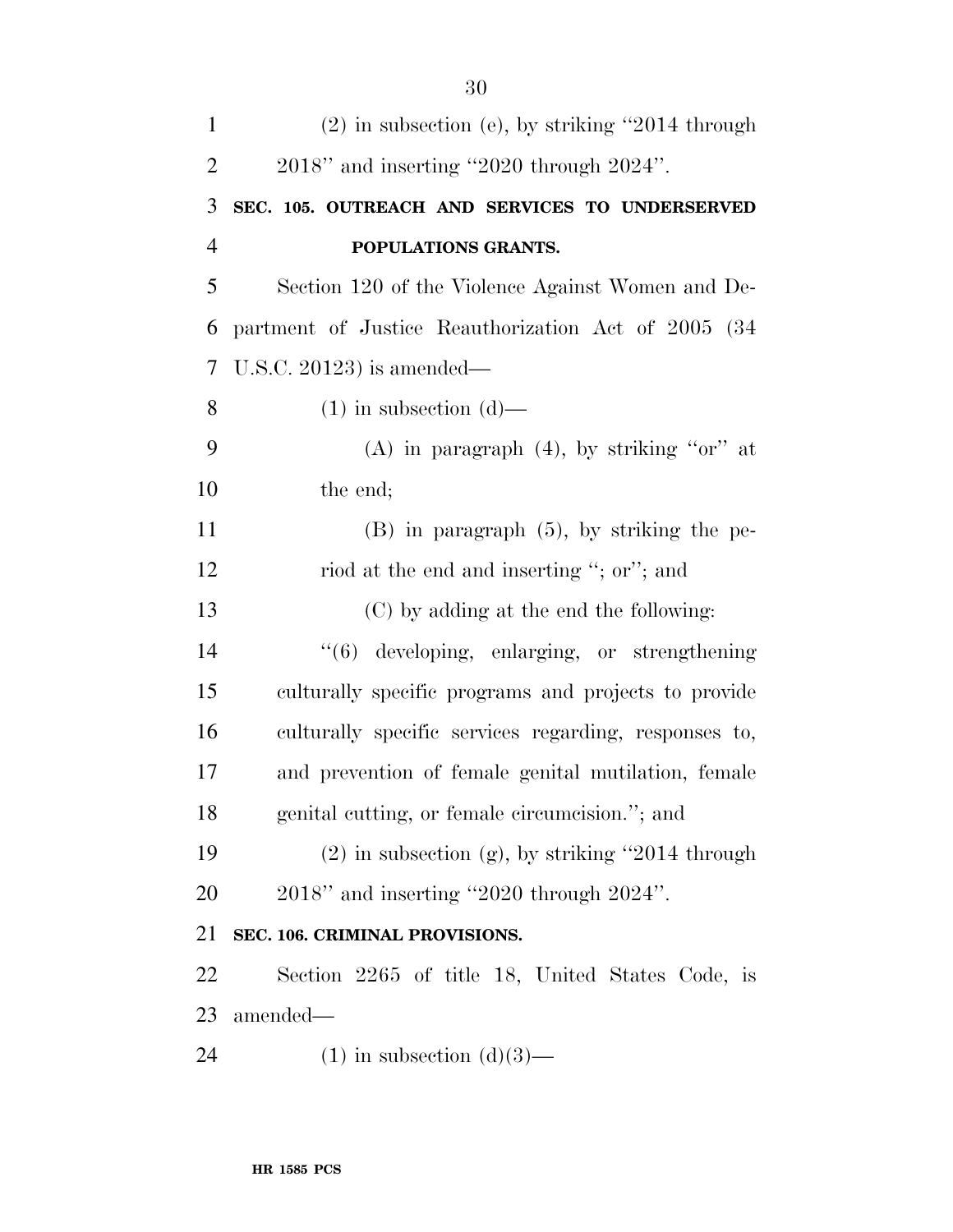(2) in subsection (e), by striking "2014 through 2018" and inserting "2020 through 2024".

**SEC. 105. OUTREACH AND SERVICES TO UNDERSERVED POPULATIONS GRANTS.**

Section 120 of the Violence Against Women and Department of Justice Reauthorization Act of 2005 (34 U.S.C. 20123) is amended—

(1) in subsection (d)—

(A) in paragraph (4), by striking "or" at the end;

(B) in paragraph (5), by striking the period at the end and inserting "; or"; and

(C) by adding at the end the following:

"(6) developing, enlarging, or strengthening culturally specific programs and projects to provide culturally specific services regarding, responses to, and prevention of female genital mutilation, female genital cutting, or female circumcision."; and

(2) in subsection (g), by striking "2014 through 2018" and inserting "2020 through 2024".

**SEC. 106. CRIMINAL PROVISIONS.**

Section 2265 of title 18, United States Code, is amended—

(1) in subsection (d)(3)—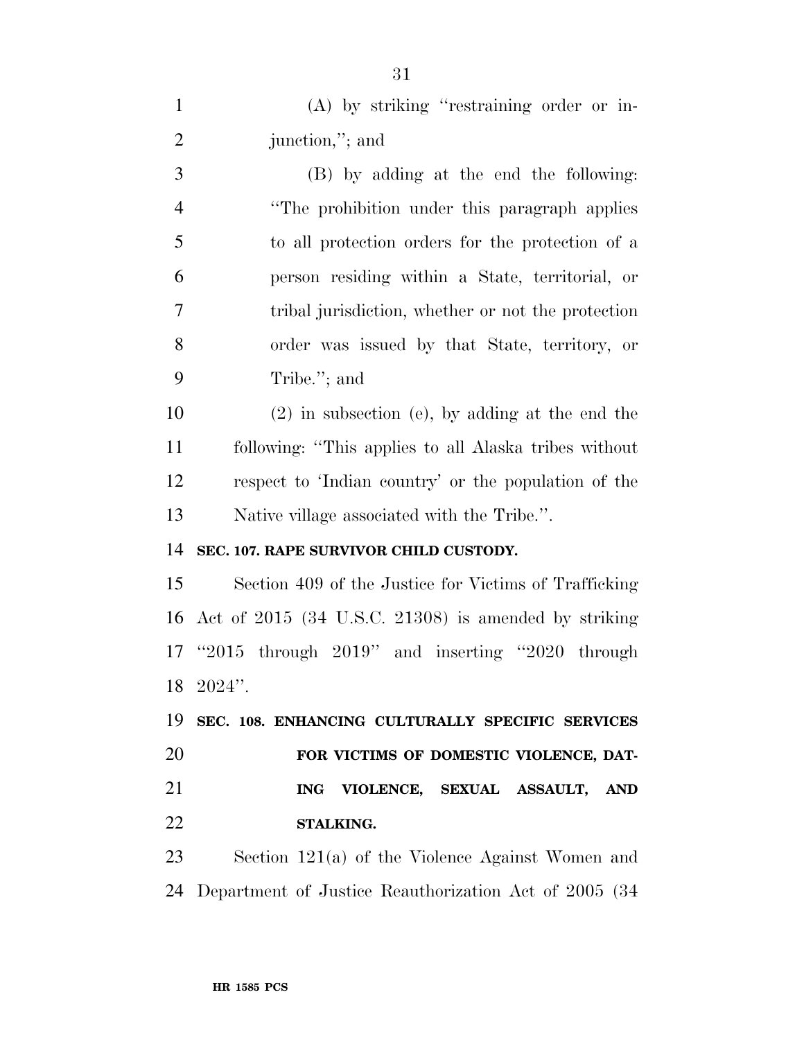(A) by striking "restraining order or injunction,"; and

(B) by adding at the end the following: "The prohibition under this paragraph applies to all protection orders for the protection of a person residing within a State, territorial, or tribal jurisdiction, whether or not the protection order was issued by that State, territory, or Tribe."; and

(2) in subsection (e), by adding at the end the following: "This applies to all Alaska tribes without respect to 'Indian country' or the population of the Native village associated with the Tribe.".

**SEC. 107. RAPE SURVIVOR CHILD CUSTODY.**

Section 409 of the Justice for Victims of Trafficking Act of 2015 (34 U.S.C. 21308) is amended by striking "2015 through 2019" and inserting "2020 through 2024".

**SEC. 108. ENHANCING CULTURALLY SPECIFIC SERVICES FOR VICTIMS OF DOMESTIC VIOLENCE, DATING VIOLENCE, SEXUAL ASSAULT, AND STALKING.**

Section 121(a) of the Violence Against Women and Department of Justice Reauthorization Act of 2005 (34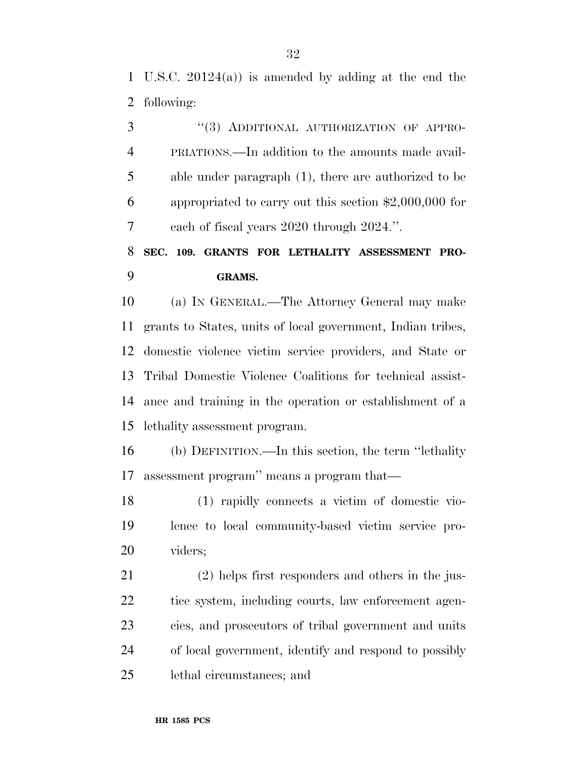U.S.C. 20124(a)) is amended by adding at the end the following:

"(3) ADDITIONAL AUTHORIZATION OF APPROPRIATIONS.—In addition to the amounts made available under paragraph (1), there are authorized to be appropriated to carry out this section $2,000,000 for each of fiscal years 2020 through 2024.".

**SEC. 109. GRANTS FOR LETHALITY ASSESSMENT PROGRAMS.**

(a) IN GENERAL.—The Attorney General may make grants to States, units of local government, Indian tribes, domestic violence victim service providers, and State or Tribal Domestic Violence Coalitions for technical assistance and training in the operation or establishment of a lethality assessment program.

(b) DEFINITION.—In this section, the term "lethality assessment program" means a program that—

(1) rapidly connects a victim of domestic violence to local community-based victim service providers;

(2) helps first responders and others in the justice system, including courts, law enforcement agencies, and prosecutors of tribal government and units of local government, identify and respond to possibly lethal circumstances; and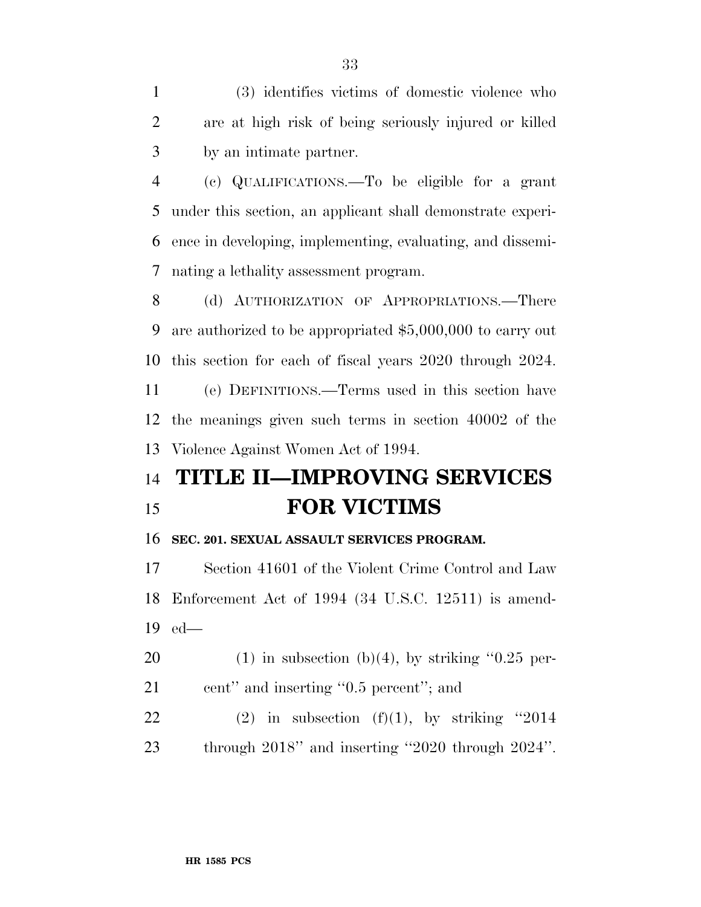(3) identifies victims of domestic violence who are at high risk of being seriously injured or killed by an intimate partner.

(c) QUALIFICATIONS.—To be eligible for a grant under this section, an applicant shall demonstrate experience in developing, implementing, evaluating, and disseminating a lethality assessment program.

(d) AUTHORIZATION OF APPROPRIATIONS.—There are authorized to be appropriated $5,000,000 to carry out this section for each of fiscal years 2020 through 2024.

(e) DEFINITIONS.—Terms used in this section have the meanings given such terms in section 40002 of the Violence Against Women Act of 1994.

# TITLE II—IMPROVING SERVICES FOR VICTIMS

**SEC. 201. SEXUAL ASSAULT SERVICES PROGRAM.**

Section 41601 of the Violent Crime Control and Law Enforcement Act of 1994 (34 U.S.C. 12511) is amended—

(1) in subsection (b)(4), by striking "0.25 percent" and inserting "0.5 percent"; and

(2) in subsection (f)(1), by striking "2014 through 2018" and inserting "2020 through 2024".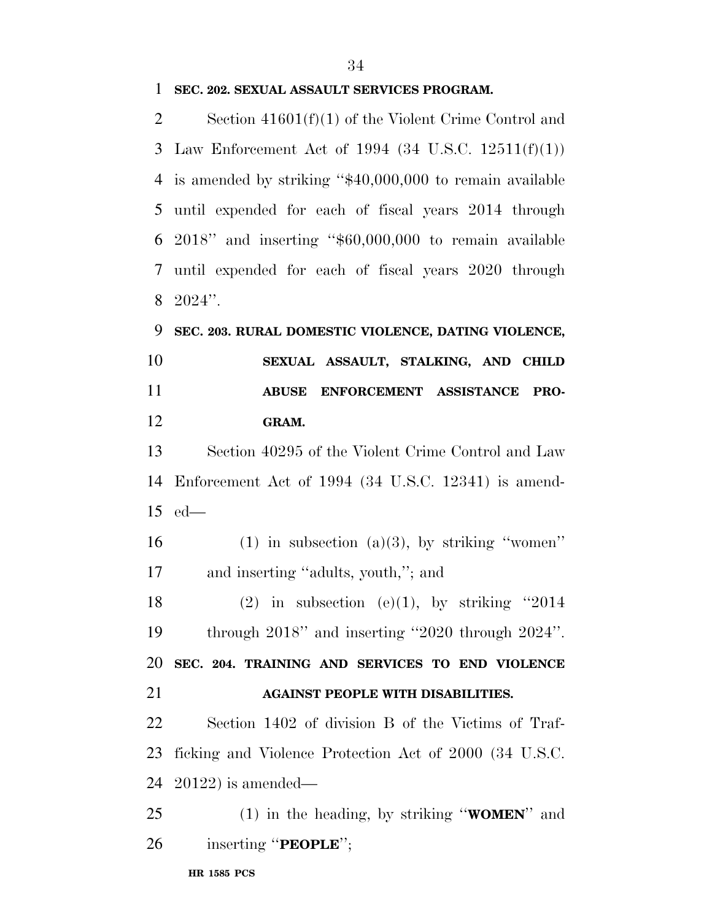**SEC. 202. SEXUAL ASSAULT SERVICES PROGRAM.**

Section 41601(f)(1) of the Violent Crime Control and Law Enforcement Act of 1994 (34 U.S.C. 12511(f)(1)) is amended by striking ''$40,000,000 to remain available until expended for each of fiscal years 2014 through 2018'' and inserting ''$60,000,000 to remain available until expended for each of fiscal years 2020 through 2024''.

**SEC. 203. RURAL DOMESTIC VIOLENCE, DATING VIOLENCE, SEXUAL ASSAULT, STALKING, AND CHILD ABUSE ENFORCEMENT ASSISTANCE PROGRAM.**

Section 40295 of the Violent Crime Control and Law Enforcement Act of 1994 (34 U.S.C. 12341) is amended—

(1) in subsection (a)(3), by striking ''women'' and inserting ''adults, youth,''; and

(2) in subsection (e)(1), by striking ''2014 through 2018'' and inserting ''2020 through 2024''.

**SEC. 204. TRAINING AND SERVICES TO END VIOLENCE AGAINST PEOPLE WITH DISABILITIES.**

Section 1402 of division B of the Victims of Trafficking and Violence Protection Act of 2000 (34 U.S.C. 20122) is amended—

(1) in the heading, by striking ''**WOMEN**'' and inserting ''**PEOPLE**'';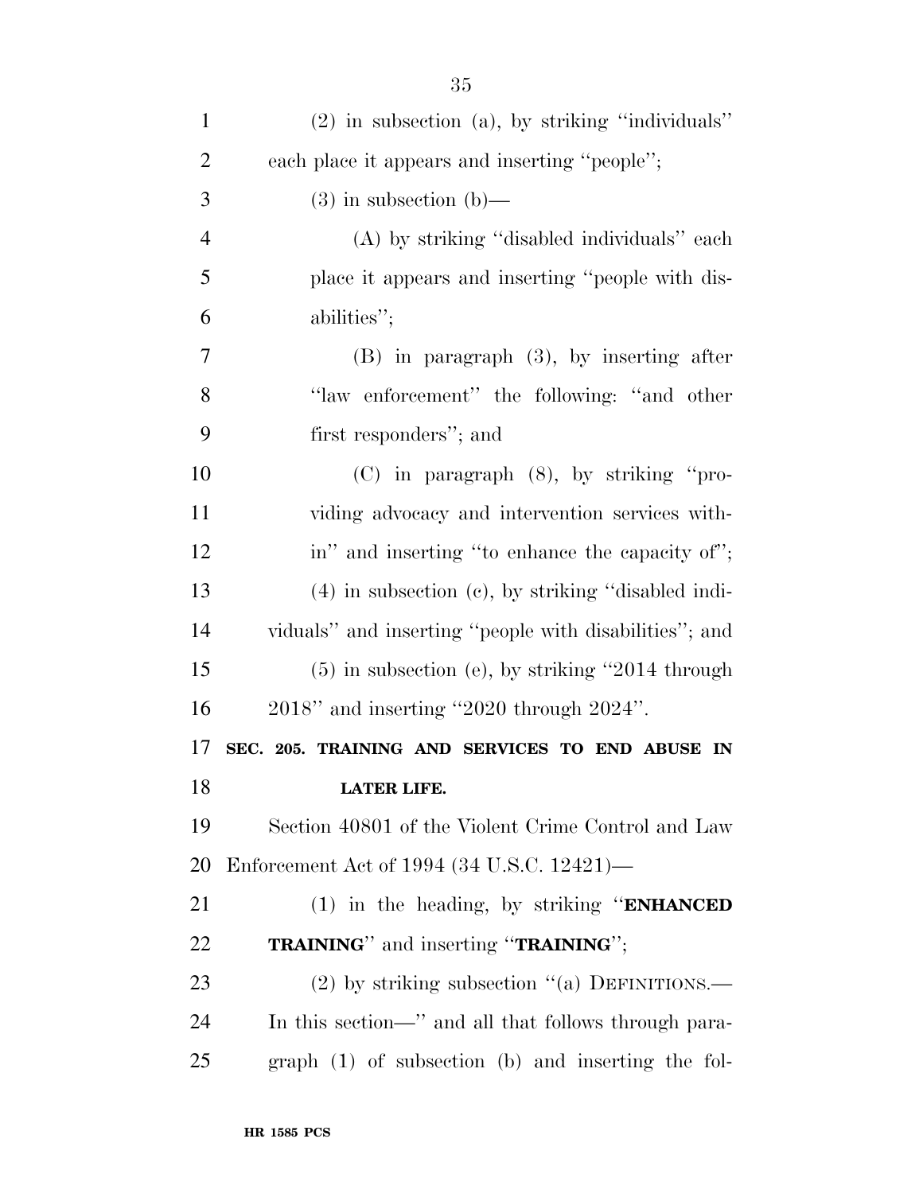(2) in subsection (a), by striking ''individuals'' each place it appears and inserting ''people'';

(3) in subsection (b)—

(A) by striking ''disabled individuals'' each place it appears and inserting ''people with disabilities'';

(B) in paragraph (3), by inserting after ''law enforcement'' the following: ''and other first responders''; and

(C) in paragraph (8), by striking ''providing advocacy and intervention services within'' and inserting ''to enhance the capacity of'';

(4) in subsection (c), by striking ''disabled individuals'' and inserting ''people with disabilities''; and

(5) in subsection (e), by striking ''2014 through 2018'' and inserting ''2020 through 2024''.

**SEC. 205. TRAINING AND SERVICES TO END ABUSE IN LATER LIFE.**

Section 40801 of the Violent Crime Control and Law Enforcement Act of 1994 (34 U.S.C. 12421)—

(1) in the heading, by striking ''**ENHANCED TRAINING**'' and inserting ''**TRAINING**'';

(2) by striking subsection ''(a) DEFINITIONS.—In this section—'' and all that follows through paragraph (1) of subsection (b) and inserting the fol-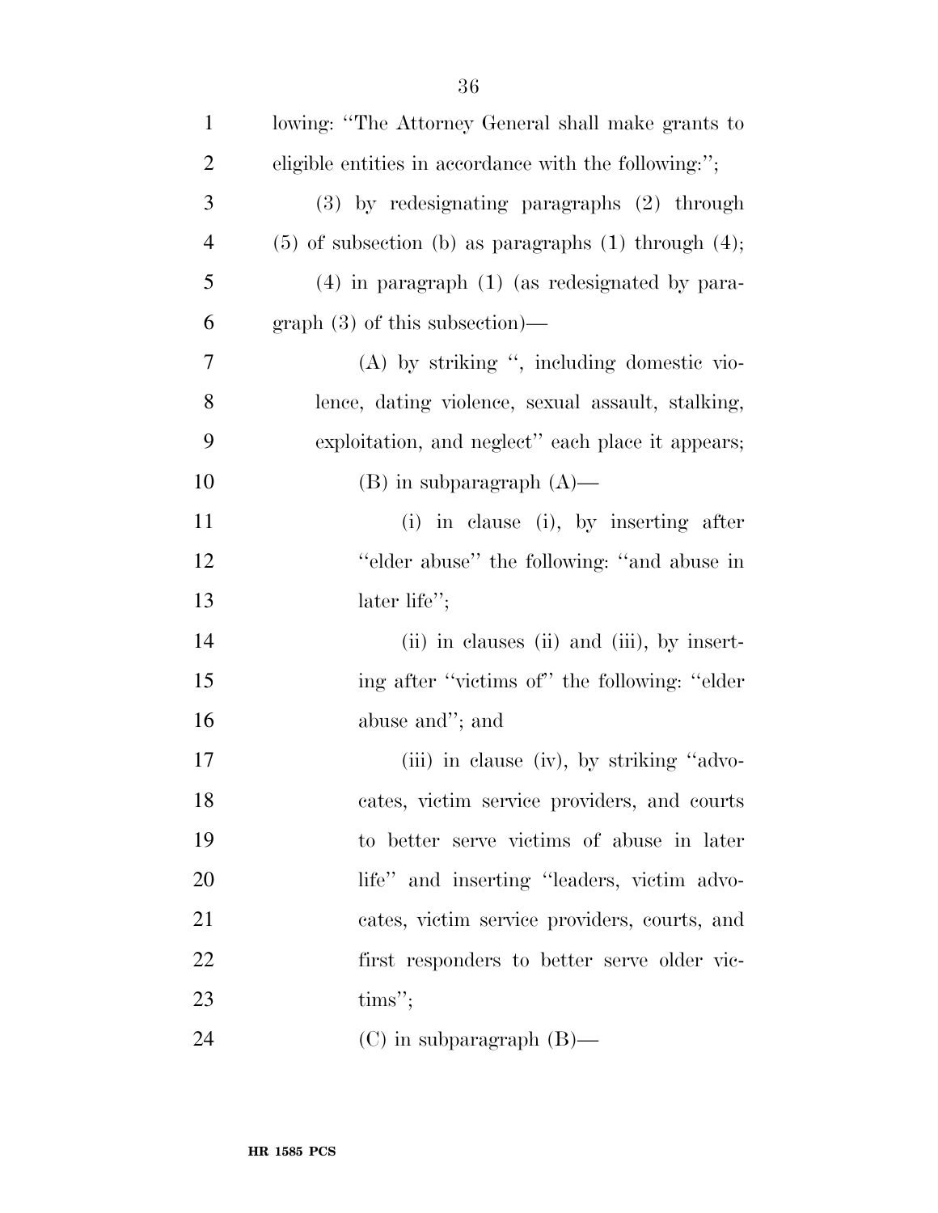lowing: ''The Attorney General shall make grants to eligible entities in accordance with the following:'';

(3) by redesignating paragraphs (2) through (5) of subsection (b) as paragraphs (1) through (4);

(4) in paragraph (1) (as redesignated by paragraph (3) of this subsection)—

(A) by striking '', including domestic violence, dating violence, sexual assault, stalking, exploitation, and neglect'' each place it appears;

(B) in subparagraph (A)—

(i) in clause (i), by inserting after ''elder abuse'' the following: ''and abuse in later life'';

(ii) in clauses (ii) and (iii), by inserting after ''victims of'' the following: ''elder abuse and''; and

(iii) in clause (iv), by striking ''advocates, victim service providers, and courts to better serve victims of abuse in later life'' and inserting ''leaders, victim advocates, victim service providers, courts, and first responders to better serve older victims'';

(C) in subparagraph (B)—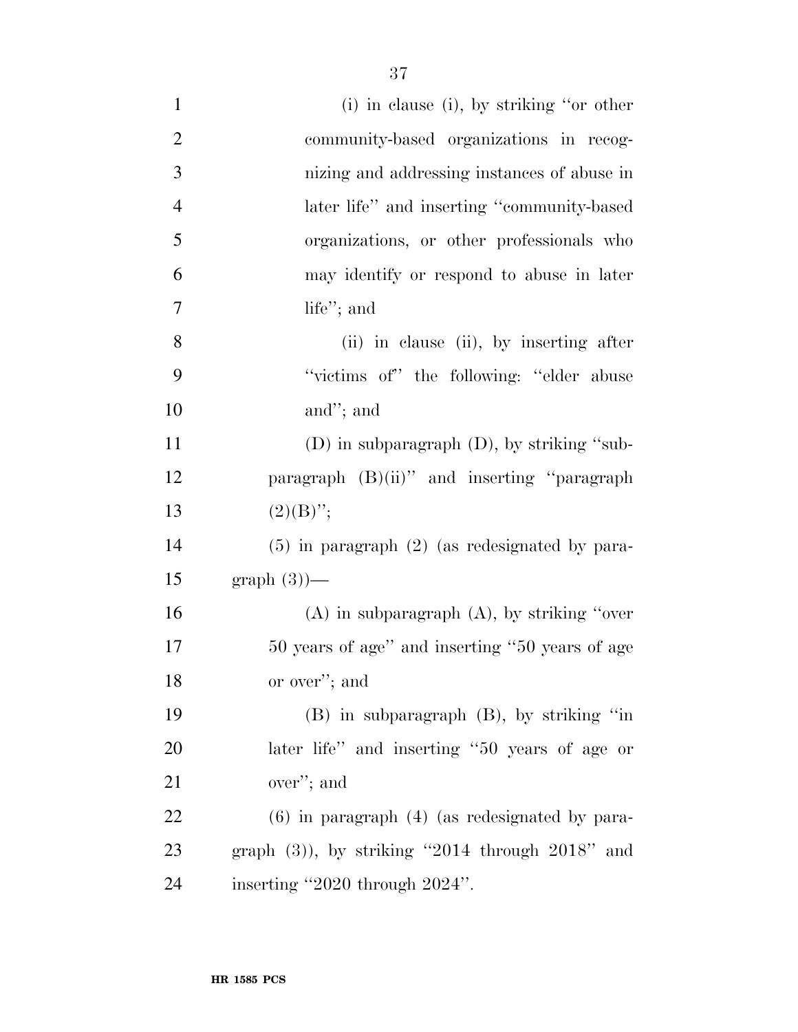(i) in clause (i), by striking ''or other community-based organizations in recognizing and addressing instances of abuse in later life'' and inserting ''community-based organizations, or other professionals who may identify or respond to abuse in later life''; and

(ii) in clause (ii), by inserting after ''victims of'' the following: ''elder abuse and''; and

(D) in subparagraph (D), by striking ''subparagraph (B)(ii)'' and inserting ''paragraph (2)(B)'';

(5) in paragraph (2) (as redesignated by paragraph (3))—

(A) in subparagraph (A), by striking ''over 50 years of age'' and inserting ''50 years of age or over''; and

(B) in subparagraph (B), by striking ''in later life'' and inserting ''50 years of age or over''; and

(6) in paragraph (4) (as redesignated by paragraph (3)), by striking ''2014 through 2018'' and inserting ''2020 through 2024''.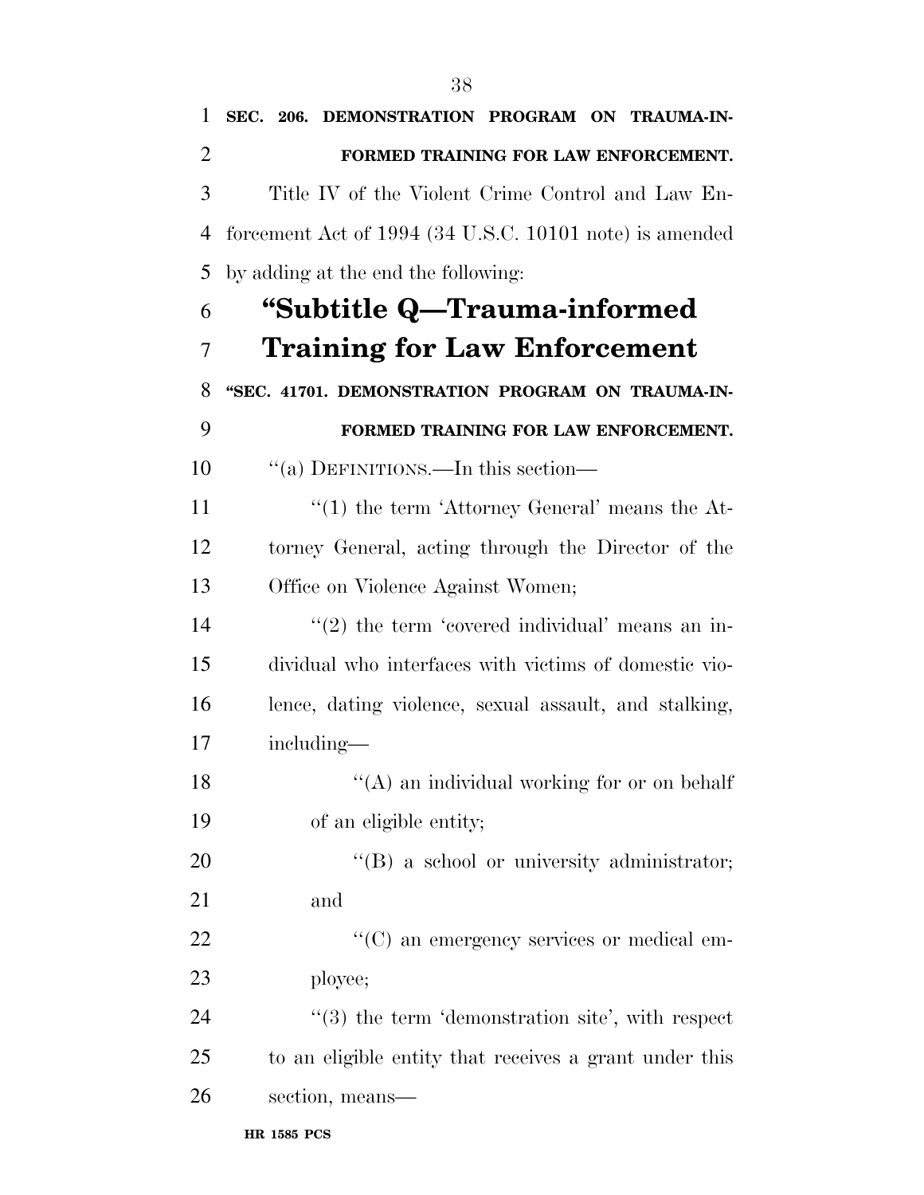**SEC. 206. DEMONSTRATION PROGRAM ON TRAUMA-INFORMED TRAINING FOR LAW ENFORCEMENT.**

Title IV of the Violent Crime Control and Law Enforcement Act of 1994 (34 U.S.C. 10101 note) is amended by adding at the end the following:

## "Subtitle Q—Trauma-informed Training for Law Enforcement

**"SEC. 41701. DEMONSTRATION PROGRAM ON TRAUMA-INFORMED TRAINING FOR LAW ENFORCEMENT.**

"(a) DEFINITIONS.—In this section—

"(1) the term 'Attorney General' means the Attorney General, acting through the Director of the Office on Violence Against Women;

"(2) the term 'covered individual' means an individual who interfaces with victims of domestic violence, dating violence, sexual assault, and stalking, including—

"(A) an individual working for or on behalf of an eligible entity;

"(B) a school or university administrator; and

"(C) an emergency services or medical employee;

"(3) the term 'demonstration site', with respect to an eligible entity that receives a grant under this section, means—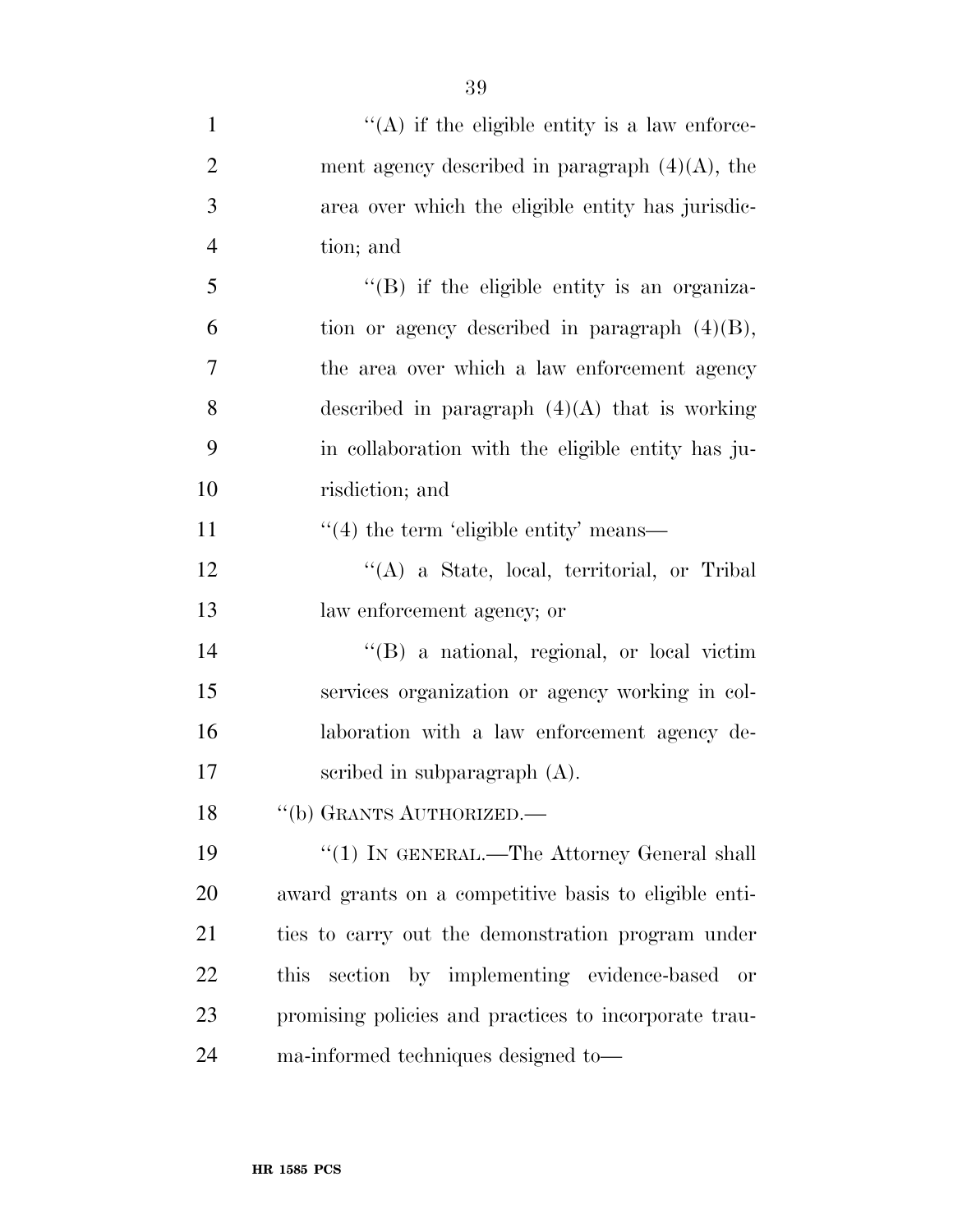''(A) if the eligible entity is a law enforcement agency described in paragraph (4)(A), the area over which the eligible entity has jurisdiction; and

''(B) if the eligible entity is an organization or agency described in paragraph (4)(B), the area over which a law enforcement agency described in paragraph (4)(A) that is working in collaboration with the eligible entity has jurisdiction; and

''(4) the term 'eligible entity' means—

''(A) a State, local, territorial, or Tribal law enforcement agency; or

''(B) a national, regional, or local victim services organization or agency working in collaboration with a law enforcement agency described in subparagraph (A).

''(b) GRANTS AUTHORIZED.—

''(1) IN GENERAL.—The Attorney General shall award grants on a competitive basis to eligible entities to carry out the demonstration program under this section by implementing evidence-based or promising policies and practices to incorporate trauma-informed techniques designed to—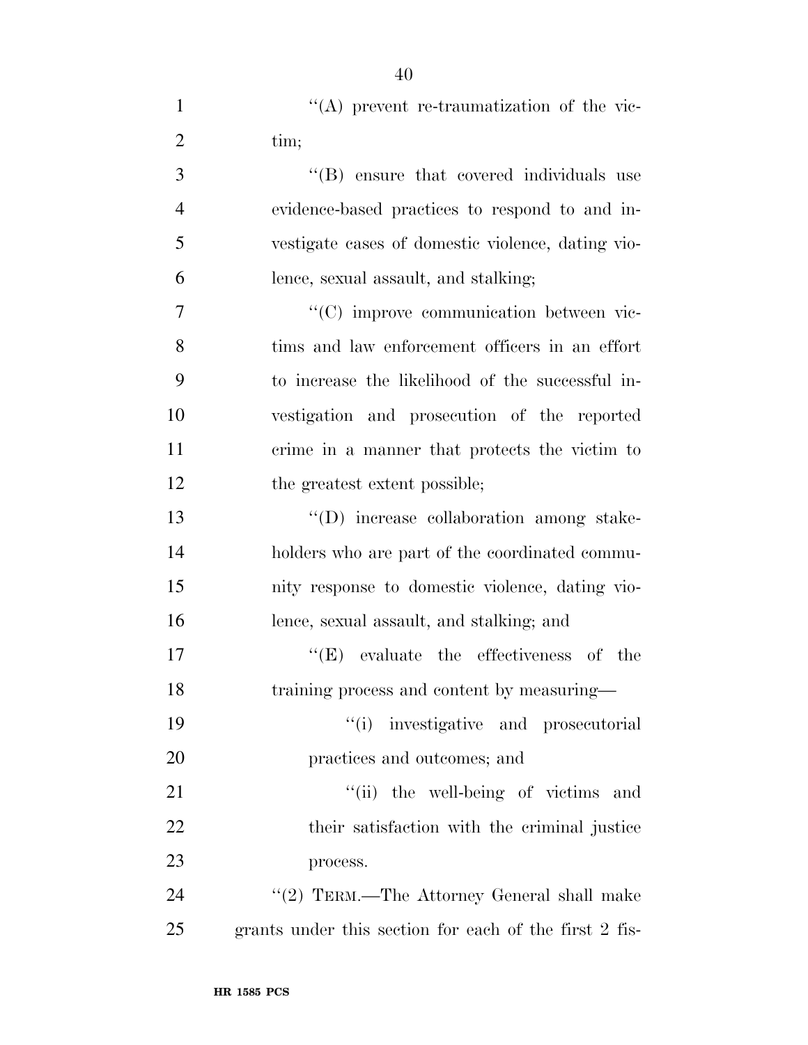''(A) prevent re-traumatization of the victim;

''(B) ensure that covered individuals use evidence-based practices to respond to and investigate cases of domestic violence, dating violence, sexual assault, and stalking;

''(C) improve communication between victims and law enforcement officers in an effort to increase the likelihood of the successful investigation and prosecution of the reported crime in a manner that protects the victim to the greatest extent possible;

''(D) increase collaboration among stakeholders who are part of the coordinated community response to domestic violence, dating violence, sexual assault, and stalking; and

''(E) evaluate the effectiveness of the training process and content by measuring—

''(i) investigative and prosecutorial practices and outcomes; and

''(ii) the well-being of victims and their satisfaction with the criminal justice process.

''(2) TERM.—The Attorney General shall make grants under this section for each of the first 2 fis-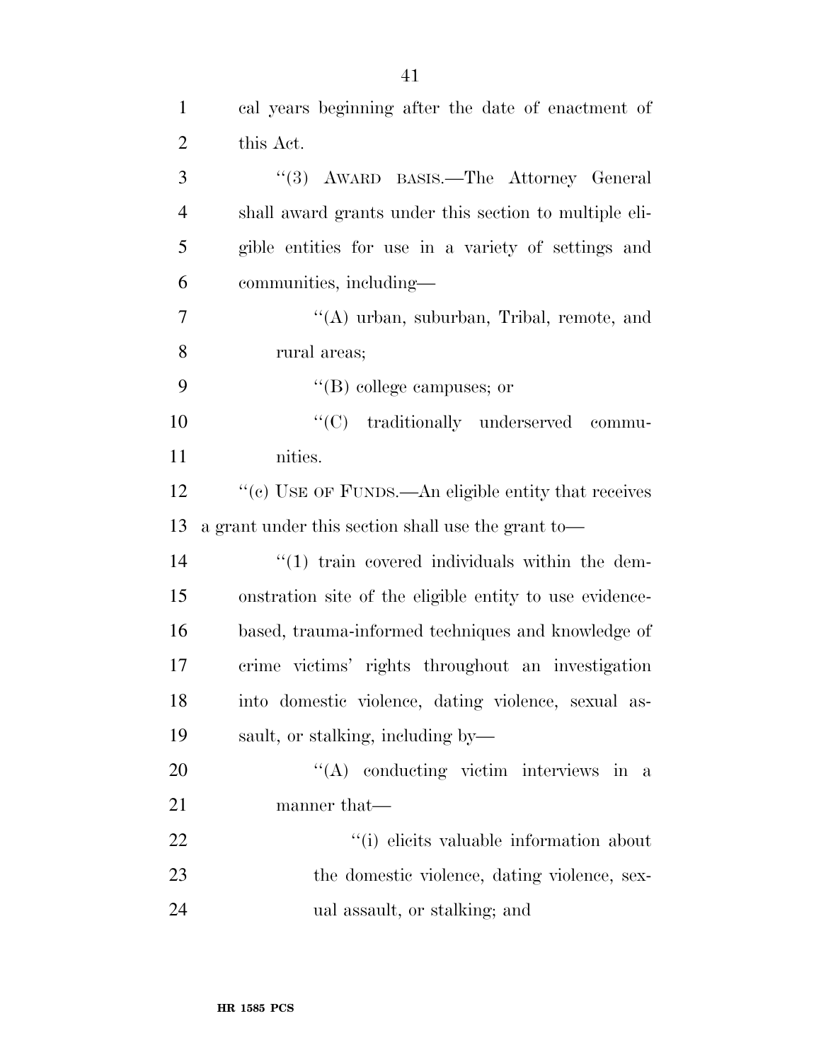cal years beginning after the date of enactment of this Act.

"(3) AWARD BASIS.—The Attorney General shall award grants under this section to multiple eligible entities for use in a variety of settings and communities, including—

"(A) urban, suburban, Tribal, remote, and rural areas;

"(B) college campuses; or

"(C) traditionally underserved communities.

"(c) USE OF FUNDS.—An eligible entity that receives a grant under this section shall use the grant to—

"(1) train covered individuals within the demonstration site of the eligible entity to use evidence-based, trauma-informed techniques and knowledge of crime victims' rights throughout an investigation into domestic violence, dating violence, sexual assault, or stalking, including by—

"(A) conducting victim interviews in a manner that—

"(i) elicits valuable information about the domestic violence, dating violence, sexual assault, or stalking; and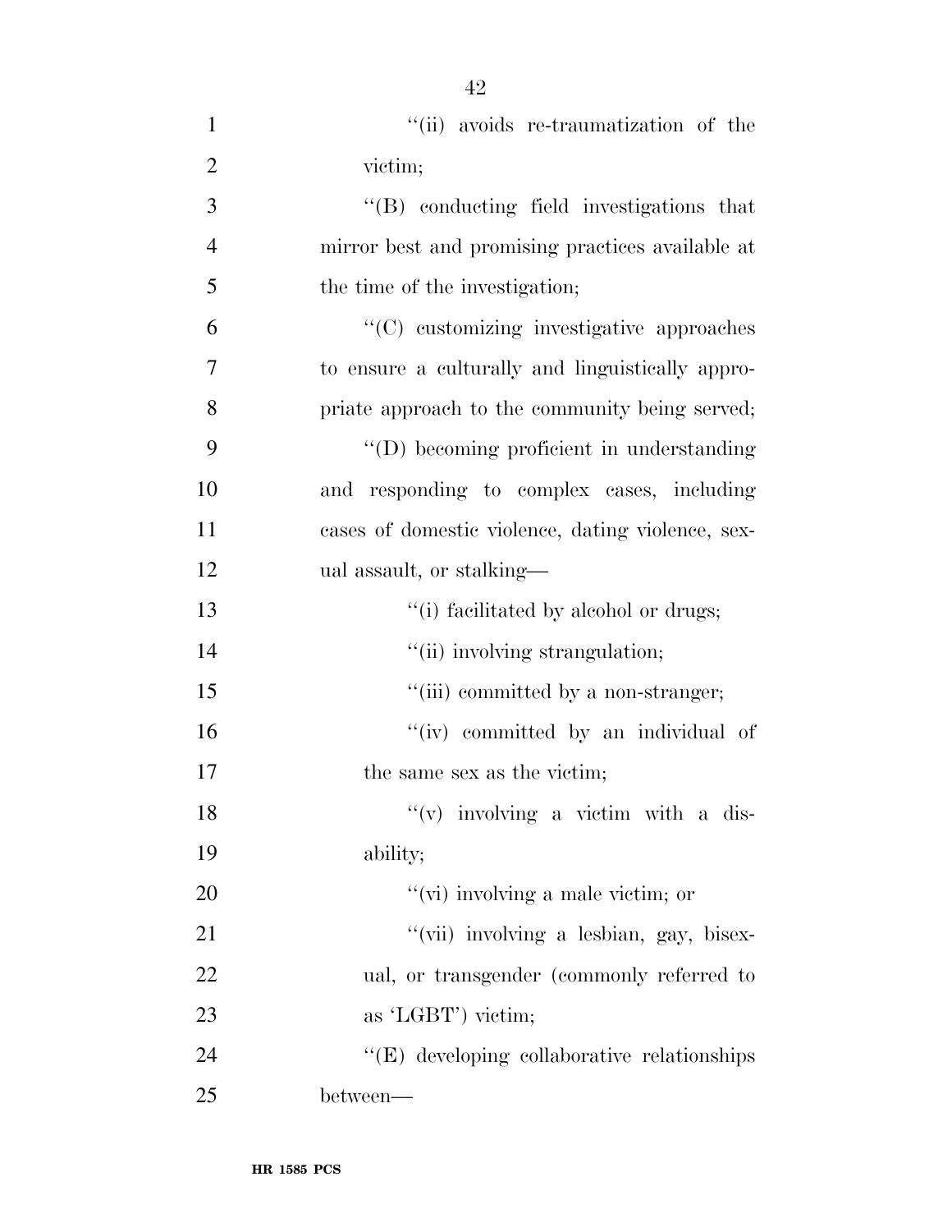''(ii) avoids re-traumatization of the victim;

''(B) conducting field investigations that mirror best and promising practices available at the time of the investigation;

''(C) customizing investigative approaches to ensure a culturally and linguistically appropriate approach to the community being served;

''(D) becoming proficient in understanding and responding to complex cases, including cases of domestic violence, dating violence, sexual assault, or stalking—

''(i) facilitated by alcohol or drugs;

''(ii) involving strangulation;

''(iii) committed by a non-stranger;

''(iv) committed by an individual of the same sex as the victim;

''(v) involving a victim with a disability;

''(vi) involving a male victim; or

''(vii) involving a lesbian, gay, bisexual, or transgender (commonly referred to as 'LGBT') victim;

''(E) developing collaborative relationships between—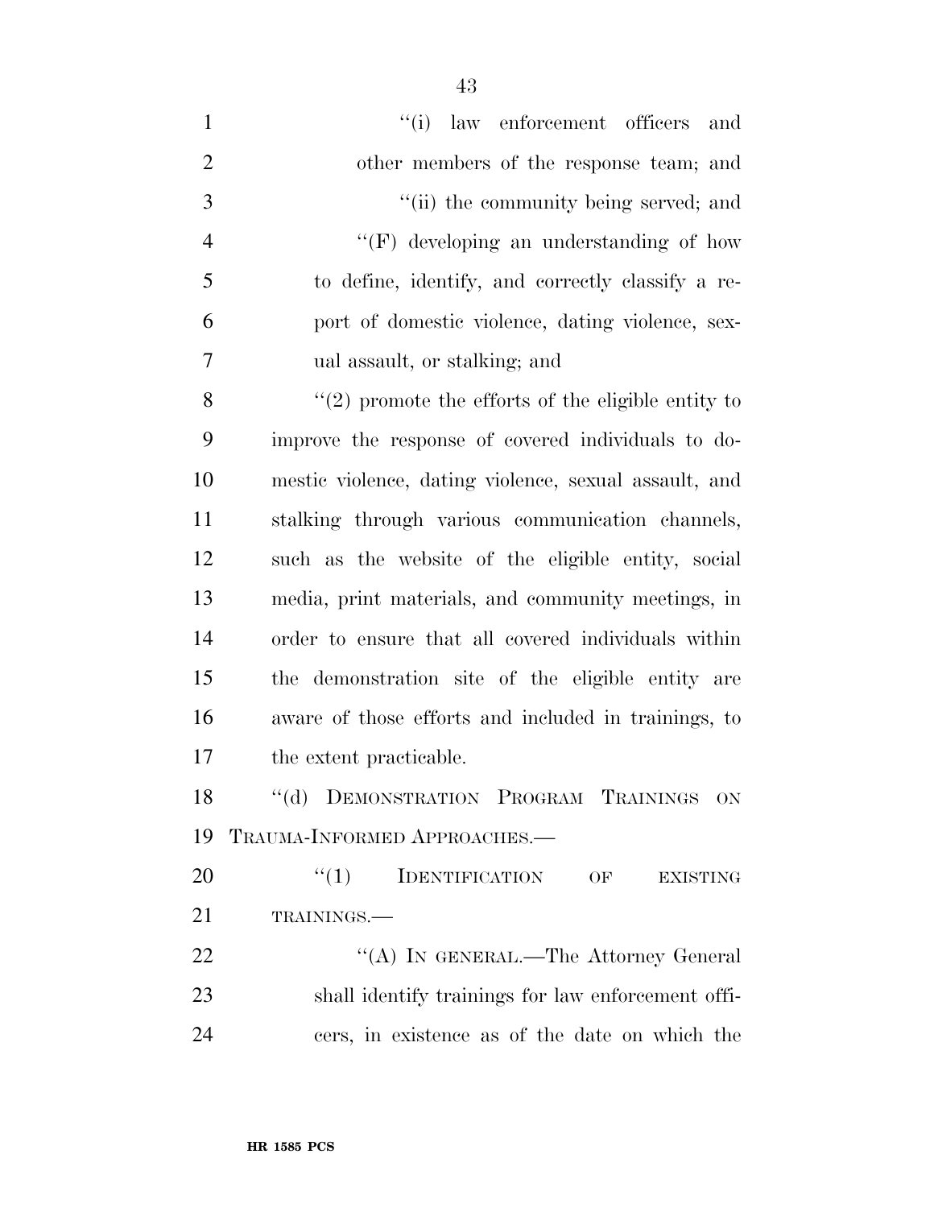''(i) law enforcement officers and other members of the response team; and

''(ii) the community being served; and

''(F) developing an understanding of how to define, identify, and correctly classify a report of domestic violence, dating violence, sexual assault, or stalking; and

''(2) promote the efforts of the eligible entity to improve the response of covered individuals to domestic violence, dating violence, sexual assault, and stalking through various communication channels, such as the website of the eligible entity, social media, print materials, and community meetings, in order to ensure that all covered individuals within the demonstration site of the eligible entity are aware of those efforts and included in trainings, to the extent practicable.

''(d) DEMONSTRATION PROGRAM TRAININGS ON TRAUMA-INFORMED APPROACHES.—

''(1) IDENTIFICATION OF EXISTING TRAININGS.—

''(A) IN GENERAL.—The Attorney General shall identify trainings for law enforcement officers, in existence as of the date on which the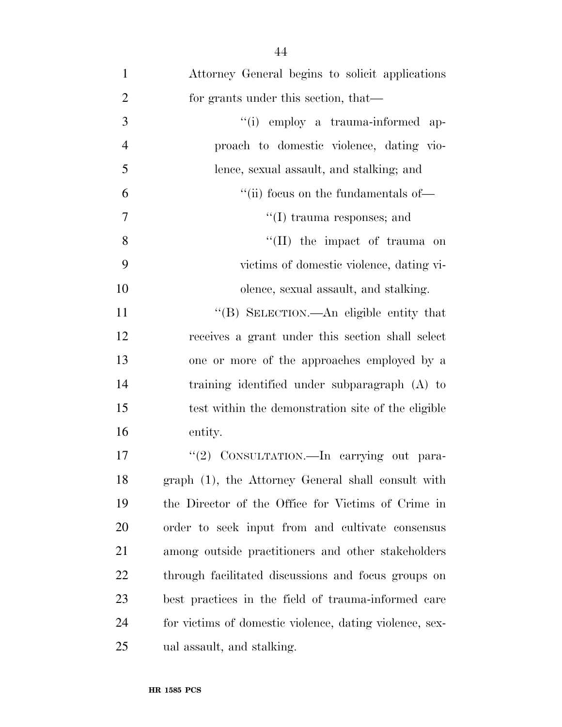Attorney General begins to solicit applications for grants under this section, that—

"(i) employ a trauma-informed approach to domestic violence, dating violence, sexual assault, and stalking; and

"(ii) focus on the fundamentals of—

"(I) trauma responses; and

"(II) the impact of trauma on victims of domestic violence, dating violence, sexual assault, and stalking.

"(B) SELECTION.—An eligible entity that receives a grant under this section shall select one or more of the approaches employed by a training identified under subparagraph (A) to test within the demonstration site of the eligible entity.

"(2) CONSULTATION.—In carrying out paragraph (1), the Attorney General shall consult with the Director of the Office for Victims of Crime in order to seek input from and cultivate consensus among outside practitioners and other stakeholders through facilitated discussions and focus groups on best practices in the field of trauma-informed care for victims of domestic violence, dating violence, sexual assault, and stalking.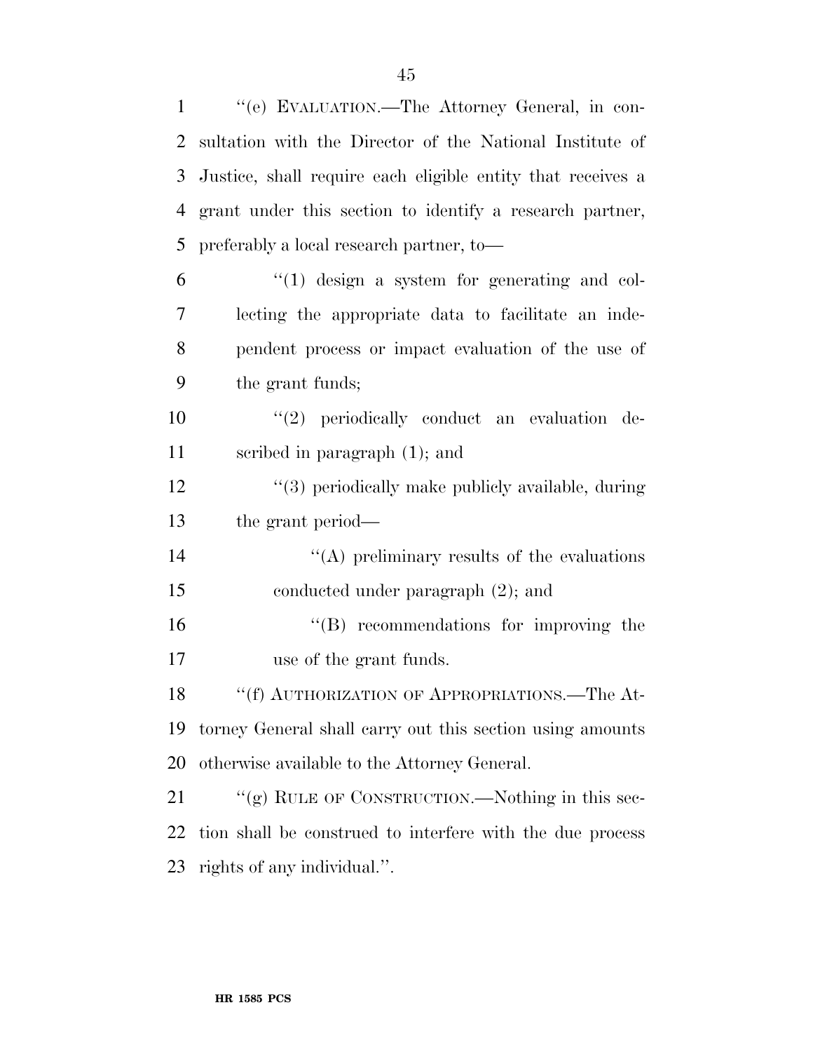"(e) EVALUATION.—The Attorney General, in consultation with the Director of the National Institute of Justice, shall require each eligible entity that receives a grant under this section to identify a research partner, preferably a local research partner, to—

"(1) design a system for generating and collecting the appropriate data to facilitate an independent process or impact evaluation of the use of the grant funds;

"(2) periodically conduct an evaluation described in paragraph (1); and

"(3) periodically make publicly available, during the grant period—

"(A) preliminary results of the evaluations conducted under paragraph (2); and

"(B) recommendations for improving the use of the grant funds.

"(f) AUTHORIZATION OF APPROPRIATIONS.—The Attorney General shall carry out this section using amounts otherwise available to the Attorney General.

"(g) RULE OF CONSTRUCTION.—Nothing in this section shall be construed to interfere with the due process rights of any individual.".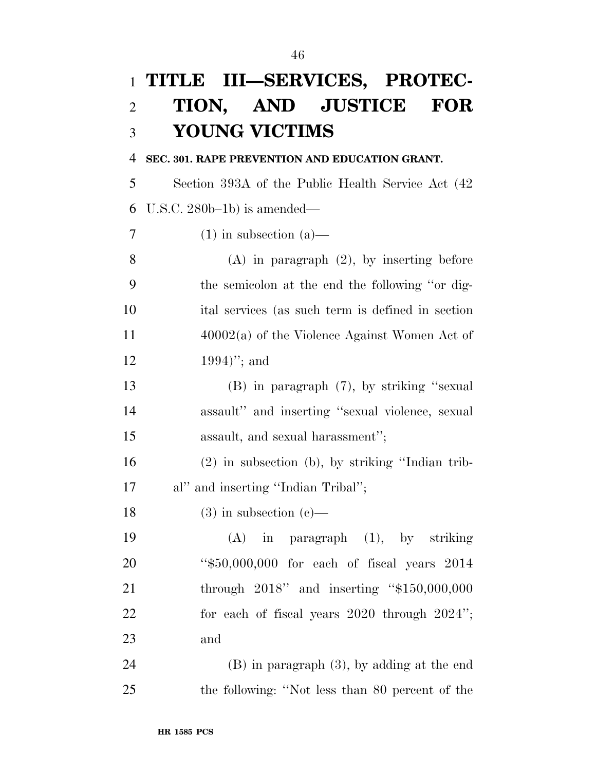# TITLE III—SERVICES, PROTECTION, AND JUSTICE FOR YOUNG VICTIMS

**SEC. 301. RAPE PREVENTION AND EDUCATION GRANT.**

Section 393A of the Public Health Service Act (42 U.S.C. 280b–1b) is amended—

(1) in subsection (a)—

(A) in paragraph (2), by inserting before the semicolon at the end the following "or digital services (as such term is defined in section 40002(a) of the Violence Against Women Act of 1994)"; and

(B) in paragraph (7), by striking "sexual assault" and inserting "sexual violence, sexual assault, and sexual harassment";

(2) in subsection (b), by striking "Indian tribal" and inserting "Indian Tribal";

(3) in subsection (c)—

(A) in paragraph (1), by striking "$50,000,000 for each of fiscal years 2014 through 2018" and inserting "$150,000,000 for each of fiscal years 2020 through 2024"; and

(B) in paragraph (3), by adding at the end the following: "Not less than 80 percent of the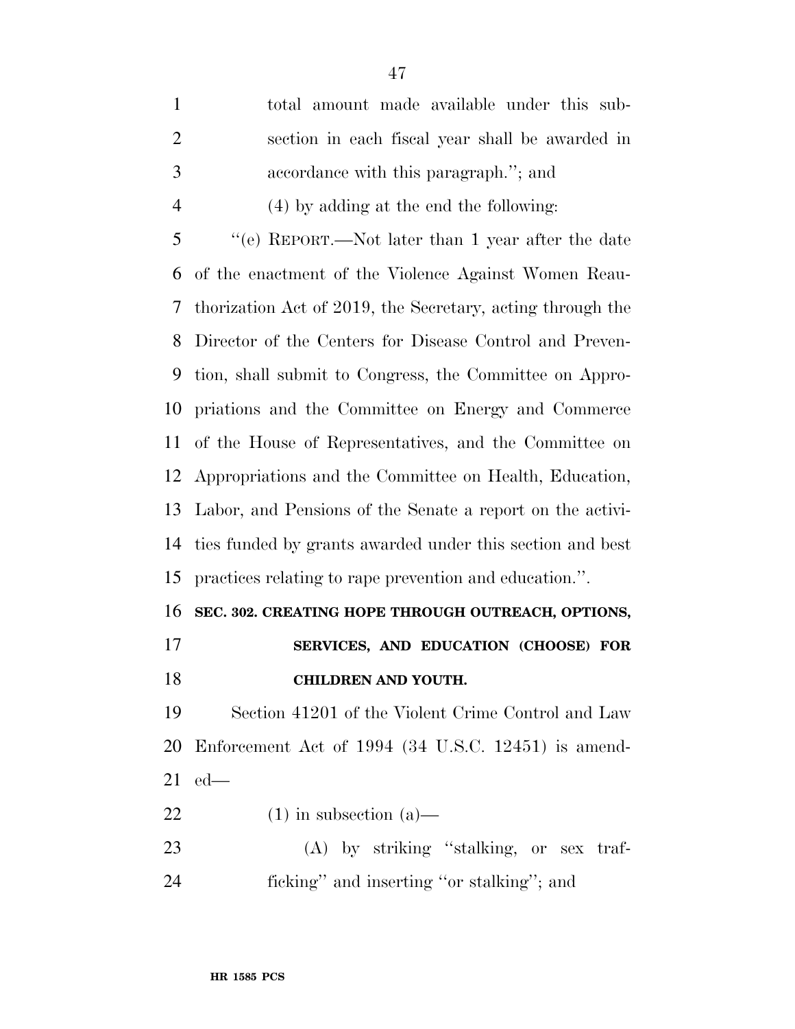total amount made available under this subsection in each fiscal year shall be awarded in accordance with this paragraph.''; and

(4) by adding at the end the following:

''(e) REPORT.—Not later than 1 year after the date of the enactment of the Violence Against Women Reauthorization Act of 2019, the Secretary, acting through the Director of the Centers for Disease Control and Prevention, shall submit to Congress, the Committee on Appropriations and the Committee on Energy and Commerce of the House of Representatives, and the Committee on Appropriations and the Committee on Health, Education, Labor, and Pensions of the Senate a report on the activities funded by grants awarded under this section and best practices relating to rape prevention and education.''.

**SEC. 302. CREATING HOPE THROUGH OUTREACH, OPTIONS, SERVICES, AND EDUCATION (CHOOSE) FOR CHILDREN AND YOUTH.**

Section 41201 of the Violent Crime Control and Law Enforcement Act of 1994 (34 U.S.C. 12451) is amended—

(1) in subsection (a)—

(A) by striking ''stalking, or sex trafficking'' and inserting ''or stalking''; and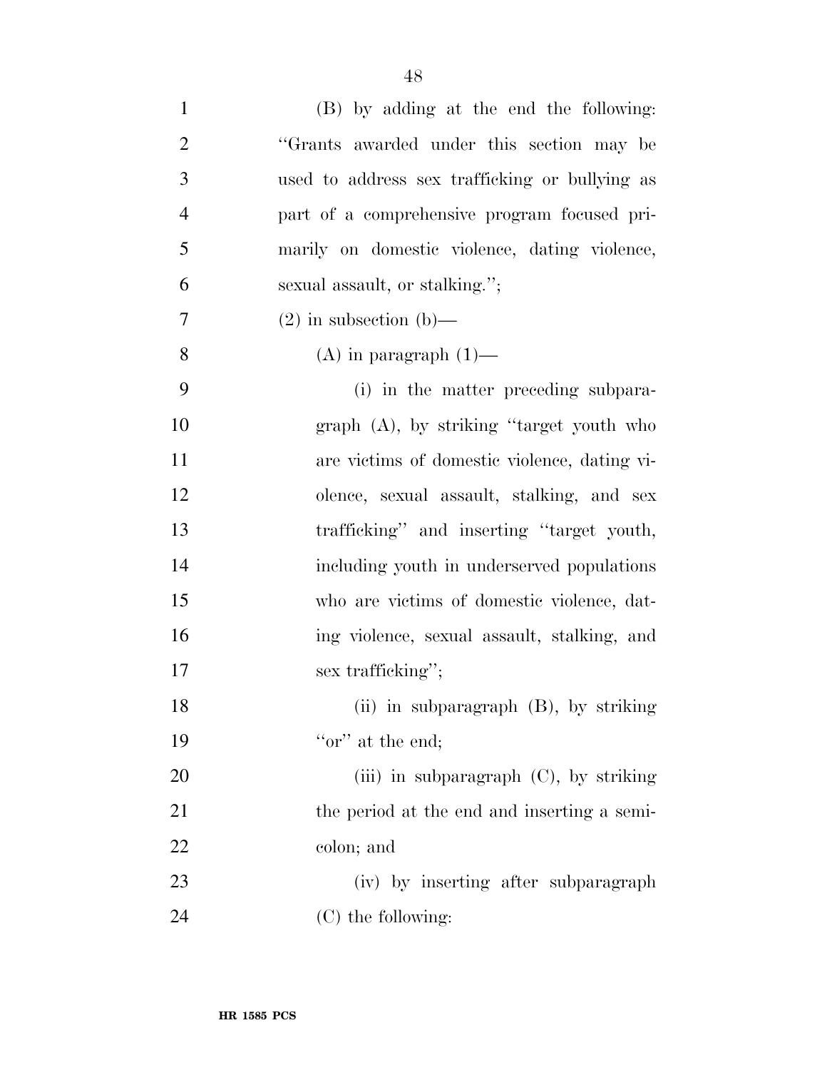(B) by adding at the end the following: "Grants awarded under this section may be used to address sex trafficking or bullying as part of a comprehensive program focused primarily on domestic violence, dating violence, sexual assault, or stalking.";

(2) in subsection (b)—

(A) in paragraph (1)—

(i) in the matter preceding subparagraph (A), by striking "target youth who are victims of domestic violence, dating violence, sexual assault, stalking, and sex trafficking" and inserting "target youth, including youth in underserved populations who are victims of domestic violence, dating violence, sexual assault, stalking, and sex trafficking";

(ii) in subparagraph (B), by striking "or" at the end;

(iii) in subparagraph (C), by striking the period at the end and inserting a semicolon; and

(iv) by inserting after subparagraph (C) the following: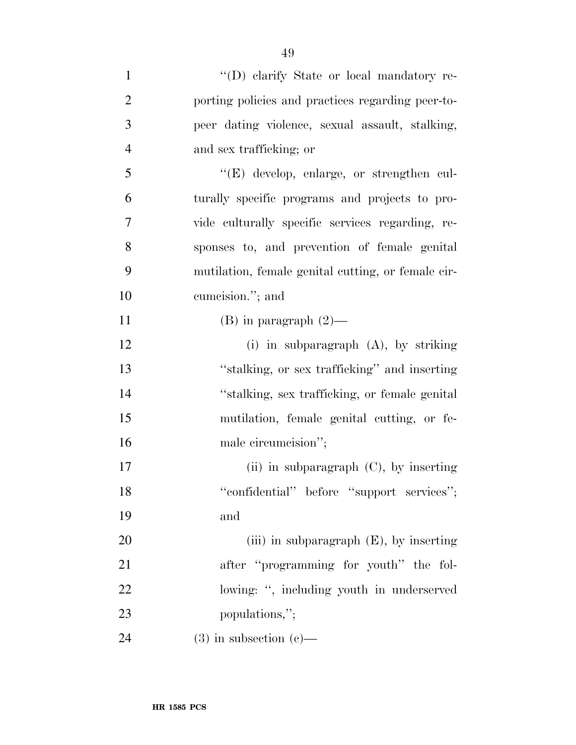"(D) clarify State or local mandatory reporting policies and practices regarding peer-to-peer dating violence, sexual assault, stalking, and sex trafficking; or

"(E) develop, enlarge, or strengthen culturally specific programs and projects to provide culturally specific services regarding, responses to, and prevention of female genital mutilation, female genital cutting, or female circumcision."; and

(B) in paragraph (2)—

(i) in subparagraph (A), by striking "stalking, or sex trafficking" and inserting "stalking, sex trafficking, or female genital mutilation, female genital cutting, or female circumcision";

(ii) in subparagraph (C), by inserting "confidential" before "support services"; and

(iii) in subparagraph (E), by inserting after "programming for youth" the following: ", including youth in underserved populations,";

(3) in subsection (c)—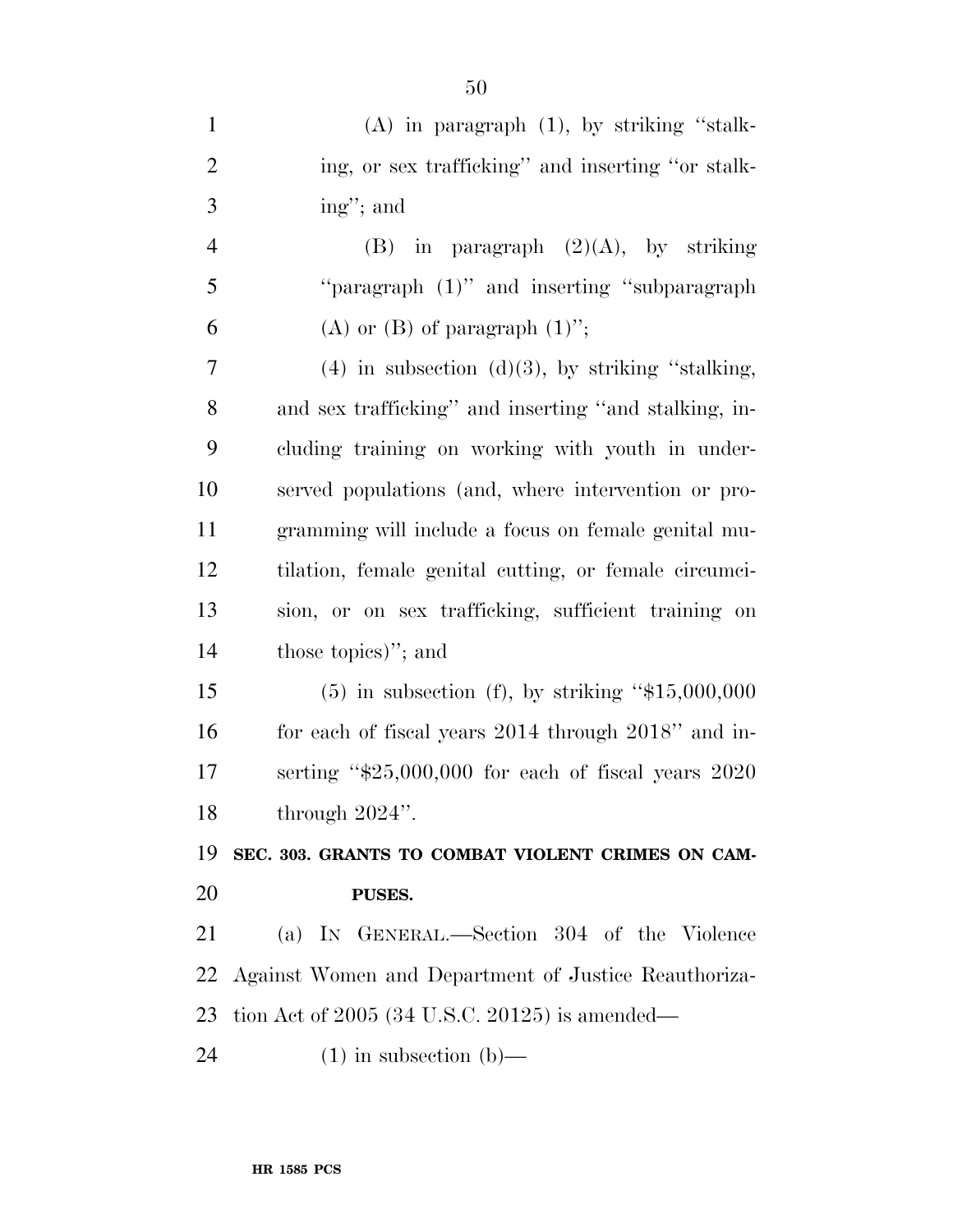(A) in paragraph (1), by striking ''stalking, or sex trafficking'' and inserting ''or stalking''; and

(B) in paragraph (2)(A), by striking ''paragraph (1)'' and inserting ''subparagraph (A) or (B) of paragraph (1)'';

(4) in subsection (d)(3), by striking ''stalking, and sex trafficking'' and inserting ''and stalking, including training on working with youth in underserved populations (and, where intervention or programming will include a focus on female genital mutilation, female genital cutting, or female circumcision, or on sex trafficking, sufficient training on those topics)''; and

(5) in subsection (f), by striking ''$15,000,000 for each of fiscal years 2014 through 2018'' and inserting ''$25,000,000 for each of fiscal years 2020 through 2024''.

**SEC. 303. GRANTS TO COMBAT VIOLENT CRIMES ON CAMPUSES.**

(a) IN GENERAL.—Section 304 of the Violence Against Women and Department of Justice Reauthorization Act of 2005 (34 U.S.C. 20125) is amended—

(1) in subsection (b)—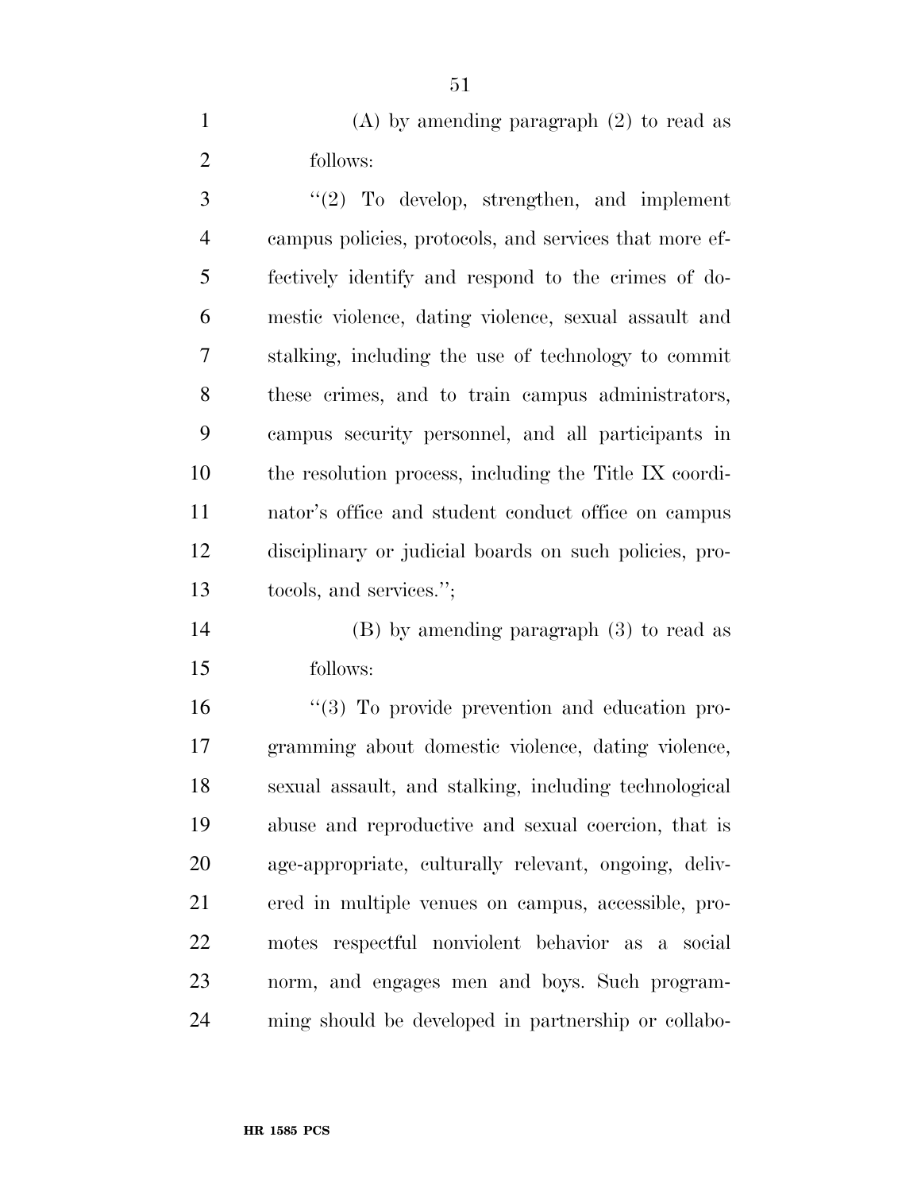(A) by amending paragraph (2) to read as follows:

"(2) To develop, strengthen, and implement campus policies, protocols, and services that more effectively identify and respond to the crimes of domestic violence, dating violence, sexual assault and stalking, including the use of technology to commit these crimes, and to train campus administrators, campus security personnel, and all participants in the resolution process, including the Title IX coordinator's office and student conduct office on campus disciplinary or judicial boards on such policies, protocols, and services.";

(B) by amending paragraph (3) to read as follows:

"(3) To provide prevention and education programming about domestic violence, dating violence, sexual assault, and stalking, including technological abuse and reproductive and sexual coercion, that is age-appropriate, culturally relevant, ongoing, delivered in multiple venues on campus, accessible, promotes respectful nonviolent behavior as a social norm, and engages men and boys. Such programming should be developed in partnership or collabo-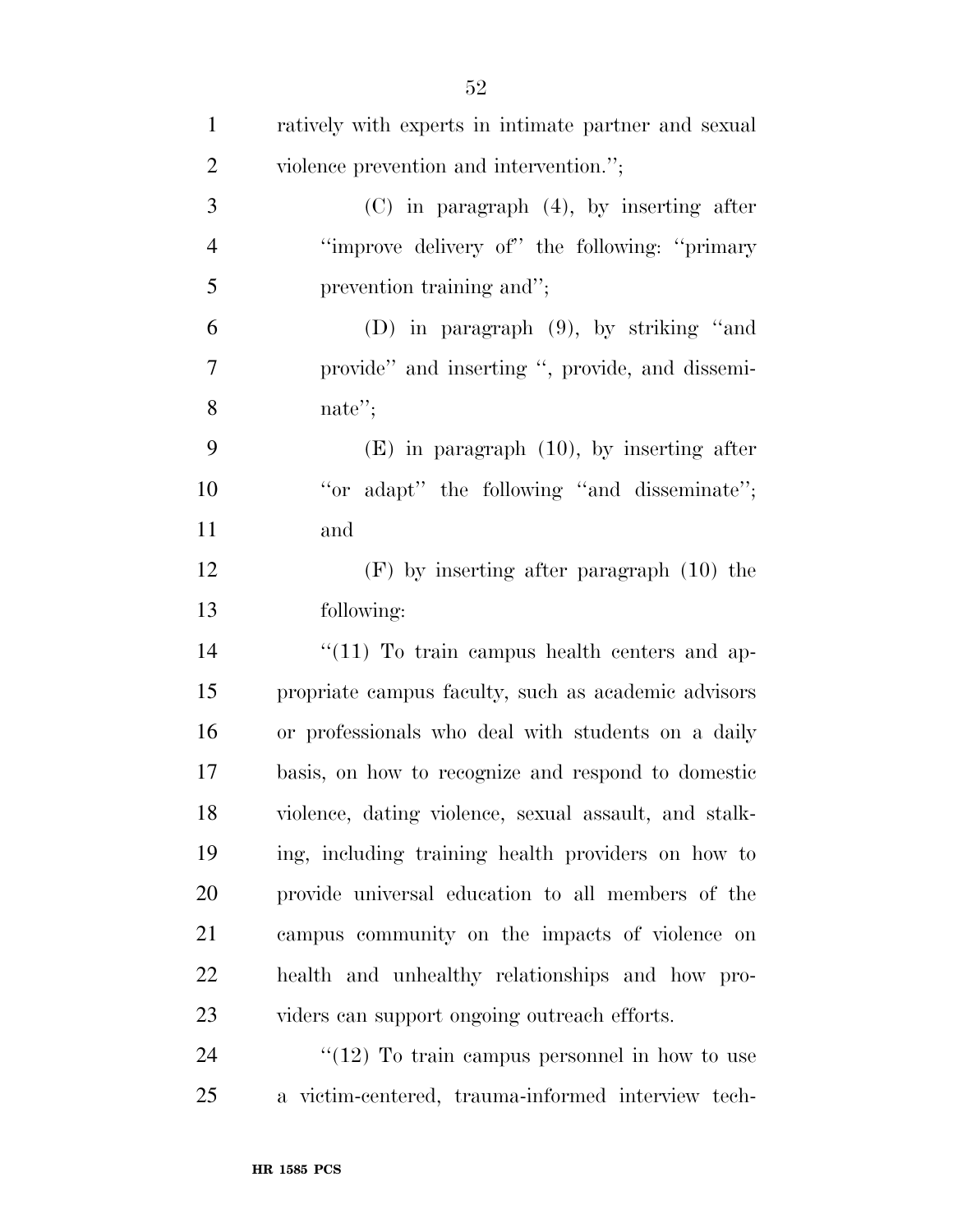ratively with experts in intimate partner and sexual violence prevention and intervention.'';

(C) in paragraph (4), by inserting after ''improve delivery of'' the following: ''primary prevention training and'';

(D) in paragraph (9), by striking ''and provide'' and inserting '', provide, and disseminate'';

(E) in paragraph (10), by inserting after ''or adapt'' the following ''and disseminate''; and

(F) by inserting after paragraph (10) the following:

''(11) To train campus health centers and appropriate campus faculty, such as academic advisors or professionals who deal with students on a daily basis, on how to recognize and respond to domestic violence, dating violence, sexual assault, and stalking, including training health providers on how to provide universal education to all members of the campus community on the impacts of violence on health and unhealthy relationships and how providers can support ongoing outreach efforts.

''(12) To train campus personnel in how to use a victim-centered, trauma-informed interview tech-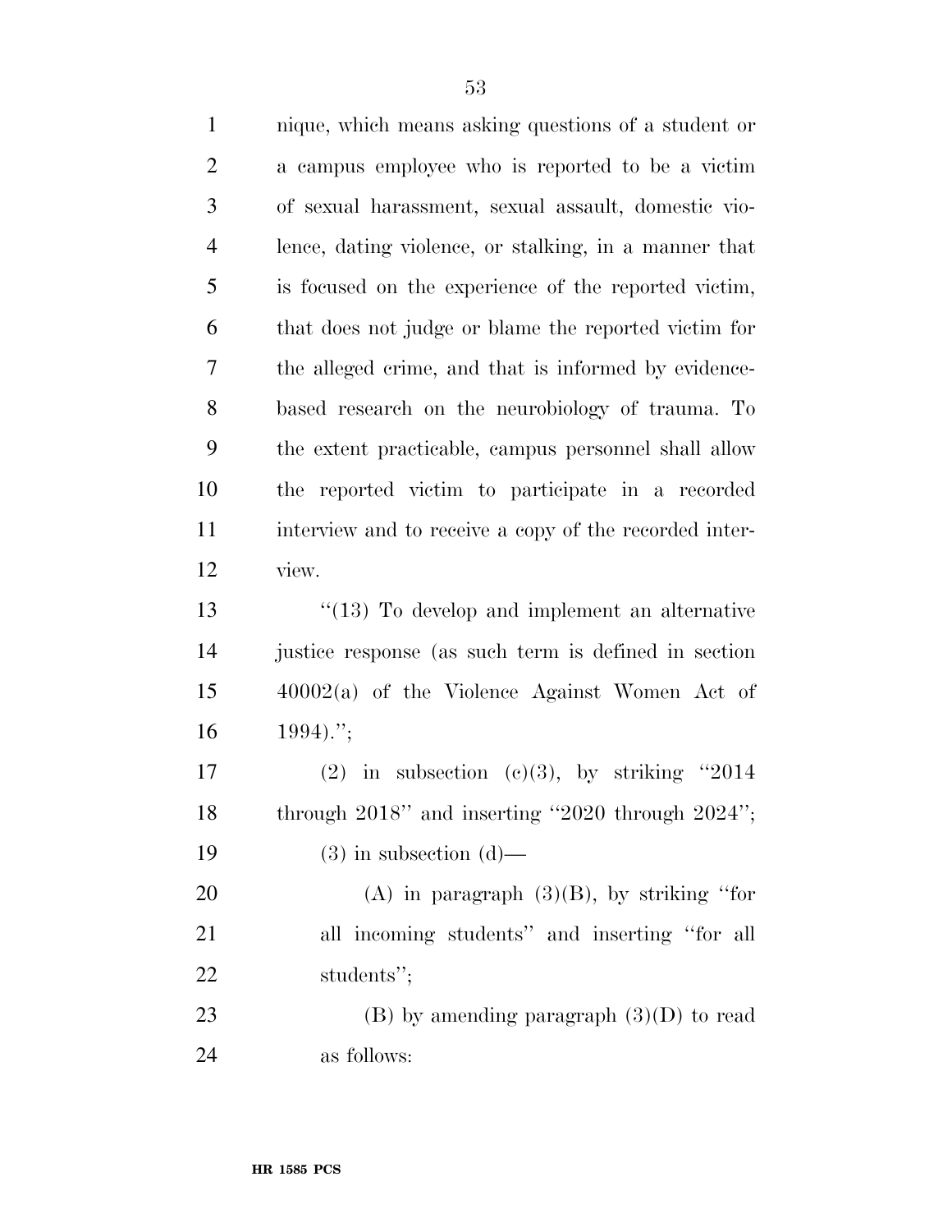nique, which means asking questions of a student or a campus employee who is reported to be a victim of sexual harassment, sexual assault, domestic violence, dating violence, or stalking, in a manner that is focused on the experience of the reported victim, that does not judge or blame the reported victim for the alleged crime, and that is informed by evidence-based research on the neurobiology of trauma. To the extent practicable, campus personnel shall allow the reported victim to participate in a recorded interview and to receive a copy of the recorded interview.

"(13) To develop and implement an alternative justice response (as such term is defined in section 40002(a) of the Violence Against Women Act of 1994).";

(2) in subsection (c)(3), by striking "2014 through 2018" and inserting "2020 through 2024";

(3) in subsection (d)—

(A) in paragraph (3)(B), by striking "for all incoming students" and inserting "for all students";

(B) by amending paragraph (3)(D) to read as follows: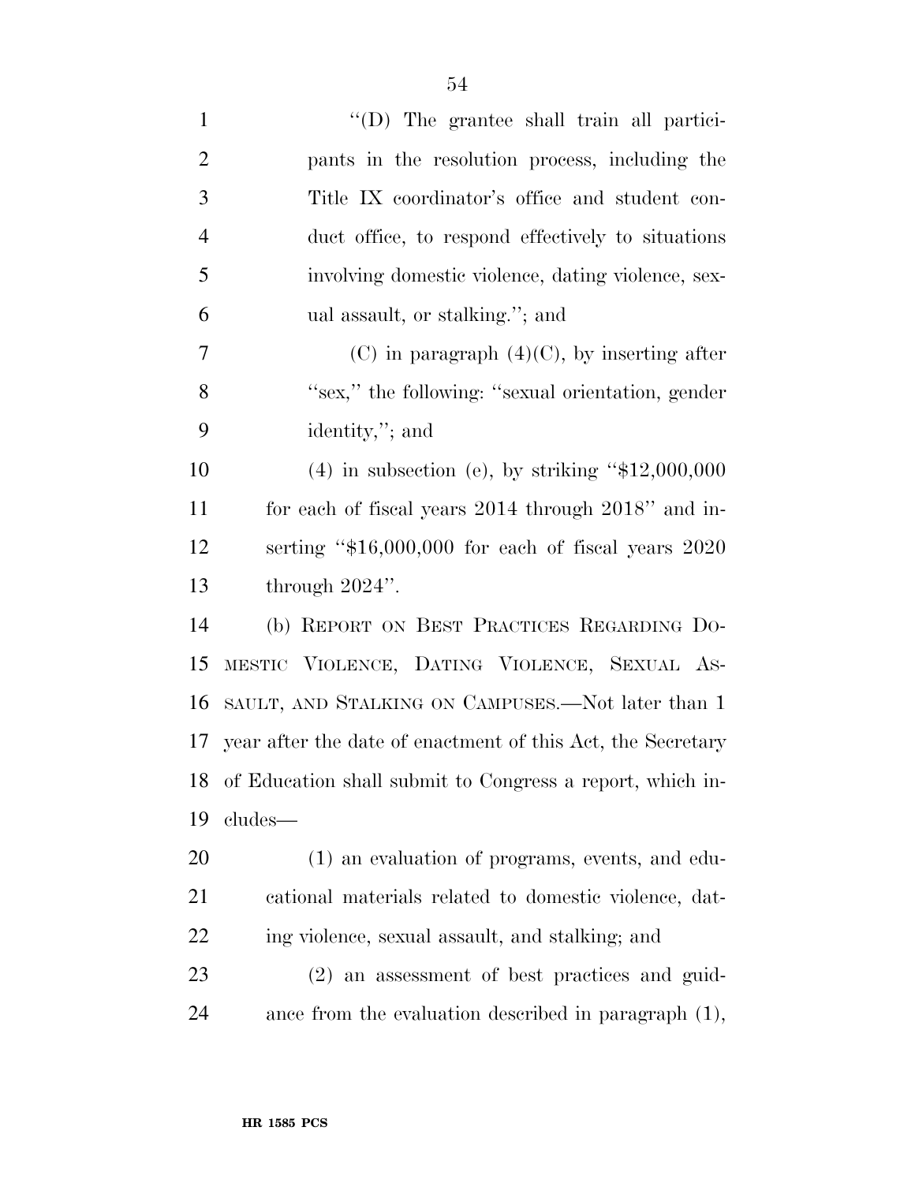"(D) The grantee shall train all participants in the resolution process, including the Title IX coordinator's office and student conduct office, to respond effectively to situations involving domestic violence, dating violence, sexual assault, or stalking."; and

(C) in paragraph (4)(C), by inserting after "sex," the following: "sexual orientation, gender identity,"; and

(4) in subsection (e), by striking "$12,000,000 for each of fiscal years 2014 through 2018" and inserting "$16,000,000 for each of fiscal years 2020 through 2024".

(b) REPORT ON BEST PRACTICES REGARDING DOMESTIC VIOLENCE, DATING VIOLENCE, SEXUAL ASSAULT, AND STALKING ON CAMPUSES.—Not later than 1 year after the date of enactment of this Act, the Secretary of Education shall submit to Congress a report, which includes—

(1) an evaluation of programs, events, and educational materials related to domestic violence, dating violence, sexual assault, and stalking; and

(2) an assessment of best practices and guidance from the evaluation described in paragraph (1),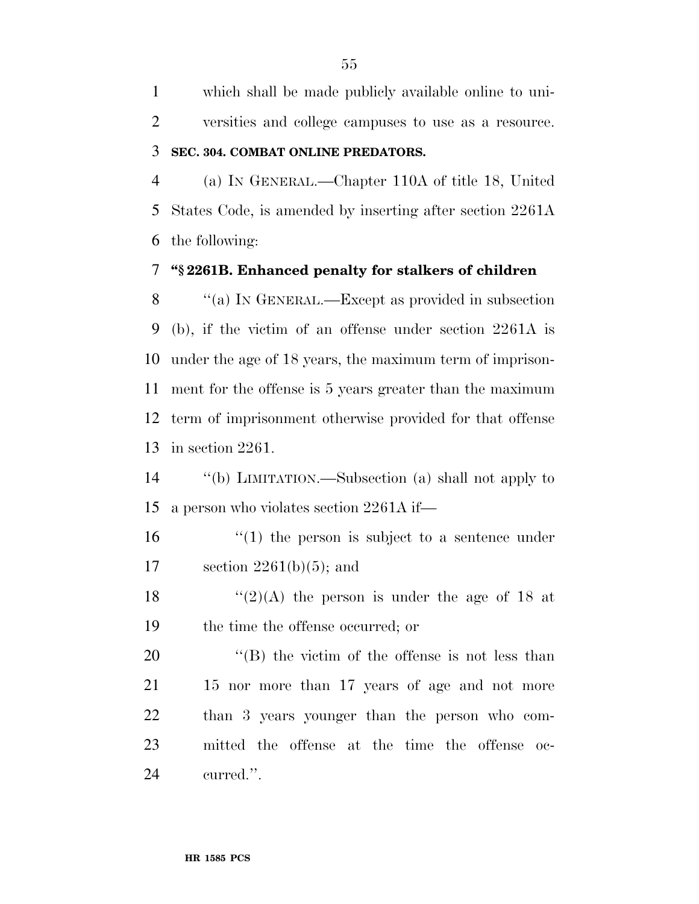which shall be made publicly available online to universities and college campuses to use as a resource.

**SEC. 304. COMBAT ONLINE PREDATORS.**

(a) IN GENERAL.—Chapter 110A of title 18, United States Code, is amended by inserting after section 2261A the following:

**"§ 2261B. Enhanced penalty for stalkers of children**

"(a) IN GENERAL.—Except as provided in subsection (b), if the victim of an offense under section 2261A is under the age of 18 years, the maximum term of imprisonment for the offense is 5 years greater than the maximum term of imprisonment otherwise provided for that offense in section 2261.

"(b) LIMITATION.—Subsection (a) shall not apply to a person who violates section 2261A if—

"(1) the person is subject to a sentence under section 2261(b)(5); and

"(2)(A) the person is under the age of 18 at the time the offense occurred; or

"(B) the victim of the offense is not less than 15 nor more than 17 years of age and not more than 3 years younger than the person who committed the offense at the time the offense occurred.".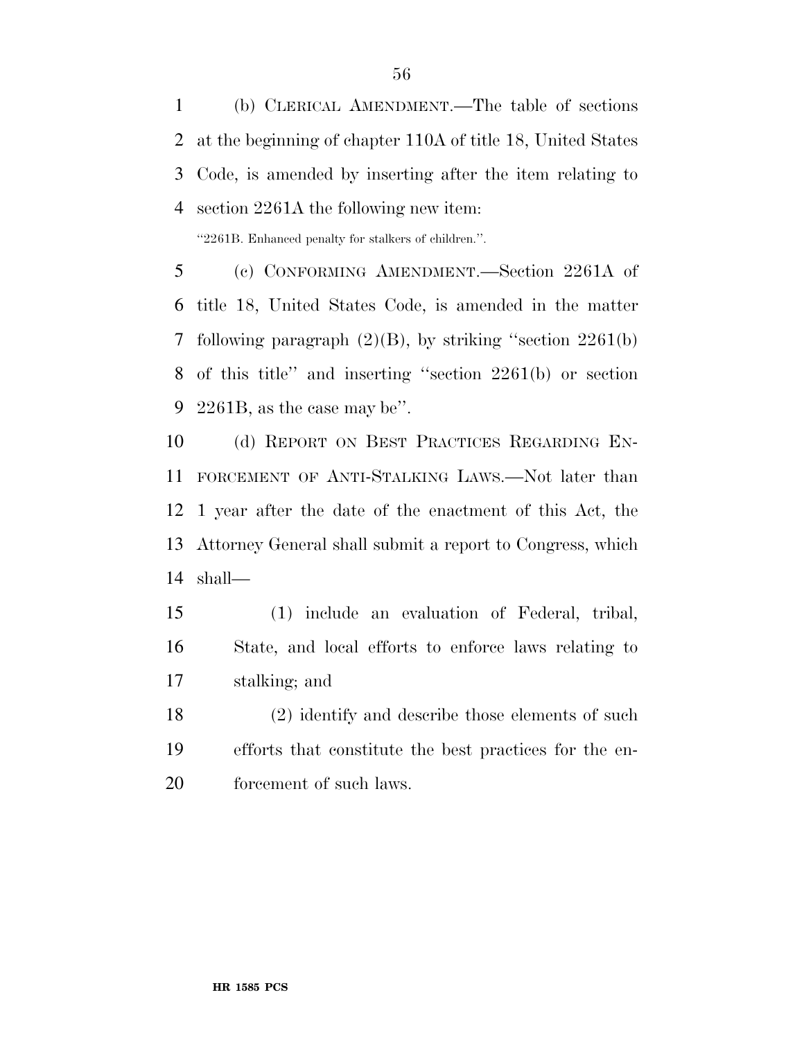(b) CLERICAL AMENDMENT.—The table of sections at the beginning of chapter 110A of title 18, United States Code, is amended by inserting after the item relating to section 2261A the following new item:

"2261B. Enhanced penalty for stalkers of children.".

(c) CONFORMING AMENDMENT.—Section 2261A of title 18, United States Code, is amended in the matter following paragraph (2)(B), by striking "section 2261(b) of this title" and inserting "section 2261(b) or section 2261B, as the case may be".

(d) REPORT ON BEST PRACTICES REGARDING ENFORCEMENT OF ANTI-STALKING LAWS.—Not later than 1 year after the date of the enactment of this Act, the Attorney General shall submit a report to Congress, which shall—

(1) include an evaluation of Federal, tribal, State, and local efforts to enforce laws relating to stalking; and

(2) identify and describe those elements of such efforts that constitute the best practices for the enforcement of such laws.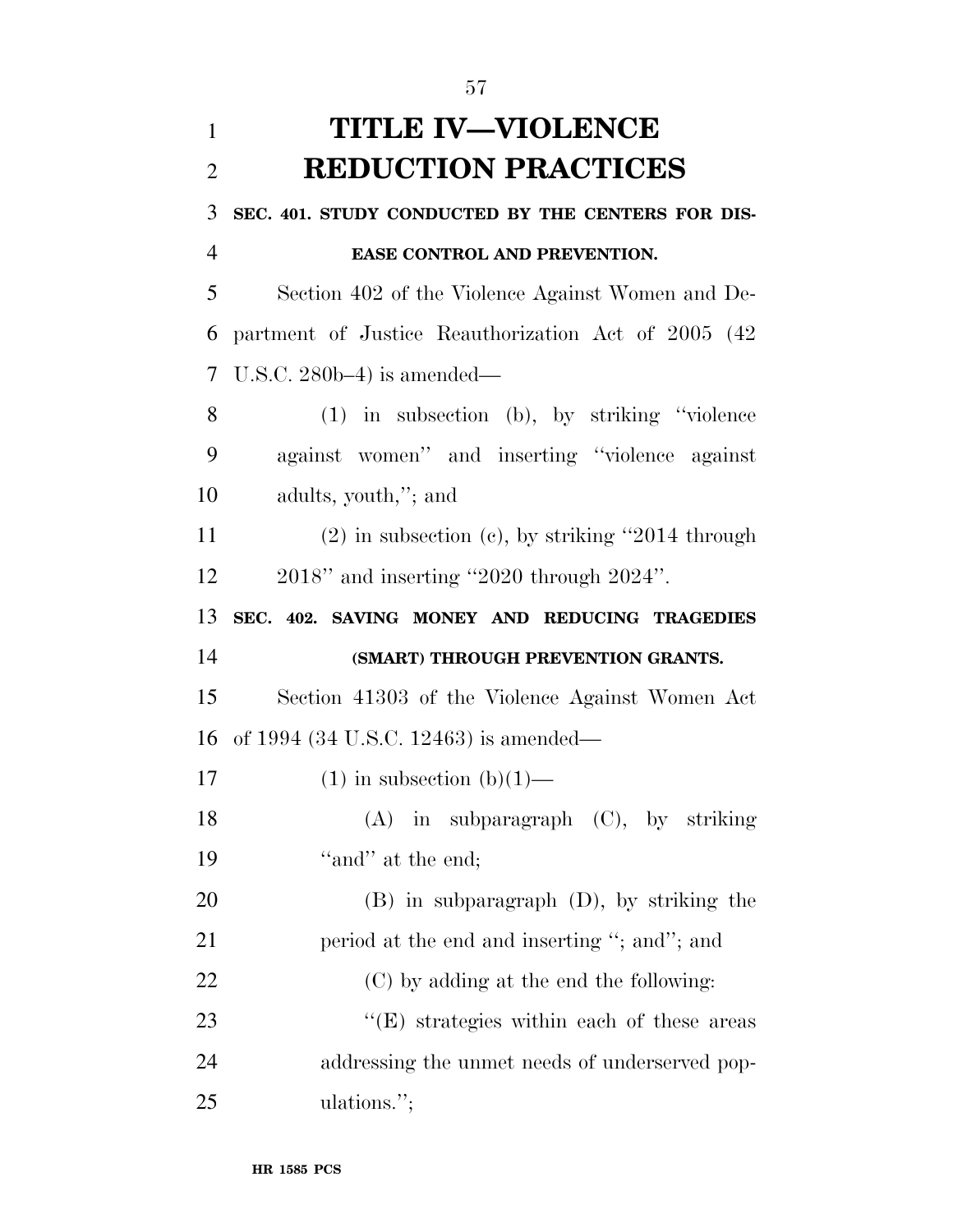# TITLE IV—VIOLENCE REDUCTION PRACTICES

**SEC. 401. STUDY CONDUCTED BY THE CENTERS FOR DISEASE CONTROL AND PREVENTION.**

Section 402 of the Violence Against Women and Department of Justice Reauthorization Act of 2005 (42 U.S.C. 280b–4) is amended—

(1) in subsection (b), by striking "violence against women" and inserting "violence against adults, youth,"; and

(2) in subsection (c), by striking "2014 through 2018" and inserting "2020 through 2024".

**SEC. 402. SAVING MONEY AND REDUCING TRAGEDIES (SMART) THROUGH PREVENTION GRANTS.**

Section 41303 of the Violence Against Women Act of 1994 (34 U.S.C. 12463) is amended—

(1) in subsection (b)(1)—

(A) in subparagraph (C), by striking "and" at the end;

(B) in subparagraph (D), by striking the period at the end and inserting "; and"; and

(C) by adding at the end the following:

"(E) strategies within each of these areas addressing the unmet needs of underserved populations.";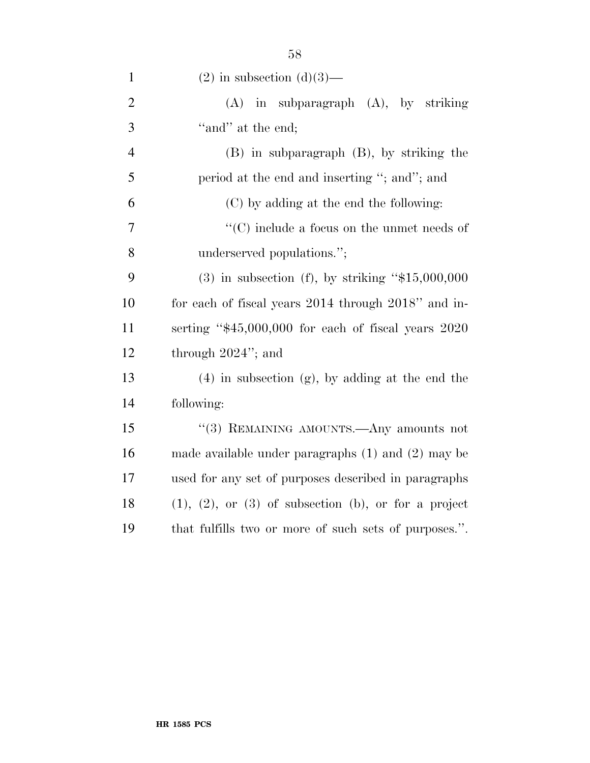(2) in subsection (d)(3)—

(A) in subparagraph (A), by striking "and" at the end;

(B) in subparagraph (B), by striking the period at the end and inserting "; and"; and

(C) by adding at the end the following:

"(C) include a focus on the unmet needs of underserved populations.";

(3) in subsection (f), by striking "$15,000,000 for each of fiscal years 2014 through 2018" and inserting "$45,000,000 for each of fiscal years 2020 through 2024"; and

(4) in subsection (g), by adding at the end the following:

"(3) REMAINING AMOUNTS.—Any amounts not made available under paragraphs (1) and (2) may be used for any set of purposes described in paragraphs (1), (2), or (3) of subsection (b), or for a project that fulfills two or more of such sets of purposes.".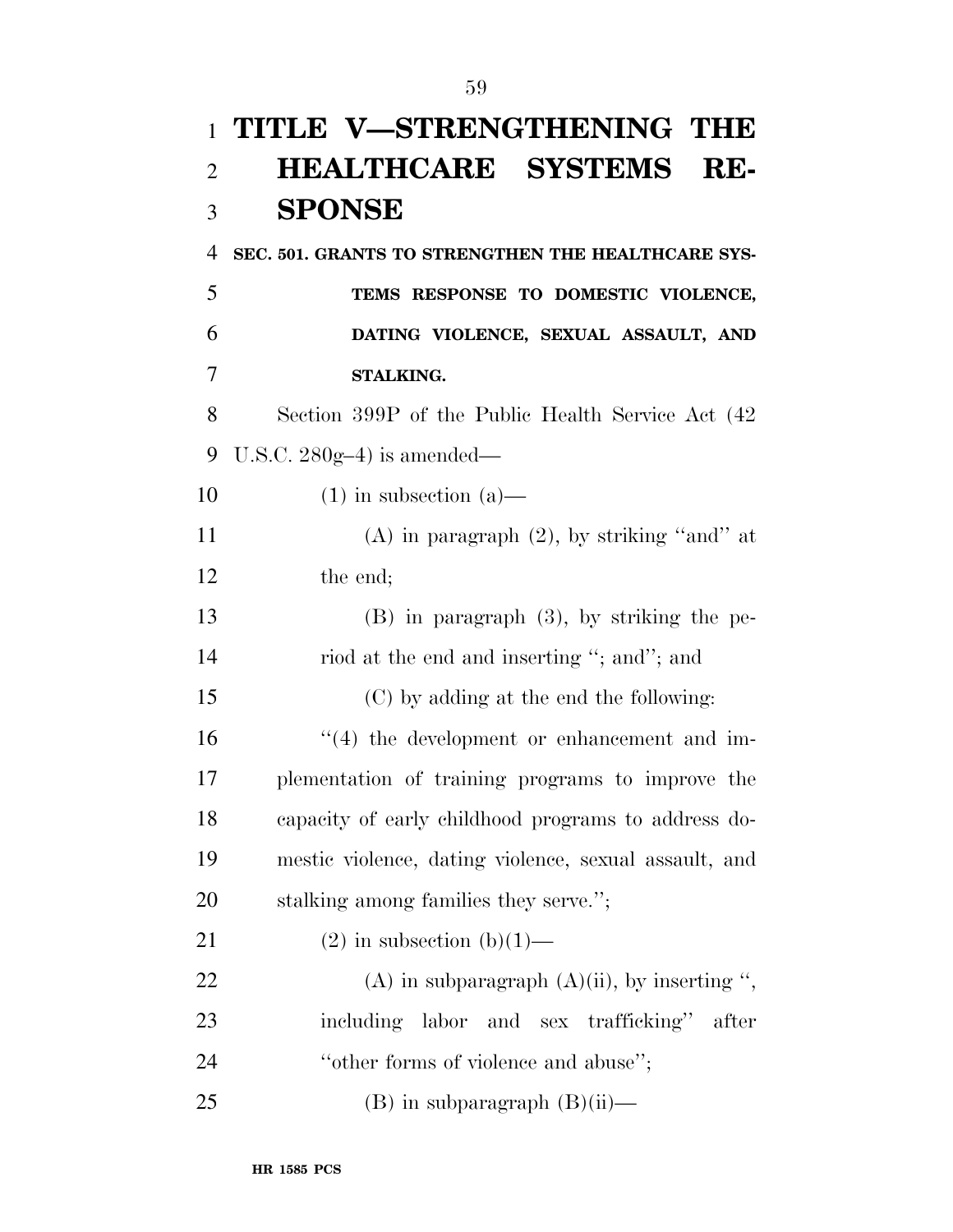# TITLE V—STRENGTHENING THE HEALTHCARE SYSTEMS RESPONSE

**SEC. 501. GRANTS TO STRENGTHEN THE HEALTHCARE SYSTEMS RESPONSE TO DOMESTIC VIOLENCE, DATING VIOLENCE, SEXUAL ASSAULT, AND STALKING.**

Section 399P of the Public Health Service Act (42 U.S.C. 280g–4) is amended—

(1) in subsection (a)—

(A) in paragraph (2), by striking "and" at the end;

(B) in paragraph (3), by striking the period at the end and inserting "; and"; and

(C) by adding at the end the following:

"(4) the development or enhancement and implementation of training programs to improve the capacity of early childhood programs to address domestic violence, dating violence, sexual assault, and stalking among families they serve.";

(2) in subsection (b)(1)—

(A) in subparagraph (A)(ii), by inserting ", including labor and sex trafficking" after "other forms of violence and abuse";

(B) in subparagraph (B)(ii)—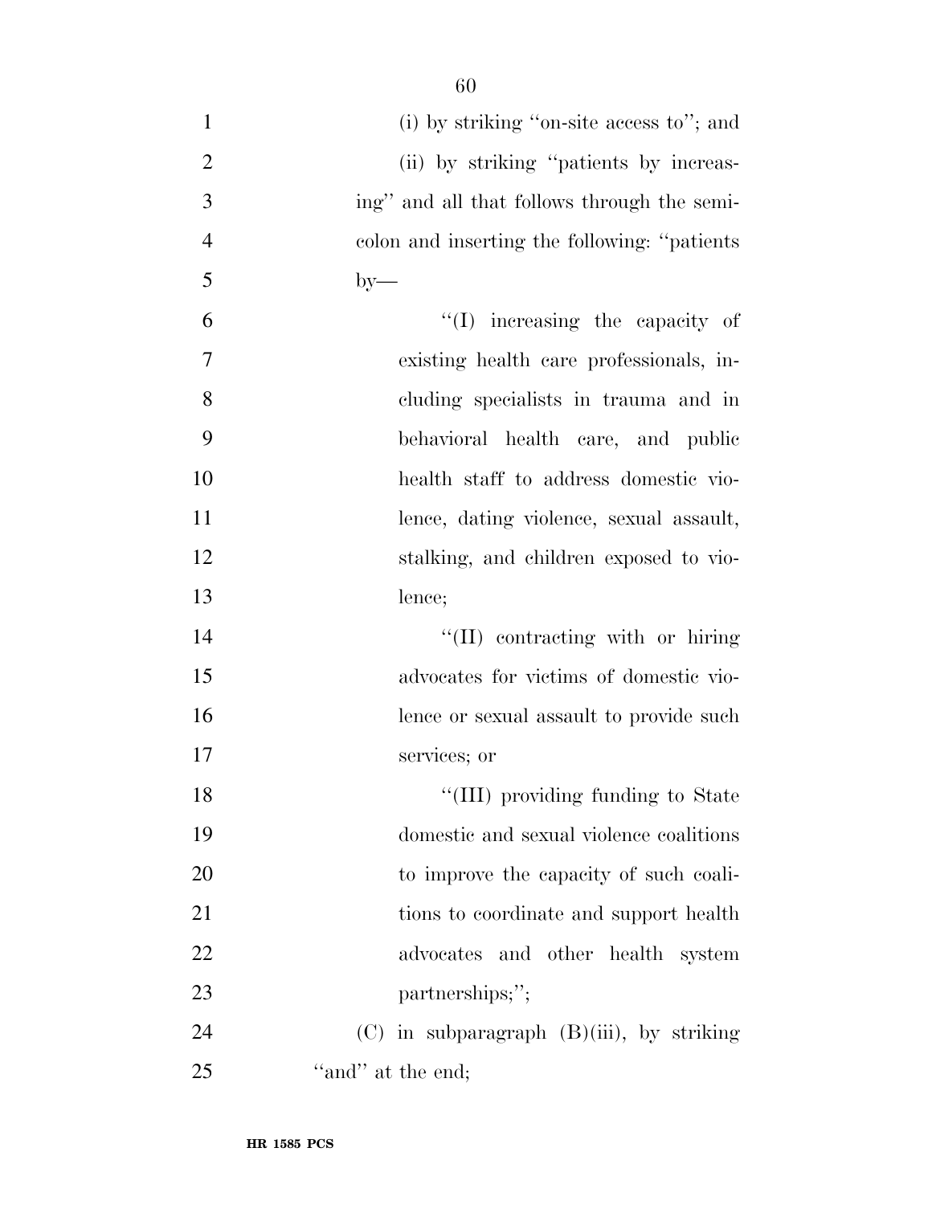(i) by striking ''on-site access to''; and

(ii) by striking ''patients by increasing'' and all that follows through the semicolon and inserting the following: ''patients by—

''(I) increasing the capacity of existing health care professionals, including specialists in trauma and in behavioral health care, and public health staff to address domestic violence, dating violence, sexual assault, stalking, and children exposed to violence;

''(II) contracting with or hiring advocates for victims of domestic violence or sexual assault to provide such services; or

''(III) providing funding to State domestic and sexual violence coalitions to improve the capacity of such coalitions to coordinate and support health advocates and other health system partnerships;'';

(C) in subparagraph (B)(iii), by striking ''and'' at the end;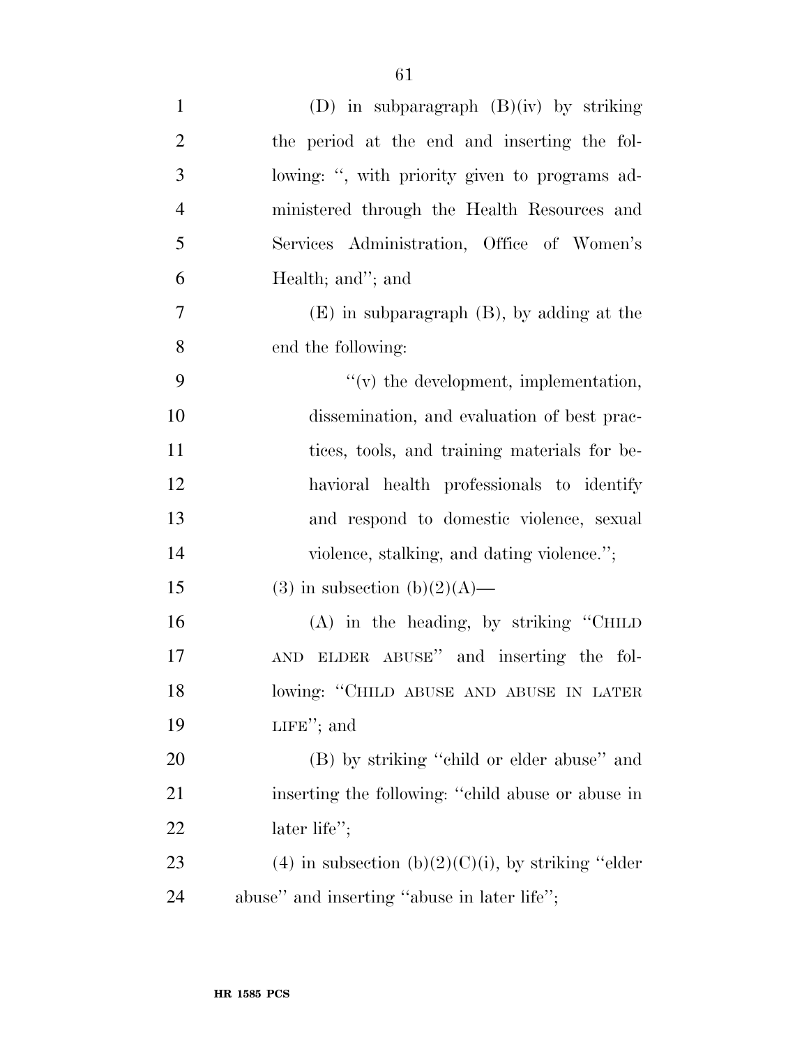(D) in subparagraph (B)(iv) by striking the period at the end and inserting the following: ", with priority given to programs administered through the Health Resources and Services Administration, Office of Women's Health; and"; and

(E) in subparagraph (B), by adding at the end the following:

"(v) the development, implementation, dissemination, and evaluation of best practices, tools, and training materials for behavioral health professionals to identify and respond to domestic violence, sexual violence, stalking, and dating violence.";

(3) in subsection (b)(2)(A)—

(A) in the heading, by striking "CHILD AND ELDER ABUSE" and inserting the following: "CHILD ABUSE AND ABUSE IN LATER LIFE"; and

(B) by striking "child or elder abuse" and inserting the following: "child abuse or abuse in later life";

(4) in subsection (b)(2)(C)(i), by striking "elder abuse" and inserting "abuse in later life";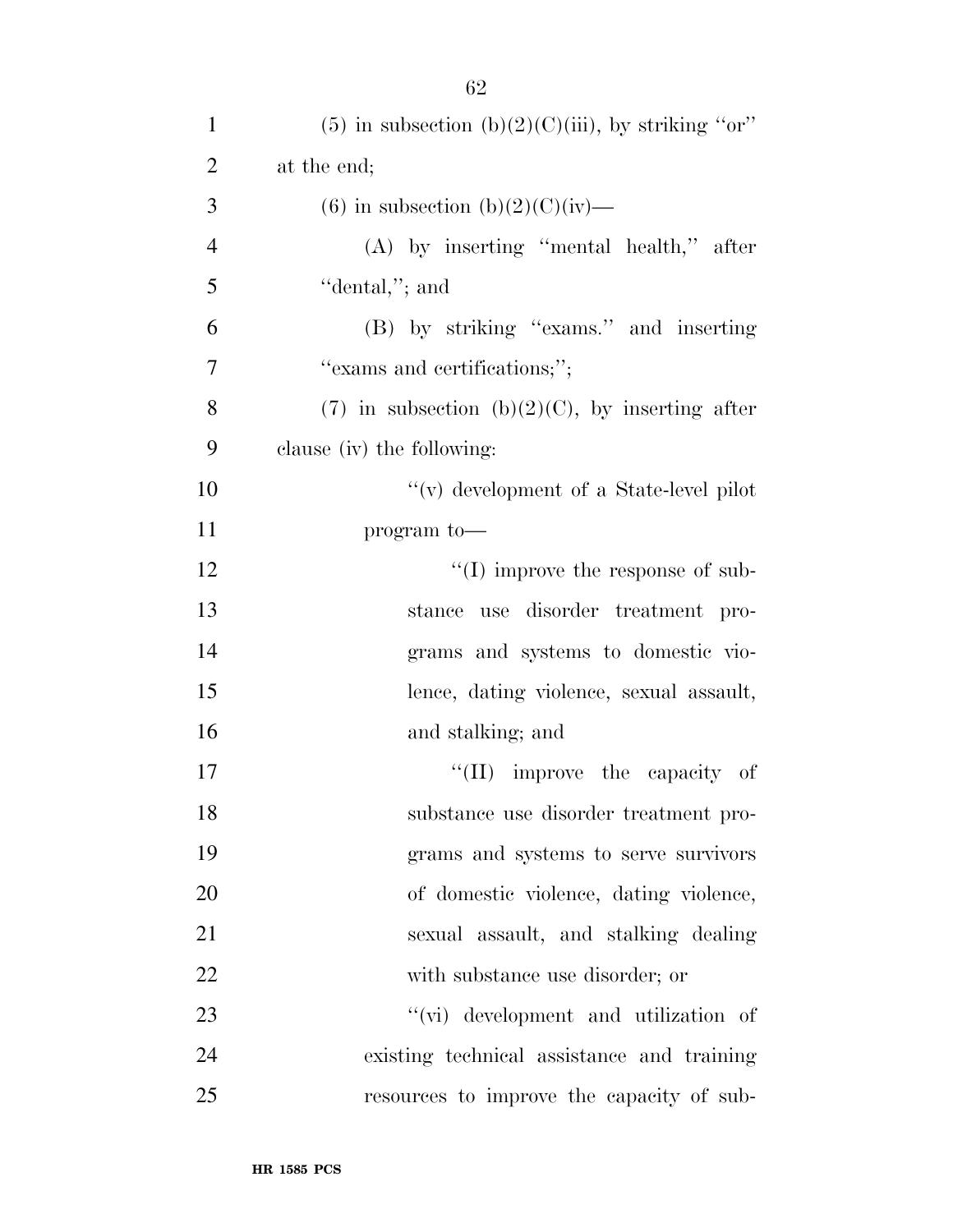(5) in subsection (b)(2)(C)(iii), by striking ''or'' at the end;

(6) in subsection (b)(2)(C)(iv)—

(A) by inserting ''mental health,'' after ''dental,''; and

(B) by striking ''exams.'' and inserting ''exams and certifications;'';

(7) in subsection (b)(2)(C), by inserting after clause (iv) the following:

''(v) development of a State-level pilot program to—

''(I) improve the response of substance use disorder treatment programs and systems to domestic violence, dating violence, sexual assault, and stalking; and

''(II) improve the capacity of substance use disorder treatment programs and systems to serve survivors of domestic violence, dating violence, sexual assault, and stalking dealing with substance use disorder; or

''(vi) development and utilization of existing technical assistance and training resources to improve the capacity of sub-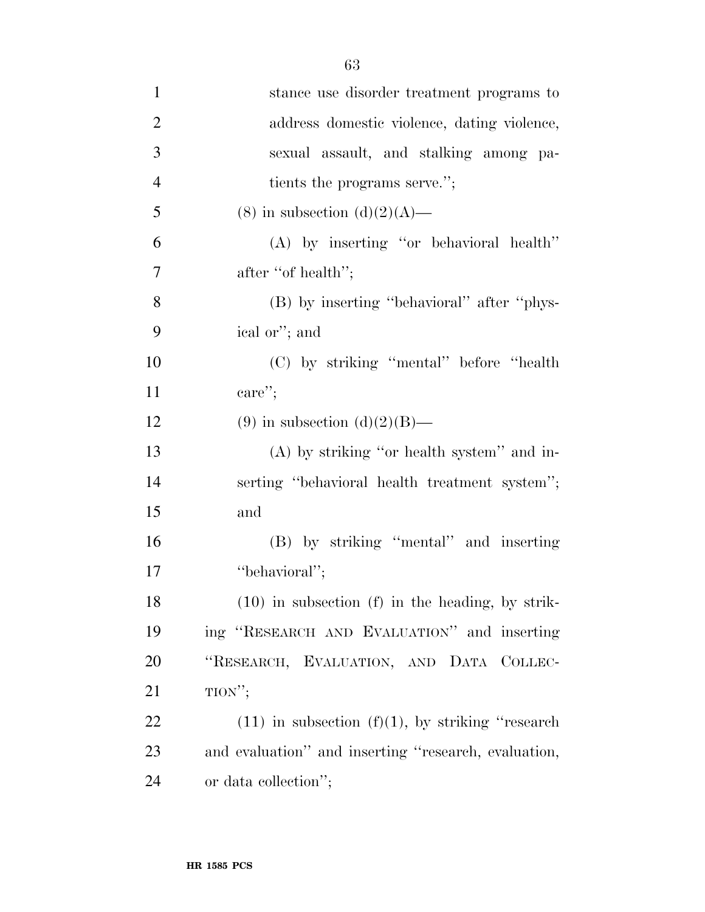stance use disorder treatment programs to address domestic violence, dating violence, sexual assault, and stalking among patients the programs serve.'';

(8) in subsection (d)(2)(A)—

(A) by inserting ''or behavioral health'' after ''of health'';

(B) by inserting ''behavioral'' after ''physical or''; and

(C) by striking ''mental'' before ''health care'';

(9) in subsection (d)(2)(B)—

(A) by striking ''or health system'' and inserting ''behavioral health treatment system''; and

(B) by striking ''mental'' and inserting ''behavioral'';

(10) in subsection (f) in the heading, by striking ''RESEARCH AND EVALUATION'' and inserting ''RESEARCH, EVALUATION, AND DATA COLLECTION'';

(11) in subsection (f)(1), by striking ''research and evaluation'' and inserting ''research, evaluation, or data collection'';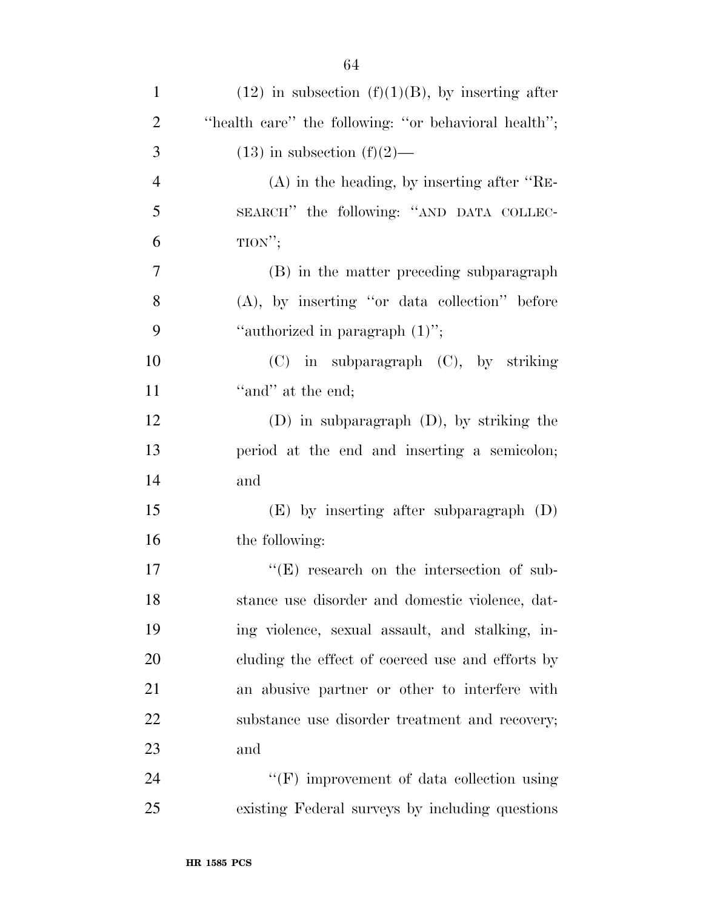(12) in subsection (f)(1)(B), by inserting after "health care" the following: "or behavioral health";

(13) in subsection (f)(2)—

(A) in the heading, by inserting after "RESEARCH" the following: "AND DATA COLLECTION";

(B) in the matter preceding subparagraph (A), by inserting "or data collection" before "authorized in paragraph (1)";

(C) in subparagraph (C), by striking "and" at the end;

(D) in subparagraph (D), by striking the period at the end and inserting a semicolon; and

(E) by inserting after subparagraph (D) the following:

"(E) research on the intersection of substance use disorder and domestic violence, dating violence, sexual assault, and stalking, including the effect of coerced use and efforts by an abusive partner or other to interfere with substance use disorder treatment and recovery; and

"(F) improvement of data collection using existing Federal surveys by including questions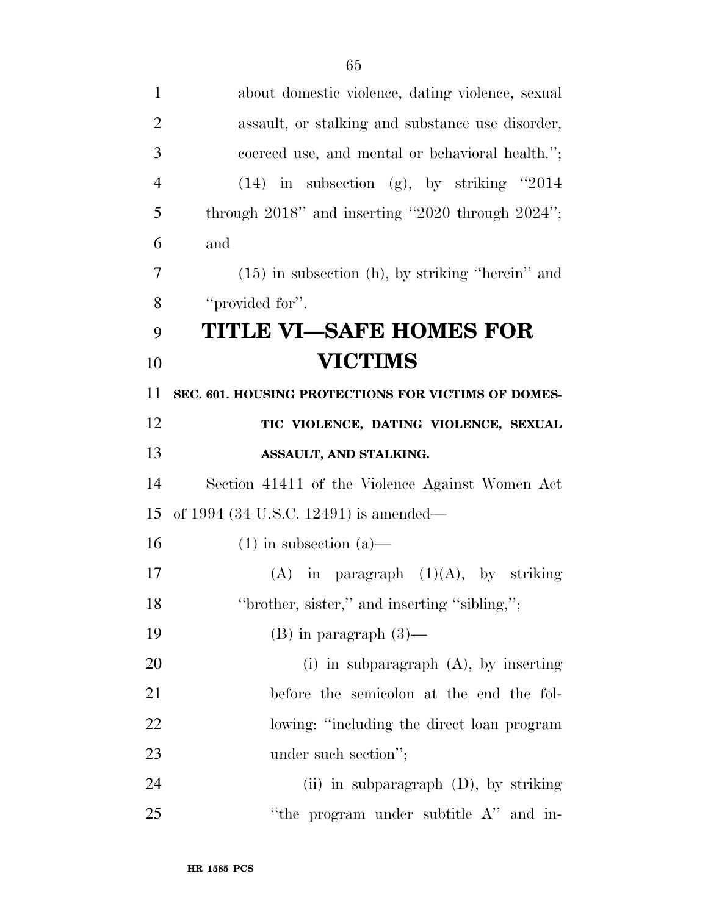about domestic violence, dating violence, sexual assault, or stalking and substance use disorder, coerced use, and mental or behavioral health.'';

(14) in subsection (g), by striking ''2014 through 2018'' and inserting ''2020 through 2024''; and

(15) in subsection (h), by striking ''herein'' and ''provided for''.

# TITLE VI—SAFE HOMES FOR VICTIMS

### SEC. 601. HOUSING PROTECTIONS FOR VICTIMS OF DOMESTIC VIOLENCE, DATING VIOLENCE, SEXUAL ASSAULT, AND STALKING.

Section 41411 of the Violence Against Women Act of 1994 (34 U.S.C. 12491) is amended—

(1) in subsection (a)—

(A) in paragraph (1)(A), by striking ''brother, sister,'' and inserting ''sibling,'';

(B) in paragraph (3)—

(i) in subparagraph (A), by inserting before the semicolon at the end the following: ''including the direct loan program under such section'';

(ii) in subparagraph (D), by striking ''the program under subtitle A'' and in-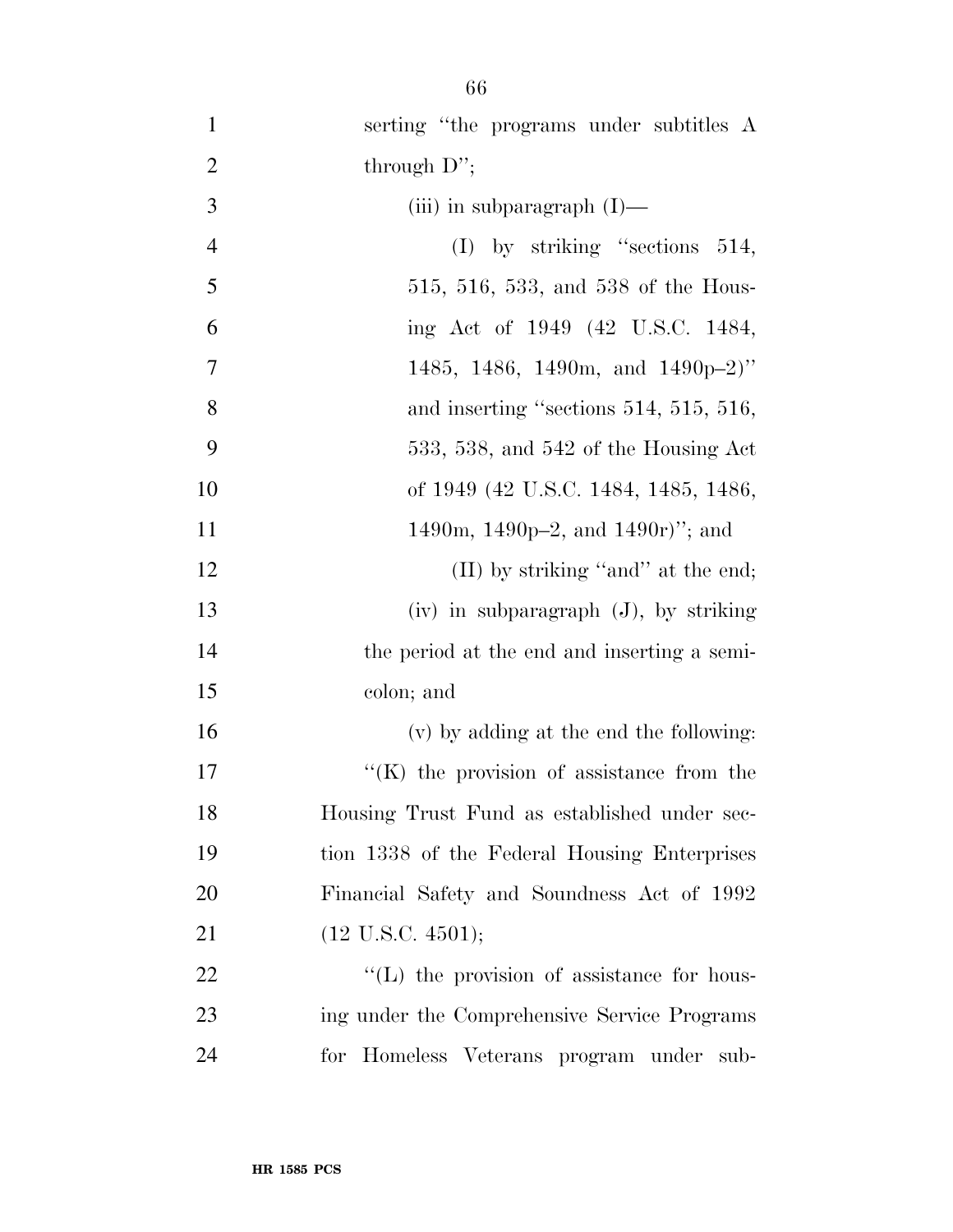serting "the programs under subtitles A through D";

(iii) in subparagraph (I)—

(I) by striking "sections 514, 515, 516, 533, and 538 of the Housing Act of 1949 (42 U.S.C. 1484, 1485, 1486, 1490m, and 1490p–2)" and inserting "sections 514, 515, 516, 533, 538, and 542 of the Housing Act of 1949 (42 U.S.C. 1484, 1485, 1486, 1490m, 1490p–2, and 1490r)"; and

(II) by striking "and" at the end;

(iv) in subparagraph (J), by striking the period at the end and inserting a semicolon; and

(v) by adding at the end the following:

"(K) the provision of assistance from the Housing Trust Fund as established under section 1338 of the Federal Housing Enterprises Financial Safety and Soundness Act of 1992 (12 U.S.C. 4501);

"(L) the provision of assistance for housing under the Comprehensive Service Programs for Homeless Veterans program under sub-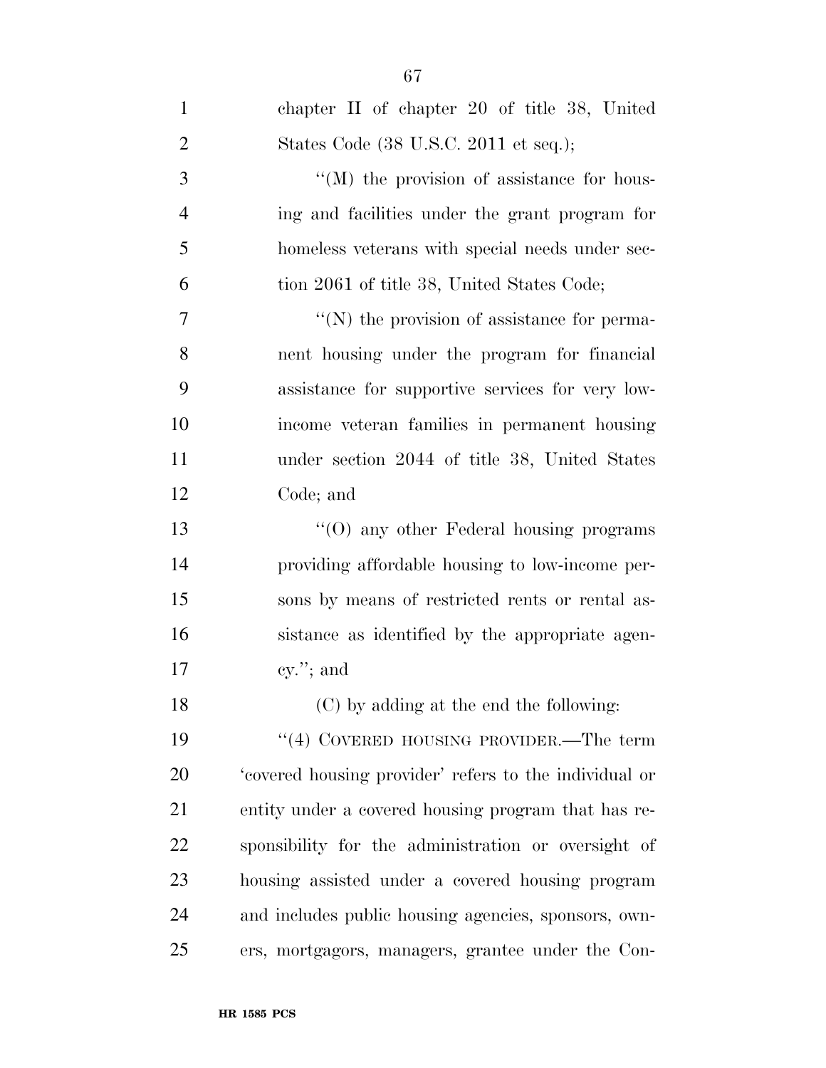chapter II of chapter 20 of title 38, United States Code (38 U.S.C. 2011 et seq.);

"(M) the provision of assistance for housing and facilities under the grant program for homeless veterans with special needs under section 2061 of title 38, United States Code;

"(N) the provision of assistance for permanent housing under the program for financial assistance for supportive services for very low-income veteran families in permanent housing under section 2044 of title 38, United States Code; and

"(O) any other Federal housing programs providing affordable housing to low-income persons by means of restricted rents or rental assistance as identified by the appropriate agency."; and

(C) by adding at the end the following:

"(4) COVERED HOUSING PROVIDER.—The term 'covered housing provider' refers to the individual or entity under a covered housing program that has responsibility for the administration or oversight of housing assisted under a covered housing program and includes public housing agencies, sponsors, owners, mortgagors, managers, grantee under the Con-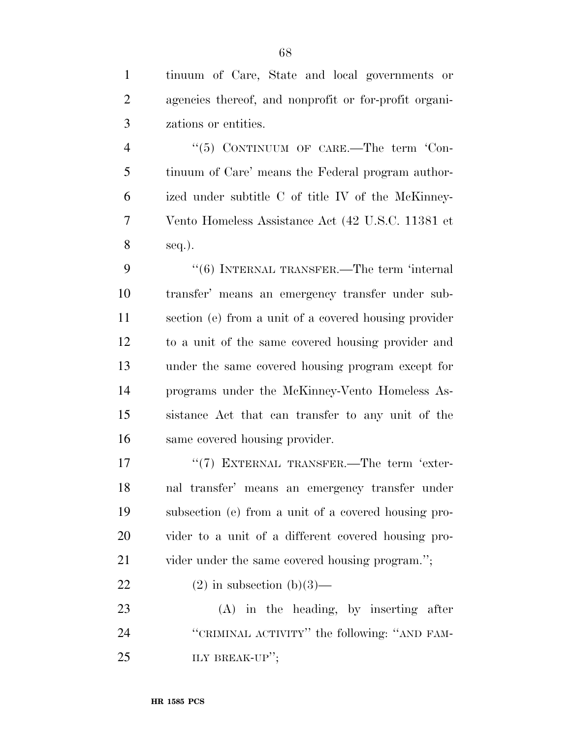tinuum of Care, State and local governments or agencies thereof, and nonprofit or for-profit organizations or entities.

''(5) CONTINUUM OF CARE.—The term 'Continuum of Care' means the Federal program authorized under subtitle C of title IV of the McKinney-Vento Homeless Assistance Act (42 U.S.C. 11381 et seq.).

''(6) INTERNAL TRANSFER.—The term 'internal transfer' means an emergency transfer under subsection (e) from a unit of a covered housing provider to a unit of the same covered housing provider and under the same covered housing program except for programs under the McKinney-Vento Homeless Assistance Act that can transfer to any unit of the same covered housing provider.

''(7) EXTERNAL TRANSFER.—The term 'external transfer' means an emergency transfer under subsection (e) from a unit of a covered housing provider to a unit of a different covered housing provider under the same covered housing program.'';

(2) in subsection (b)(3)—

(A) in the heading, by inserting after ''CRIMINAL ACTIVITY'' the following: ''AND FAMILY BREAK-UP'';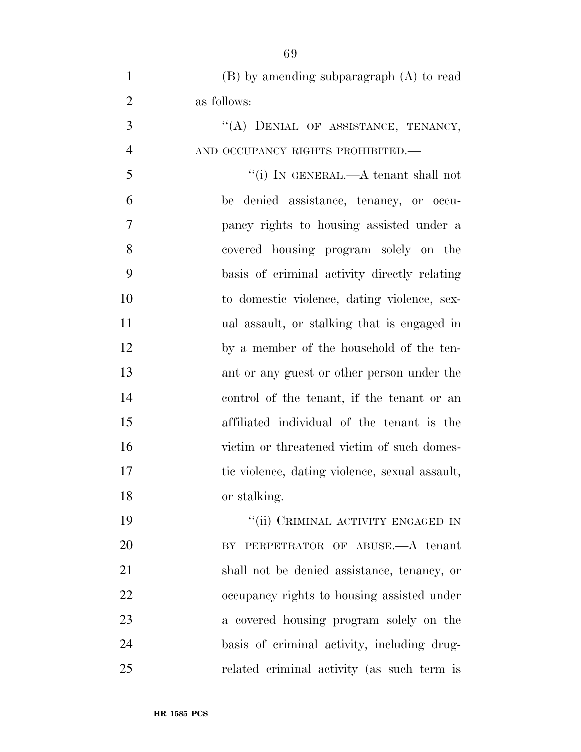(B) by amending subparagraph (A) to read as follows:

"(A) DENIAL OF ASSISTANCE, TENANCY, AND OCCUPANCY RIGHTS PROHIBITED.—

"(i) IN GENERAL.—A tenant shall not be denied assistance, tenancy, or occupancy rights to housing assisted under a covered housing program solely on the basis of criminal activity directly relating to domestic violence, dating violence, sexual assault, or stalking that is engaged in by a member of the household of the tenant or any guest or other person under the control of the tenant, if the tenant or an affiliated individual of the tenant is the victim or threatened victim of such domestic violence, dating violence, sexual assault, or stalking.

"(ii) CRIMINAL ACTIVITY ENGAGED IN BY PERPETRATOR OF ABUSE.—A tenant shall not be denied assistance, tenancy, or occupancy rights to housing assisted under a covered housing program solely on the basis of criminal activity, including drug-related criminal activity (as such term is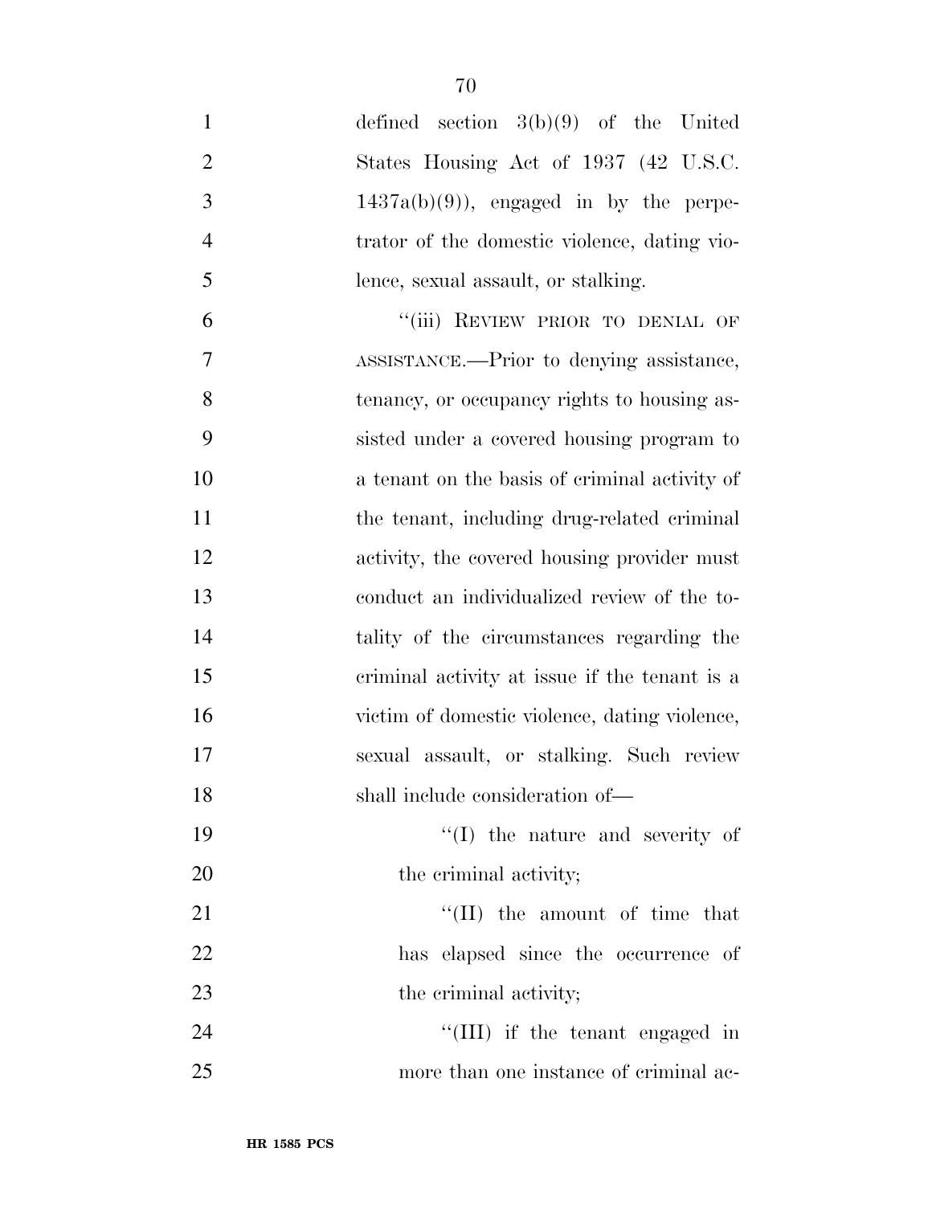defined section 3(b)(9) of the United States Housing Act of 1937 (42 U.S.C. 1437a(b)(9)), engaged in by the perpetrator of the domestic violence, dating violence, sexual assault, or stalking.

"(iii) REVIEW PRIOR TO DENIAL OF ASSISTANCE.—Prior to denying assistance, tenancy, or occupancy rights to housing assisted under a covered housing program to a tenant on the basis of criminal activity of the tenant, including drug-related criminal activity, the covered housing provider must conduct an individualized review of the totality of the circumstances regarding the criminal activity at issue if the tenant is a victim of domestic violence, dating violence, sexual assault, or stalking. Such review shall include consideration of—

"(I) the nature and severity of the criminal activity;

"(II) the amount of time that has elapsed since the occurrence of the criminal activity;

"(III) if the tenant engaged in more than one instance of criminal ac-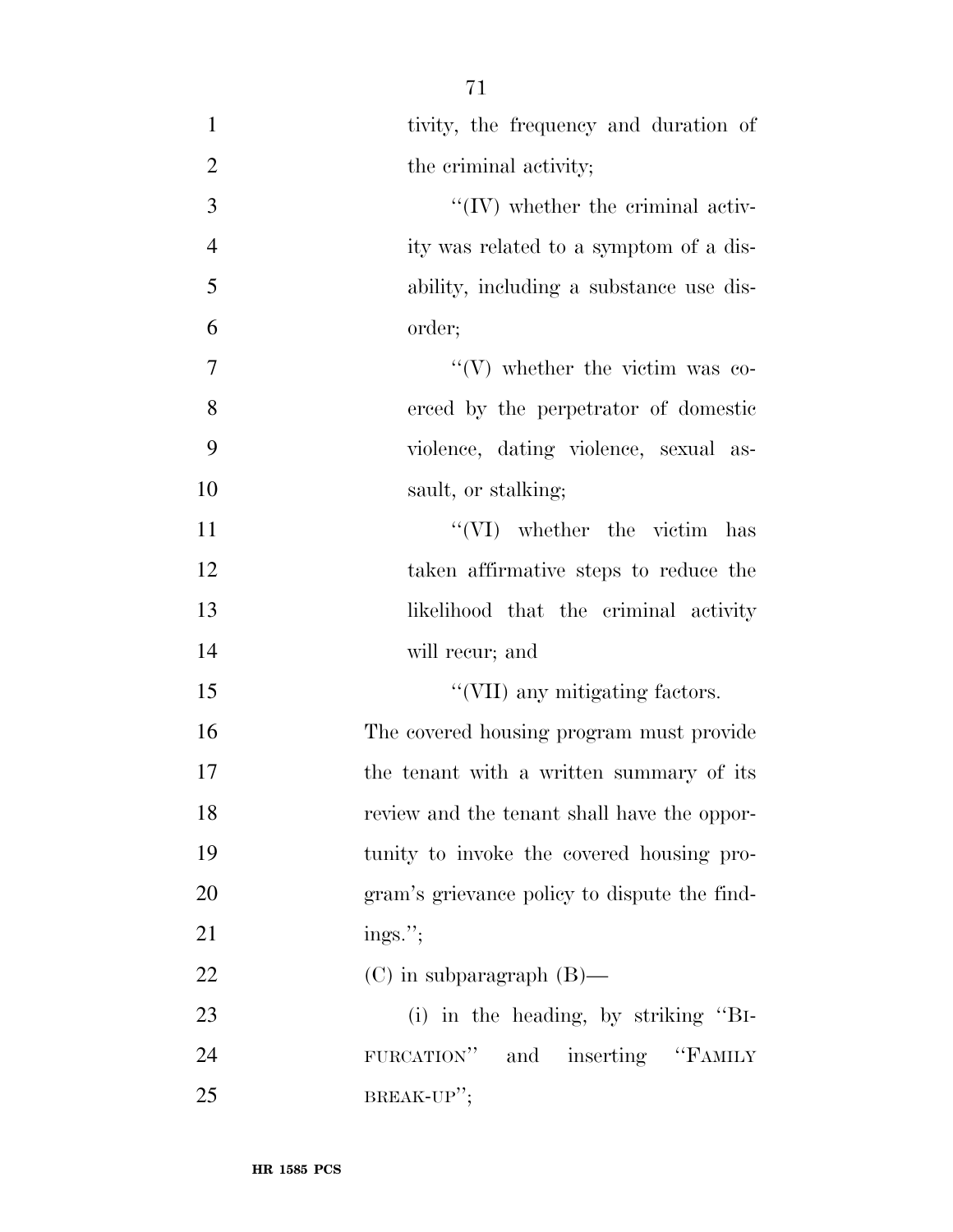tivity, the frequency and duration of the criminal activity;

''(IV) whether the criminal activity was related to a symptom of a disability, including a substance use disorder;

''(V) whether the victim was coerced by the perpetrator of domestic violence, dating violence, sexual assault, or stalking;

''(VI) whether the victim has taken affirmative steps to reduce the likelihood that the criminal activity will recur; and

''(VII) any mitigating factors.

The covered housing program must provide the tenant with a written summary of its review and the tenant shall have the opportunity to invoke the covered housing program's grievance policy to dispute the findings.'';

(C) in subparagraph (B)—

(i) in the heading, by striking ''BIFURCATION'' and inserting ''FAMILY BREAK-UP'';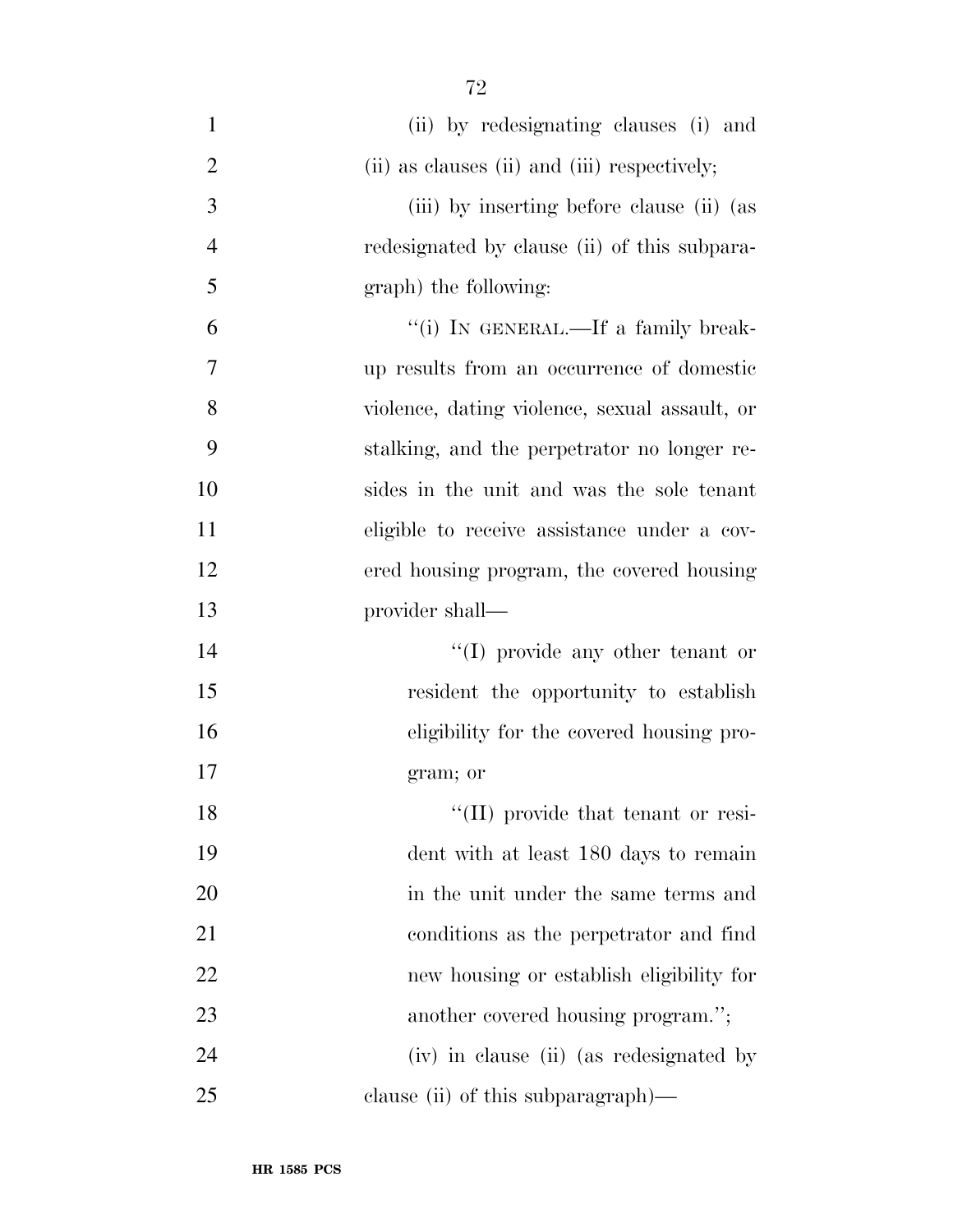(ii) by redesignating clauses (i) and (ii) as clauses (ii) and (iii) respectively;

(iii) by inserting before clause (ii) (as redesignated by clause (ii) of this subparagraph) the following:

"(i) IN GENERAL.—If a family break-up results from an occurrence of domestic violence, dating violence, sexual assault, or stalking, and the perpetrator no longer resides in the unit and was the sole tenant eligible to receive assistance under a covered housing program, the covered housing provider shall—

"(I) provide any other tenant or resident the opportunity to establish eligibility for the covered housing program; or

"(II) provide that tenant or resident with at least 180 days to remain in the unit under the same terms and conditions as the perpetrator and find new housing or establish eligibility for another covered housing program.";

(iv) in clause (ii) (as redesignated by clause (ii) of this subparagraph)—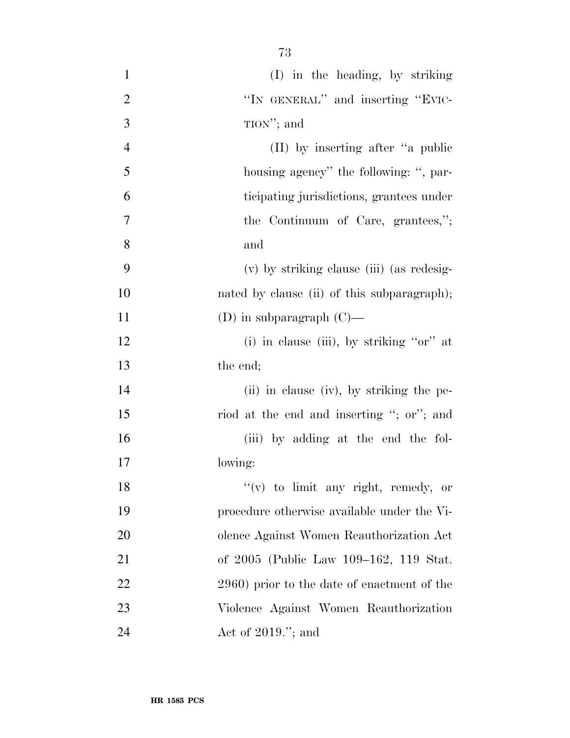(I) in the heading, by striking "IN GENERAL" and inserting "EVICTION"; and

(II) by inserting after "a public housing agency" the following: ", participating jurisdictions, grantees under the Continuum of Care, grantees,"; and

(v) by striking clause (iii) (as redesignated by clause (ii) of this subparagraph);

(D) in subparagraph (C)—

(i) in clause (iii), by striking "or" at the end;

(ii) in clause (iv), by striking the period at the end and inserting "; or"; and

(iii) by adding at the end the following:

"(v) to limit any right, remedy, or procedure otherwise available under the Violence Against Women Reauthorization Act of 2005 (Public Law 109–162, 119 Stat. 2960) prior to the date of enactment of the Violence Against Women Reauthorization Act of 2019."; and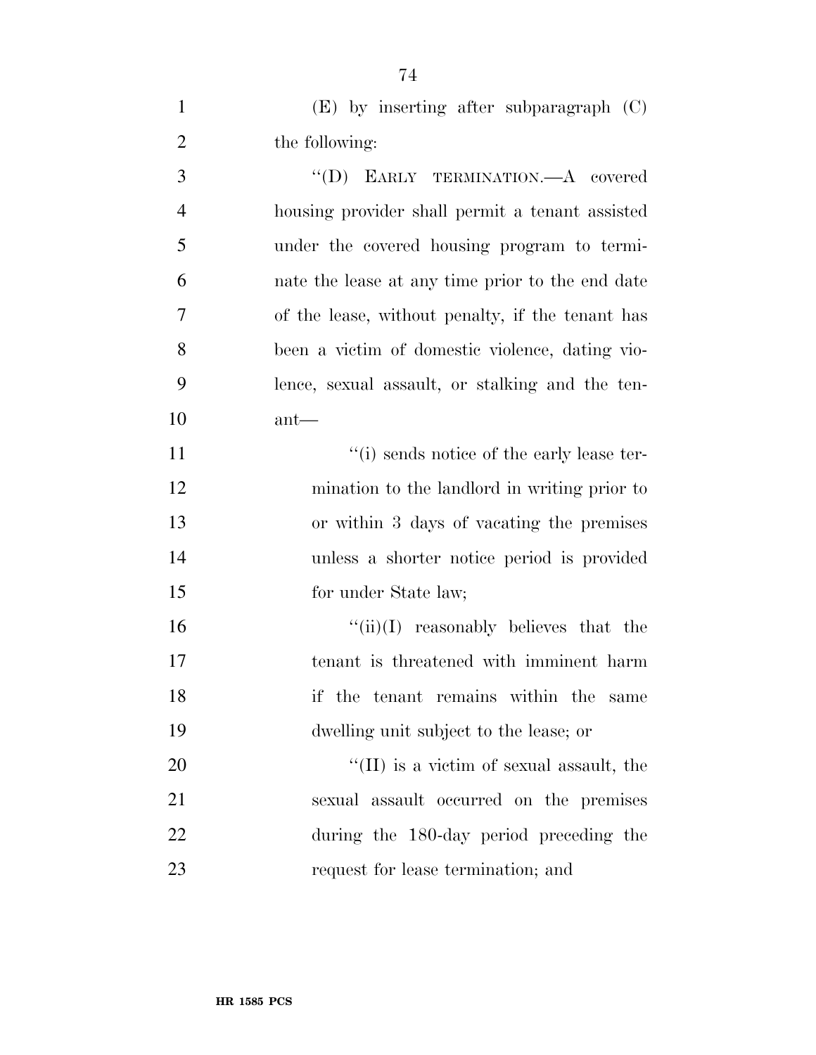(E) by inserting after subparagraph (C) the following:

''(D) EARLY TERMINATION.—A covered housing provider shall permit a tenant assisted under the covered housing program to terminate the lease at any time prior to the end date of the lease, without penalty, if the tenant has been a victim of domestic violence, dating violence, sexual assault, or stalking and the tenant—

''(i) sends notice of the early lease termination to the landlord in writing prior to or within 3 days of vacating the premises unless a shorter notice period is provided for under State law;

''(ii)(I) reasonably believes that the tenant is threatened with imminent harm if the tenant remains within the same dwelling unit subject to the lease; or

''(II) is a victim of sexual assault, the sexual assault occurred on the premises during the 180-day period preceding the request for lease termination; and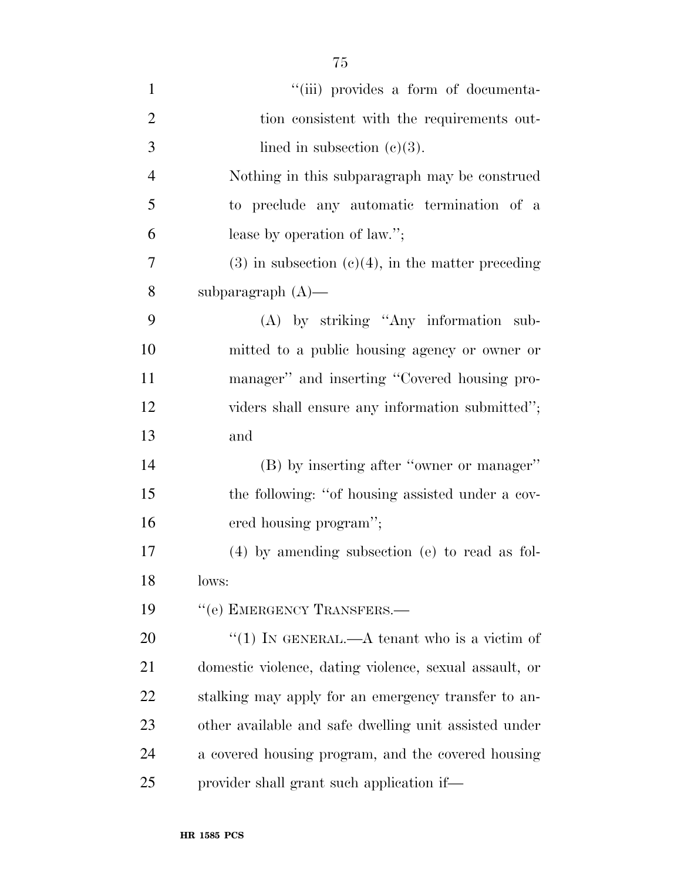"(iii) provides a form of documentation consistent with the requirements outlined in subsection (c)(3).

Nothing in this subparagraph may be construed to preclude any automatic termination of a lease by operation of law.";

(3) in subsection (c)(4), in the matter preceding subparagraph (A)—

(A) by striking "Any information submitted to a public housing agency or owner or manager" and inserting "Covered housing providers shall ensure any information submitted"; and

(B) by inserting after "owner or manager" the following: "of housing assisted under a covered housing program";

(4) by amending subsection (e) to read as follows:

"(e) EMERGENCY TRANSFERS.—

"(1) IN GENERAL.—A tenant who is a victim of domestic violence, dating violence, sexual assault, or stalking may apply for an emergency transfer to another available and safe dwelling unit assisted under a covered housing program, and the covered housing provider shall grant such application if—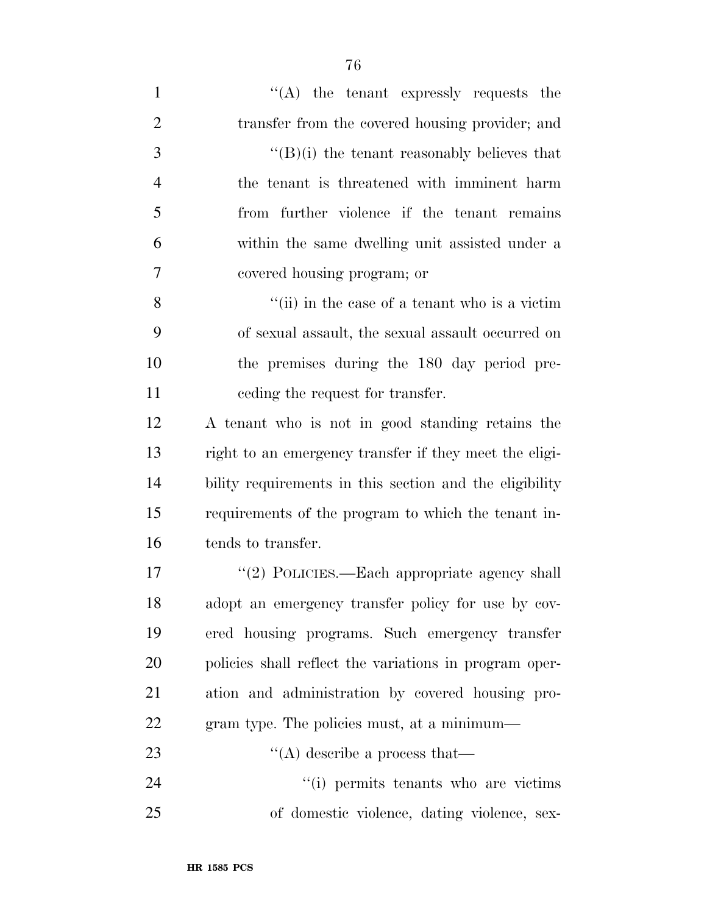''(A) the tenant expressly requests the transfer from the covered housing provider; and

''(B)(i) the tenant reasonably believes that the tenant is threatened with imminent harm from further violence if the tenant remains within the same dwelling unit assisted under a covered housing program; or

''(ii) in the case of a tenant who is a victim of sexual assault, the sexual assault occurred on the premises during the 180 day period preceding the request for transfer.

A tenant who is not in good standing retains the right to an emergency transfer if they meet the eligibility requirements in this section and the eligibility requirements of the program to which the tenant intends to transfer.

''(2) POLICIES.—Each appropriate agency shall adopt an emergency transfer policy for use by covered housing programs. Such emergency transfer policies shall reflect the variations in program operation and administration by covered housing program type. The policies must, at a minimum—

''(A) describe a process that—

''(i) permits tenants who are victims of domestic violence, dating violence, sex-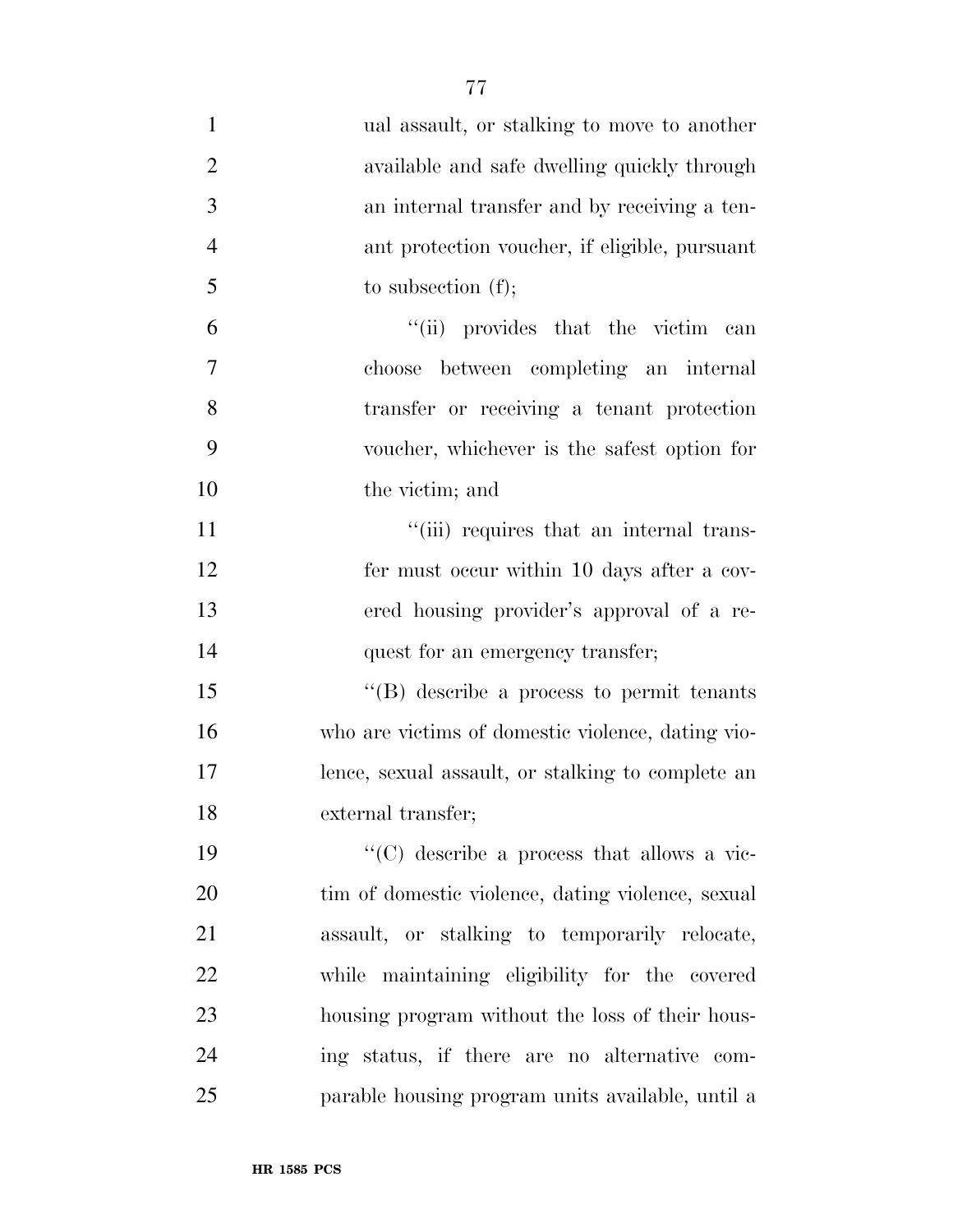ual assault, or stalking to move to another available and safe dwelling quickly through an internal transfer and by receiving a tenant protection voucher, if eligible, pursuant to subsection (f);

"(ii) provides that the victim can choose between completing an internal transfer or receiving a tenant protection voucher, whichever is the safest option for the victim; and

"(iii) requires that an internal transfer must occur within 10 days after a covered housing provider's approval of a request for an emergency transfer;

"(B) describe a process to permit tenants who are victims of domestic violence, dating violence, sexual assault, or stalking to complete an external transfer;

"(C) describe a process that allows a victim of domestic violence, dating violence, sexual assault, or stalking to temporarily relocate, while maintaining eligibility for the covered housing program without the loss of their housing status, if there are no alternative comparable housing program units available, until a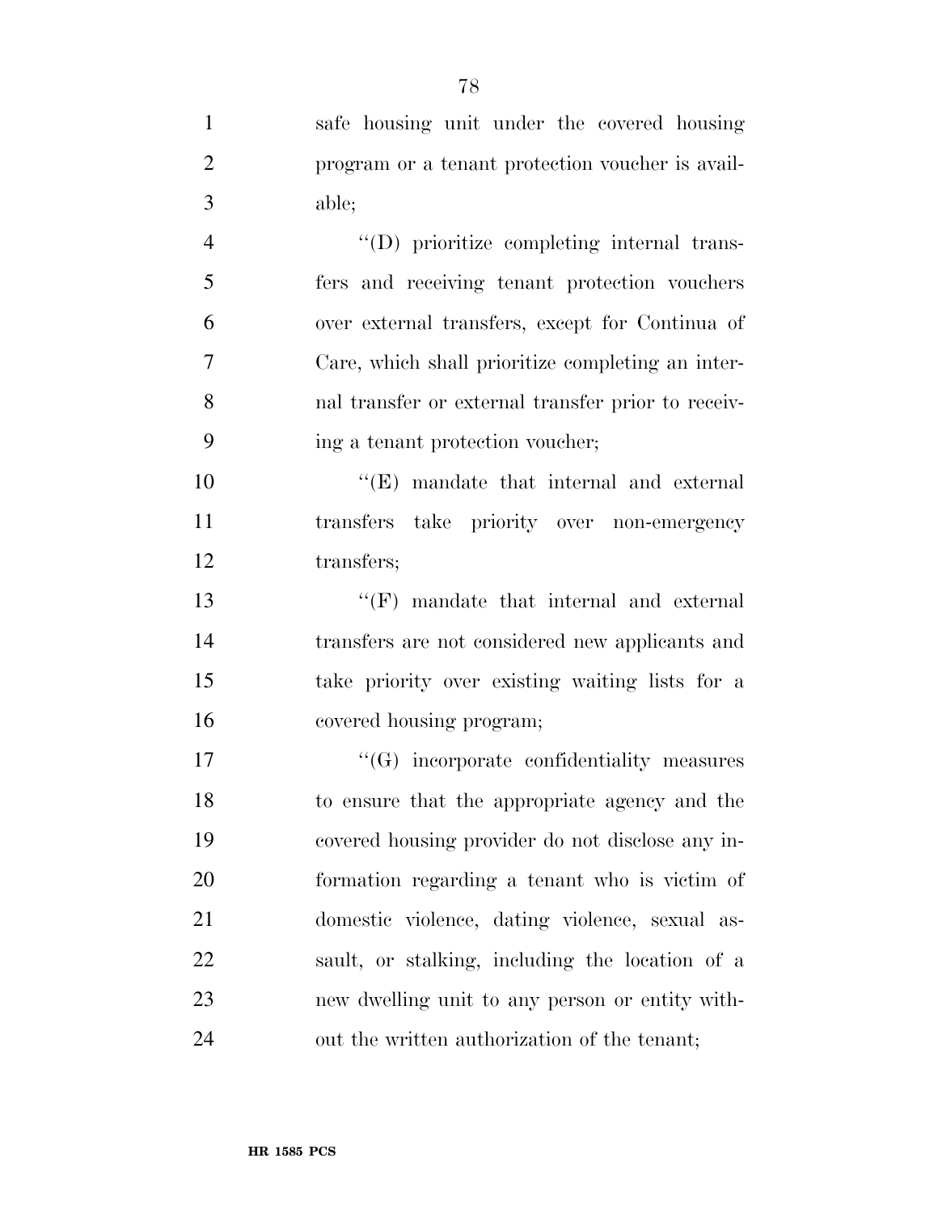safe housing unit under the covered housing program or a tenant protection voucher is available;

''(D) prioritize completing internal transfers and receiving tenant protection vouchers over external transfers, except for Continua of Care, which shall prioritize completing an internal transfer or external transfer prior to receiving a tenant protection voucher;

''(E) mandate that internal and external transfers take priority over non-emergency transfers;

''(F) mandate that internal and external transfers are not considered new applicants and take priority over existing waiting lists for a covered housing program;

''(G) incorporate confidentiality measures to ensure that the appropriate agency and the covered housing provider do not disclose any information regarding a tenant who is victim of domestic violence, dating violence, sexual assault, or stalking, including the location of a new dwelling unit to any person or entity without the written authorization of the tenant;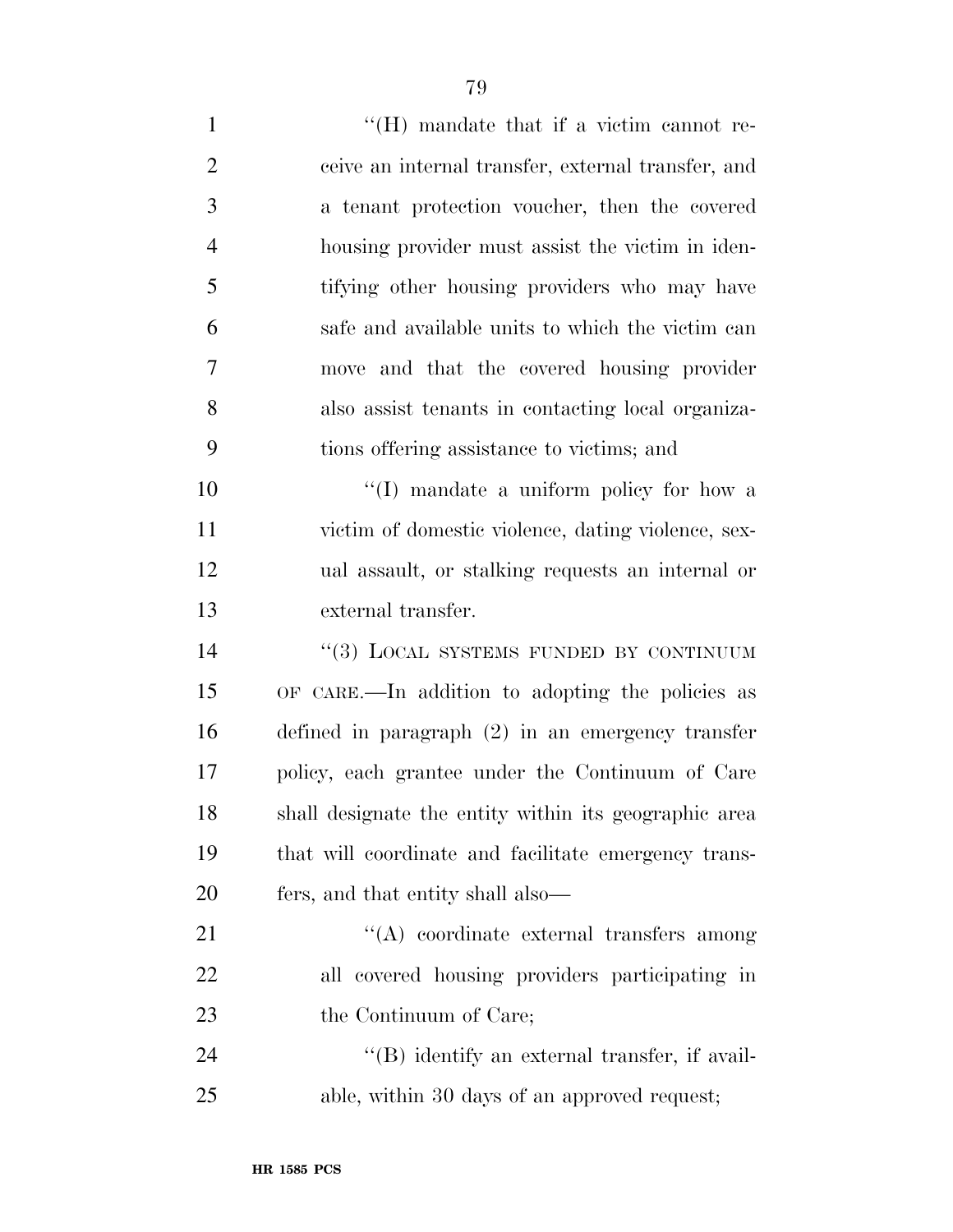"(H) mandate that if a victim cannot receive an internal transfer, external transfer, and a tenant protection voucher, then the covered housing provider must assist the victim in identifying other housing providers who may have safe and available units to which the victim can move and that the covered housing provider also assist tenants in contacting local organizations offering assistance to victims; and

"(I) mandate a uniform policy for how a victim of domestic violence, dating violence, sexual assault, or stalking requests an internal or external transfer.

"(3) LOCAL SYSTEMS FUNDED BY CONTINUUM OF CARE.—In addition to adopting the policies as defined in paragraph (2) in an emergency transfer policy, each grantee under the Continuum of Care shall designate the entity within its geographic area that will coordinate and facilitate emergency transfers, and that entity shall also—

"(A) coordinate external transfers among all covered housing providers participating in the Continuum of Care;

"(B) identify an external transfer, if available, within 30 days of an approved request;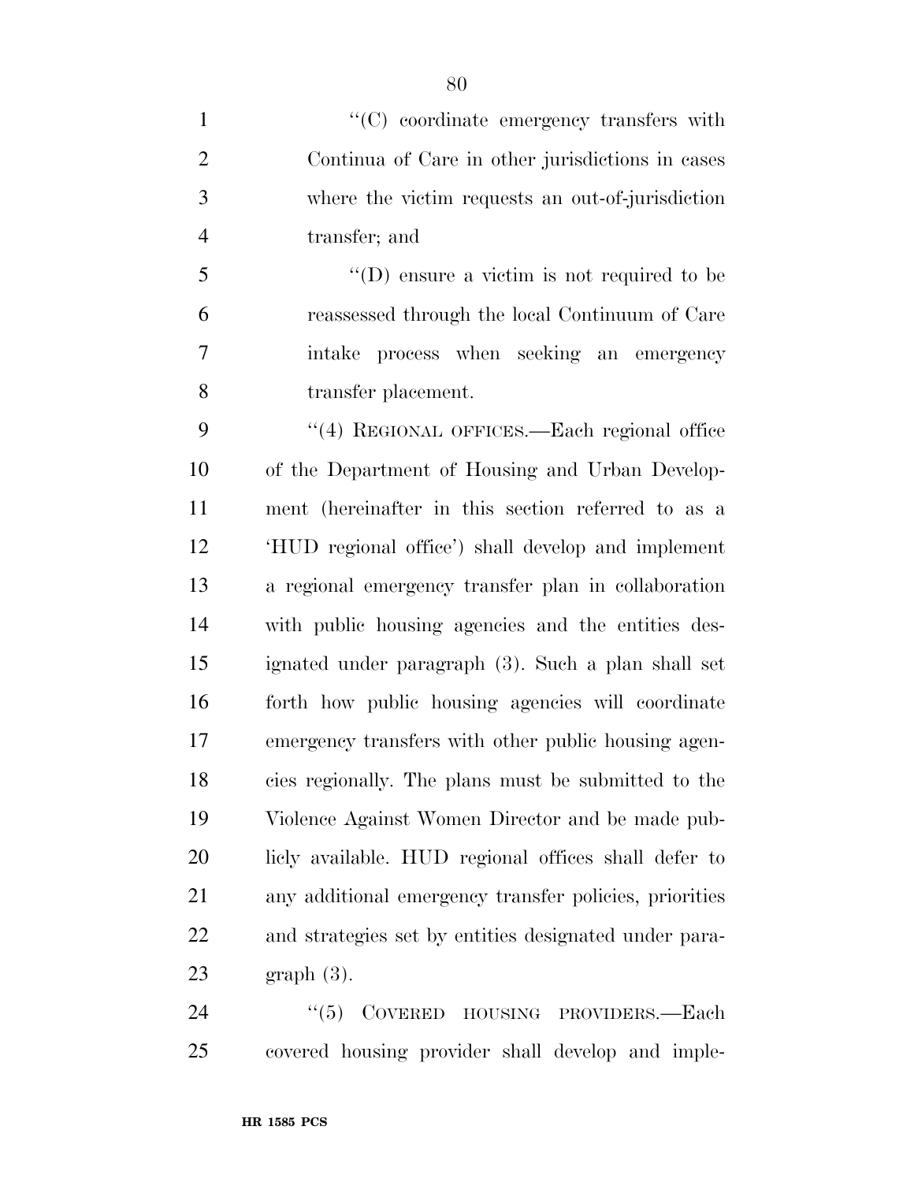''(C) coordinate emergency transfers with Continua of Care in other jurisdictions in cases where the victim requests an out-of-jurisdiction transfer; and

''(D) ensure a victim is not required to be reassessed through the local Continuum of Care intake process when seeking an emergency transfer placement.

''(4) REGIONAL OFFICES.—Each regional office of the Department of Housing and Urban Development (hereinafter in this section referred to as a 'HUD regional office') shall develop and implement a regional emergency transfer plan in collaboration with public housing agencies and the entities designated under paragraph (3). Such a plan shall set forth how public housing agencies will coordinate emergency transfers with other public housing agencies regionally. The plans must be submitted to the Violence Against Women Director and be made publicly available. HUD regional offices shall defer to any additional emergency transfer policies, priorities and strategies set by entities designated under paragraph (3).

''(5) COVERED HOUSING PROVIDERS.—Each covered housing provider shall develop and imple-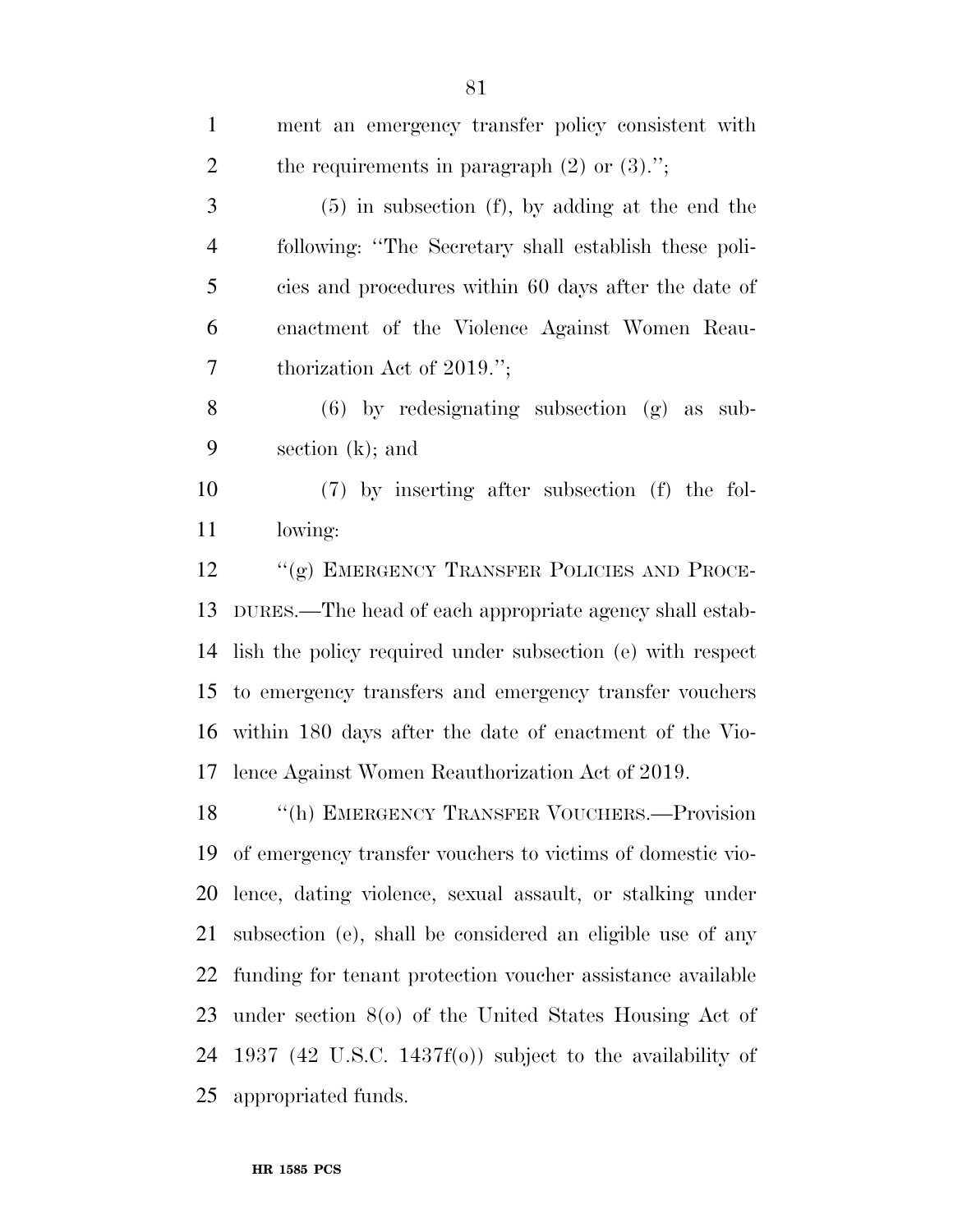ment an emergency transfer policy consistent with the requirements in paragraph (2) or (3).'';

(5) in subsection (f), by adding at the end the following: ''The Secretary shall establish these policies and procedures within 60 days after the date of enactment of the Violence Against Women Reauthorization Act of 2019.'';

(6) by redesignating subsection (g) as subsection (k); and

(7) by inserting after subsection (f) the following:

''(g) EMERGENCY TRANSFER POLICIES AND PROCEDURES.—The head of each appropriate agency shall establish the policy required under subsection (e) with respect to emergency transfers and emergency transfer vouchers within 180 days after the date of enactment of the Violence Against Women Reauthorization Act of 2019.

''(h) EMERGENCY TRANSFER VOUCHERS.—Provision of emergency transfer vouchers to victims of domestic violence, dating violence, sexual assault, or stalking under subsection (e), shall be considered an eligible use of any funding for tenant protection voucher assistance available under section 8(o) of the United States Housing Act of 1937 (42 U.S.C. 1437f(o)) subject to the availability of appropriated funds.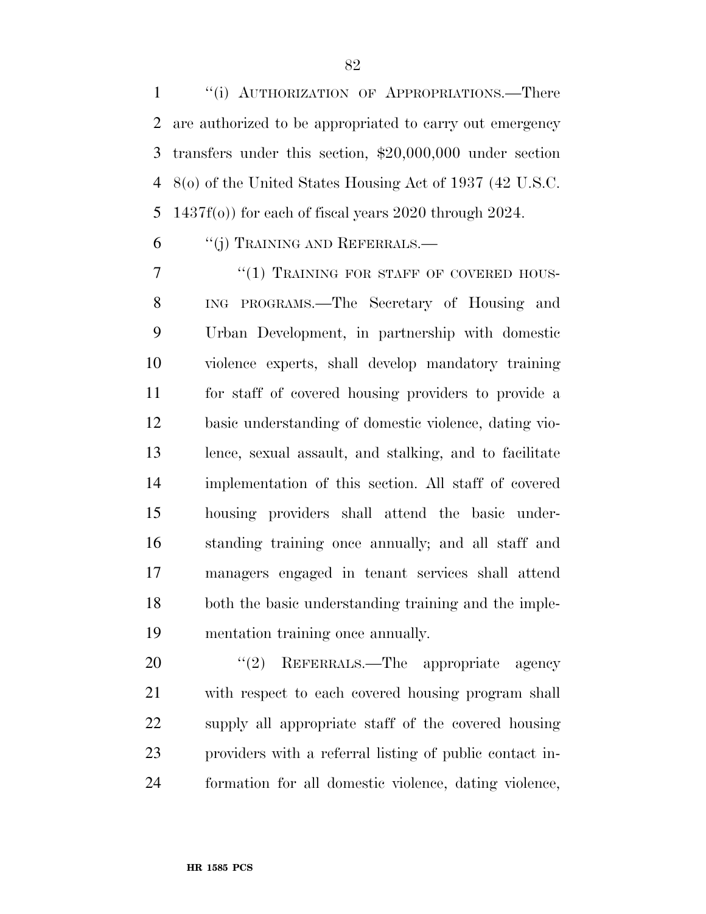"(i) AUTHORIZATION OF APPROPRIATIONS.—There are authorized to be appropriated to carry out emergency transfers under this section, $20,000,000 under section 8(o) of the United States Housing Act of 1937 (42 U.S.C. 1437f(o)) for each of fiscal years 2020 through 2024.

"(j) TRAINING AND REFERRALS.—

"(1) TRAINING FOR STAFF OF COVERED HOUSING PROGRAMS.—The Secretary of Housing and Urban Development, in partnership with domestic violence experts, shall develop mandatory training for staff of covered housing providers to provide a basic understanding of domestic violence, dating violence, sexual assault, and stalking, and to facilitate implementation of this section. All staff of covered housing providers shall attend the basic understanding training once annually; and all staff and managers engaged in tenant services shall attend both the basic understanding training and the implementation training once annually.

"(2) REFERRALS.—The appropriate agency with respect to each covered housing program shall supply all appropriate staff of the covered housing providers with a referral listing of public contact information for all domestic violence, dating violence,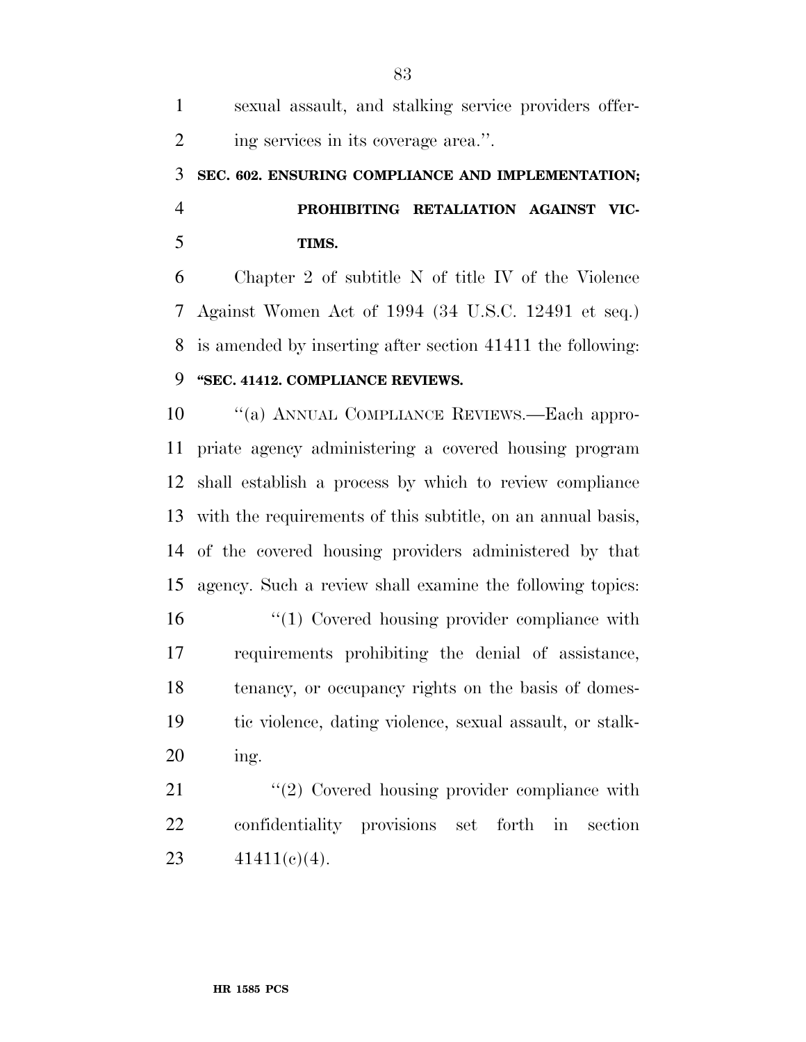sexual assault, and stalking service providers offering services in its coverage area.''.

### SEC. 602. ENSURING COMPLIANCE AND IMPLEMENTATION; PROHIBITING RETALIATION AGAINST VICTIMS.

Chapter 2 of subtitle N of title IV of the Violence Against Women Act of 1994 (34 U.S.C. 12491 et seq.) is amended by inserting after section 41411 the following:

#### ''SEC. 41412. COMPLIANCE REVIEWS.

''(a) ANNUAL COMPLIANCE REVIEWS.—Each appropriate agency administering a covered housing program shall establish a process by which to review compliance with the requirements of this subtitle, on an annual basis, of the covered housing providers administered by that agency. Such a review shall examine the following topics:

''(1) Covered housing provider compliance with requirements prohibiting the denial of assistance, tenancy, or occupancy rights on the basis of domestic violence, dating violence, sexual assault, or stalking.

''(2) Covered housing provider compliance with confidentiality provisions set forth in section 41411(c)(4).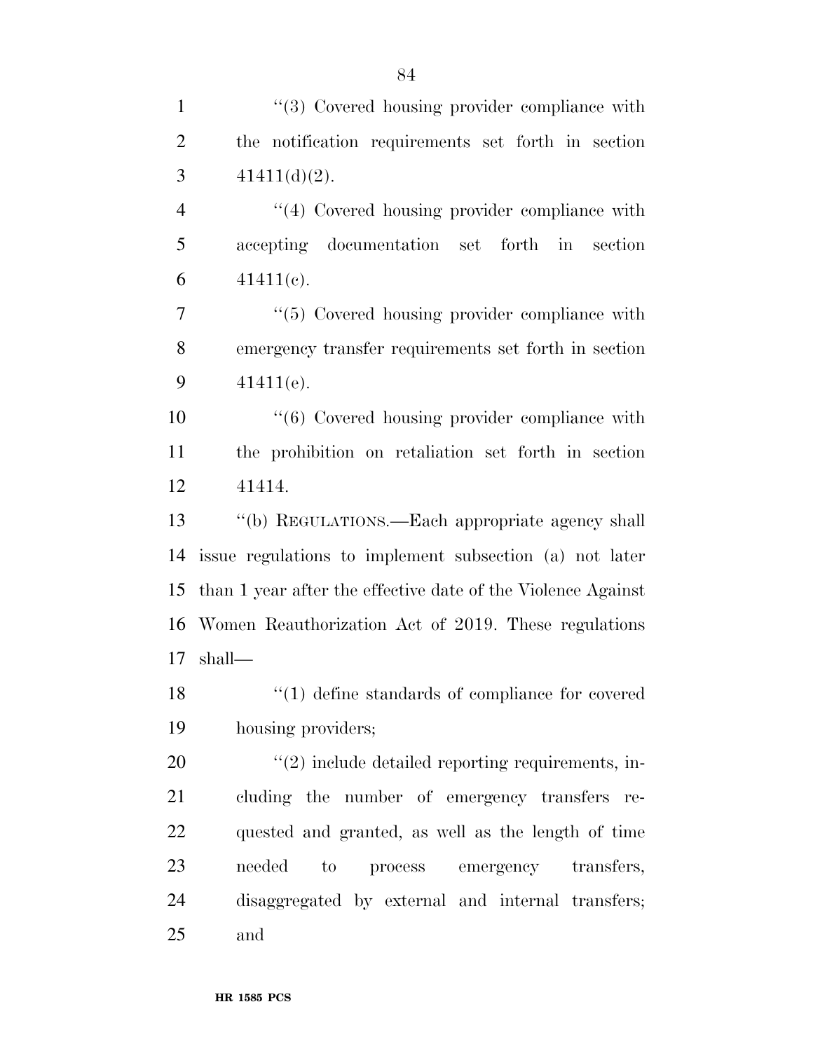''(3) Covered housing provider compliance with the notification requirements set forth in section 41411(d)(2).

''(4) Covered housing provider compliance with accepting documentation set forth in section 41411(c).

''(5) Covered housing provider compliance with emergency transfer requirements set forth in section 41411(e).

''(6) Covered housing provider compliance with the prohibition on retaliation set forth in section 41414.

''(b) REGULATIONS.—Each appropriate agency shall issue regulations to implement subsection (a) not later than 1 year after the effective date of the Violence Against Women Reauthorization Act of 2019. These regulations shall—

''(1) define standards of compliance for covered housing providers;

''(2) include detailed reporting requirements, including the number of emergency transfers requested and granted, as well as the length of time needed to process emergency transfers, disaggregated by external and internal transfers; and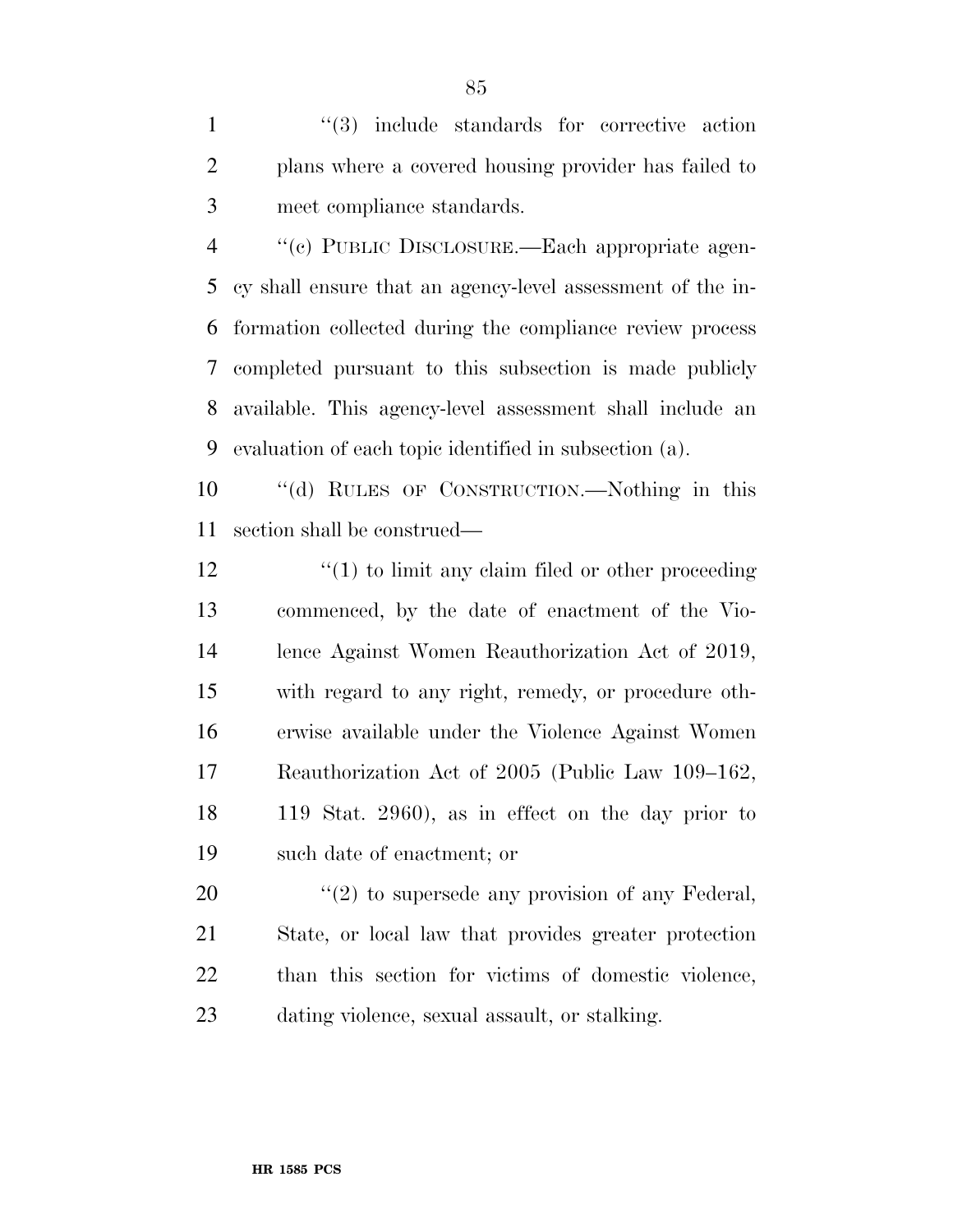"(3) include standards for corrective action plans where a covered housing provider has failed to meet compliance standards.

"(c) PUBLIC DISCLOSURE.—Each appropriate agency shall ensure that an agency-level assessment of the information collected during the compliance review process completed pursuant to this subsection is made publicly available. This agency-level assessment shall include an evaluation of each topic identified in subsection (a).

"(d) RULES OF CONSTRUCTION.—Nothing in this section shall be construed—

"(1) to limit any claim filed or other proceeding commenced, by the date of enactment of the Violence Against Women Reauthorization Act of 2019, with regard to any right, remedy, or procedure otherwise available under the Violence Against Women Reauthorization Act of 2005 (Public Law 109–162, 119 Stat. 2960), as in effect on the day prior to such date of enactment; or

"(2) to supersede any provision of any Federal, State, or local law that provides greater protection than this section for victims of domestic violence, dating violence, sexual assault, or stalking.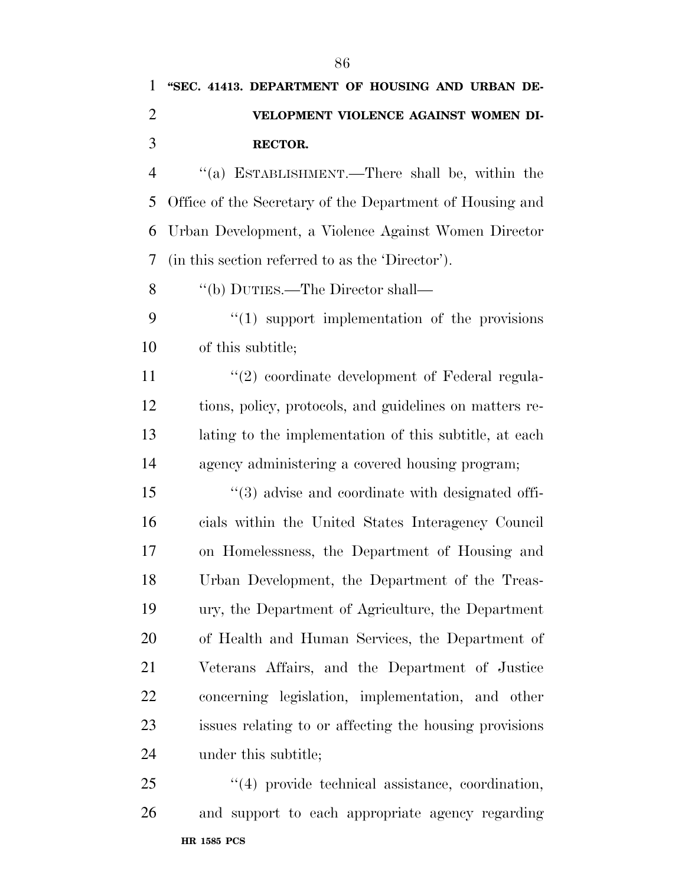**"SEC. 41413. DEPARTMENT OF HOUSING AND URBAN DEVELOPMENT VIOLENCE AGAINST WOMEN DIRECTOR.**

"(a) ESTABLISHMENT.—There shall be, within the Office of the Secretary of the Department of Housing and Urban Development, a Violence Against Women Director (in this section referred to as the 'Director').

"(b) DUTIES.—The Director shall—

"(1) support implementation of the provisions of this subtitle;

"(2) coordinate development of Federal regulations, policy, protocols, and guidelines on matters relating to the implementation of this subtitle, at each agency administering a covered housing program;

"(3) advise and coordinate with designated officials within the United States Interagency Council on Homelessness, the Department of Housing and Urban Development, the Department of the Treasury, the Department of Agriculture, the Department of Health and Human Services, the Department of Veterans Affairs, and the Department of Justice concerning legislation, implementation, and other issues relating to or affecting the housing provisions under this subtitle;

"(4) provide technical assistance, coordination, and support to each appropriate agency regarding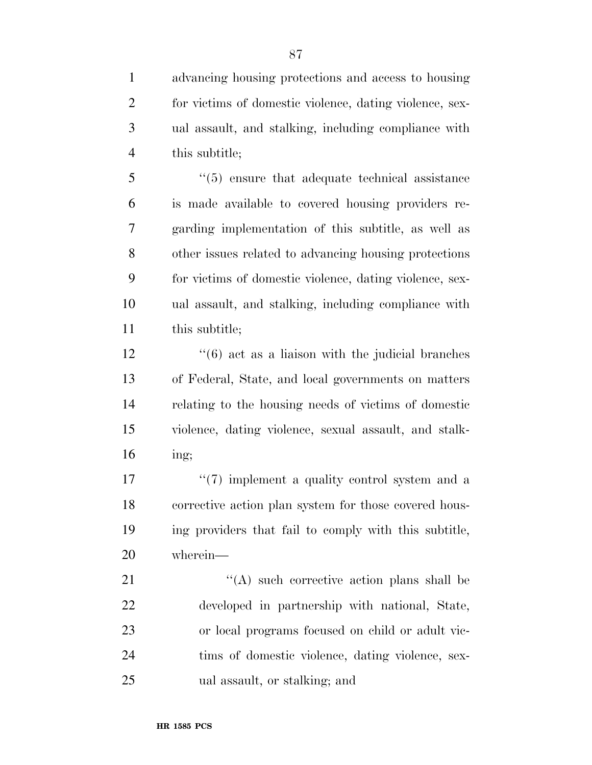advancing housing protections and access to housing for victims of domestic violence, dating violence, sexual assault, and stalking, including compliance with this subtitle;

"(5) ensure that adequate technical assistance is made available to covered housing providers regarding implementation of this subtitle, as well as other issues related to advancing housing protections for victims of domestic violence, dating violence, sexual assault, and stalking, including compliance with this subtitle;

"(6) act as a liaison with the judicial branches of Federal, State, and local governments on matters relating to the housing needs of victims of domestic violence, dating violence, sexual assault, and stalking;

"(7) implement a quality control system and a corrective action plan system for those covered housing providers that fail to comply with this subtitle, wherein—

"(A) such corrective action plans shall be developed in partnership with national, State, or local programs focused on child or adult victims of domestic violence, dating violence, sexual assault, or stalking; and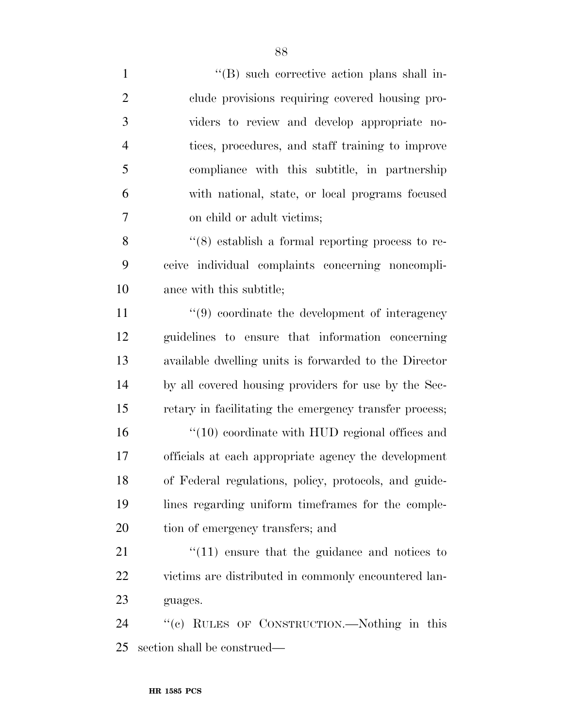''(B) such corrective action plans shall include provisions requiring covered housing providers to review and develop appropriate notices, procedures, and staff training to improve compliance with this subtitle, in partnership with national, state, or local programs focused on child or adult victims;

''(8) establish a formal reporting process to receive individual complaints concerning noncompliance with this subtitle;

''(9) coordinate the development of interagency guidelines to ensure that information concerning available dwelling units is forwarded to the Director by all covered housing providers for use by the Secretary in facilitating the emergency transfer process;

''(10) coordinate with HUD regional offices and officials at each appropriate agency the development of Federal regulations, policy, protocols, and guidelines regarding uniform timeframes for the completion of emergency transfers; and

''(11) ensure that the guidance and notices to victims are distributed in commonly encountered languages.

''(c) RULES OF CONSTRUCTION.—Nothing in this section shall be construed—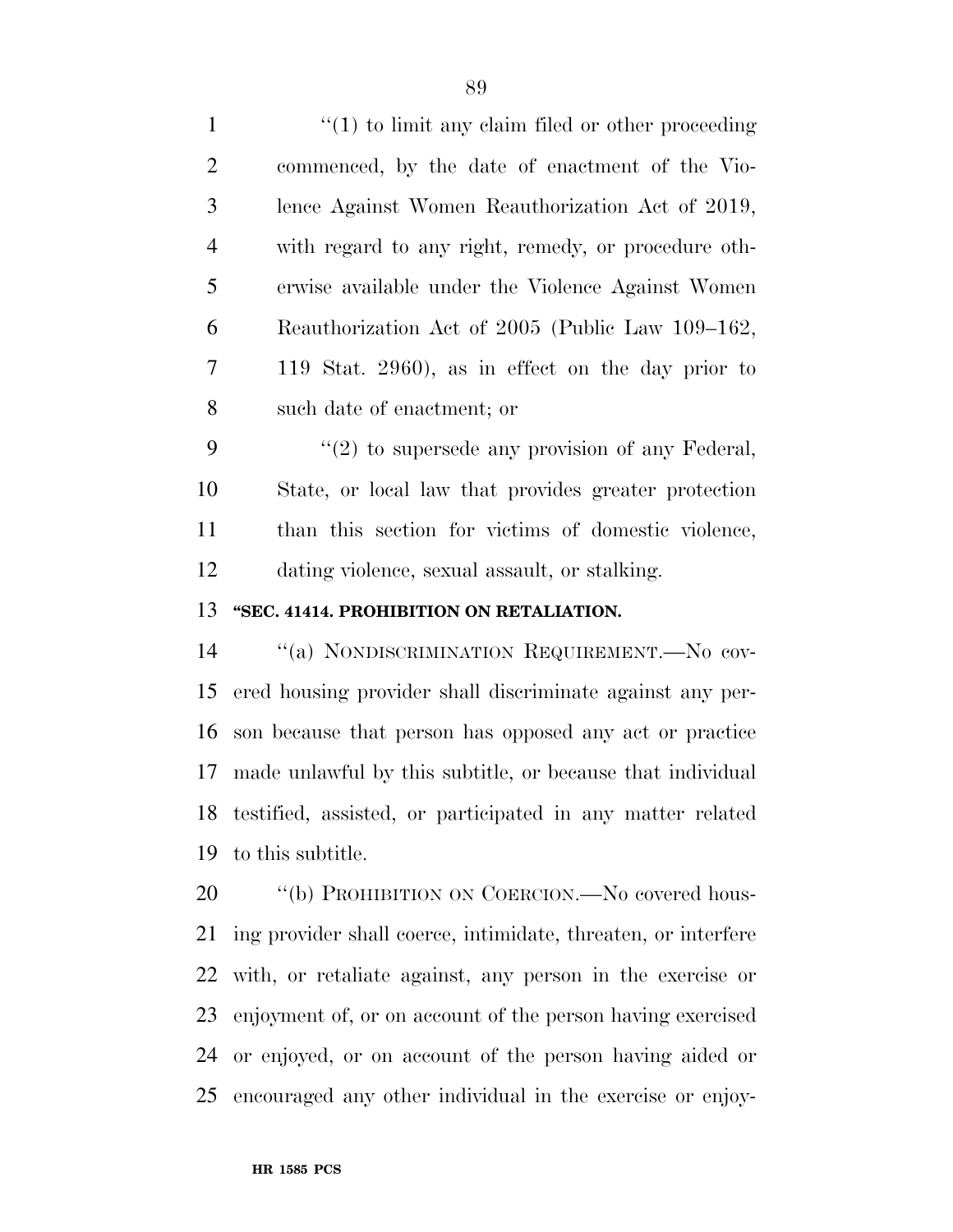''(1) to limit any claim filed or other proceeding commenced, by the date of enactment of the Violence Against Women Reauthorization Act of 2019, with regard to any right, remedy, or procedure otherwise available under the Violence Against Women Reauthorization Act of 2005 (Public Law 109–162, 119 Stat. 2960), as in effect on the day prior to such date of enactment; or

''(2) to supersede any provision of any Federal, State, or local law that provides greater protection than this section for victims of domestic violence, dating violence, sexual assault, or stalking.

**''SEC. 41414. PROHIBITION ON RETALIATION.**

''(a) NONDISCRIMINATION REQUIREMENT.—No covered housing provider shall discriminate against any person because that person has opposed any act or practice made unlawful by this subtitle, or because that individual testified, assisted, or participated in any matter related to this subtitle.

''(b) PROHIBITION ON COERCION.—No covered housing provider shall coerce, intimidate, threaten, or interfere with, or retaliate against, any person in the exercise or enjoyment of, or on account of the person having exercised or enjoyed, or on account of the person having aided or encouraged any other individual in the exercise or enjoy-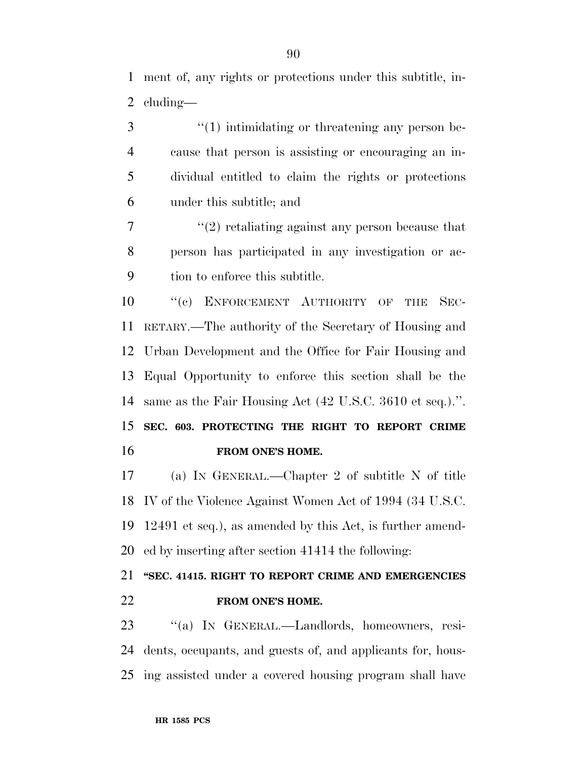ment of, any rights or protections under this subtitle, including—

"(1) intimidating or threatening any person because that person is assisting or encouraging an individual entitled to claim the rights or protections under this subtitle; and

"(2) retaliating against any person because that person has participated in any investigation or action to enforce this subtitle.

"(c) ENFORCEMENT AUTHORITY OF THE SECRETARY.—The authority of the Secretary of Housing and Urban Development and the Office for Fair Housing and Equal Opportunity to enforce this section shall be the same as the Fair Housing Act (42 U.S.C. 3610 et seq.).".

**SEC. 603. PROTECTING THE RIGHT TO REPORT CRIME FROM ONE'S HOME.**

(a) IN GENERAL.—Chapter 2 of subtitle N of title IV of the Violence Against Women Act of 1994 (34 U.S.C. 12491 et seq.), as amended by this Act, is further amended by inserting after section 41414 the following:

**"SEC. 41415. RIGHT TO REPORT CRIME AND EMERGENCIES FROM ONE'S HOME.**

"(a) IN GENERAL.—Landlords, homeowners, residents, occupants, and guests of, and applicants for, housing assisted under a covered housing program shall have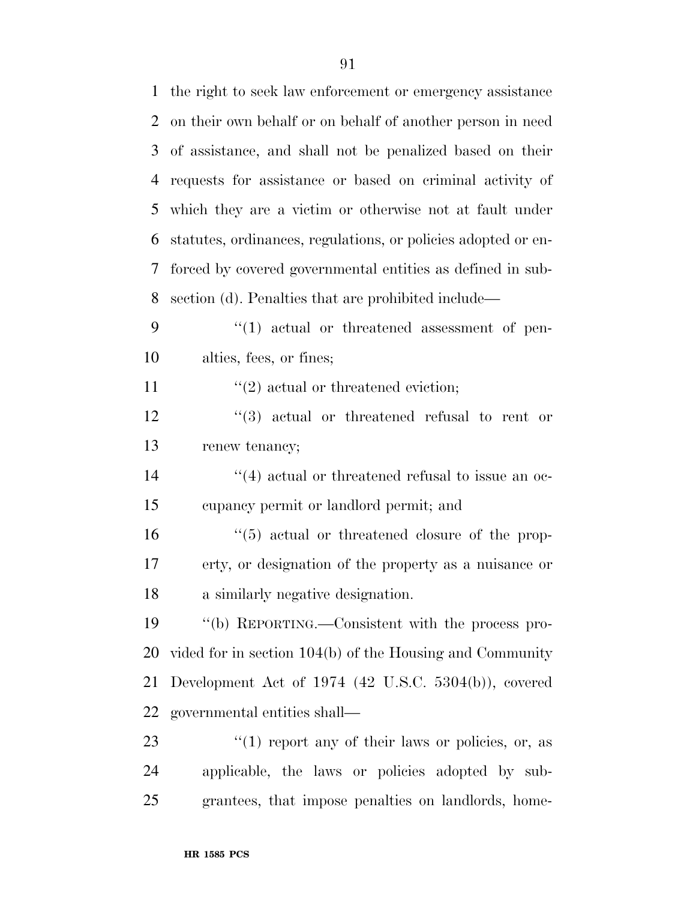the right to seek law enforcement or emergency assistance on their own behalf or on behalf of another person in need of assistance, and shall not be penalized based on their requests for assistance or based on criminal activity of which they are a victim or otherwise not at fault under statutes, ordinances, regulations, or policies adopted or enforced by covered governmental entities as defined in subsection (d). Penalties that are prohibited include—

''(1) actual or threatened assessment of penalties, fees, or fines;

''(2) actual or threatened eviction;

''(3) actual or threatened refusal to rent or renew tenancy;

''(4) actual or threatened refusal to issue an occupancy permit or landlord permit; and

''(5) actual or threatened closure of the property, or designation of the property as a nuisance or a similarly negative designation.

''(b) REPORTING.—Consistent with the process provided for in section 104(b) of the Housing and Community Development Act of 1974 (42 U.S.C. 5304(b)), covered governmental entities shall—

''(1) report any of their laws or policies, or, as applicable, the laws or policies adopted by subgrantees, that impose penalties on landlords, home-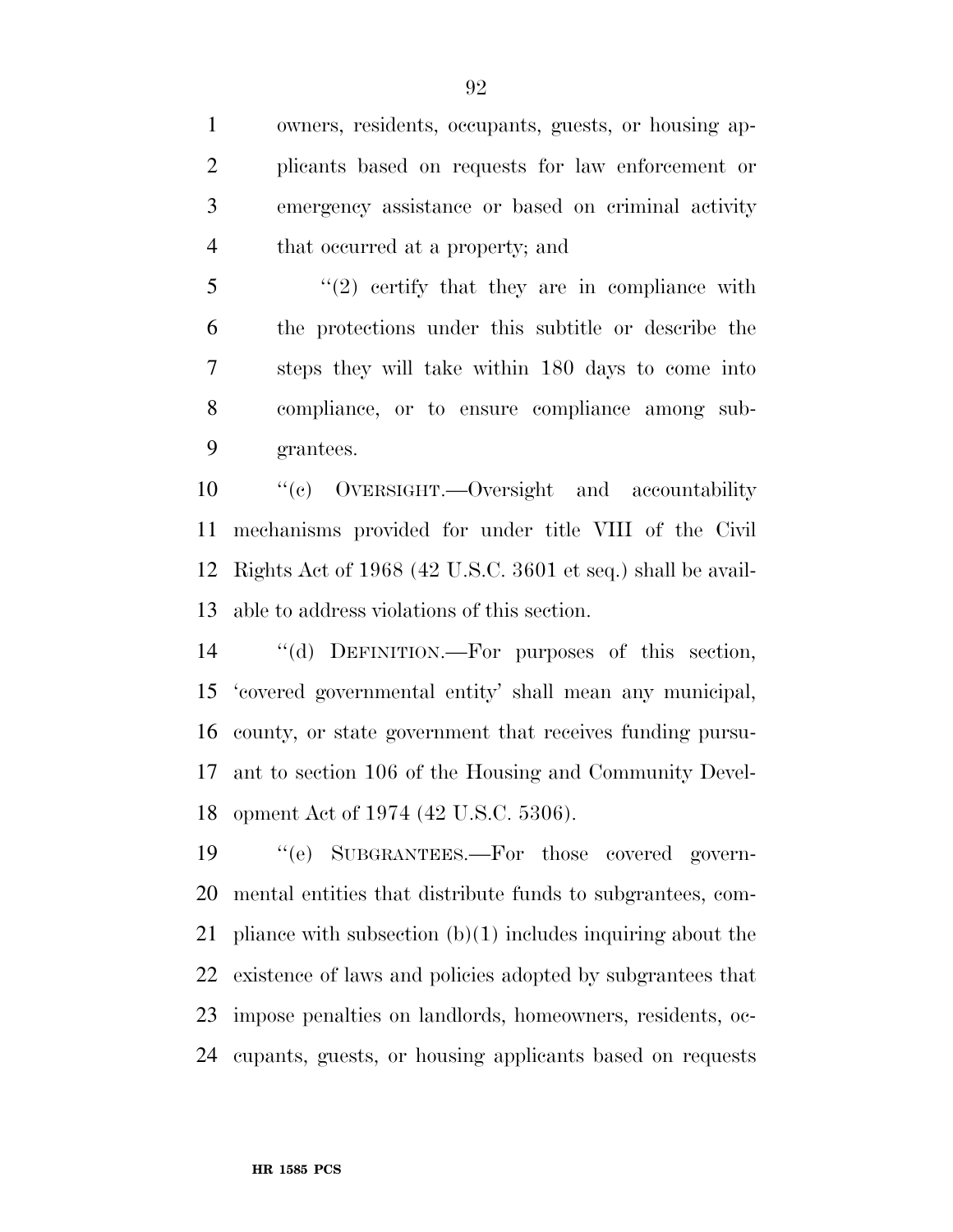owners, residents, occupants, guests, or housing applicants based on requests for law enforcement or emergency assistance or based on criminal activity that occurred at a property; and

"(2) certify that they are in compliance with the protections under this subtitle or describe the steps they will take within 180 days to come into compliance, or to ensure compliance among subgrantees.

"(c) OVERSIGHT.—Oversight and accountability mechanisms provided for under title VIII of the Civil Rights Act of 1968 (42 U.S.C. 3601 et seq.) shall be available to address violations of this section.

"(d) DEFINITION.—For purposes of this section, 'covered governmental entity' shall mean any municipal, county, or state government that receives funding pursuant to section 106 of the Housing and Community Development Act of 1974 (42 U.S.C. 5306).

"(e) SUBGRANTEES.—For those covered governmental entities that distribute funds to subgrantees, compliance with subsection (b)(1) includes inquiring about the existence of laws and policies adopted by subgrantees that impose penalties on landlords, homeowners, residents, occupants, guests, or housing applicants based on requests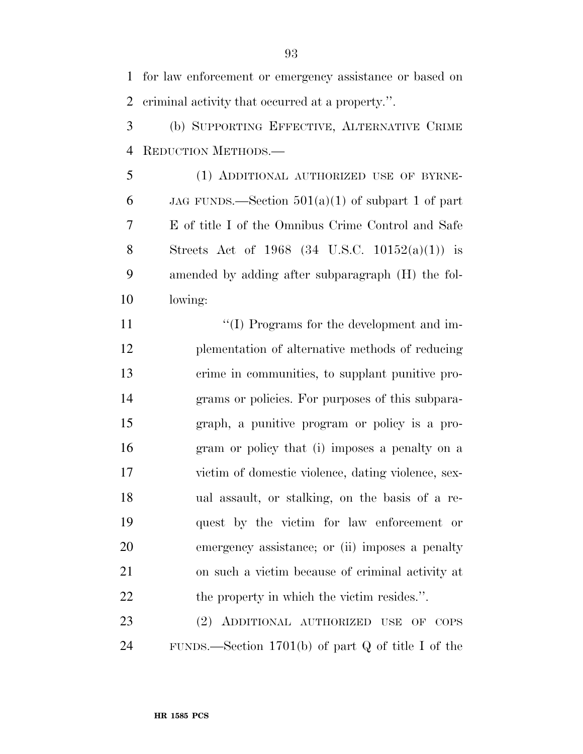for law enforcement or emergency assistance or based on criminal activity that occurred at a property.''.

(b) SUPPORTING EFFECTIVE, ALTERNATIVE CRIME REDUCTION METHODS.—

(1) ADDITIONAL AUTHORIZED USE OF BYRNE-JAG FUNDS.—Section 501(a)(1) of subpart 1 of part E of title I of the Omnibus Crime Control and Safe Streets Act of 1968 (34 U.S.C. 10152(a)(1)) is amended by adding after subparagraph (H) the following:

''(I) Programs for the development and implementation of alternative methods of reducing crime in communities, to supplant punitive programs or policies. For purposes of this subparagraph, a punitive program or policy is a program or policy that (i) imposes a penalty on a victim of domestic violence, dating violence, sexual assault, or stalking, on the basis of a request by the victim for law enforcement or emergency assistance; or (ii) imposes a penalty on such a victim because of criminal activity at the property in which the victim resides.''.

(2) ADDITIONAL AUTHORIZED USE OF COPS FUNDS.—Section 1701(b) of part Q of title I of the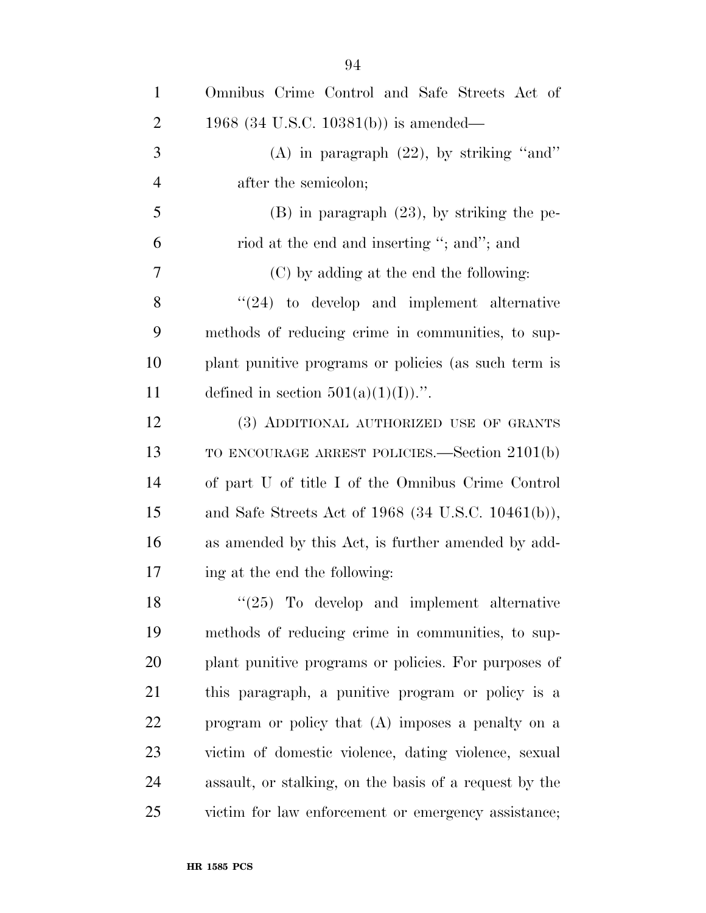Omnibus Crime Control and Safe Streets Act of 1968 (34 U.S.C. 10381(b)) is amended—

(A) in paragraph (22), by striking "and" after the semicolon;

(B) in paragraph (23), by striking the period at the end and inserting "; and"; and

(C) by adding at the end the following:

"(24) to develop and implement alternative methods of reducing crime in communities, to supplant punitive programs or policies (as such term is defined in section 501(a)(1)(I)).".

(3) ADDITIONAL AUTHORIZED USE OF GRANTS TO ENCOURAGE ARREST POLICIES.—Section 2101(b) of part U of title I of the Omnibus Crime Control and Safe Streets Act of 1968 (34 U.S.C. 10461(b)), as amended by this Act, is further amended by adding at the end the following:

"(25) To develop and implement alternative methods of reducing crime in communities, to supplant punitive programs or policies. For purposes of this paragraph, a punitive program or policy is a program or policy that (A) imposes a penalty on a victim of domestic violence, dating violence, sexual assault, or stalking, on the basis of a request by the victim for law enforcement or emergency assistance;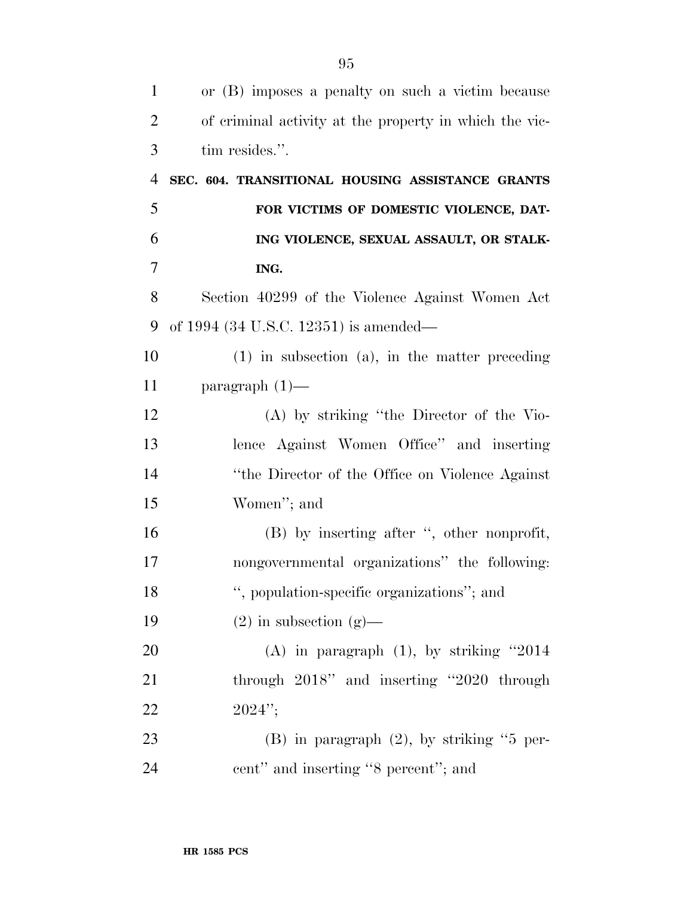or (B) imposes a penalty on such a victim because of criminal activity at the property in which the victim resides.''.

**SEC. 604. TRANSITIONAL HOUSING ASSISTANCE GRANTS FOR VICTIMS OF DOMESTIC VIOLENCE, DATING VIOLENCE, SEXUAL ASSAULT, OR STALKING.**

Section 40299 of the Violence Against Women Act of 1994 (34 U.S.C. 12351) is amended—

(1) in subsection (a), in the matter preceding paragraph (1)—

(A) by striking ''the Director of the Violence Against Women Office'' and inserting ''the Director of the Office on Violence Against Women''; and

(B) by inserting after '', other nonprofit, nongovernmental organizations'' the following: '', population-specific organizations''; and

(2) in subsection (g)—

(A) in paragraph (1), by striking ''2014 through 2018'' and inserting ''2020 through 2024'';

(B) in paragraph (2), by striking ''5 percent'' and inserting ''8 percent''; and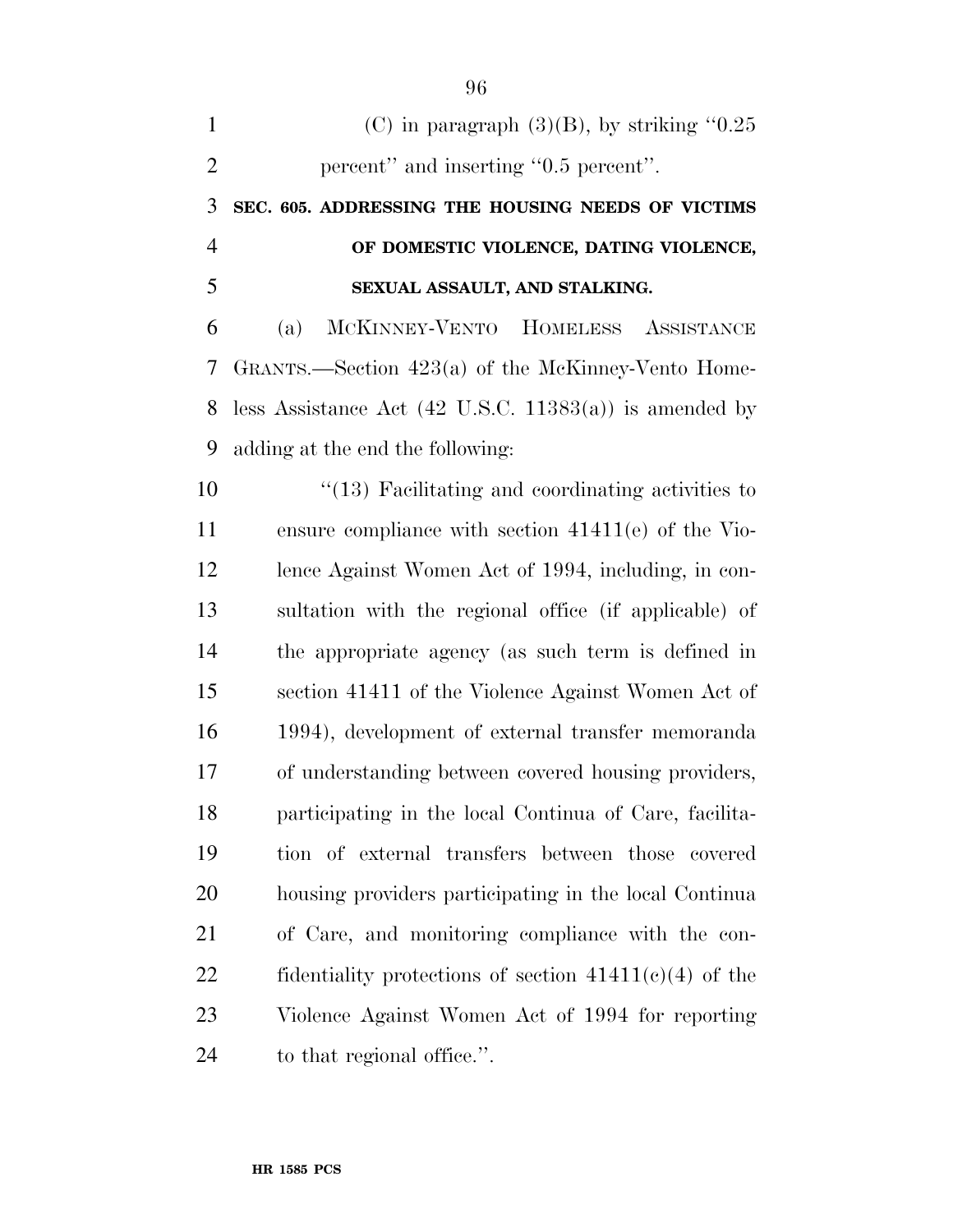(C) in paragraph (3)(B), by striking ''0.25 percent'' and inserting ''0.5 percent''.

**SEC. 605. ADDRESSING THE HOUSING NEEDS OF VICTIMS OF DOMESTIC VIOLENCE, DATING VIOLENCE, SEXUAL ASSAULT, AND STALKING.**

(a) MCKINNEY-VENTO HOMELESS ASSISTANCE GRANTS.—Section 423(a) of the McKinney-Vento Homeless Assistance Act (42 U.S.C. 11383(a)) is amended by adding at the end the following:

''(13) Facilitating and coordinating activities to ensure compliance with section 41411(e) of the Violence Against Women Act of 1994, including, in consultation with the regional office (if applicable) of the appropriate agency (as such term is defined in section 41411 of the Violence Against Women Act of 1994), development of external transfer memoranda of understanding between covered housing providers, participating in the local Continua of Care, facilitation of external transfers between those covered housing providers participating in the local Continua of Care, and monitoring compliance with the confidentiality protections of section 41411(c)(4) of the Violence Against Women Act of 1994 for reporting to that regional office.''.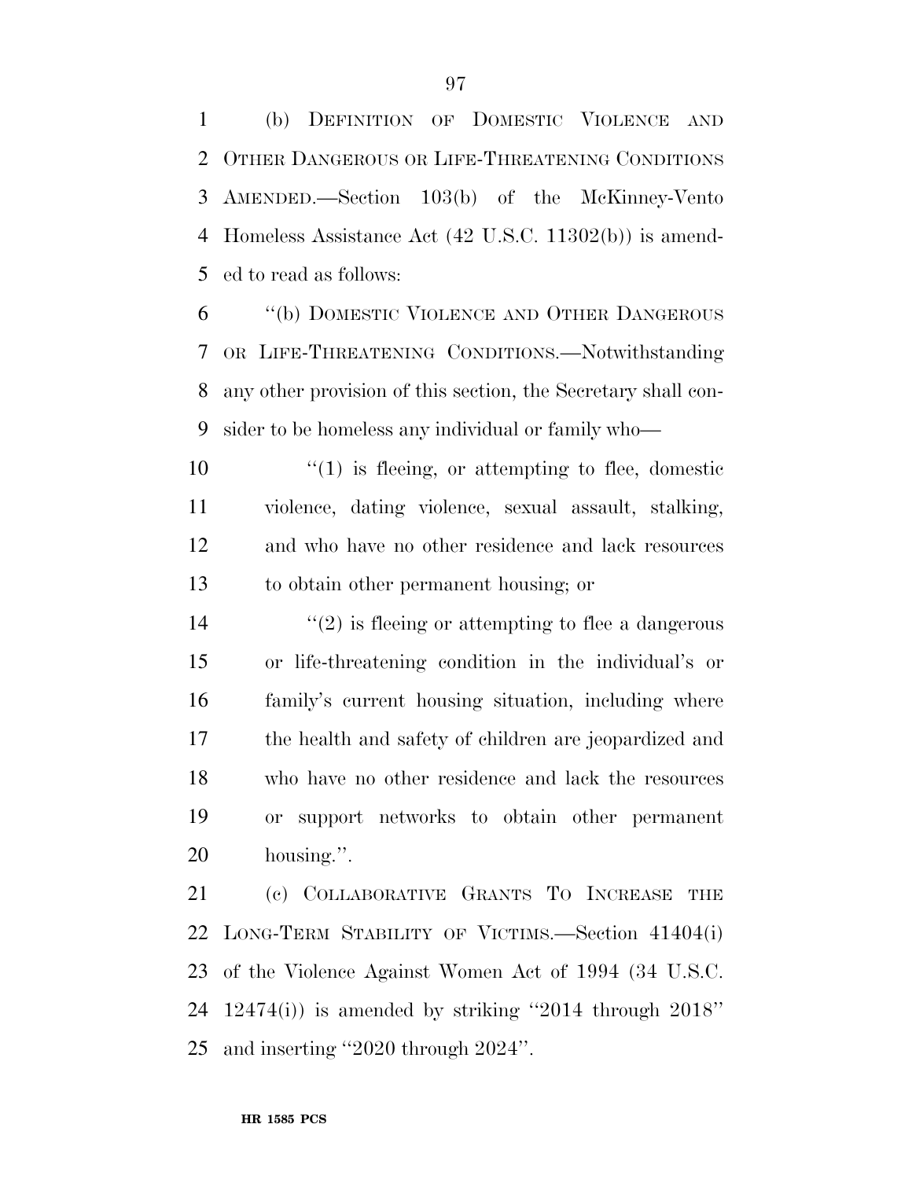(b) DEFINITION OF DOMESTIC VIOLENCE AND OTHER DANGEROUS OR LIFE-THREATENING CONDITIONS AMENDED.—Section 103(b) of the McKinney-Vento Homeless Assistance Act (42 U.S.C. 11302(b)) is amended to read as follows:

"(b) DOMESTIC VIOLENCE AND OTHER DANGEROUS OR LIFE-THREATENING CONDITIONS.—Notwithstanding any other provision of this section, the Secretary shall consider to be homeless any individual or family who—

"(1) is fleeing, or attempting to flee, domestic violence, dating violence, sexual assault, stalking, and who have no other residence and lack resources to obtain other permanent housing; or

"(2) is fleeing or attempting to flee a dangerous or life-threatening condition in the individual's or family's current housing situation, including where the health and safety of children are jeopardized and who have no other residence and lack the resources or support networks to obtain other permanent housing.".

(c) COLLABORATIVE GRANTS TO INCREASE THE LONG-TERM STABILITY OF VICTIMS.—Section 41404(i) of the Violence Against Women Act of 1994 (34 U.S.C. 12474(i)) is amended by striking "2014 through 2018" and inserting "2020 through 2024".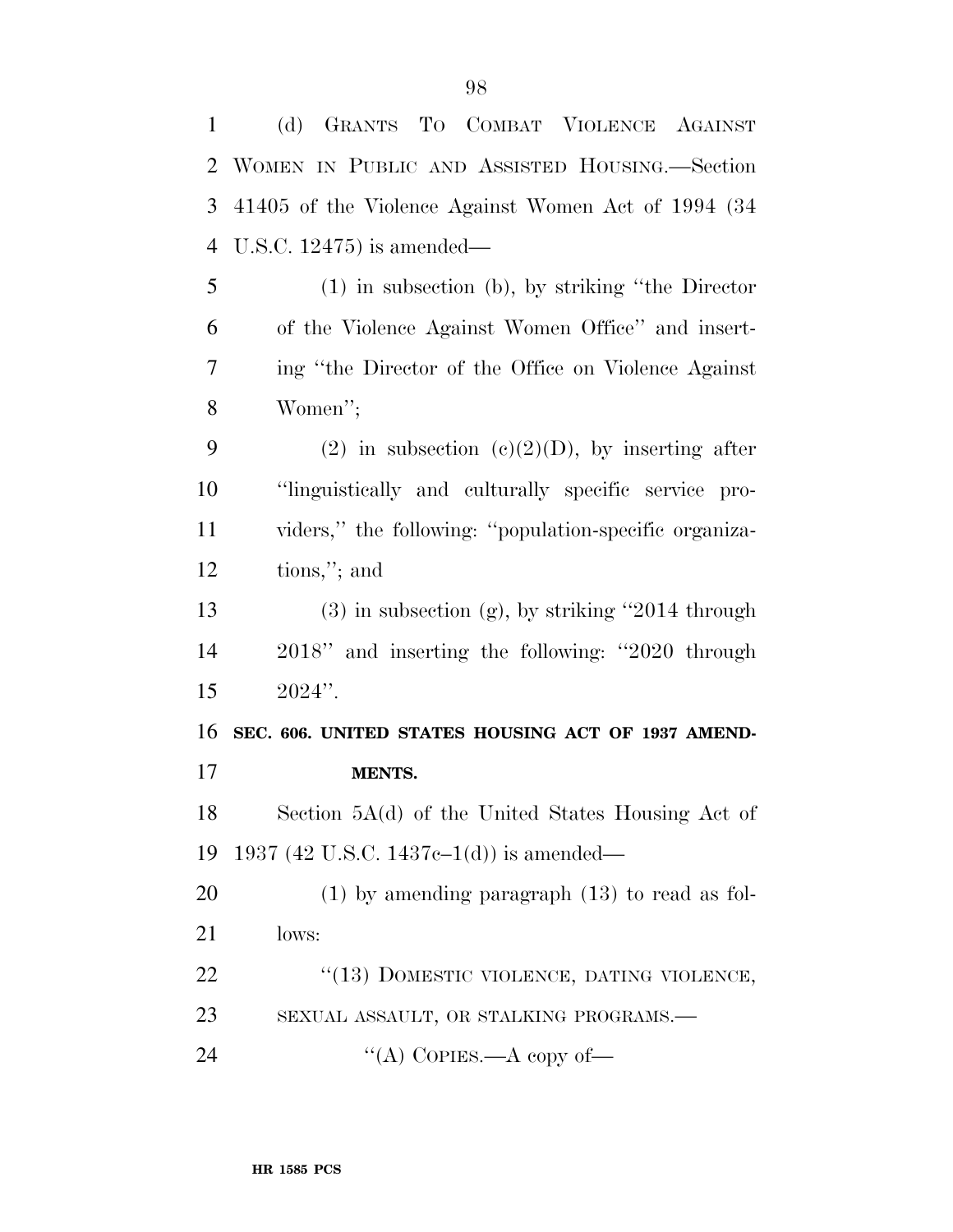(d) GRANTS TO COMBAT VIOLENCE AGAINST WOMEN IN PUBLIC AND ASSISTED HOUSING.—Section 41405 of the Violence Against Women Act of 1994 (34 U.S.C. 12475) is amended—

(1) in subsection (b), by striking "the Director of the Violence Against Women Office" and inserting "the Director of the Office on Violence Against Women";

(2) in subsection (c)(2)(D), by inserting after "linguistically and culturally specific service providers," the following: "population-specific organizations,"; and

(3) in subsection (g), by striking "2014 through 2018" and inserting the following: "2020 through 2024".

**SEC. 606. UNITED STATES HOUSING ACT OF 1937 AMENDMENTS.**

Section 5A(d) of the United States Housing Act of 1937 (42 U.S.C. 1437c–1(d)) is amended—

(1) by amending paragraph (13) to read as follows:

"(13) DOMESTIC VIOLENCE, DATING VIOLENCE, SEXUAL ASSAULT, OR STALKING PROGRAMS.—

"(A) COPIES.—A copy of—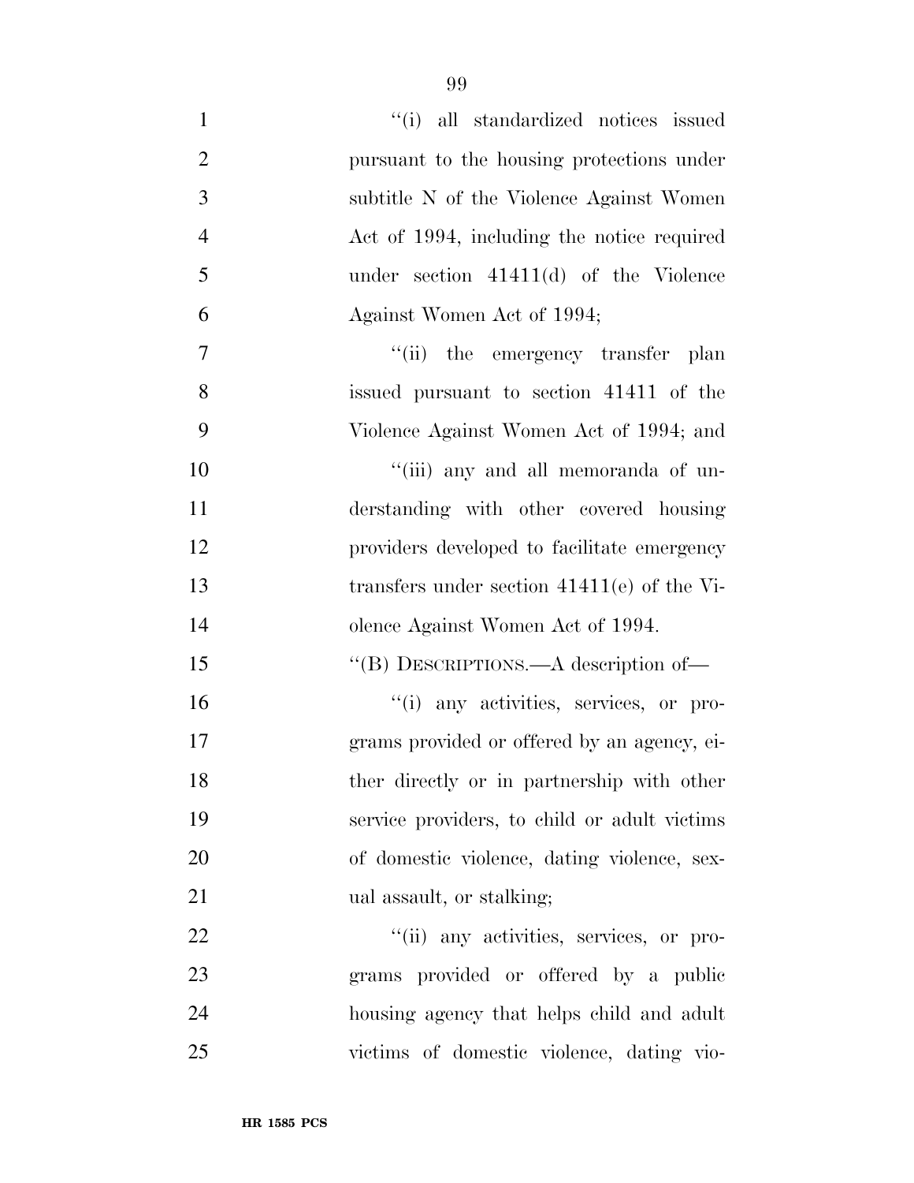''(i) all standardized notices issued pursuant to the housing protections under subtitle N of the Violence Against Women Act of 1994, including the notice required under section 41411(d) of the Violence Against Women Act of 1994;

''(ii) the emergency transfer plan issued pursuant to section 41411 of the Violence Against Women Act of 1994; and

''(iii) any and all memoranda of understanding with other covered housing providers developed to facilitate emergency transfers under section 41411(e) of the Violence Against Women Act of 1994.

''(B) DESCRIPTIONS.—A description of—

''(i) any activities, services, or programs provided or offered by an agency, either directly or in partnership with other service providers, to child or adult victims of domestic violence, dating violence, sexual assault, or stalking;

''(ii) any activities, services, or programs provided or offered by a public housing agency that helps child and adult victims of domestic violence, dating vio-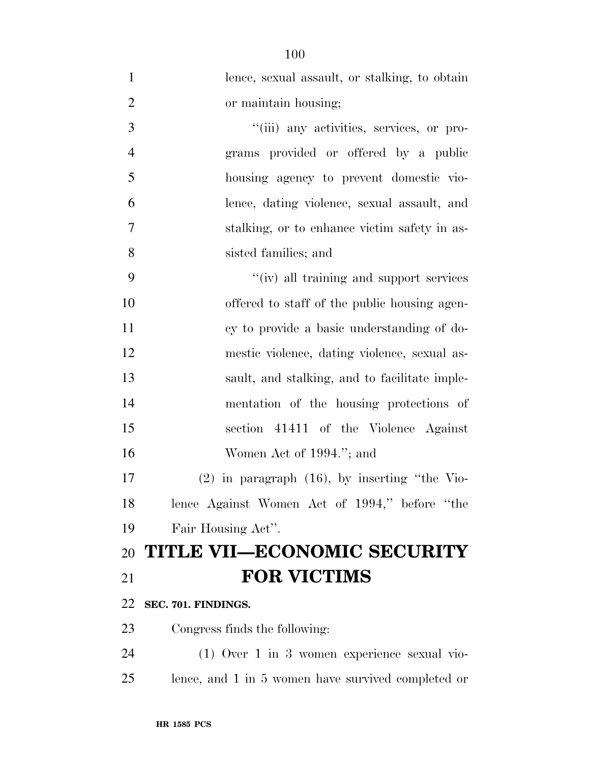lence, sexual assault, or stalking, to obtain or maintain housing;

''(iii) any activities, services, or programs provided or offered by a public housing agency to prevent domestic violence, dating violence, sexual assault, and stalking, or to enhance victim safety in assisted families; and

''(iv) all training and support services offered to staff of the public housing agency to provide a basic understanding of domestic violence, dating violence, sexual assault, and stalking, and to facilitate implementation of the housing protections of section 41411 of the Violence Against Women Act of 1994.''; and

(2) in paragraph (16), by inserting ''the Violence Against Women Act of 1994,'' before ''the Fair Housing Act''.

# TITLE VII—ECONOMIC SECURITY FOR VICTIMS

**SEC. 701. FINDINGS.**

Congress finds the following:

(1) Over 1 in 3 women experience sexual violence, and 1 in 5 women have survived completed or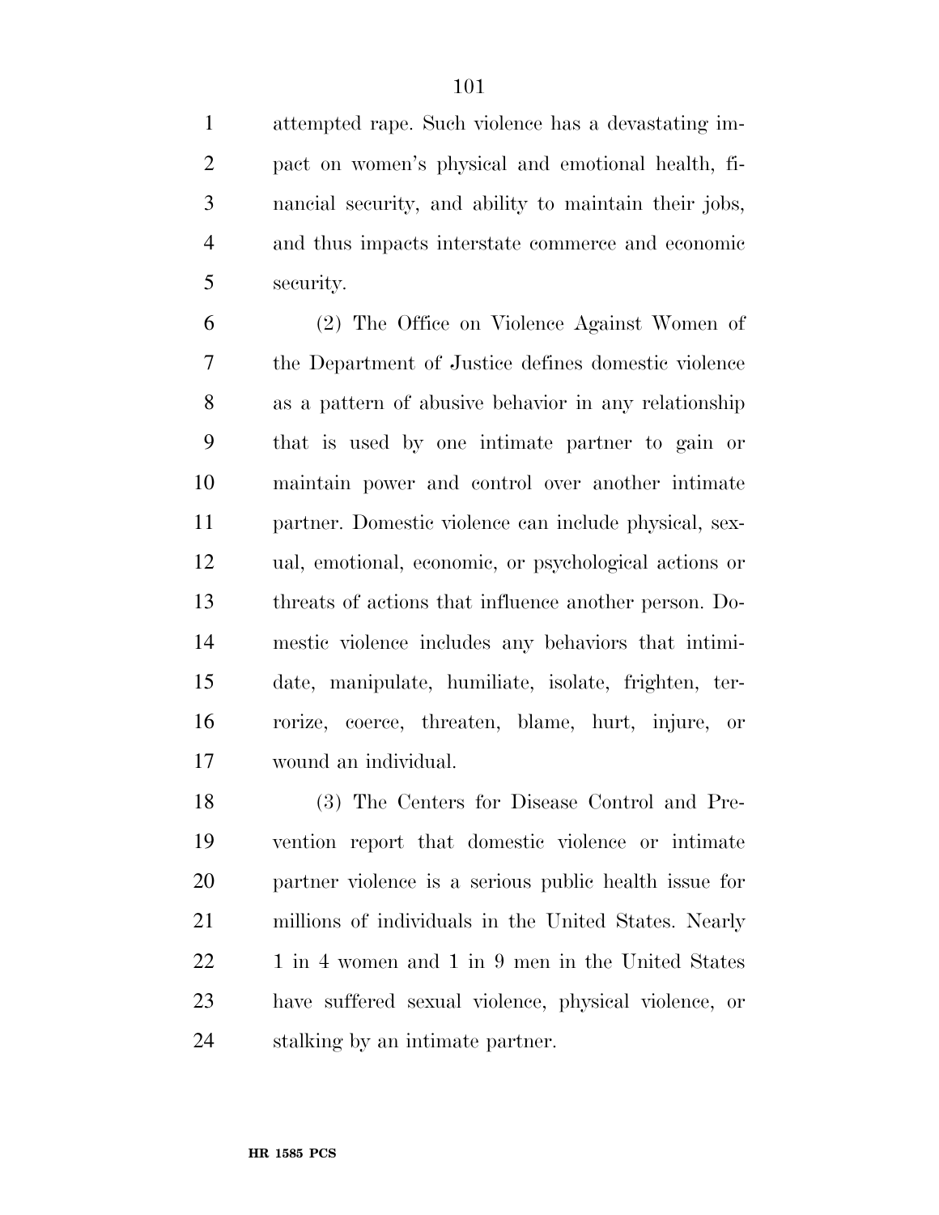attempted rape. Such violence has a devastating impact on women's physical and emotional health, financial security, and ability to maintain their jobs, and thus impacts interstate commerce and economic security.

(2) The Office on Violence Against Women of the Department of Justice defines domestic violence as a pattern of abusive behavior in any relationship that is used by one intimate partner to gain or maintain power and control over another intimate partner. Domestic violence can include physical, sexual, emotional, economic, or psychological actions or threats of actions that influence another person. Domestic violence includes any behaviors that intimidate, manipulate, humiliate, isolate, frighten, terrorize, coerce, threaten, blame, hurt, injure, or wound an individual.

(3) The Centers for Disease Control and Prevention report that domestic violence or intimate partner violence is a serious public health issue for millions of individuals in the United States. Nearly 1 in 4 women and 1 in 9 men in the United States have suffered sexual violence, physical violence, or stalking by an intimate partner.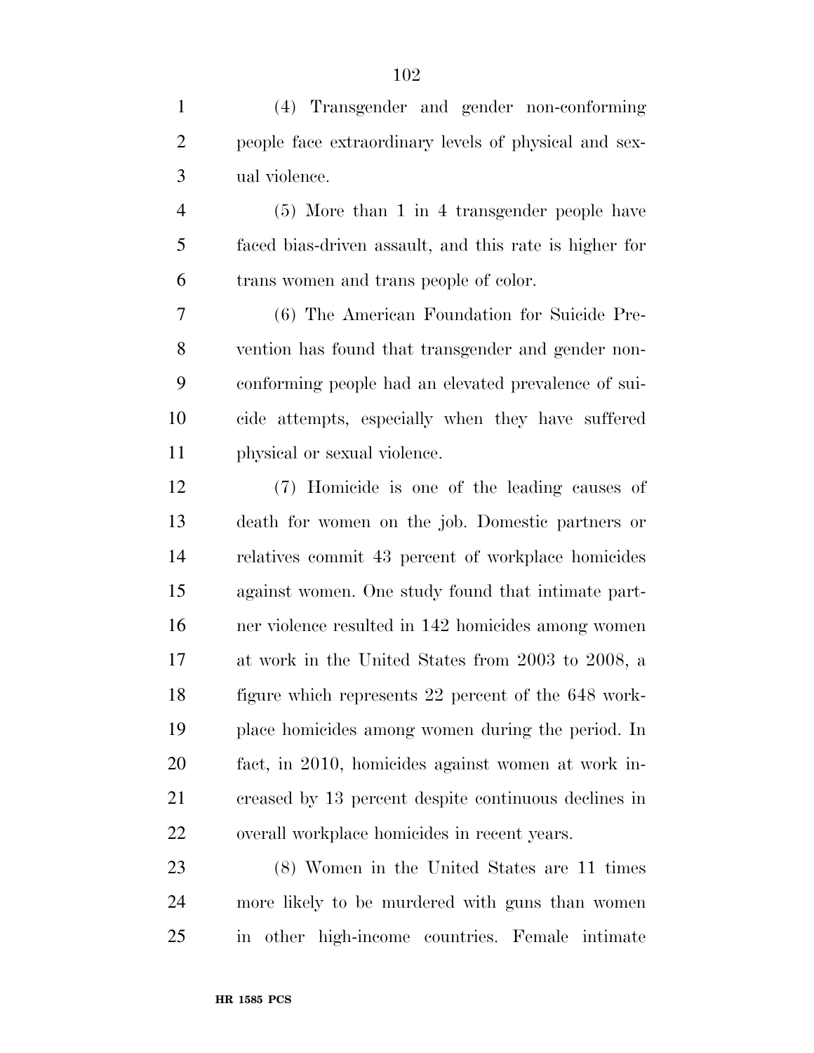(4) Transgender and gender non-conforming people face extraordinary levels of physical and sexual violence.

(5) More than 1 in 4 transgender people have faced bias-driven assault, and this rate is higher for trans women and trans people of color.

(6) The American Foundation for Suicide Prevention has found that transgender and gender non-conforming people had an elevated prevalence of suicide attempts, especially when they have suffered physical or sexual violence.

(7) Homicide is one of the leading causes of death for women on the job. Domestic partners or relatives commit 43 percent of workplace homicides against women. One study found that intimate partner violence resulted in 142 homicides among women at work in the United States from 2003 to 2008, a figure which represents 22 percent of the 648 workplace homicides among women during the period. In fact, in 2010, homicides against women at work increased by 13 percent despite continuous declines in overall workplace homicides in recent years.

(8) Women in the United States are 11 times more likely to be murdered with guns than women in other high-income countries. Female intimate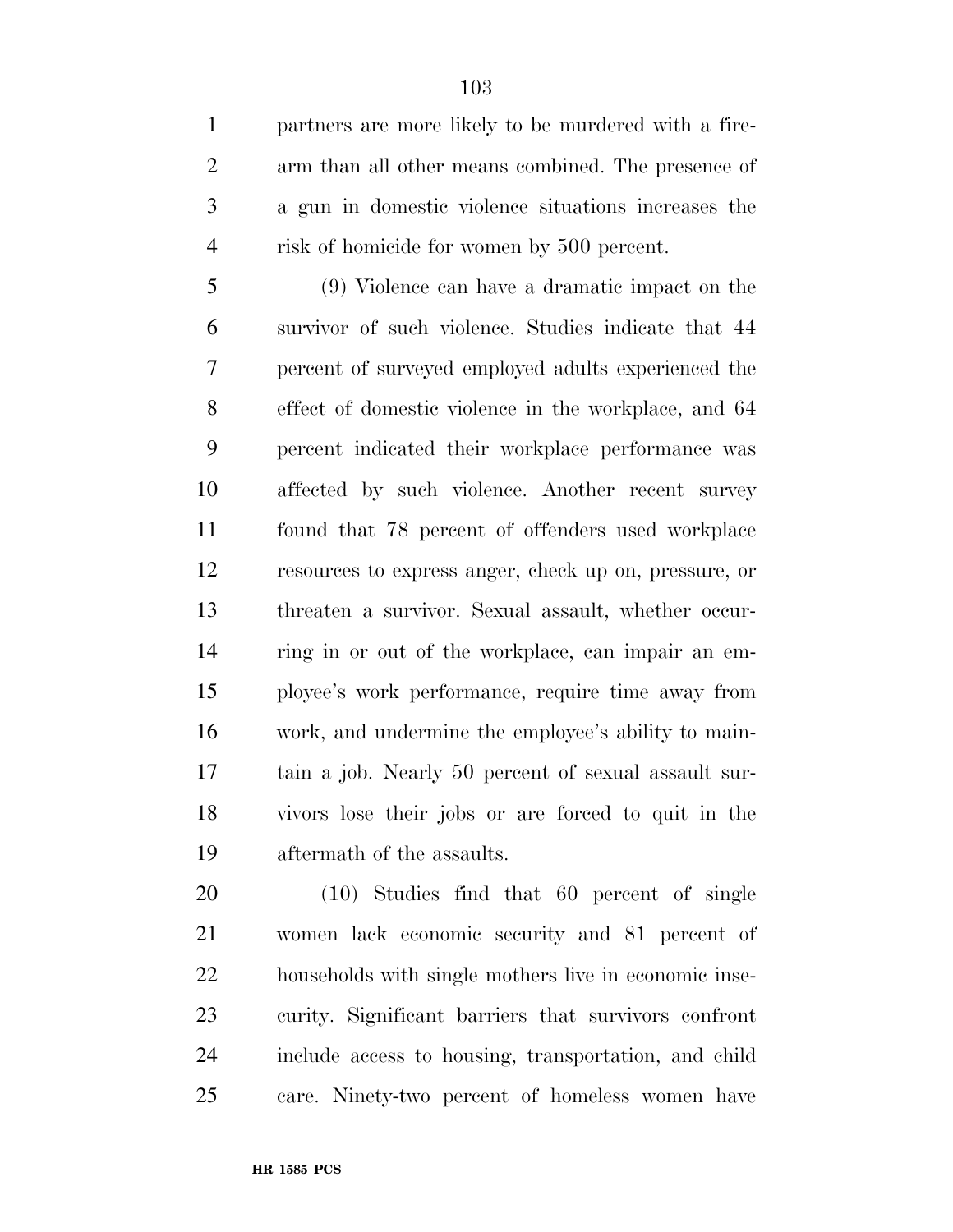partners are more likely to be murdered with a firearm than all other means combined. The presence of a gun in domestic violence situations increases the risk of homicide for women by 500 percent.

(9) Violence can have a dramatic impact on the survivor of such violence. Studies indicate that 44 percent of surveyed employed adults experienced the effect of domestic violence in the workplace, and 64 percent indicated their workplace performance was affected by such violence. Another recent survey found that 78 percent of offenders used workplace resources to express anger, check up on, pressure, or threaten a survivor. Sexual assault, whether occurring in or out of the workplace, can impair an employee's work performance, require time away from work, and undermine the employee's ability to maintain a job. Nearly 50 percent of sexual assault survivors lose their jobs or are forced to quit in the aftermath of the assaults.

(10) Studies find that 60 percent of single women lack economic security and 81 percent of households with single mothers live in economic insecurity. Significant barriers that survivors confront include access to housing, transportation, and child care. Ninety-two percent of homeless women have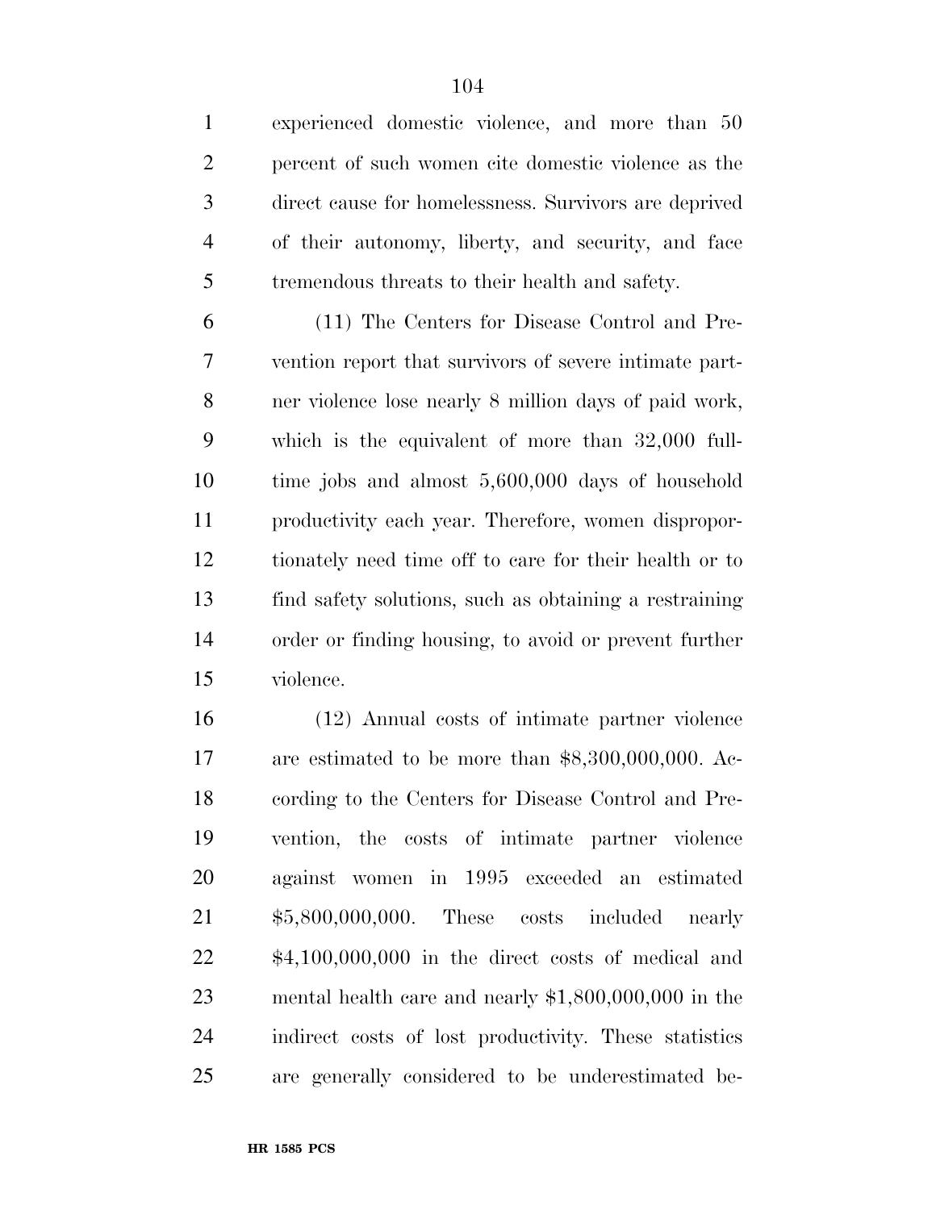experienced domestic violence, and more than 50 percent of such women cite domestic violence as the direct cause for homelessness. Survivors are deprived of their autonomy, liberty, and security, and face tremendous threats to their health and safety.

(11) The Centers for Disease Control and Prevention report that survivors of severe intimate partner violence lose nearly 8 million days of paid work, which is the equivalent of more than 32,000 full-time jobs and almost 5,600,000 days of household productivity each year. Therefore, women disproportionately need time off to care for their health or to find safety solutions, such as obtaining a restraining order or finding housing, to avoid or prevent further violence.

(12) Annual costs of intimate partner violence are estimated to be more than $8,300,000,000. According to the Centers for Disease Control and Prevention, the costs of intimate partner violence against women in 1995 exceeded an estimated $5,800,000,000. These costs included nearly $4,100,000,000 in the direct costs of medical and mental health care and nearly $1,800,000,000 in the indirect costs of lost productivity. These statistics are generally considered to be underestimated be-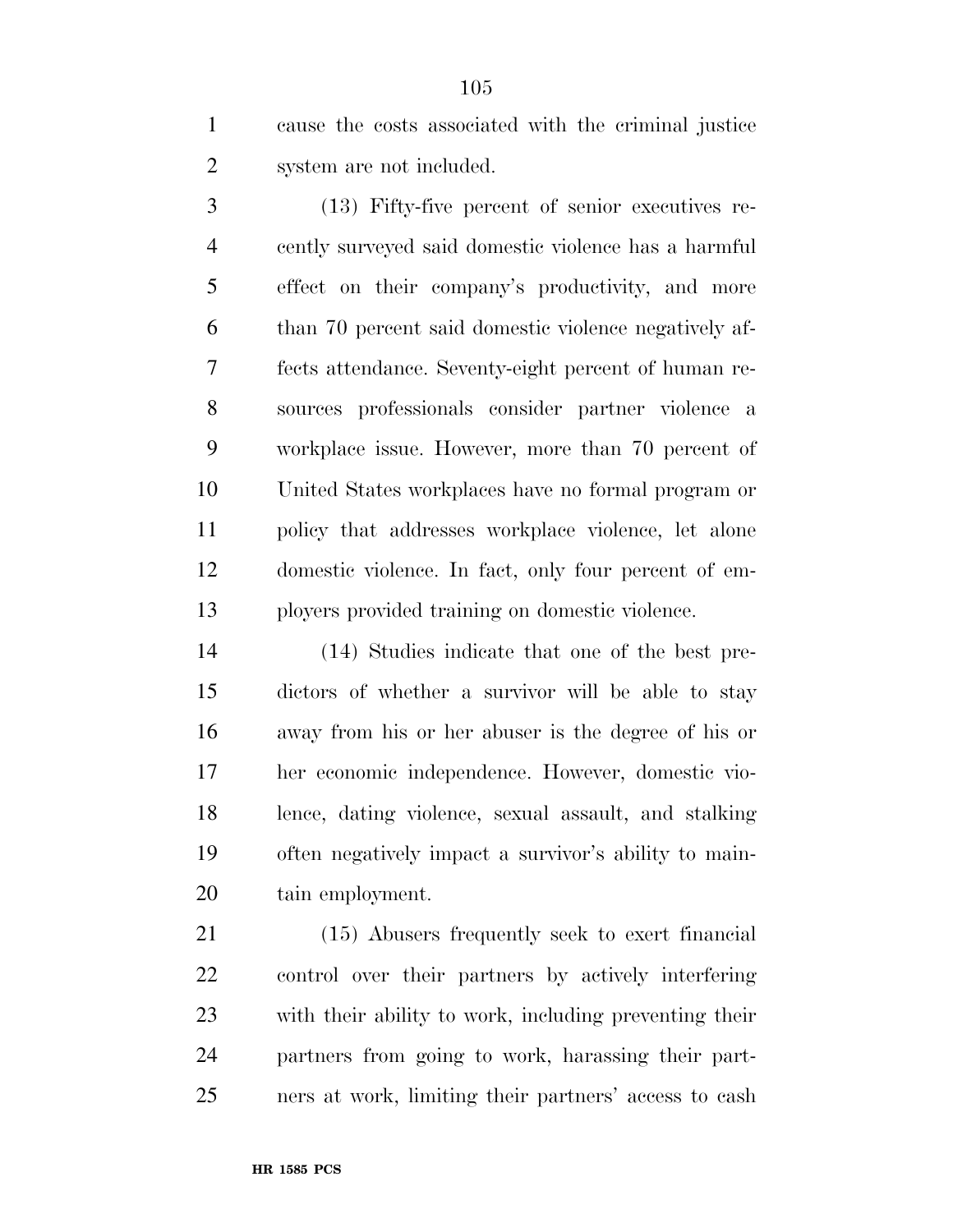cause the costs associated with the criminal justice system are not included.

(13) Fifty-five percent of senior executives recently surveyed said domestic violence has a harmful effect on their company's productivity, and more than 70 percent said domestic violence negatively affects attendance. Seventy-eight percent of human resources professionals consider partner violence a workplace issue. However, more than 70 percent of United States workplaces have no formal program or policy that addresses workplace violence, let alone domestic violence. In fact, only four percent of employers provided training on domestic violence.

(14) Studies indicate that one of the best predictors of whether a survivor will be able to stay away from his or her abuser is the degree of his or her economic independence. However, domestic violence, dating violence, sexual assault, and stalking often negatively impact a survivor's ability to maintain employment.

(15) Abusers frequently seek to exert financial control over their partners by actively interfering with their ability to work, including preventing their partners from going to work, harassing their partners at work, limiting their partners' access to cash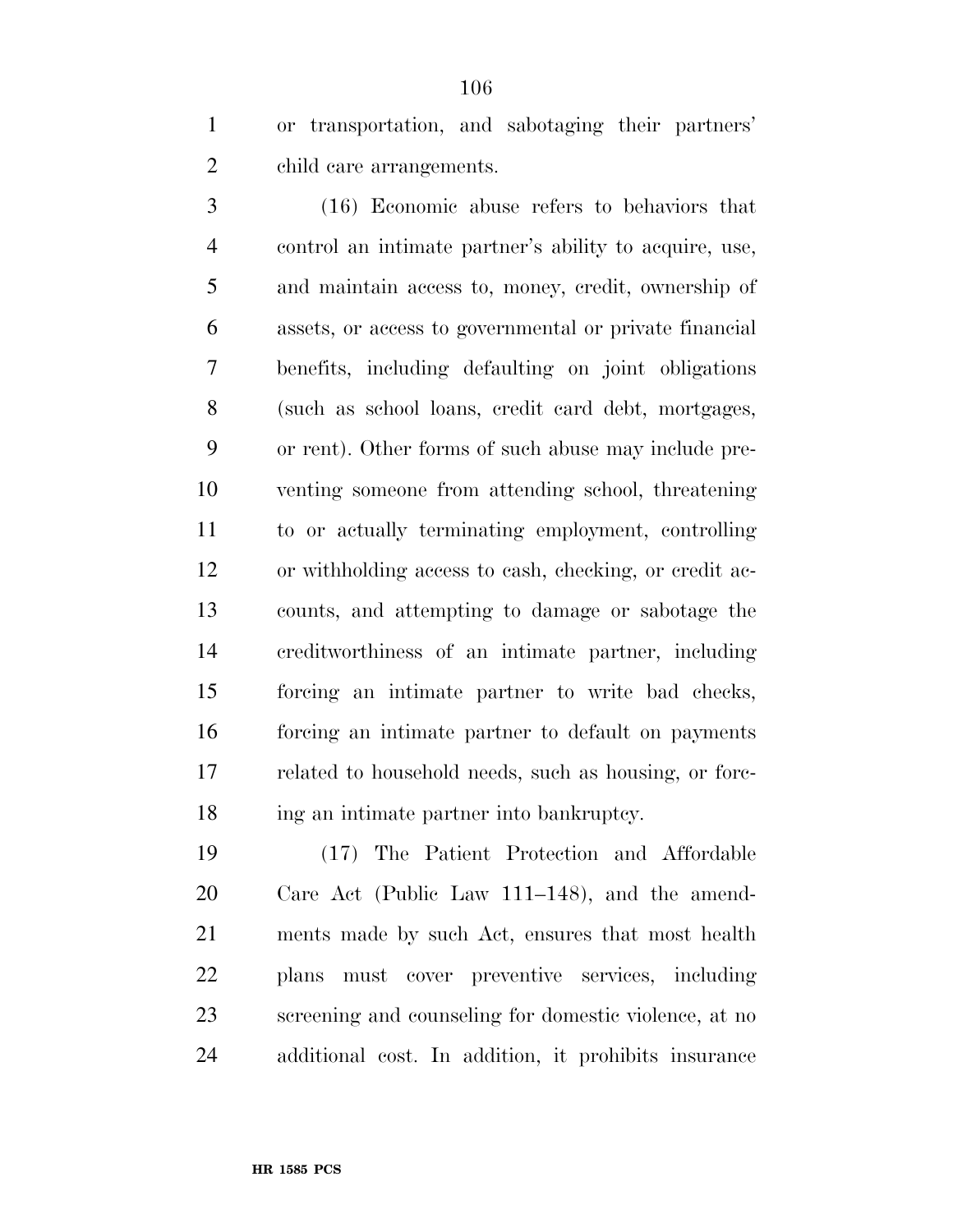or transportation, and sabotaging their partners' child care arrangements.

(16) Economic abuse refers to behaviors that control an intimate partner's ability to acquire, use, and maintain access to, money, credit, ownership of assets, or access to governmental or private financial benefits, including defaulting on joint obligations (such as school loans, credit card debt, mortgages, or rent). Other forms of such abuse may include preventing someone from attending school, threatening to or actually terminating employment, controlling or withholding access to cash, checking, or credit accounts, and attempting to damage or sabotage the creditworthiness of an intimate partner, including forcing an intimate partner to write bad checks, forcing an intimate partner to default on payments related to household needs, such as housing, or forcing an intimate partner into bankruptcy.

(17) The Patient Protection and Affordable Care Act (Public Law 111–148), and the amendments made by such Act, ensures that most health plans must cover preventive services, including screening and counseling for domestic violence, at no additional cost. In addition, it prohibits insurance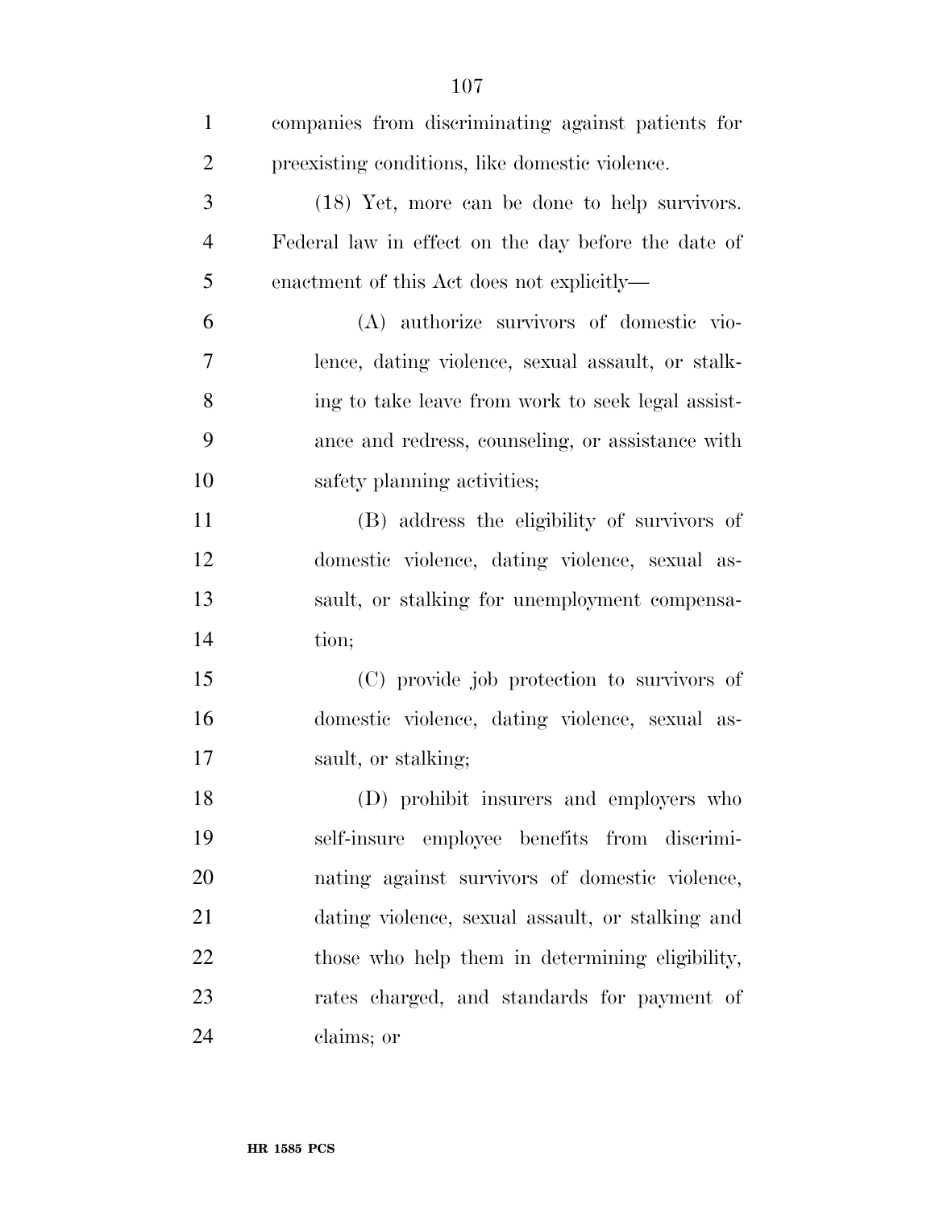companies from discriminating against patients for preexisting conditions, like domestic violence.

(18) Yet, more can be done to help survivors. Federal law in effect on the day before the date of enactment of this Act does not explicitly—

(A) authorize survivors of domestic violence, dating violence, sexual assault, or stalking to take leave from work to seek legal assistance and redress, counseling, or assistance with safety planning activities;

(B) address the eligibility of survivors of domestic violence, dating violence, sexual assault, or stalking for unemployment compensation;

(C) provide job protection to survivors of domestic violence, dating violence, sexual assault, or stalking;

(D) prohibit insurers and employers who self-insure employee benefits from discriminating against survivors of domestic violence, dating violence, sexual assault, or stalking and those who help them in determining eligibility, rates charged, and standards for payment of claims; or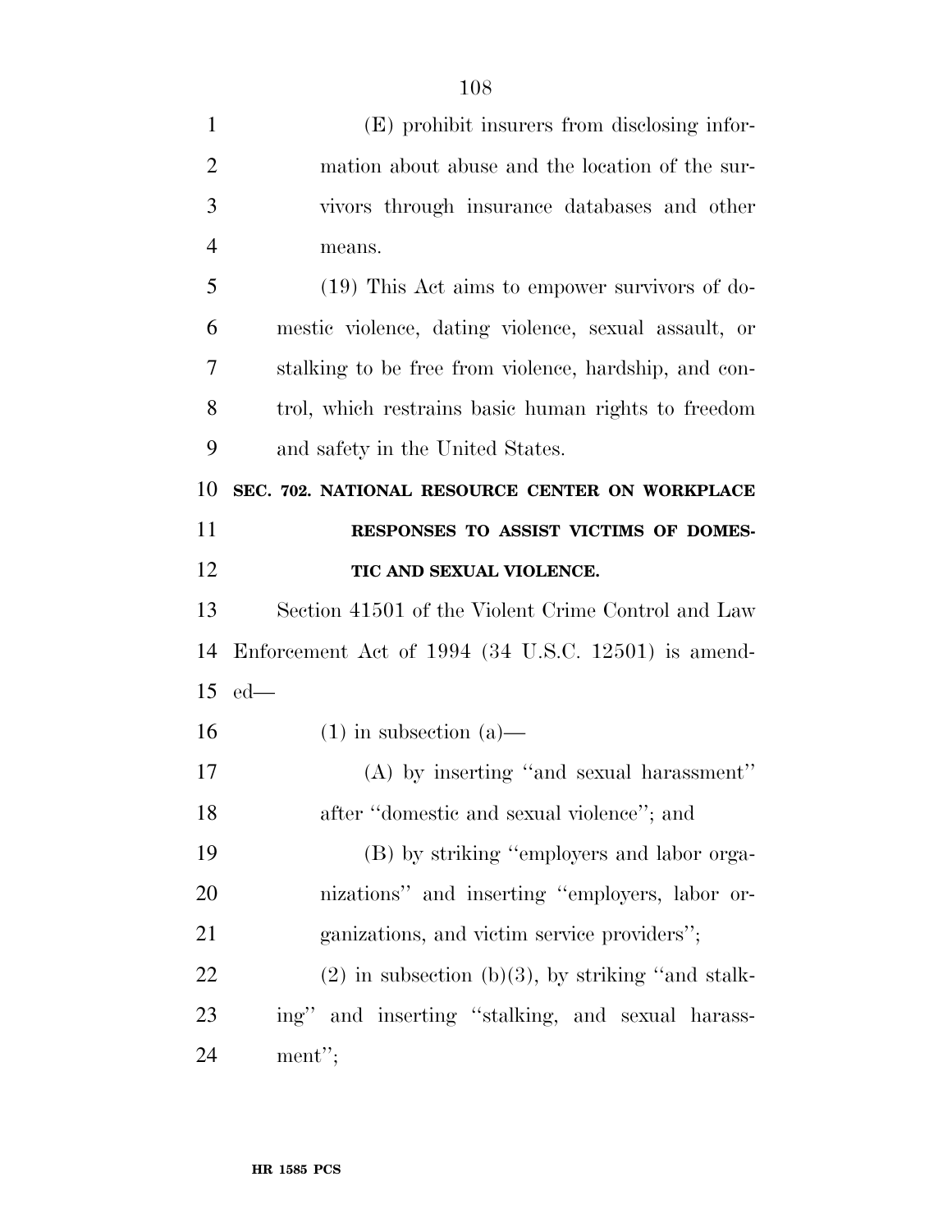(E) prohibit insurers from disclosing information about abuse and the location of the survivors through insurance databases and other means.

(19) This Act aims to empower survivors of domestic violence, dating violence, sexual assault, or stalking to be free from violence, hardship, and control, which restrains basic human rights to freedom and safety in the United States.

**SEC. 702. NATIONAL RESOURCE CENTER ON WORKPLACE RESPONSES TO ASSIST VICTIMS OF DOMESTIC AND SEXUAL VIOLENCE.**

Section 41501 of the Violent Crime Control and Law Enforcement Act of 1994 (34 U.S.C. 12501) is amended—

(1) in subsection (a)—

(A) by inserting "and sexual harassment" after "domestic and sexual violence"; and

(B) by striking "employers and labor organizations" and inserting "employers, labor organizations, and victim service providers";

(2) in subsection (b)(3), by striking "and stalking" and inserting "stalking, and sexual harassment";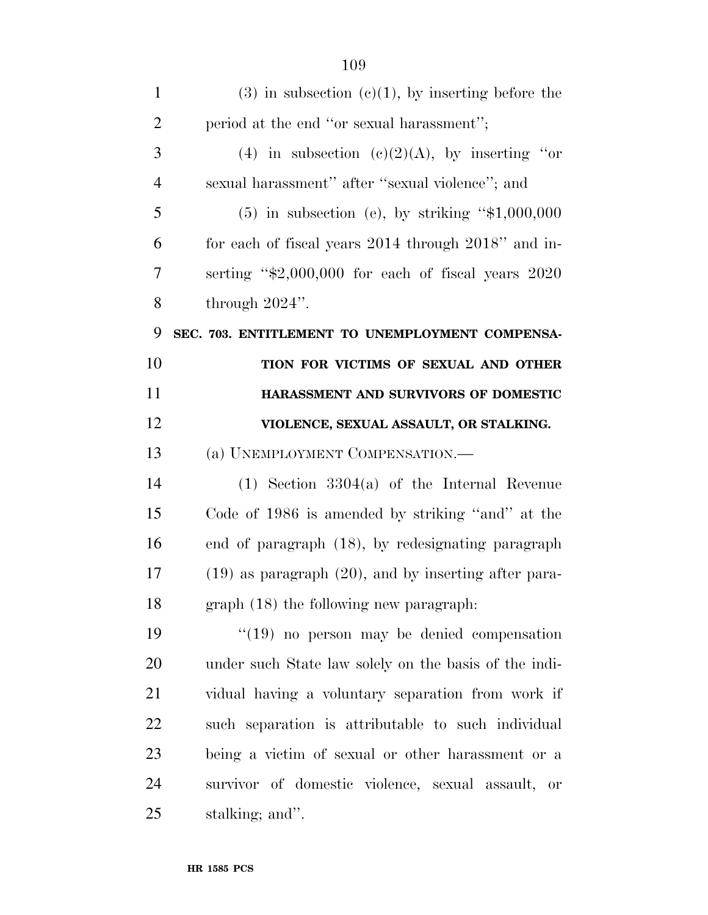(3) in subsection (c)(1), by inserting before the period at the end ''or sexual harassment'';

(4) in subsection (c)(2)(A), by inserting ''or sexual harassment'' after ''sexual violence''; and

(5) in subsection (e), by striking ''$1,000,000 for each of fiscal years 2014 through 2018'' and inserting ''$2,000,000 for each of fiscal years 2020 through 2024''.

**SEC. 703. ENTITLEMENT TO UNEMPLOYMENT COMPENSATION FOR VICTIMS OF SEXUAL AND OTHER HARASSMENT AND SURVIVORS OF DOMESTIC VIOLENCE, SEXUAL ASSAULT, OR STALKING.**

(a) UNEMPLOYMENT COMPENSATION.—

(1) Section 3304(a) of the Internal Revenue Code of 1986 is amended by striking ''and'' at the end of paragraph (18), by redesignating paragraph (19) as paragraph (20), and by inserting after paragraph (18) the following new paragraph:

''(19) no person may be denied compensation under such State law solely on the basis of the individual having a voluntary separation from work if such separation is attributable to such individual being a victim of sexual or other harassment or a survivor of domestic violence, sexual assault, or stalking; and''.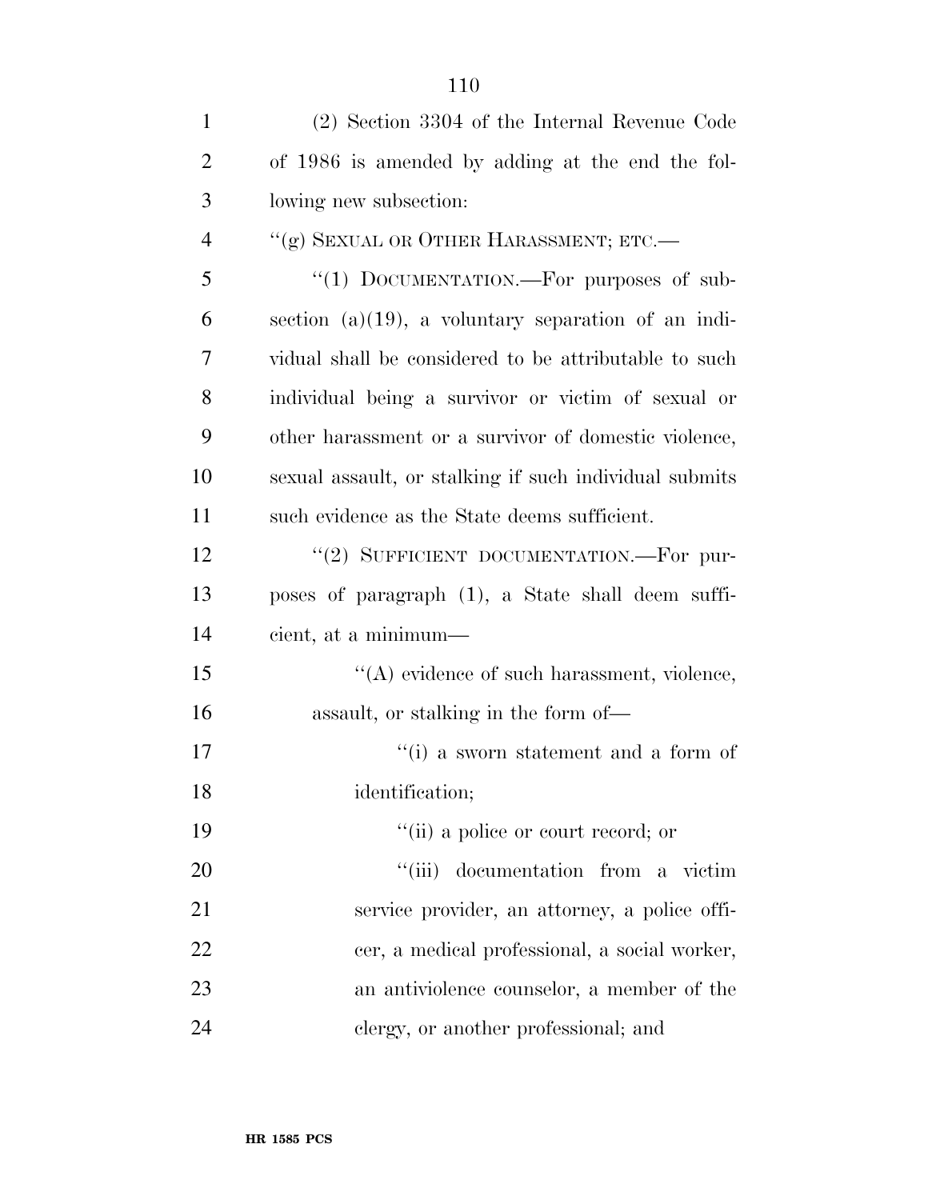(2) Section 3304 of the Internal Revenue Code of 1986 is amended by adding at the end the following new subsection:

"(g) SEXUAL OR OTHER HARASSMENT; ETC.—

"(1) DOCUMENTATION.—For purposes of subsection (a)(19), a voluntary separation of an individual shall be considered to be attributable to such individual being a survivor or victim of sexual or other harassment or a survivor of domestic violence, sexual assault, or stalking if such individual submits such evidence as the State deems sufficient.

"(2) SUFFICIENT DOCUMENTATION.—For purposes of paragraph (1), a State shall deem sufficient, at a minimum—

"(A) evidence of such harassment, violence, assault, or stalking in the form of—

"(i) a sworn statement and a form of identification;

"(ii) a police or court record; or

"(iii) documentation from a victim service provider, an attorney, a police officer, a medical professional, a social worker, an antiviolence counselor, a member of the clergy, or another professional; and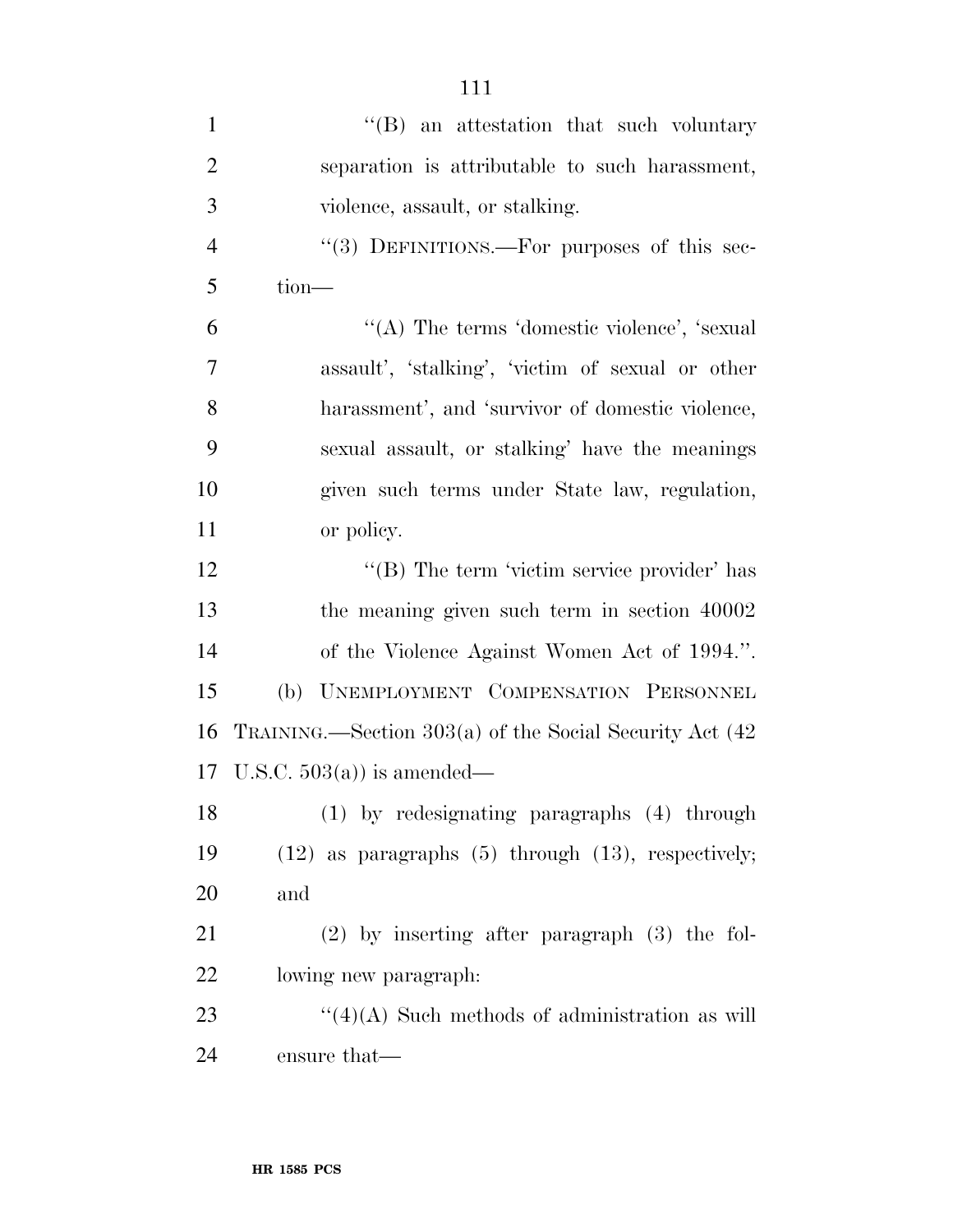''(B) an attestation that such voluntary separation is attributable to such harassment, violence, assault, or stalking.

''(3) DEFINITIONS.—For purposes of this section—

''(A) The terms 'domestic violence', 'sexual assault', 'stalking', 'victim of sexual or other harassment', and 'survivor of domestic violence, sexual assault, or stalking' have the meanings given such terms under State law, regulation, or policy.

''(B) The term 'victim service provider' has the meaning given such term in section 40002 of the Violence Against Women Act of 1994.''.

(b) UNEMPLOYMENT COMPENSATION PERSONNEL TRAINING.—Section 303(a) of the Social Security Act (42 U.S.C. 503(a)) is amended—

(1) by redesignating paragraphs (4) through (12) as paragraphs (5) through (13), respectively; and

(2) by inserting after paragraph (3) the following new paragraph:

''(4)(A) Such methods of administration as will ensure that—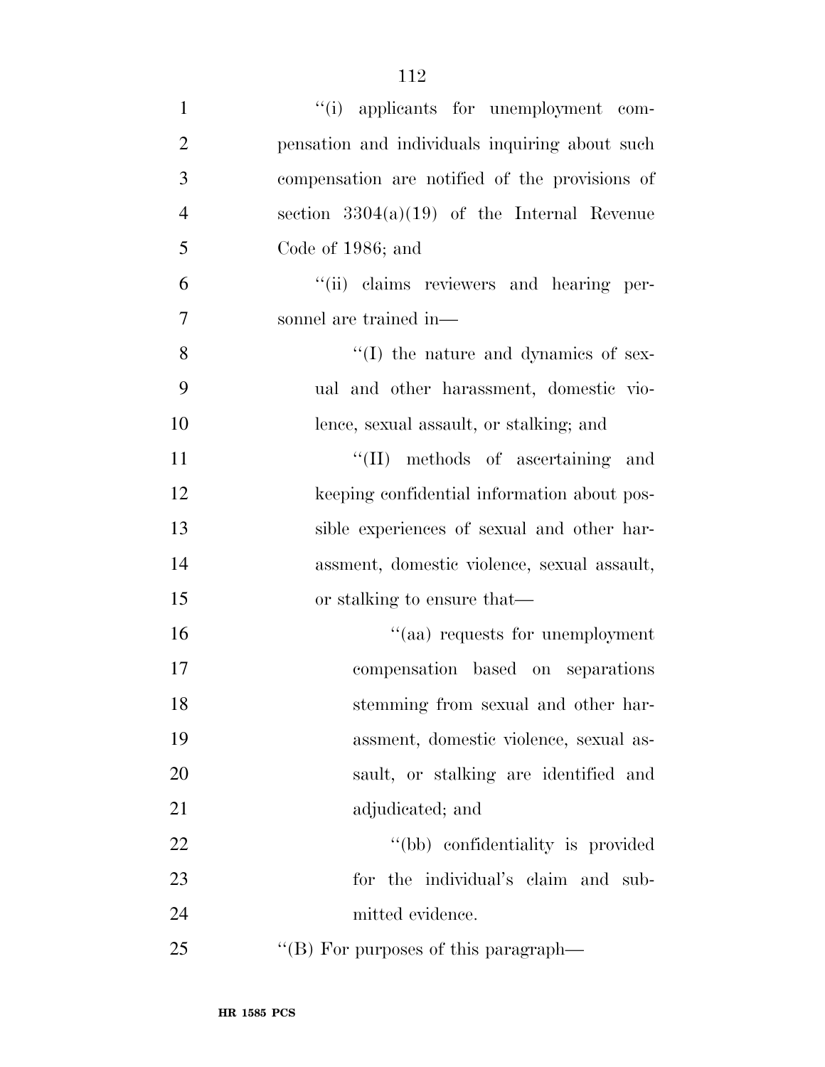''(i) applicants for unemployment compensation and individuals inquiring about such compensation are notified of the provisions of section 3304(a)(19) of the Internal Revenue Code of 1986; and

''(ii) claims reviewers and hearing personnel are trained in—

''(I) the nature and dynamics of sexual and other harassment, domestic violence, sexual assault, or stalking; and

''(II) methods of ascertaining and keeping confidential information about possible experiences of sexual and other harassment, domestic violence, sexual assault, or stalking to ensure that—

''(aa) requests for unemployment compensation based on separations stemming from sexual and other harassment, domestic violence, sexual assault, or stalking are identified and adjudicated; and

''(bb) confidentiality is provided for the individual's claim and submitted evidence.

''(B) For purposes of this paragraph—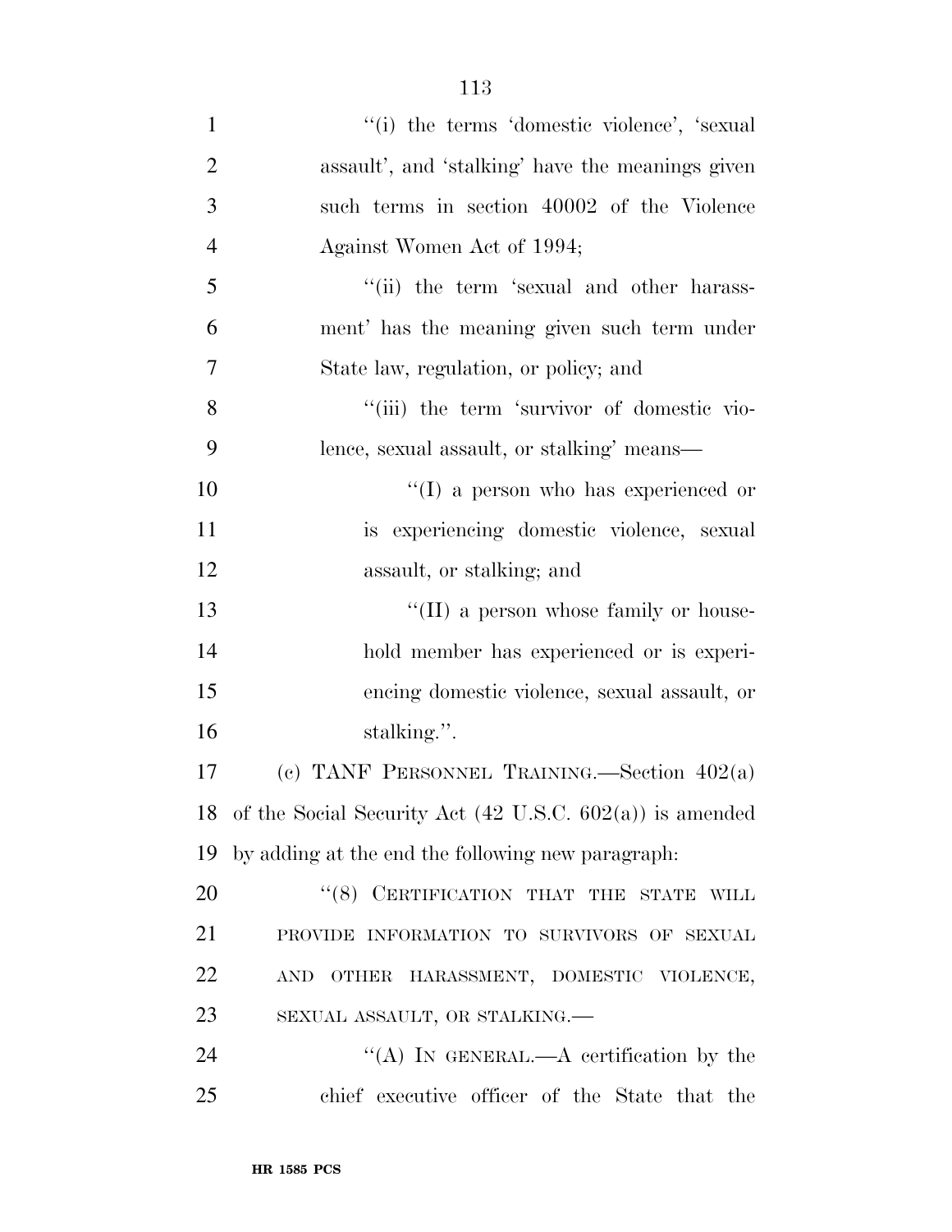''(i) the terms 'domestic violence', 'sexual assault', and 'stalking' have the meanings given such terms in section 40002 of the Violence Against Women Act of 1994;

''(ii) the term 'sexual and other harassment' has the meaning given such term under State law, regulation, or policy; and

''(iii) the term 'survivor of domestic violence, sexual assault, or stalking' means—

''(I) a person who has experienced or is experiencing domestic violence, sexual assault, or stalking; and

''(II) a person whose family or household member has experienced or is experiencing domestic violence, sexual assault, or stalking.''.

(c) TANF PERSONNEL TRAINING.—Section 402(a) of the Social Security Act (42 U.S.C. 602(a)) is amended by adding at the end the following new paragraph:

''(8) CERTIFICATION THAT THE STATE WILL PROVIDE INFORMATION TO SURVIVORS OF SEXUAL AND OTHER HARASSMENT, DOMESTIC VIOLENCE, SEXUAL ASSAULT, OR STALKING.—

''(A) IN GENERAL.—A certification by the chief executive officer of the State that the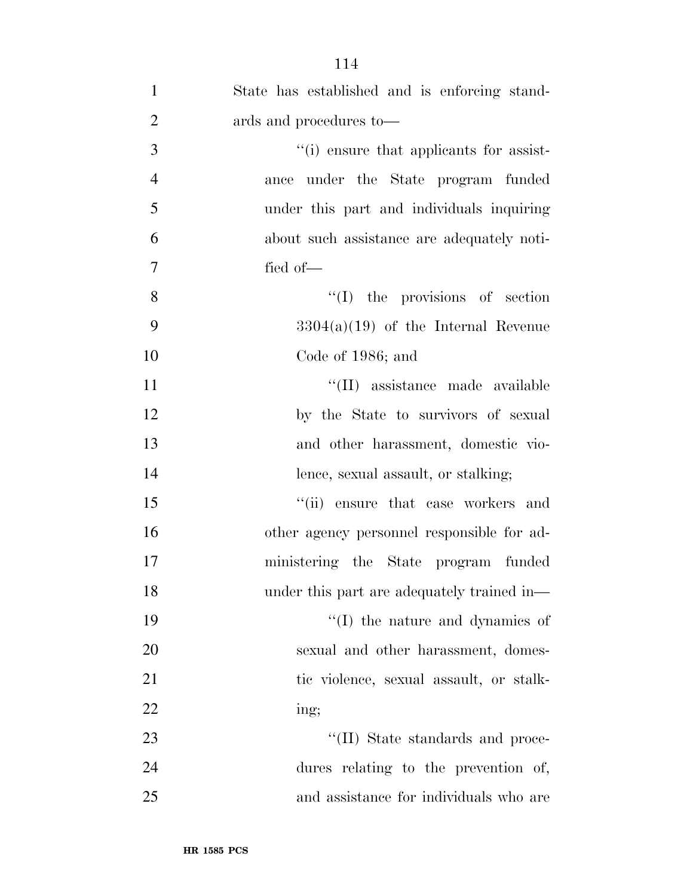State has established and is enforcing standards and procedures to—

''(i) ensure that applicants for assistance under the State program funded under this part and individuals inquiring about such assistance are adequately notified of—

''(I) the provisions of section 3304(a)(19) of the Internal Revenue Code of 1986; and

''(II) assistance made available by the State to survivors of sexual and other harassment, domestic violence, sexual assault, or stalking;

''(ii) ensure that case workers and other agency personnel responsible for administering the State program funded under this part are adequately trained in—

''(I) the nature and dynamics of sexual and other harassment, domestic violence, sexual assault, or stalking;

''(II) State standards and procedures relating to the prevention of, and assistance for individuals who are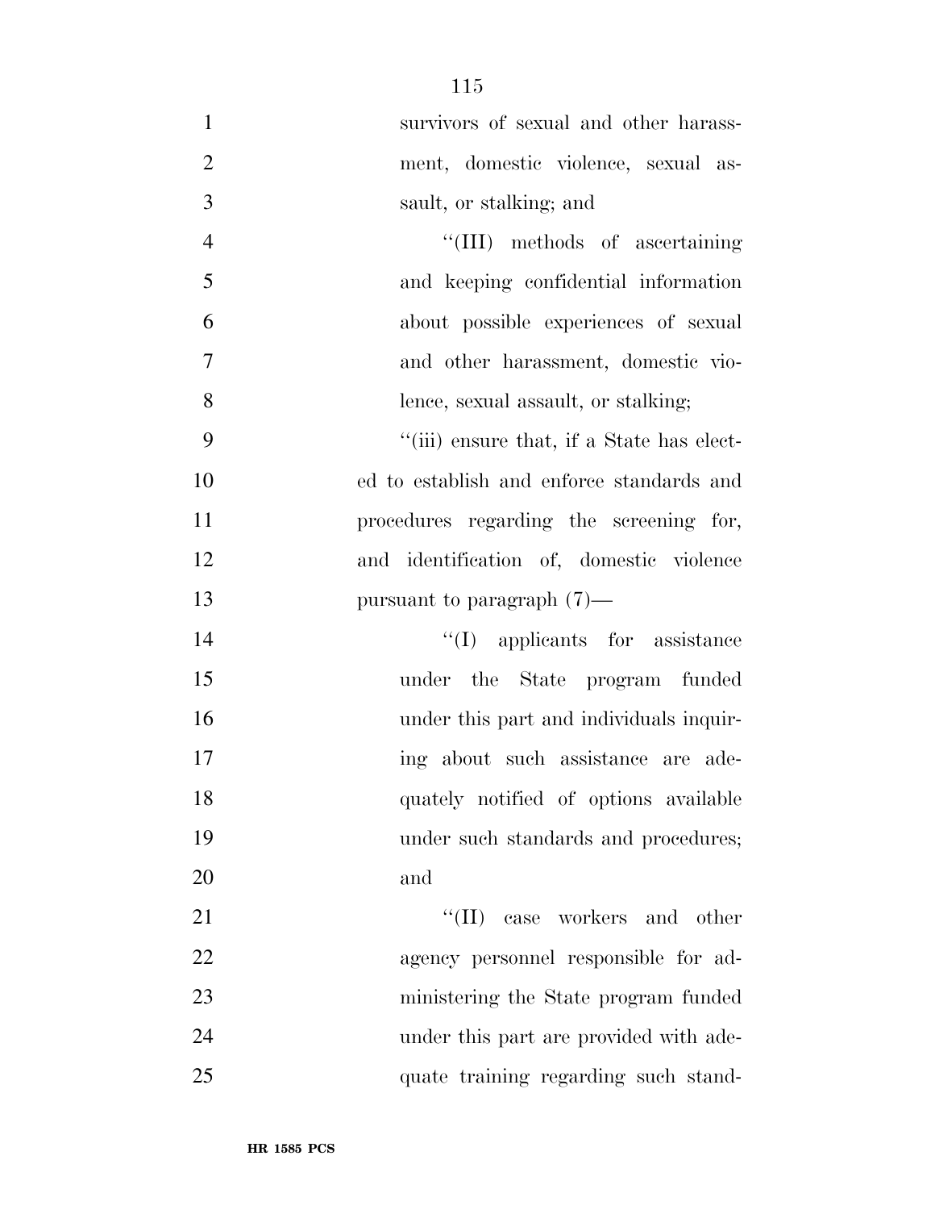survivors of sexual and other harassment, domestic violence, sexual assault, or stalking; and

''(III) methods of ascertaining and keeping confidential information about possible experiences of sexual and other harassment, domestic violence, sexual assault, or stalking;

''(iii) ensure that, if a State has elected to establish and enforce standards and procedures regarding the screening for, and identification of, domestic violence pursuant to paragraph (7)—

''(I) applicants for assistance under the State program funded under this part and individuals inquiring about such assistance are adequately notified of options available under such standards and procedures; and

''(II) case workers and other agency personnel responsible for administering the State program funded under this part are provided with adequate training regarding such stand-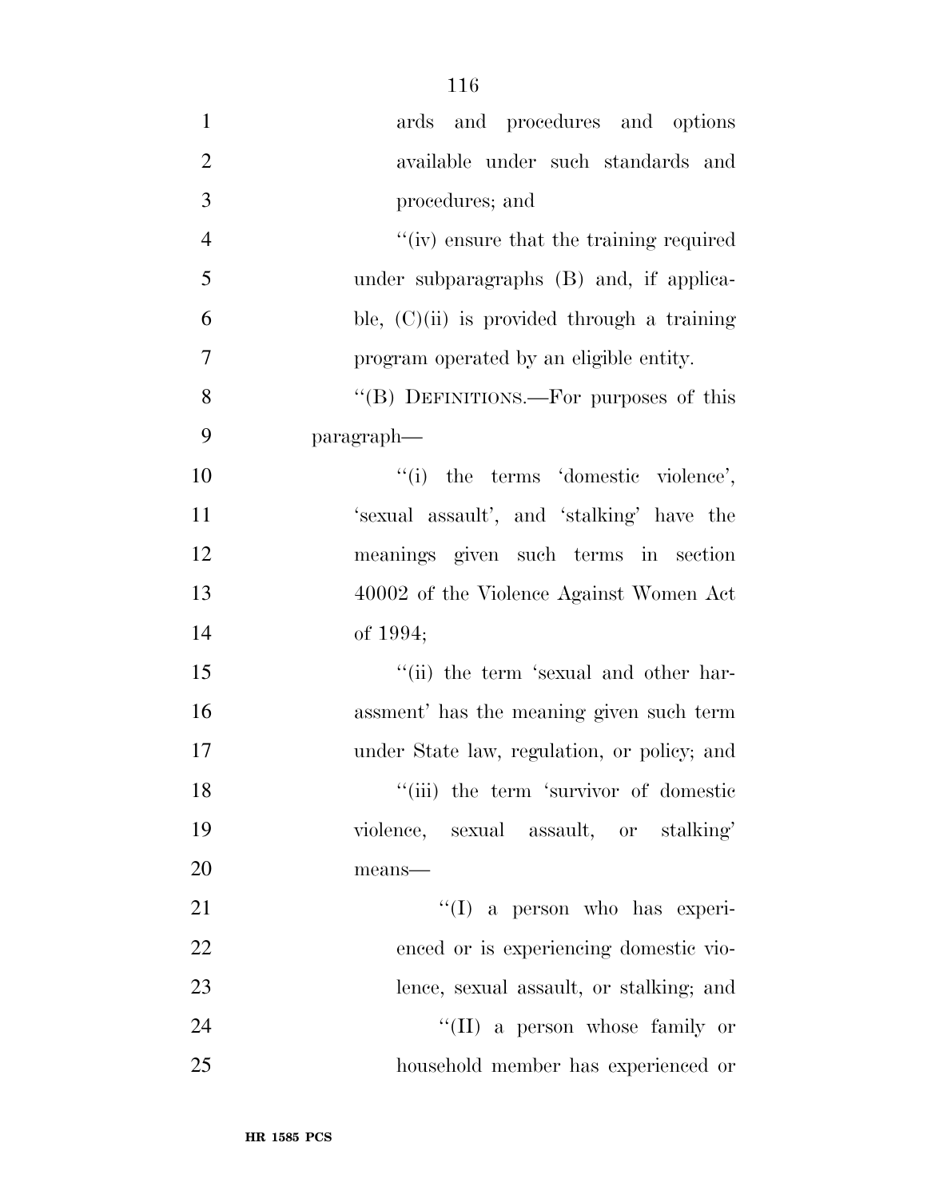ards and procedures and options available under such standards and procedures; and

''(iv) ensure that the training required under subparagraphs (B) and, if applicable, (C)(ii) is provided through a training program operated by an eligible entity.

''(B) DEFINITIONS.—For purposes of this paragraph—

''(i) the terms 'domestic violence', 'sexual assault', and 'stalking' have the meanings given such terms in section 40002 of the Violence Against Women Act of 1994;

''(ii) the term 'sexual and other harassment' has the meaning given such term under State law, regulation, or policy; and

''(iii) the term 'survivor of domestic violence, sexual assault, or stalking' means—

''(I) a person who has experienced or is experiencing domestic violence, sexual assault, or stalking; and

''(II) a person whose family or household member has experienced or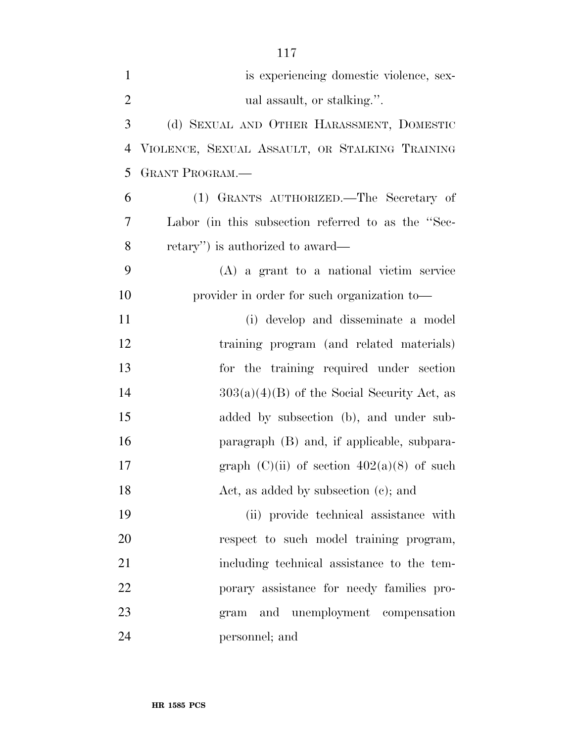is experiencing domestic violence, sexual assault, or stalking.''.

(d) SEXUAL AND OTHER HARASSMENT, DOMESTIC VIOLENCE, SEXUAL ASSAULT, OR STALKING TRAINING GRANT PROGRAM.—

(1) GRANTS AUTHORIZED.—The Secretary of Labor (in this subsection referred to as the ''Secretary'') is authorized to award—

(A) a grant to a national victim service provider in order for such organization to—

(i) develop and disseminate a model training program (and related materials) for the training required under section 303(a)(4)(B) of the Social Security Act, as added by subsection (b), and under subparagraph (B) and, if applicable, subparagraph (C)(ii) of section 402(a)(8) of such Act, as added by subsection (c); and

(ii) provide technical assistance with respect to such model training program, including technical assistance to the temporary assistance for needy families program and unemployment compensation personnel; and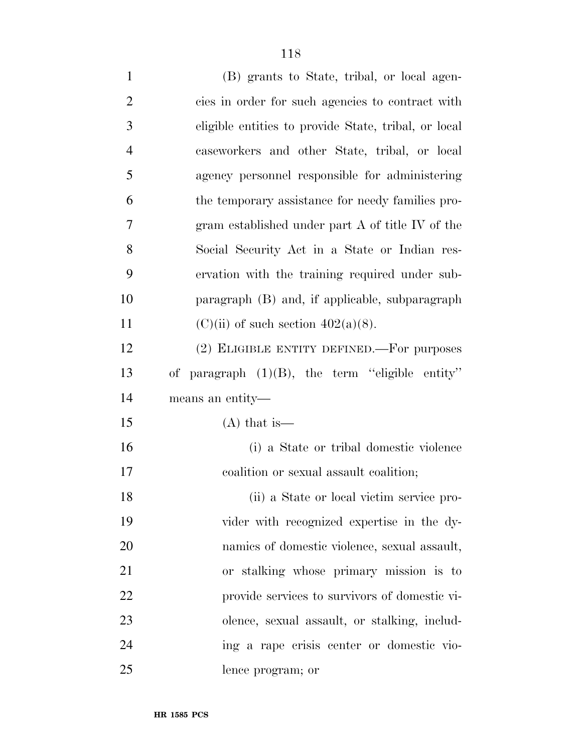(B) grants to State, tribal, or local agencies in order for such agencies to contract with eligible entities to provide State, tribal, or local caseworkers and other State, tribal, or local agency personnel responsible for administering the temporary assistance for needy families program established under part A of title IV of the Social Security Act in a State or Indian reservation with the training required under subparagraph (B) and, if applicable, subparagraph (C)(ii) of such section 402(a)(8).

(2) ELIGIBLE ENTITY DEFINED.—For purposes of paragraph (1)(B), the term ''eligible entity'' means an entity—

(A) that is—

(i) a State or tribal domestic violence coalition or sexual assault coalition;

(ii) a State or local victim service provider with recognized expertise in the dynamics of domestic violence, sexual assault, or stalking whose primary mission is to provide services to survivors of domestic violence, sexual assault, or stalking, including a rape crisis center or domestic violence program; or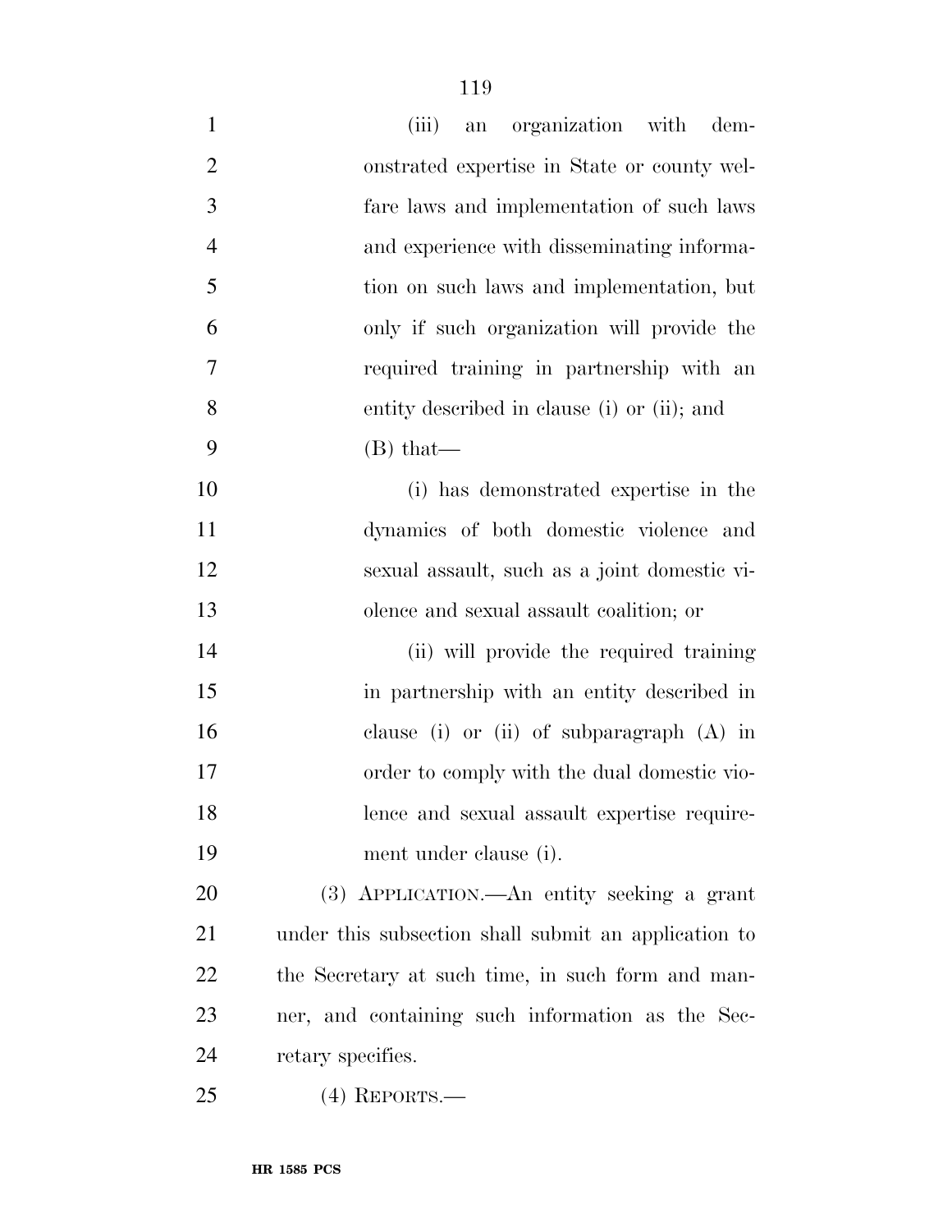(iii) an organization with demonstrated expertise in State or county welfare laws and implementation of such laws and experience with disseminating information on such laws and implementation, but only if such organization will provide the required training in partnership with an entity described in clause (i) or (ii); and

(B) that—

(i) has demonstrated expertise in the dynamics of both domestic violence and sexual assault, such as a joint domestic violence and sexual assault coalition; or

(ii) will provide the required training in partnership with an entity described in clause (i) or (ii) of subparagraph (A) in order to comply with the dual domestic violence and sexual assault expertise requirement under clause (i).

(3) APPLICATION.—An entity seeking a grant under this subsection shall submit an application to the Secretary at such time, in such form and manner, and containing such information as the Secretary specifies.

(4) REPORTS.—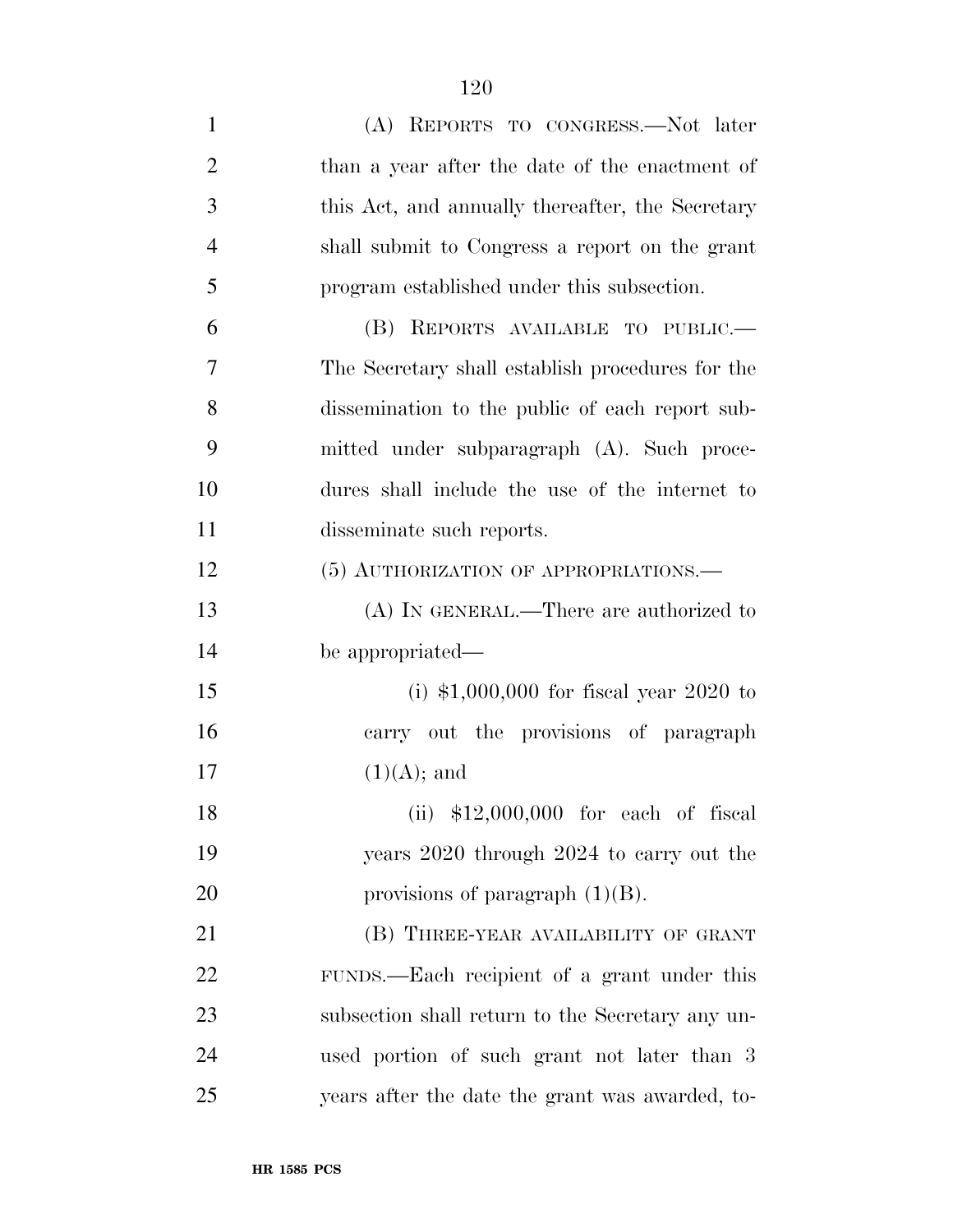(A) REPORTS TO CONGRESS.—Not later than a year after the date of the enactment of this Act, and annually thereafter, the Secretary shall submit to Congress a report on the grant program established under this subsection.

(B) REPORTS AVAILABLE TO PUBLIC.—The Secretary shall establish procedures for the dissemination to the public of each report submitted under subparagraph (A). Such procedures shall include the use of the internet to disseminate such reports.

(5) AUTHORIZATION OF APPROPRIATIONS.—

(A) IN GENERAL.—There are authorized to be appropriated—

(i) $1,000,000 for fiscal year 2020 to carry out the provisions of paragraph (1)(A); and

(ii) $12,000,000 for each of fiscal years 2020 through 2024 to carry out the provisions of paragraph (1)(B).

(B) THREE-YEAR AVAILABILITY OF GRANT FUNDS.—Each recipient of a grant under this subsection shall return to the Secretary any unused portion of such grant not later than 3 years after the date the grant was awarded, to-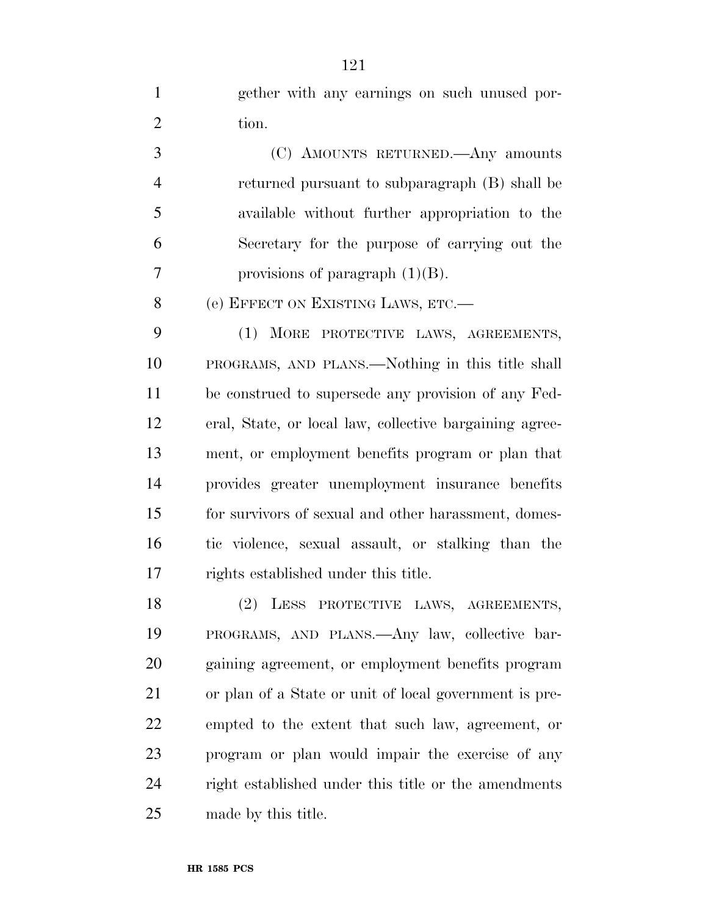gether with any earnings on such unused portion.

(C) AMOUNTS RETURNED.—Any amounts returned pursuant to subparagraph (B) shall be available without further appropriation to the Secretary for the purpose of carrying out the provisions of paragraph (1)(B).

(e) EFFECT ON EXISTING LAWS, ETC.—

(1) MORE PROTECTIVE LAWS, AGREEMENTS, PROGRAMS, AND PLANS.—Nothing in this title shall be construed to supersede any provision of any Federal, State, or local law, collective bargaining agreement, or employment benefits program or plan that provides greater unemployment insurance benefits for survivors of sexual and other harassment, domestic violence, sexual assault, or stalking than the rights established under this title.

(2) LESS PROTECTIVE LAWS, AGREEMENTS, PROGRAMS, AND PLANS.—Any law, collective bargaining agreement, or employment benefits program or plan of a State or unit of local government is preempted to the extent that such law, agreement, or program or plan would impair the exercise of any right established under this title or the amendments made by this title.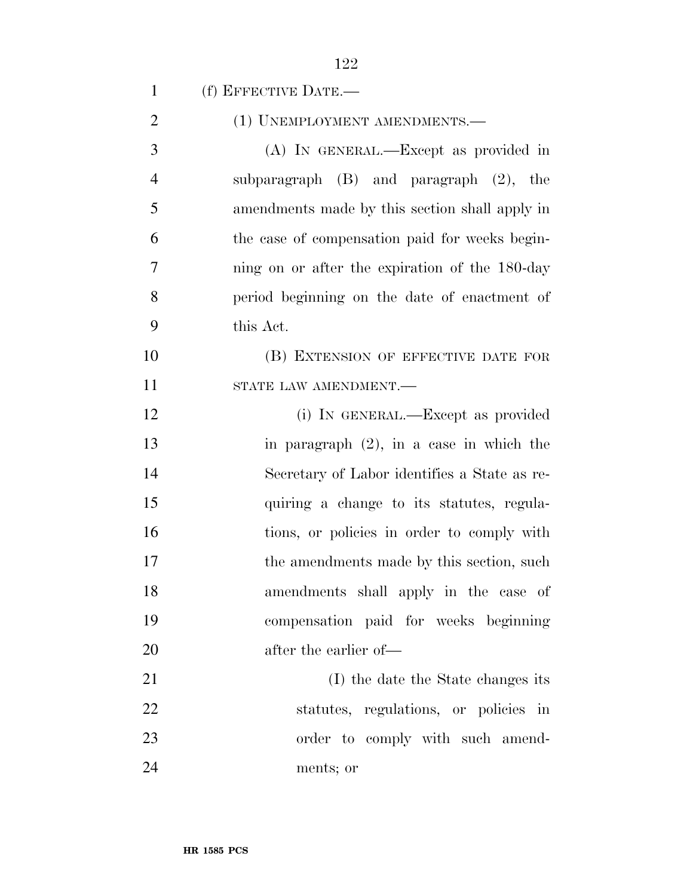(f) EFFECTIVE DATE.—

(1) UNEMPLOYMENT AMENDMENTS.—

(A) IN GENERAL.—Except as provided in subparagraph (B) and paragraph (2), the amendments made by this section shall apply in the case of compensation paid for weeks beginning on or after the expiration of the 180-day period beginning on the date of enactment of this Act.

(B) EXTENSION OF EFFECTIVE DATE FOR STATE LAW AMENDMENT.—

(i) IN GENERAL.—Except as provided in paragraph (2), in a case in which the Secretary of Labor identifies a State as requiring a change to its statutes, regulations, or policies in order to comply with the amendments made by this section, such amendments shall apply in the case of compensation paid for weeks beginning after the earlier of—

(I) the date the State changes its statutes, regulations, or policies in order to comply with such amendments; or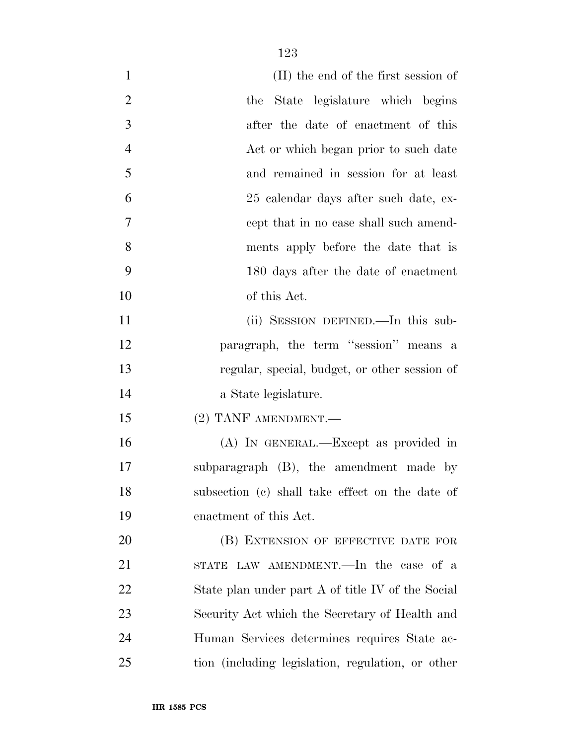(II) the end of the first session of the State legislature which begins after the date of enactment of this Act or which began prior to such date and remained in session for at least 25 calendar days after such date, except that in no case shall such amendments apply before the date that is 180 days after the date of enactment of this Act.

(ii) SESSION DEFINED.—In this subparagraph, the term ''session'' means a regular, special, budget, or other session of a State legislature.

(2) TANF AMENDMENT.—

(A) IN GENERAL.—Except as provided in subparagraph (B), the amendment made by subsection (c) shall take effect on the date of enactment of this Act.

(B) EXTENSION OF EFFECTIVE DATE FOR STATE LAW AMENDMENT.—In the case of a State plan under part A of title IV of the Social Security Act which the Secretary of Health and Human Services determines requires State action (including legislation, regulation, or other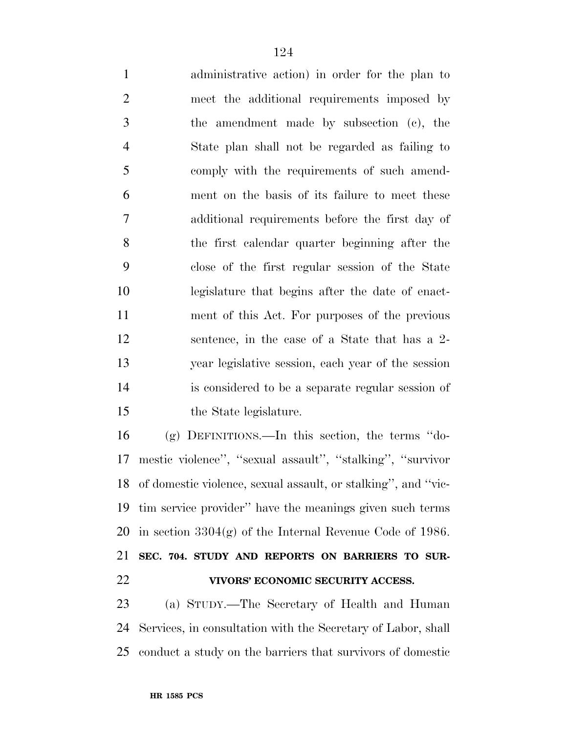administrative action) in order for the plan to meet the additional requirements imposed by the amendment made by subsection (c), the State plan shall not be regarded as failing to comply with the requirements of such amendment on the basis of its failure to meet these additional requirements before the first day of the first calendar quarter beginning after the close of the first regular session of the State legislature that begins after the date of enactment of this Act. For purposes of the previous sentence, in the case of a State that has a 2-year legislative session, each year of the session is considered to be a separate regular session of the State legislature.

(g) DEFINITIONS.—In this section, the terms ''domestic violence'', ''sexual assault'', ''stalking'', ''survivor of domestic violence, sexual assault, or stalking'', and ''victim service provider'' have the meanings given such terms in section 3304(g) of the Internal Revenue Code of 1986.

**SEC. 704. STUDY AND REPORTS ON BARRIERS TO SURVIVORS' ECONOMIC SECURITY ACCESS.**

(a) STUDY.—The Secretary of Health and Human Services, in consultation with the Secretary of Labor, shall conduct a study on the barriers that survivors of domestic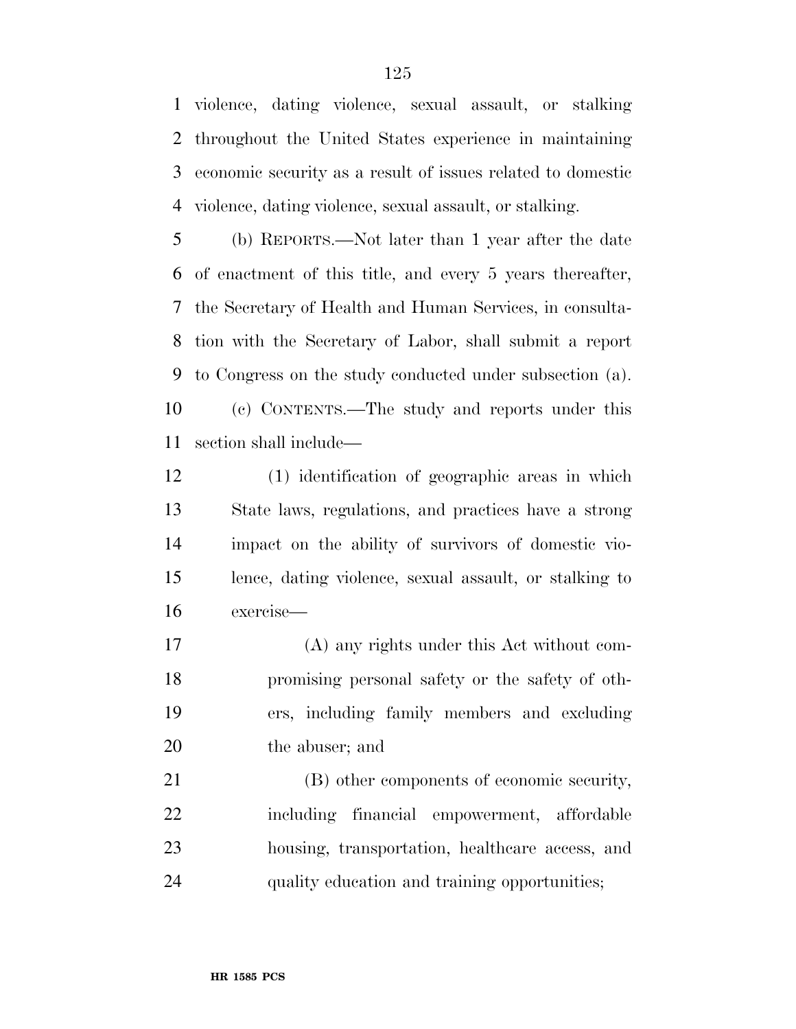violence, dating violence, sexual assault, or stalking throughout the United States experience in maintaining economic security as a result of issues related to domestic violence, dating violence, sexual assault, or stalking.

(b) REPORTS.—Not later than 1 year after the date of enactment of this title, and every 5 years thereafter, the Secretary of Health and Human Services, in consultation with the Secretary of Labor, shall submit a report to Congress on the study conducted under subsection (a).

(c) CONTENTS.—The study and reports under this section shall include—

(1) identification of geographic areas in which State laws, regulations, and practices have a strong impact on the ability of survivors of domestic violence, dating violence, sexual assault, or stalking to exercise—

(A) any rights under this Act without compromising personal safety or the safety of others, including family members and excluding the abuser; and

(B) other components of economic security, including financial empowerment, affordable housing, transportation, healthcare access, and quality education and training opportunities;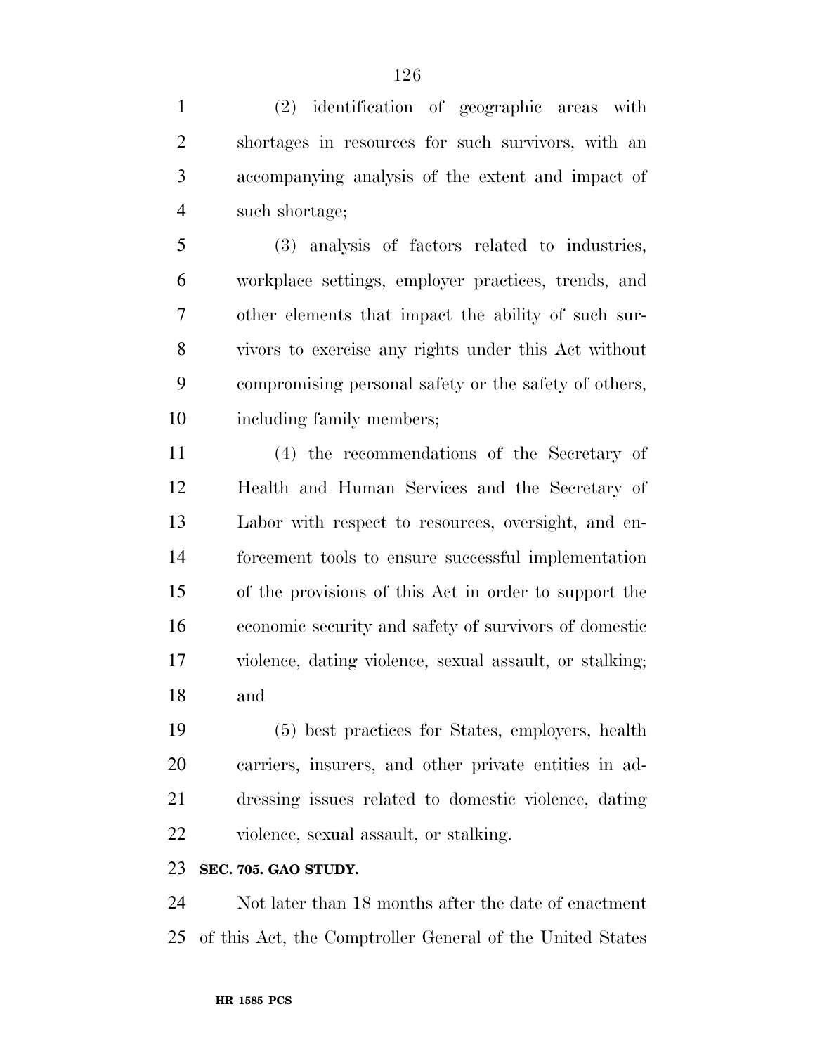(2) identification of geographic areas with shortages in resources for such survivors, with an accompanying analysis of the extent and impact of such shortage;

(3) analysis of factors related to industries, workplace settings, employer practices, trends, and other elements that impact the ability of such survivors to exercise any rights under this Act without compromising personal safety or the safety of others, including family members;

(4) the recommendations of the Secretary of Health and Human Services and the Secretary of Labor with respect to resources, oversight, and enforcement tools to ensure successful implementation of the provisions of this Act in order to support the economic security and safety of survivors of domestic violence, dating violence, sexual assault, or stalking; and

(5) best practices for States, employers, health carriers, insurers, and other private entities in addressing issues related to domestic violence, dating violence, sexual assault, or stalking.

**SEC. 705. GAO STUDY.**

Not later than 18 months after the date of enactment of this Act, the Comptroller General of the United States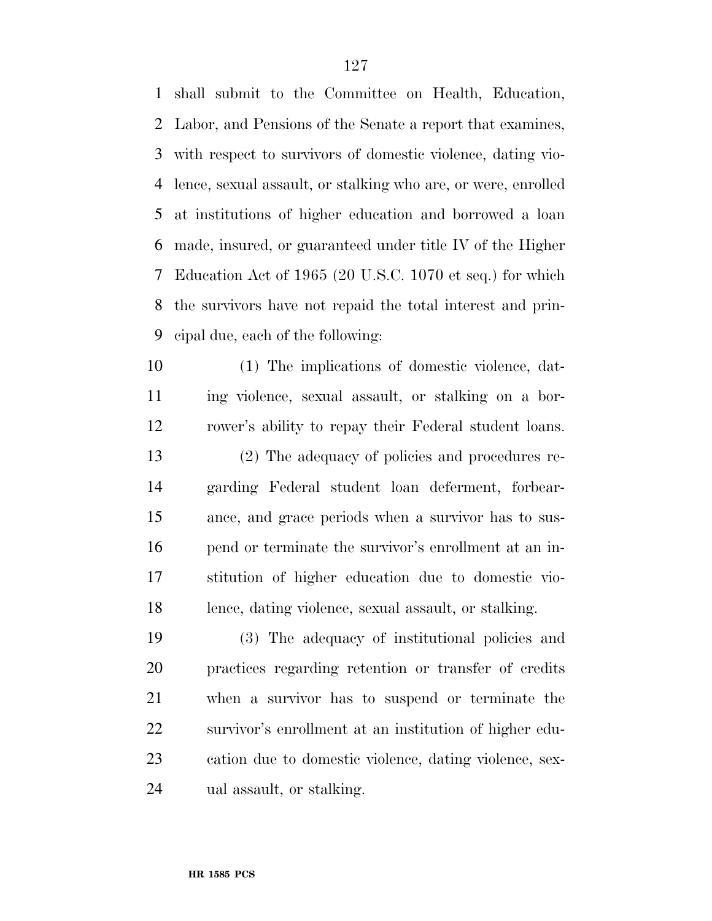shall submit to the Committee on Health, Education, Labor, and Pensions of the Senate a report that examines, with respect to survivors of domestic violence, dating violence, sexual assault, or stalking who are, or were, enrolled at institutions of higher education and borrowed a loan made, insured, or guaranteed under title IV of the Higher Education Act of 1965 (20 U.S.C. 1070 et seq.) for which the survivors have not repaid the total interest and principal due, each of the following:

(1) The implications of domestic violence, dating violence, sexual assault, or stalking on a borrower's ability to repay their Federal student loans.

(2) The adequacy of policies and procedures regarding Federal student loan deferment, forbearance, and grace periods when a survivor has to suspend or terminate the survivor's enrollment at an institution of higher education due to domestic violence, dating violence, sexual assault, or stalking.

(3) The adequacy of institutional policies and practices regarding retention or transfer of credits when a survivor has to suspend or terminate the survivor's enrollment at an institution of higher education due to domestic violence, dating violence, sexual assault, or stalking.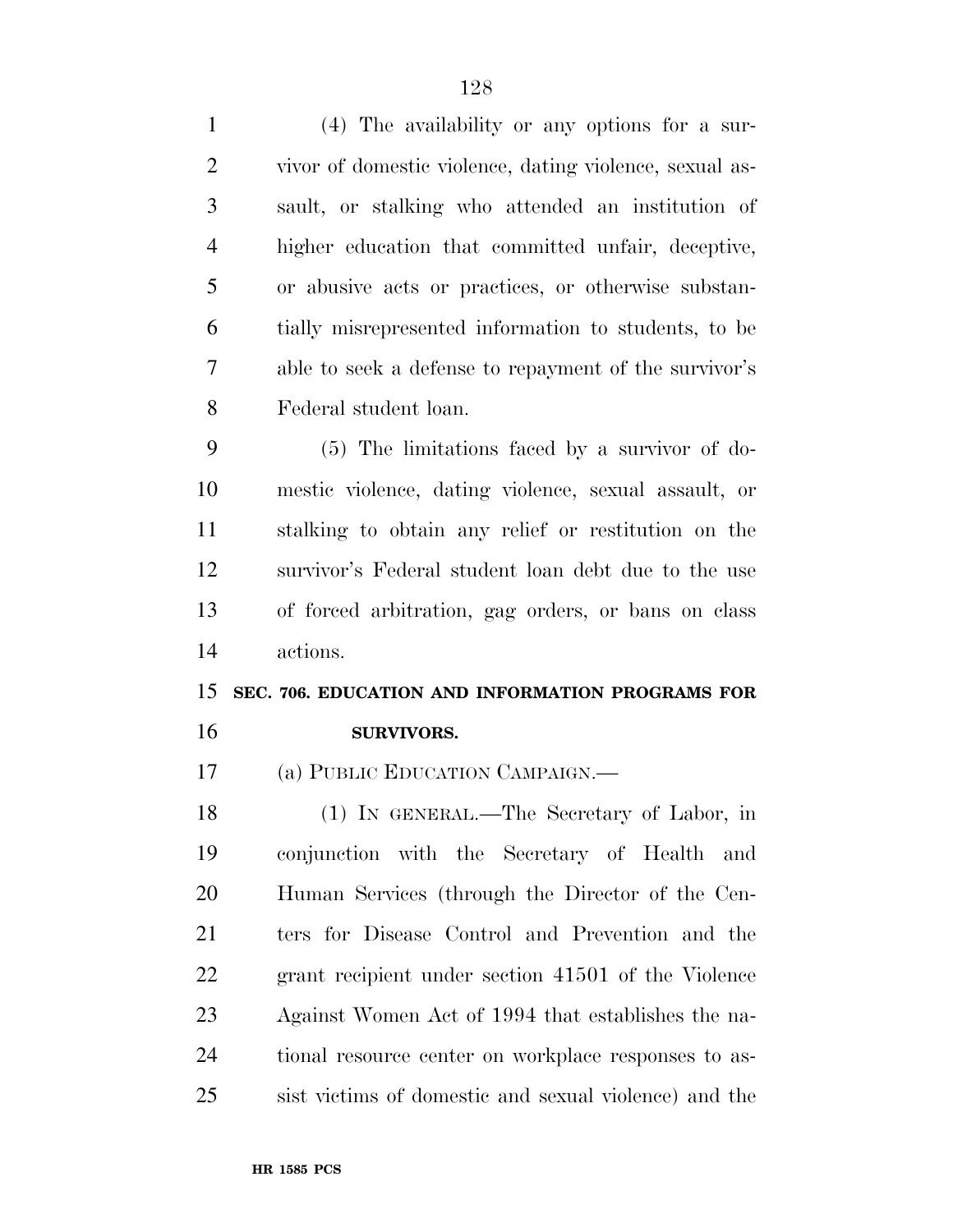(4) The availability or any options for a survivor of domestic violence, dating violence, sexual assault, or stalking who attended an institution of higher education that committed unfair, deceptive, or abusive acts or practices, or otherwise substantially misrepresented information to students, to be able to seek a defense to repayment of the survivor's Federal student loan.

(5) The limitations faced by a survivor of domestic violence, dating violence, sexual assault, or stalking to obtain any relief or restitution on the survivor's Federal student loan debt due to the use of forced arbitration, gag orders, or bans on class actions.

### SEC. 706. EDUCATION AND INFORMATION PROGRAMS FOR SURVIVORS.

(a) PUBLIC EDUCATION CAMPAIGN.—

(1) IN GENERAL.—The Secretary of Labor, in conjunction with the Secretary of Health and Human Services (through the Director of the Centers for Disease Control and Prevention and the grant recipient under section 41501 of the Violence Against Women Act of 1994 that establishes the national resource center on workplace responses to assist victims of domestic and sexual violence) and the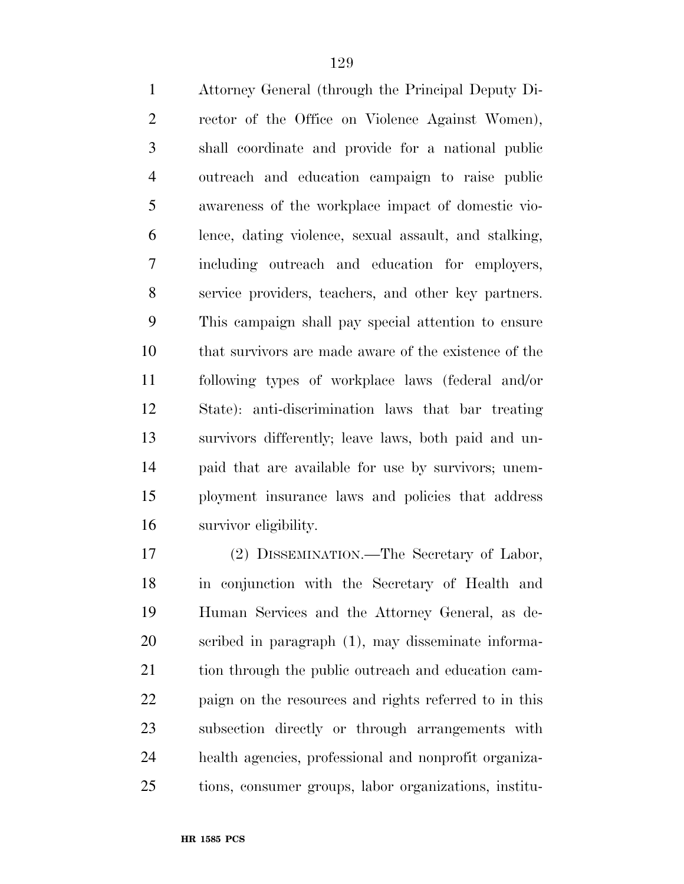Attorney General (through the Principal Deputy Director of the Office on Violence Against Women), shall coordinate and provide for a national public outreach and education campaign to raise public awareness of the workplace impact of domestic violence, dating violence, sexual assault, and stalking, including outreach and education for employers, service providers, teachers, and other key partners. This campaign shall pay special attention to ensure that survivors are made aware of the existence of the following types of workplace laws (federal and/or State): anti-discrimination laws that bar treating survivors differently; leave laws, both paid and unpaid that are available for use by survivors; unemployment insurance laws and policies that address survivor eligibility.

(2) DISSEMINATION.—The Secretary of Labor, in conjunction with the Secretary of Health and Human Services and the Attorney General, as described in paragraph (1), may disseminate information through the public outreach and education campaign on the resources and rights referred to in this subsection directly or through arrangements with health agencies, professional and nonprofit organizations, consumer groups, labor organizations, institu-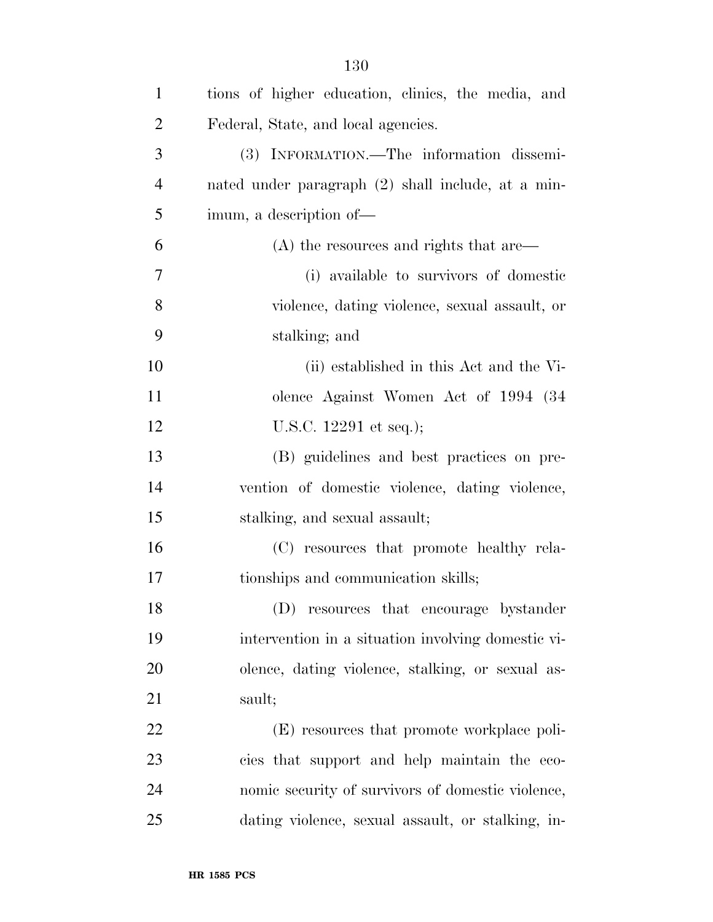tions of higher education, clinics, the media, and Federal, State, and local agencies.

(3) INFORMATION.—The information disseminated under paragraph (2) shall include, at a minimum, a description of—

(A) the resources and rights that are—

(i) available to survivors of domestic violence, dating violence, sexual assault, or stalking; and

(ii) established in this Act and the Violence Against Women Act of 1994 (34 U.S.C. 12291 et seq.);

(B) guidelines and best practices on prevention of domestic violence, dating violence, stalking, and sexual assault;

(C) resources that promote healthy relationships and communication skills;

(D) resources that encourage bystander intervention in a situation involving domestic violence, dating violence, stalking, or sexual assault;

(E) resources that promote workplace policies that support and help maintain the economic security of survivors of domestic violence, dating violence, sexual assault, or stalking, in-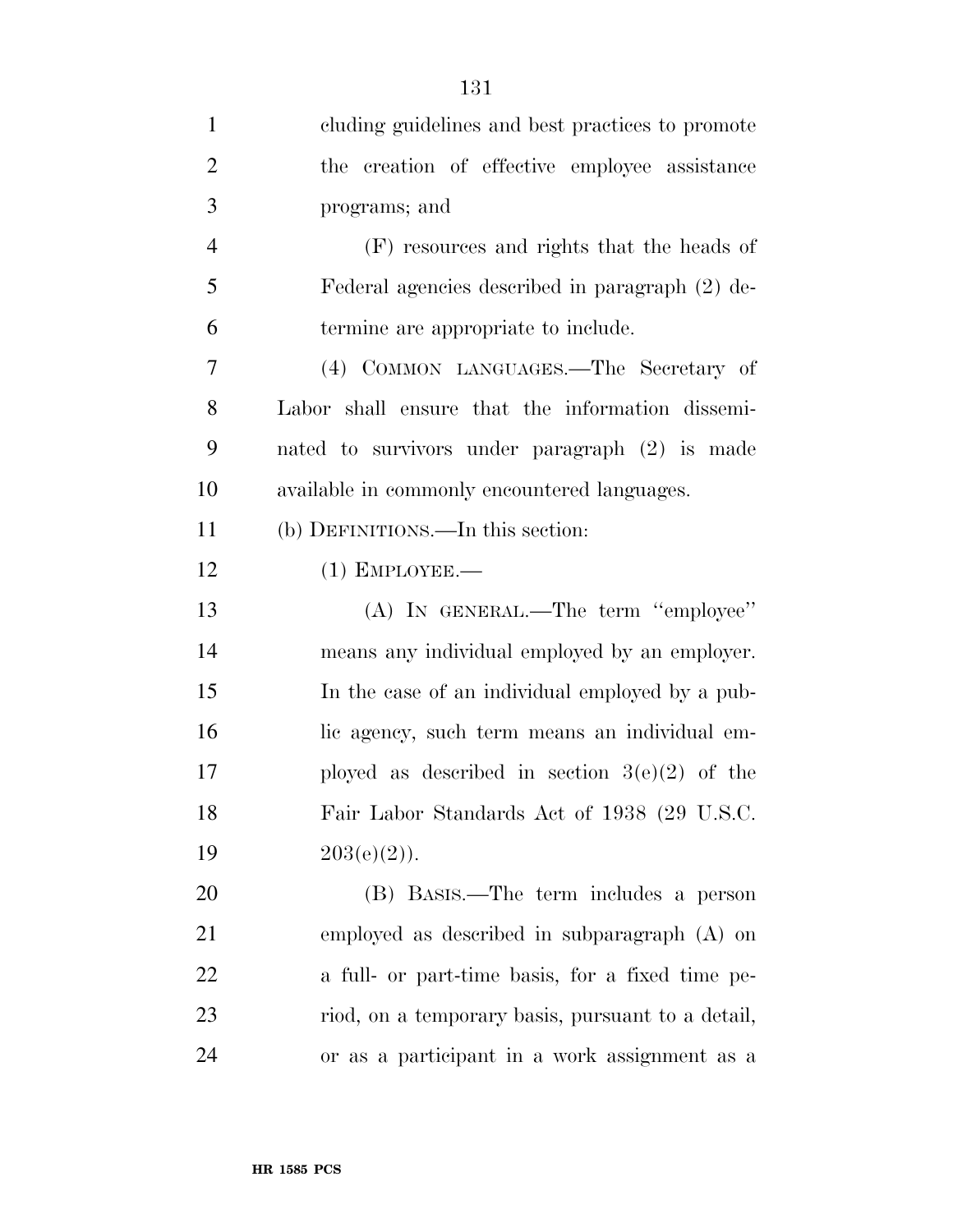cluding guidelines and best practices to promote the creation of effective employee assistance programs; and

(F) resources and rights that the heads of Federal agencies described in paragraph (2) determine are appropriate to include.

(4) COMMON LANGUAGES.—The Secretary of Labor shall ensure that the information disseminated to survivors under paragraph (2) is made available in commonly encountered languages.

(b) DEFINITIONS.—In this section:

(1) EMPLOYEE.—

(A) IN GENERAL.—The term ''employee'' means any individual employed by an employer. In the case of an individual employed by a public agency, such term means an individual employed as described in section 3(e)(2) of the Fair Labor Standards Act of 1938 (29 U.S.C. 203(e)(2)).

(B) BASIS.—The term includes a person employed as described in subparagraph (A) on a full- or part-time basis, for a fixed time period, on a temporary basis, pursuant to a detail, or as a participant in a work assignment as a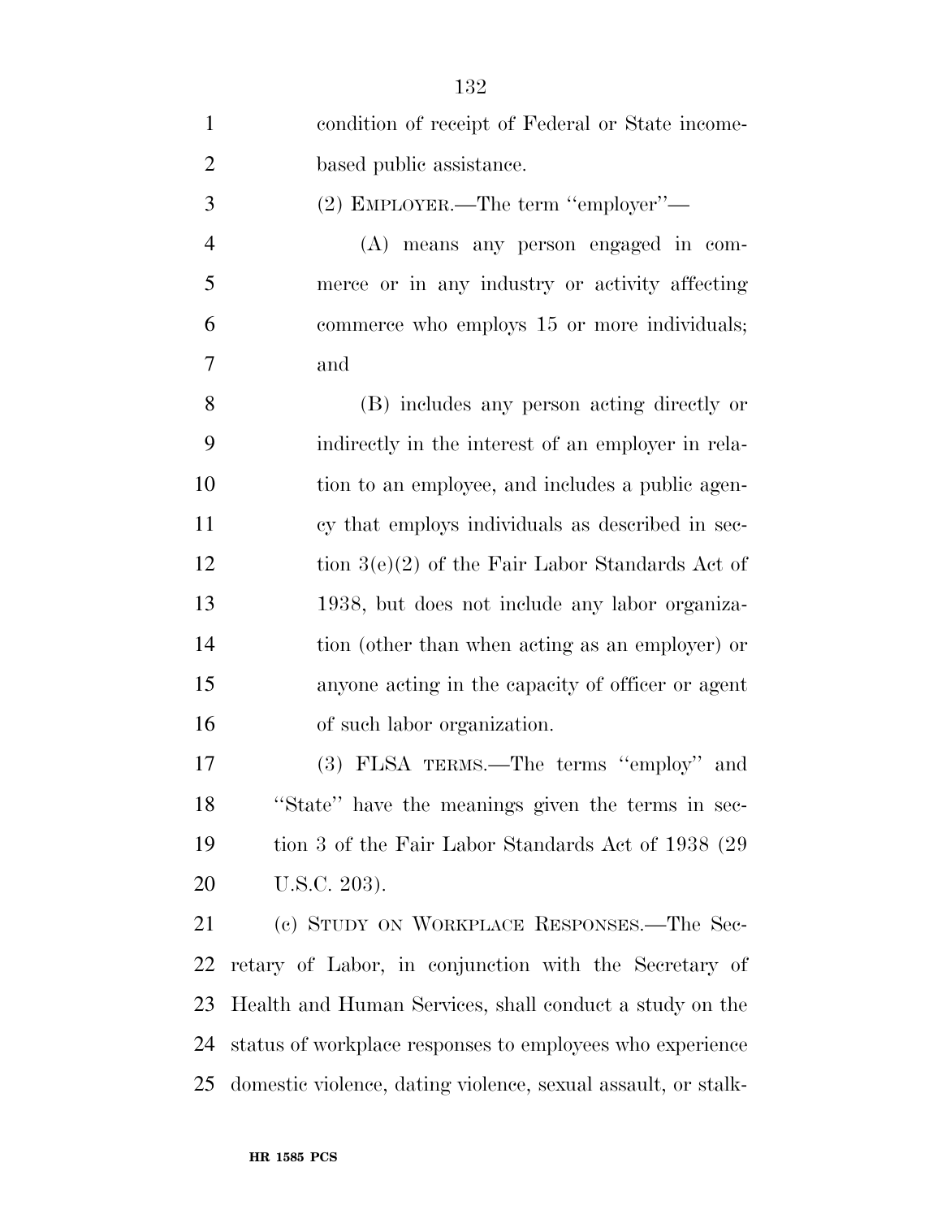condition of receipt of Federal or State income-based public assistance.

(2) EMPLOYER.—The term ''employer''—

(A) means any person engaged in commerce or in any industry or activity affecting commerce who employs 15 or more individuals; and

(B) includes any person acting directly or indirectly in the interest of an employer in relation to an employee, and includes a public agency that employs individuals as described in section 3(e)(2) of the Fair Labor Standards Act of 1938, but does not include any labor organization (other than when acting as an employer) or anyone acting in the capacity of officer or agent of such labor organization.

(3) FLSA TERMS.—The terms ''employ'' and ''State'' have the meanings given the terms in section 3 of the Fair Labor Standards Act of 1938 (29 U.S.C. 203).

(c) STUDY ON WORKPLACE RESPONSES.—The Secretary of Labor, in conjunction with the Secretary of Health and Human Services, shall conduct a study on the status of workplace responses to employees who experience domestic violence, dating violence, sexual assault, or stalk-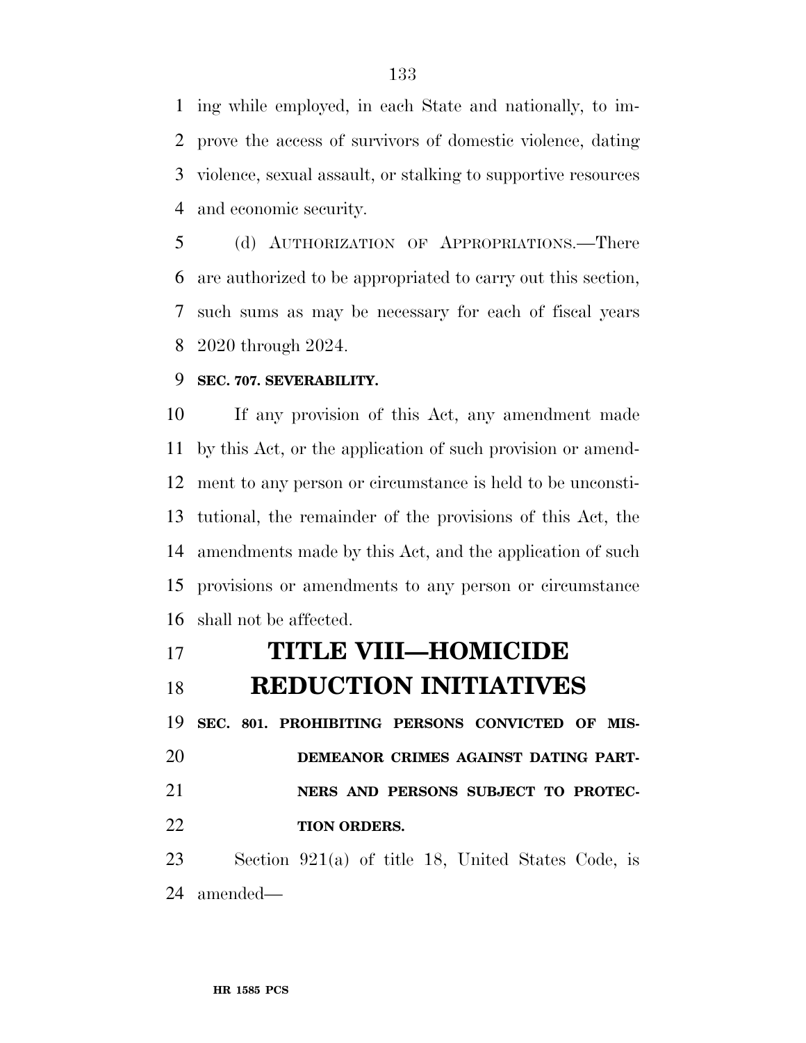ing while employed, in each State and nationally, to improve the access of survivors of domestic violence, dating violence, sexual assault, or stalking to supportive resources and economic security.

(d) AUTHORIZATION OF APPROPRIATIONS.—There are authorized to be appropriated to carry out this section, such sums as may be necessary for each of fiscal years 2020 through 2024.

**SEC. 707. SEVERABILITY.**

If any provision of this Act, any amendment made by this Act, or the application of such provision or amendment to any person or circumstance is held to be unconstitutional, the remainder of the provisions of this Act, the amendments made by this Act, and the application of such provisions or amendments to any person or circumstance shall not be affected.

# TITLE VIII—HOMICIDE REDUCTION INITIATIVES

**SEC. 801. PROHIBITING PERSONS CONVICTED OF MISDEMEANOR CRIMES AGAINST DATING PARTNERS AND PERSONS SUBJECT TO PROTECTION ORDERS.**

Section 921(a) of title 18, United States Code, is amended—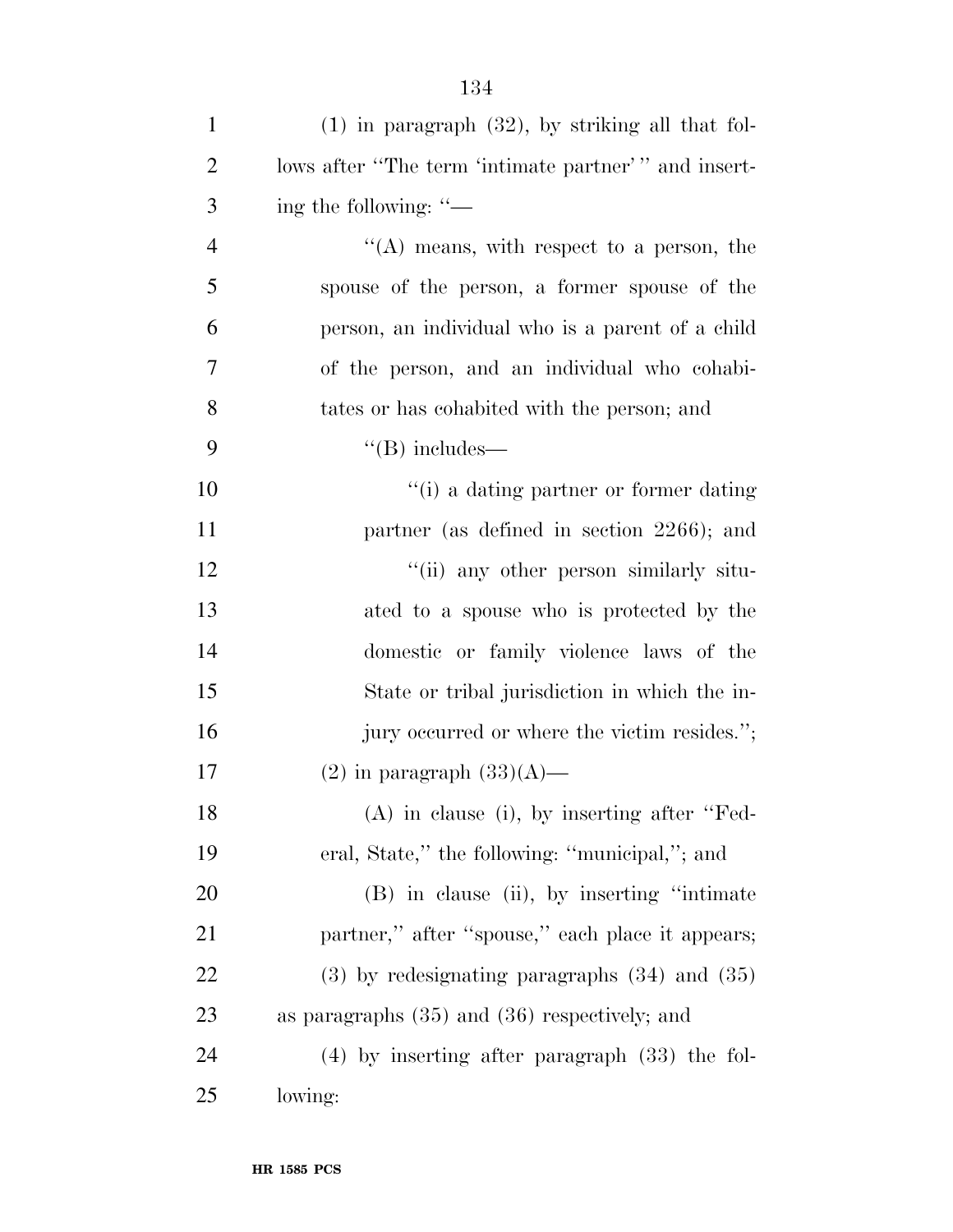(1) in paragraph (32), by striking all that follows after ''The term 'intimate partner' '' and inserting the following: ''—

''(A) means, with respect to a person, the spouse of the person, a former spouse of the person, an individual who is a parent of a child of the person, and an individual who cohabitates or has cohabited with the person; and

''(B) includes—

''(i) a dating partner or former dating partner (as defined in section 2266); and

''(ii) any other person similarly situated to a spouse who is protected by the domestic or family violence laws of the State or tribal jurisdiction in which the injury occurred or where the victim resides.'';

(2) in paragraph (33)(A)—

(A) in clause (i), by inserting after ''Federal, State,'' the following: ''municipal,''; and

(B) in clause (ii), by inserting ''intimate partner,'' after ''spouse,'' each place it appears;

(3) by redesignating paragraphs (34) and (35) as paragraphs (35) and (36) respectively; and

(4) by inserting after paragraph (33) the following: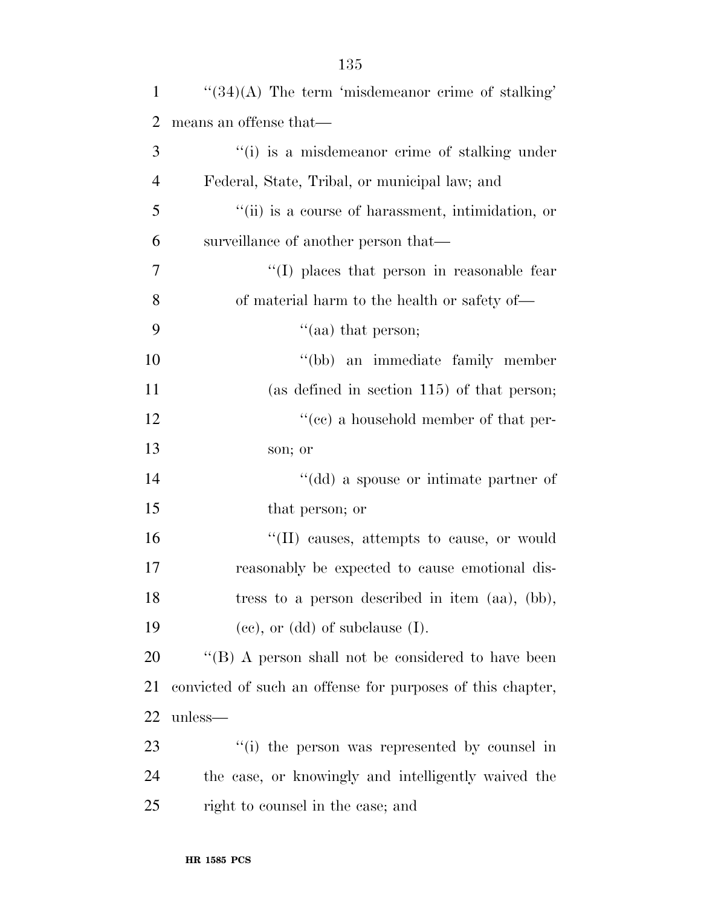"(34)(A) The term 'misdemeanor crime of stalking' means an offense that—

"(i) is a misdemeanor crime of stalking under Federal, State, Tribal, or municipal law; and

"(ii) is a course of harassment, intimidation, or surveillance of another person that—

"(I) places that person in reasonable fear of material harm to the health or safety of—

"(aa) that person;

"(bb) an immediate family member (as defined in section 115) of that person;

"(cc) a household member of that person; or

"(dd) a spouse or intimate partner of that person; or

"(II) causes, attempts to cause, or would reasonably be expected to cause emotional distress to a person described in item (aa), (bb), (cc), or (dd) of subclause (I).

"(B) A person shall not be considered to have been convicted of such an offense for purposes of this chapter, unless—

"(i) the person was represented by counsel in the case, or knowingly and intelligently waived the right to counsel in the case; and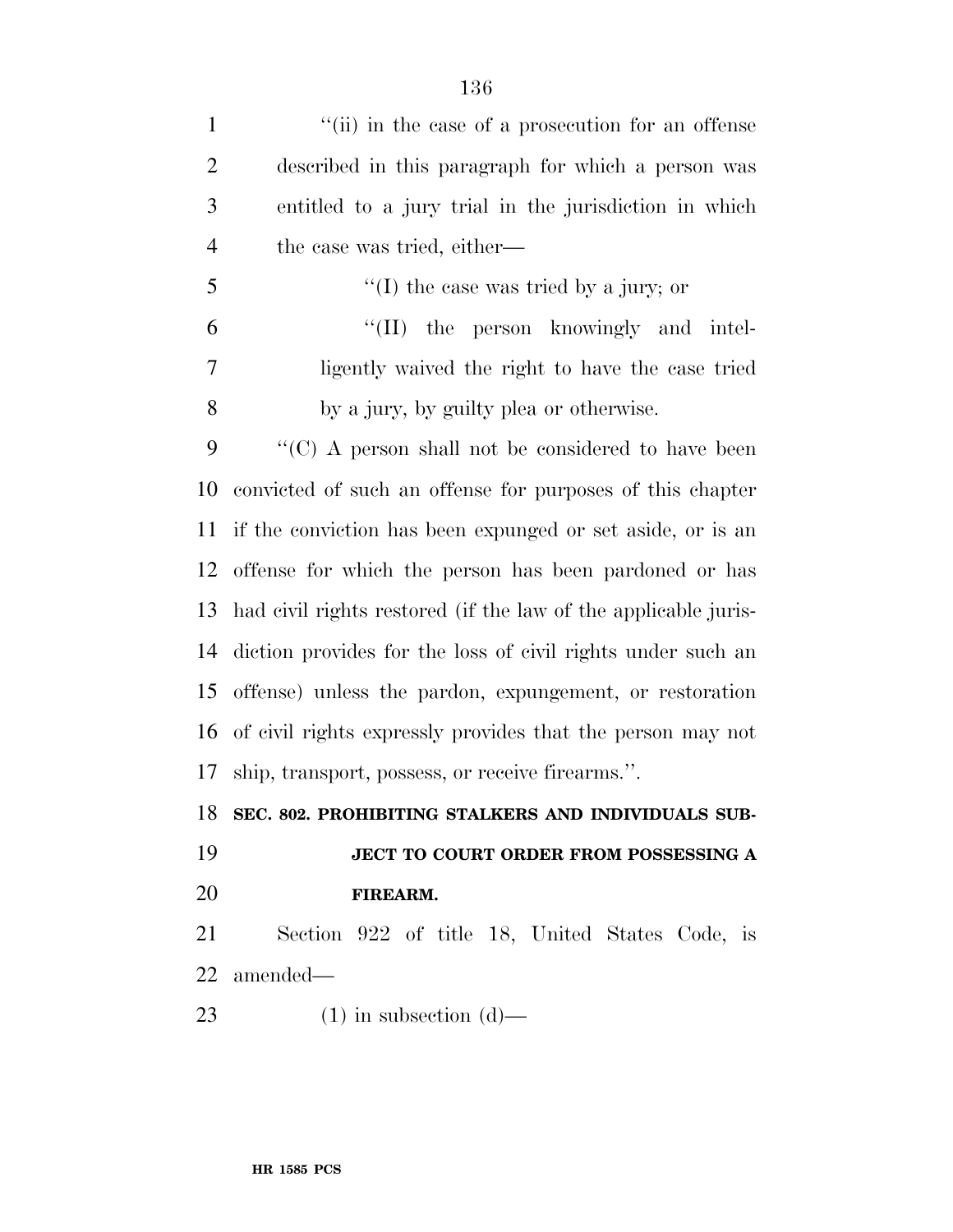''(ii) in the case of a prosecution for an offense described in this paragraph for which a person was entitled to a jury trial in the jurisdiction in which the case was tried, either—

''(I) the case was tried by a jury; or

''(II) the person knowingly and intelligently waived the right to have the case tried by a jury, by guilty plea or otherwise.

''(C) A person shall not be considered to have been convicted of such an offense for purposes of this chapter if the conviction has been expunged or set aside, or is an offense for which the person has been pardoned or has had civil rights restored (if the law of the applicable jurisdiction provides for the loss of civil rights under such an offense) unless the pardon, expungement, or restoration of civil rights expressly provides that the person may not ship, transport, possess, or receive firearms.''.

**SEC. 802. PROHIBITING STALKERS AND INDIVIDUALS SUBJECT TO COURT ORDER FROM POSSESSING A FIREARM.**

Section 922 of title 18, United States Code, is amended—

(1) in subsection (d)—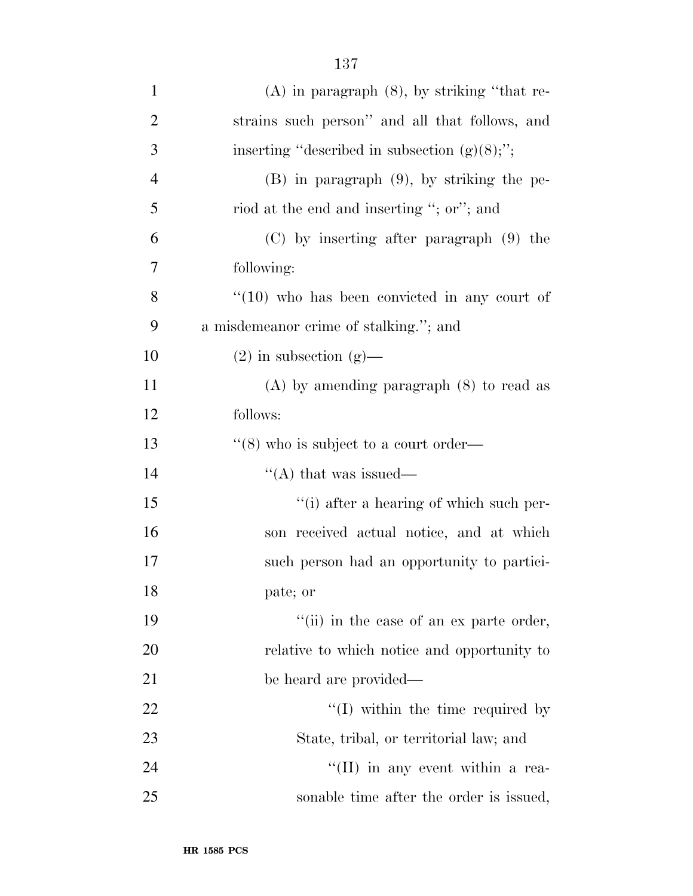(A) in paragraph (8), by striking "that restrains such person" and all that follows, and inserting "described in subsection (g)(8);";

(B) in paragraph (9), by striking the period at the end and inserting "; or"; and

(C) by inserting after paragraph (9) the following:

"(10) who has been convicted in any court of a misdemeanor crime of stalking."; and

(2) in subsection (g)—

(A) by amending paragraph (8) to read as follows:

"(8) who is subject to a court order—

"(A) that was issued—

"(i) after a hearing of which such person received actual notice, and at which such person had an opportunity to participate; or

"(ii) in the case of an ex parte order, relative to which notice and opportunity to be heard are provided—

"(I) within the time required by State, tribal, or territorial law; and

"(II) in any event within a reasonable time after the order is issued,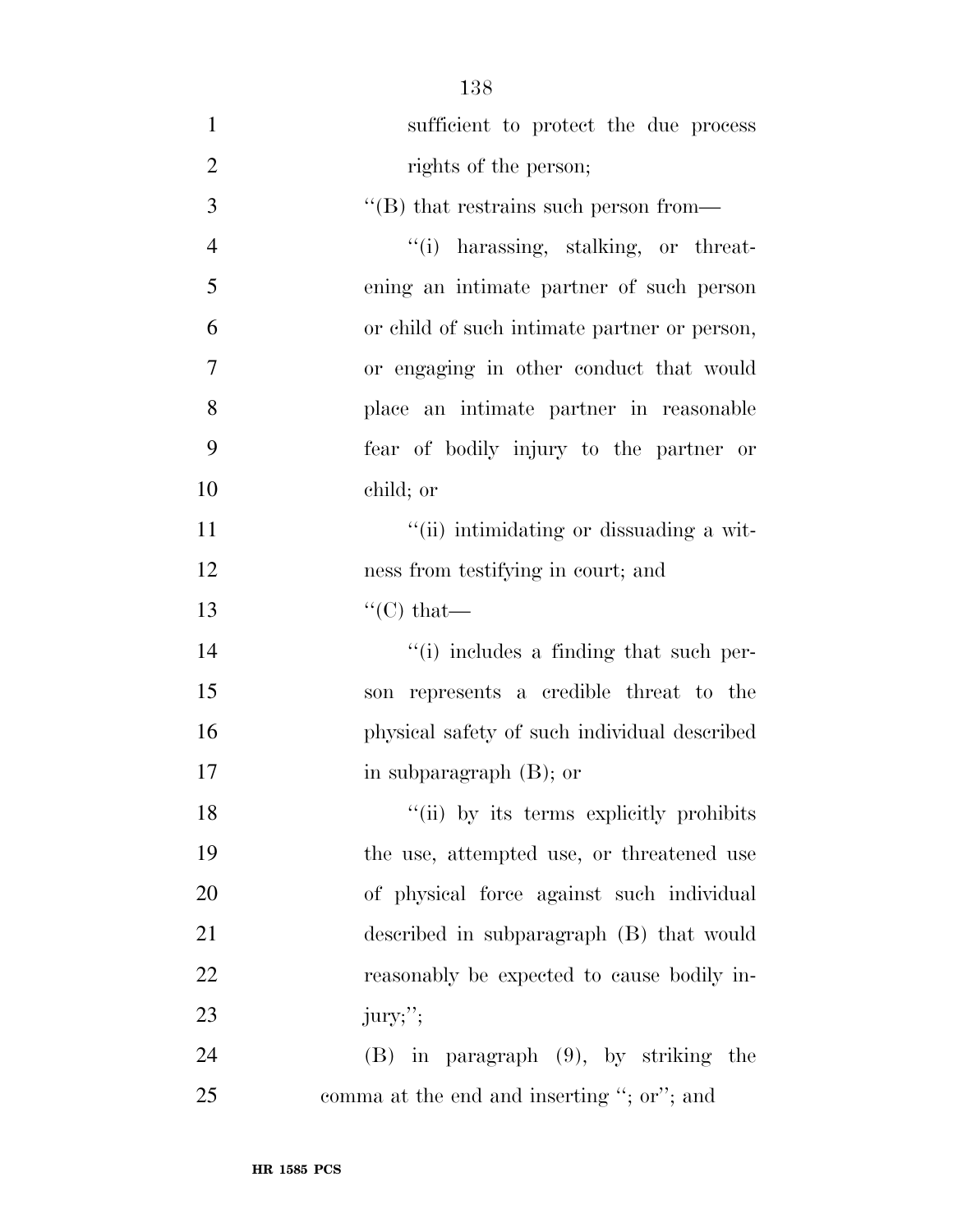sufficient to protect the due process rights of the person;

''(B) that restrains such person from—

''(i) harassing, stalking, or threatening an intimate partner of such person or child of such intimate partner or person, or engaging in other conduct that would place an intimate partner in reasonable fear of bodily injury to the partner or child; or

''(ii) intimidating or dissuading a witness from testifying in court; and

''(C) that—

''(i) includes a finding that such person represents a credible threat to the physical safety of such individual described in subparagraph (B); or

''(ii) by its terms explicitly prohibits the use, attempted use, or threatened use of physical force against such individual described in subparagraph (B) that would reasonably be expected to cause bodily injury;'';

(B) in paragraph (9), by striking the comma at the end and inserting ''; or''; and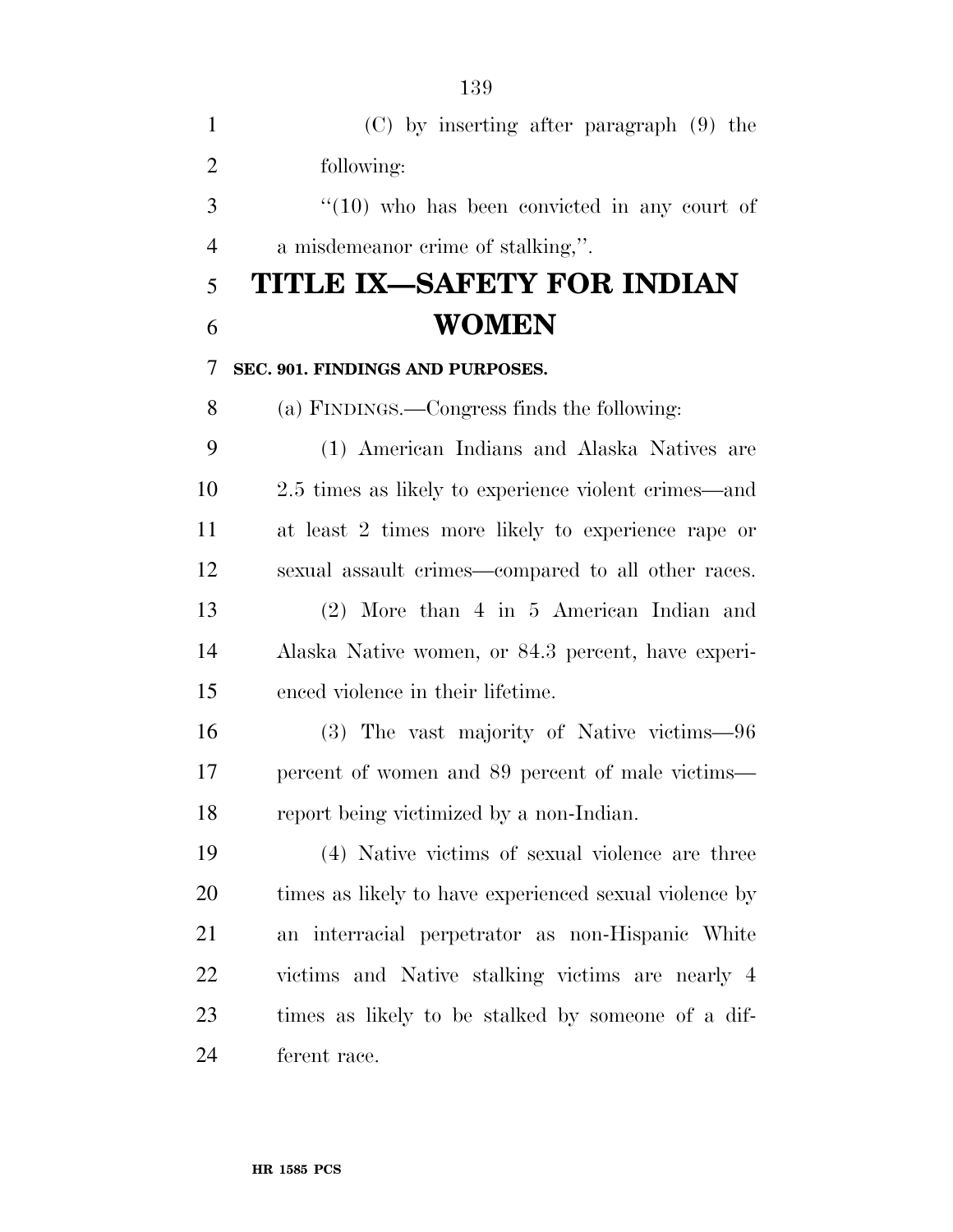(C) by inserting after paragraph (9) the following:

''(10) who has been convicted in any court of a misdemeanor crime of stalking,''.

# TITLE IX—SAFETY FOR INDIAN WOMEN

**SEC. 901. FINDINGS AND PURPOSES.**

(a) FINDINGS.—Congress finds the following:

(1) American Indians and Alaska Natives are 2.5 times as likely to experience violent crimes—and at least 2 times more likely to experience rape or sexual assault crimes—compared to all other races.

(2) More than 4 in 5 American Indian and Alaska Native women, or 84.3 percent, have experienced violence in their lifetime.

(3) The vast majority of Native victims—96 percent of women and 89 percent of male victims—report being victimized by a non-Indian.

(4) Native victims of sexual violence are three times as likely to have experienced sexual violence by an interracial perpetrator as non-Hispanic White victims and Native stalking victims are nearly 4 times as likely to be stalked by someone of a different race.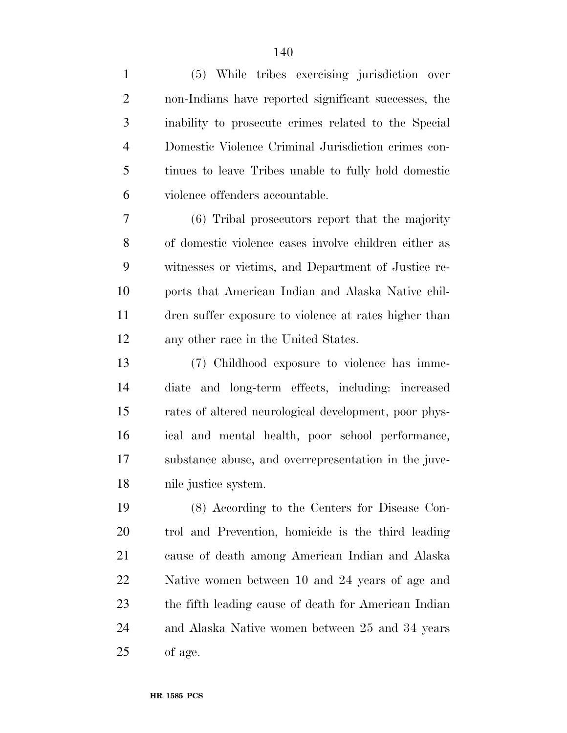(5) While tribes exercising jurisdiction over non-Indians have reported significant successes, the inability to prosecute crimes related to the Special Domestic Violence Criminal Jurisdiction crimes continues to leave Tribes unable to fully hold domestic violence offenders accountable.

(6) Tribal prosecutors report that the majority of domestic violence cases involve children either as witnesses or victims, and Department of Justice reports that American Indian and Alaska Native children suffer exposure to violence at rates higher than any other race in the United States.

(7) Childhood exposure to violence has immediate and long-term effects, including: increased rates of altered neurological development, poor physical and mental health, poor school performance, substance abuse, and overrepresentation in the juvenile justice system.

(8) According to the Centers for Disease Control and Prevention, homicide is the third leading cause of death among American Indian and Alaska Native women between 10 and 24 years of age and the fifth leading cause of death for American Indian and Alaska Native women between 25 and 34 years of age.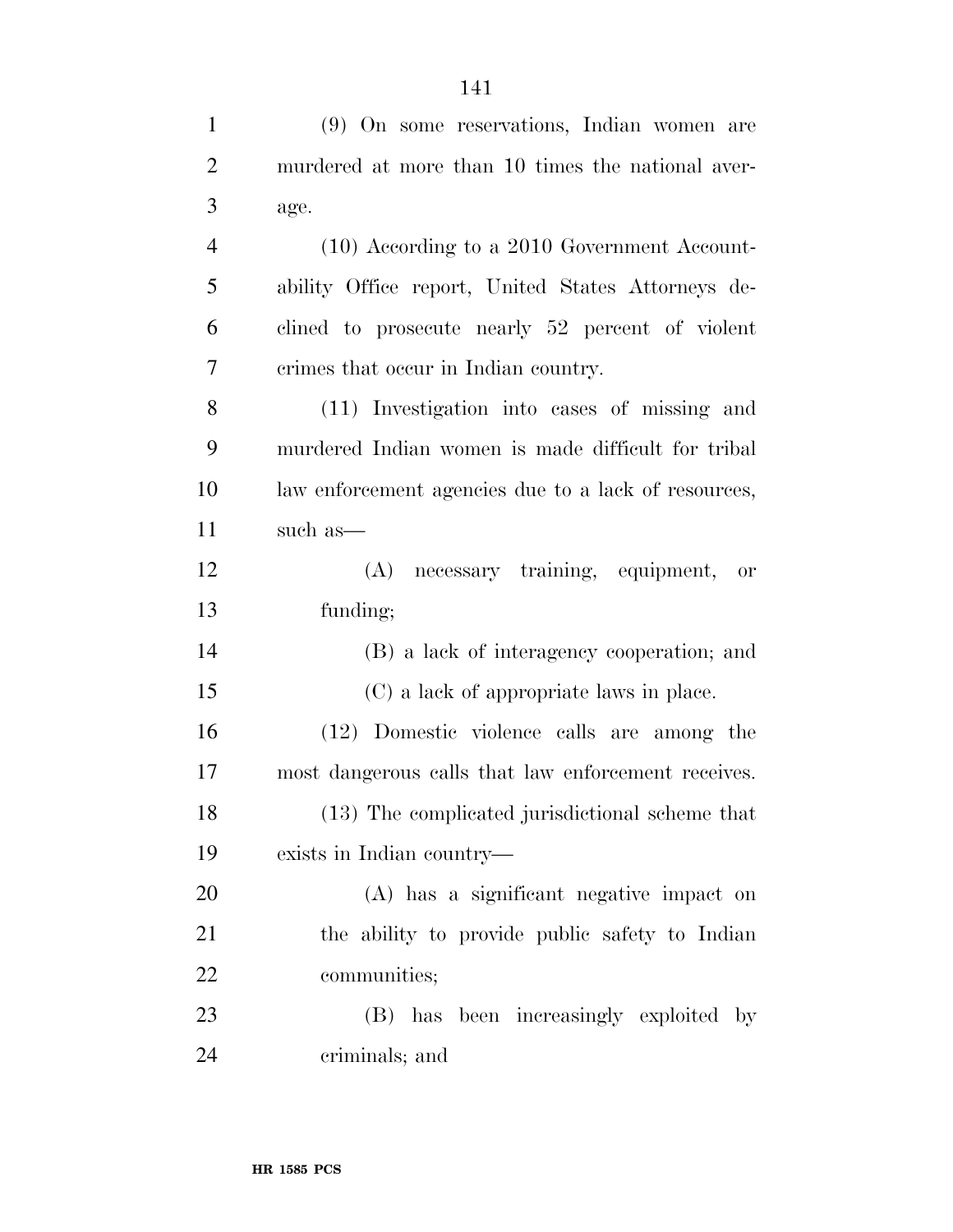(9) On some reservations, Indian women are murdered at more than 10 times the national average.

(10) According to a 2010 Government Accountability Office report, United States Attorneys declined to prosecute nearly 52 percent of violent crimes that occur in Indian country.

(11) Investigation into cases of missing and murdered Indian women is made difficult for tribal law enforcement agencies due to a lack of resources, such as—

(A) necessary training, equipment, or funding;

(B) a lack of interagency cooperation; and

(C) a lack of appropriate laws in place.

(12) Domestic violence calls are among the most dangerous calls that law enforcement receives.

(13) The complicated jurisdictional scheme that exists in Indian country—

(A) has a significant negative impact on the ability to provide public safety to Indian communities;

(B) has been increasingly exploited by criminals; and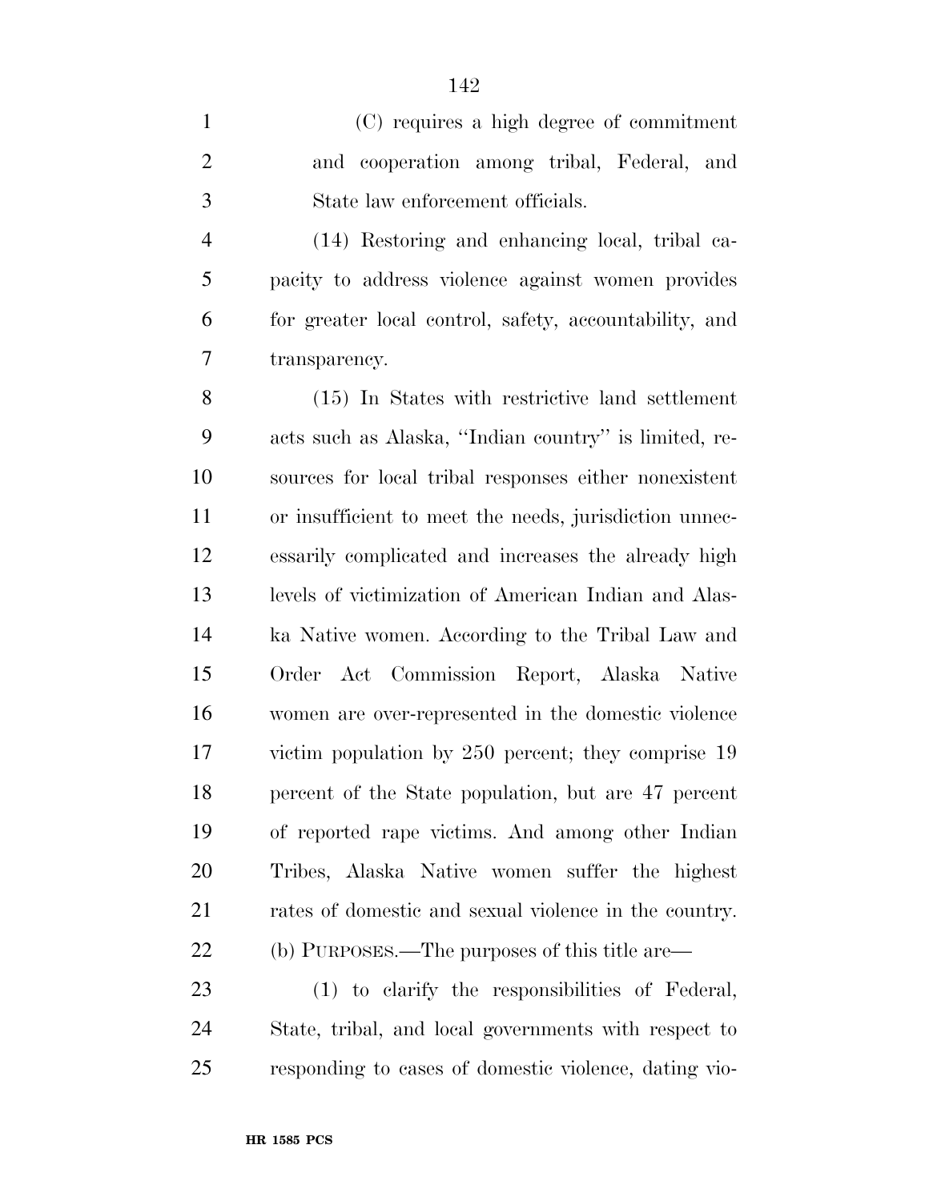(C) requires a high degree of commitment and cooperation among tribal, Federal, and State law enforcement officials.

(14) Restoring and enhancing local, tribal capacity to address violence against women provides for greater local control, safety, accountability, and transparency.

(15) In States with restrictive land settlement acts such as Alaska, ''Indian country'' is limited, resources for local tribal responses either nonexistent or insufficient to meet the needs, jurisdiction unnecessarily complicated and increases the already high levels of victimization of American Indian and Alaska Native women. According to the Tribal Law and Order Act Commission Report, Alaska Native women are over-represented in the domestic violence victim population by 250 percent; they comprise 19 percent of the State population, but are 47 percent of reported rape victims. And among other Indian Tribes, Alaska Native women suffer the highest rates of domestic and sexual violence in the country.

(b) PURPOSES.—The purposes of this title are—

(1) to clarify the responsibilities of Federal, State, tribal, and local governments with respect to responding to cases of domestic violence, dating vio-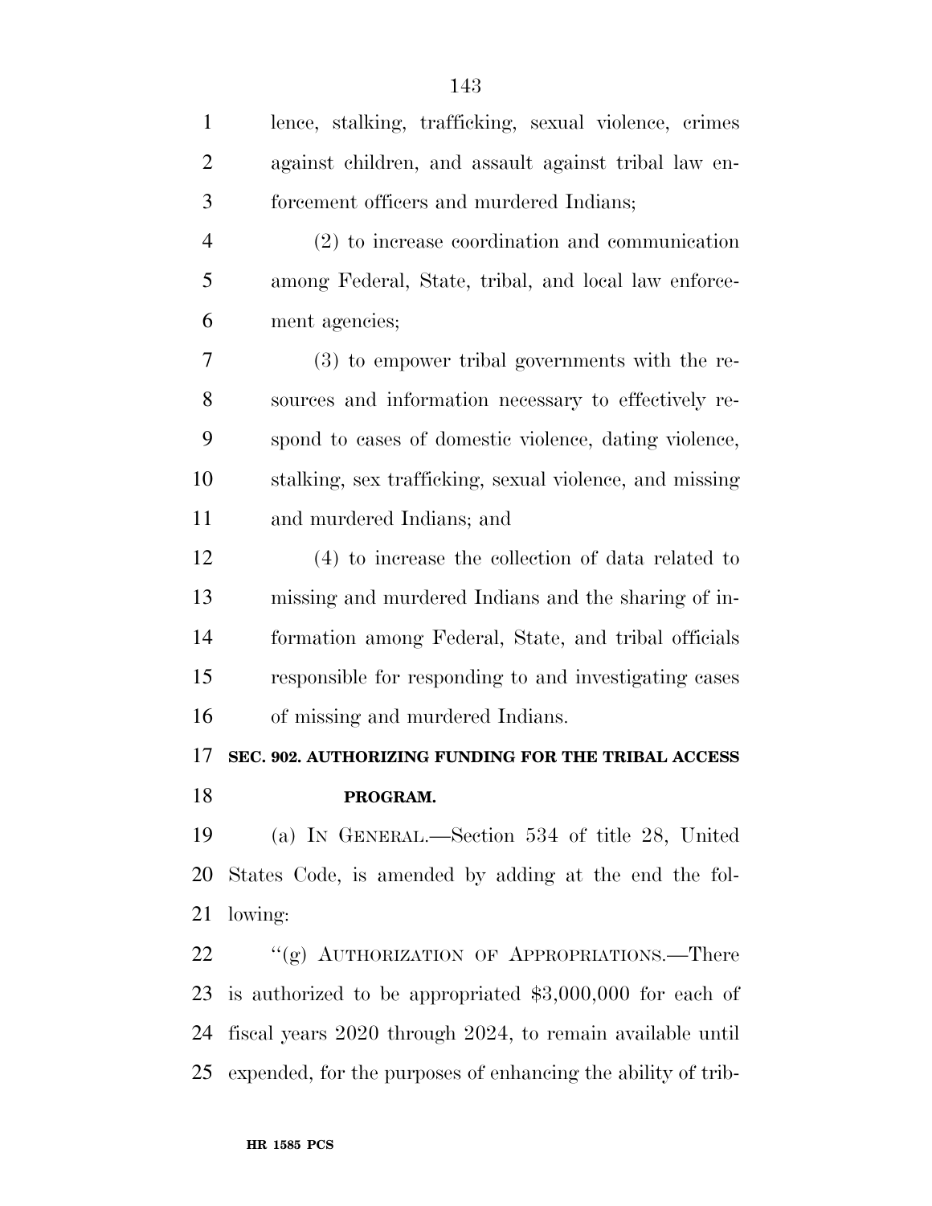lence, stalking, trafficking, sexual violence, crimes against children, and assault against tribal law enforcement officers and murdered Indians;

(2) to increase coordination and communication among Federal, State, tribal, and local law enforcement agencies;

(3) to empower tribal governments with the resources and information necessary to effectively respond to cases of domestic violence, dating violence, stalking, sex trafficking, sexual violence, and missing and murdered Indians; and

(4) to increase the collection of data related to missing and murdered Indians and the sharing of information among Federal, State, and tribal officials responsible for responding to and investigating cases of missing and murdered Indians.

**SEC. 902. AUTHORIZING FUNDING FOR THE TRIBAL ACCESS PROGRAM.**

(a) IN GENERAL.—Section 534 of title 28, United States Code, is amended by adding at the end the following:

"(g) AUTHORIZATION OF APPROPRIATIONS.—There is authorized to be appropriated $3,000,000 for each of fiscal years 2020 through 2024, to remain available until expended, for the purposes of enhancing the ability of trib-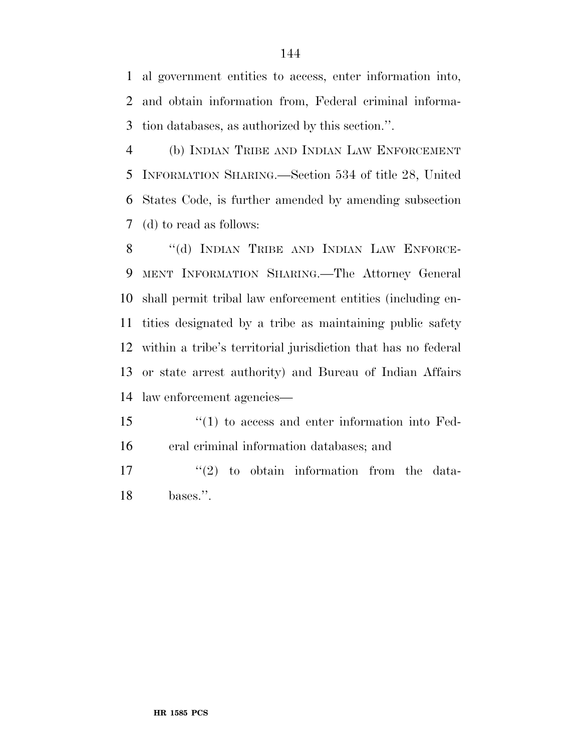al government entities to access, enter information into, and obtain information from, Federal criminal information databases, as authorized by this section.''.

(b) INDIAN TRIBE AND INDIAN LAW ENFORCEMENT INFORMATION SHARING.—Section 534 of title 28, United States Code, is further amended by amending subsection (d) to read as follows:

''(d) INDIAN TRIBE AND INDIAN LAW ENFORCEMENT INFORMATION SHARING.—The Attorney General shall permit tribal law enforcement entities (including entities designated by a tribe as maintaining public safety within a tribe's territorial jurisdiction that has no federal or state arrest authority) and Bureau of Indian Affairs law enforcement agencies—

''(1) to access and enter information into Federal criminal information databases; and

''(2) to obtain information from the databases.''.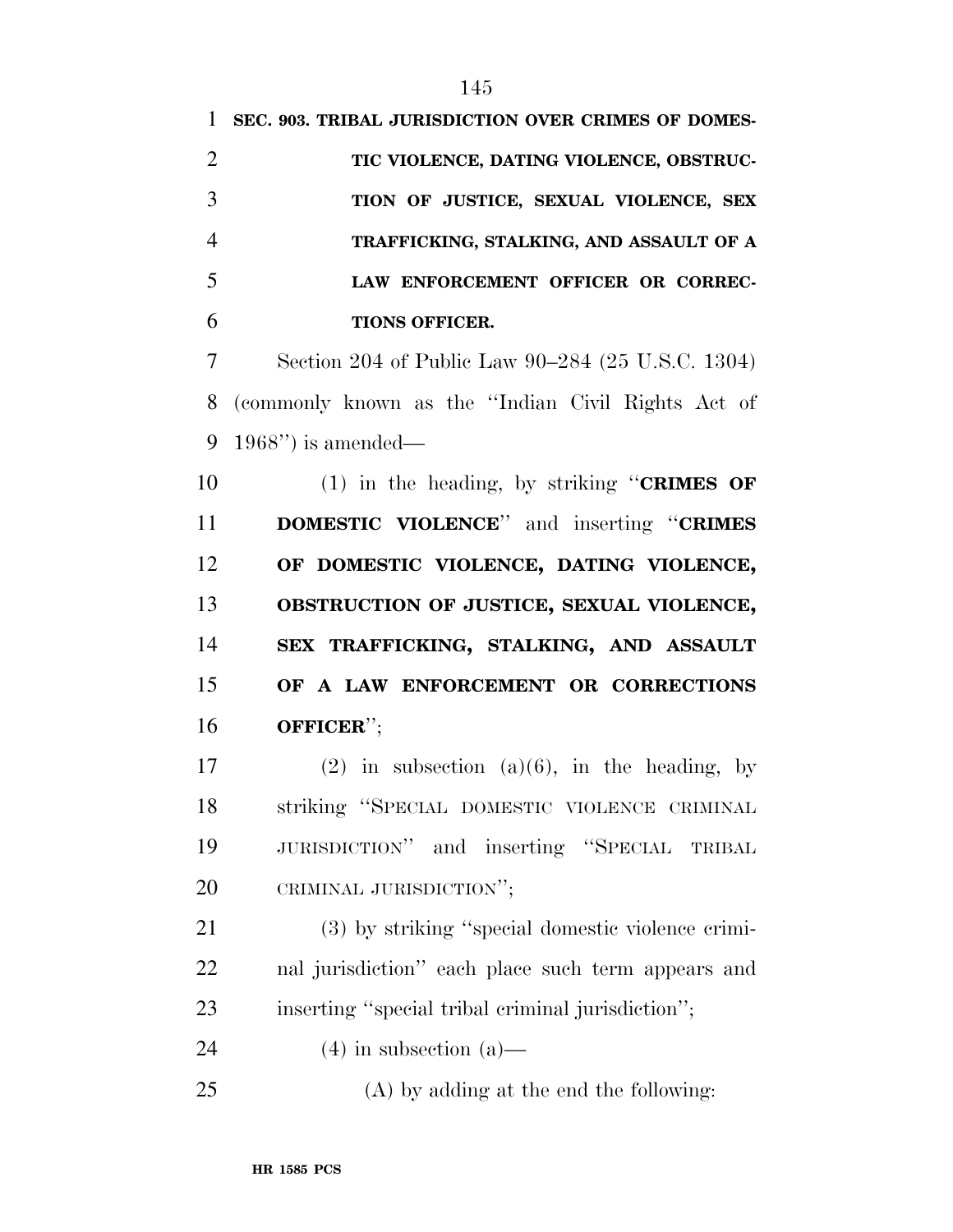**SEC. 903. TRIBAL JURISDICTION OVER CRIMES OF DOMESTIC VIOLENCE, DATING VIOLENCE, OBSTRUCTION OF JUSTICE, SEXUAL VIOLENCE, SEX TRAFFICKING, STALKING, AND ASSAULT OF A LAW ENFORCEMENT OFFICER OR CORRECTIONS OFFICER.**

Section 204 of Public Law 90–284 (25 U.S.C. 1304) (commonly known as the "Indian Civil Rights Act of 1968") is amended—

(1) in the heading, by striking "**CRIMES OF DOMESTIC VIOLENCE**" and inserting "**CRIMES OF DOMESTIC VIOLENCE, DATING VIOLENCE, OBSTRUCTION OF JUSTICE, SEXUAL VIOLENCE, SEX TRAFFICKING, STALKING, AND ASSAULT OF A LAW ENFORCEMENT OR CORRECTIONS OFFICER**";

(2) in subsection (a)(6), in the heading, by striking "SPECIAL DOMESTIC VIOLENCE CRIMINAL JURISDICTION" and inserting "SPECIAL TRIBAL CRIMINAL JURISDICTION";

(3) by striking "special domestic violence criminal jurisdiction" each place such term appears and inserting "special tribal criminal jurisdiction";

(4) in subsection (a)—

(A) by adding at the end the following: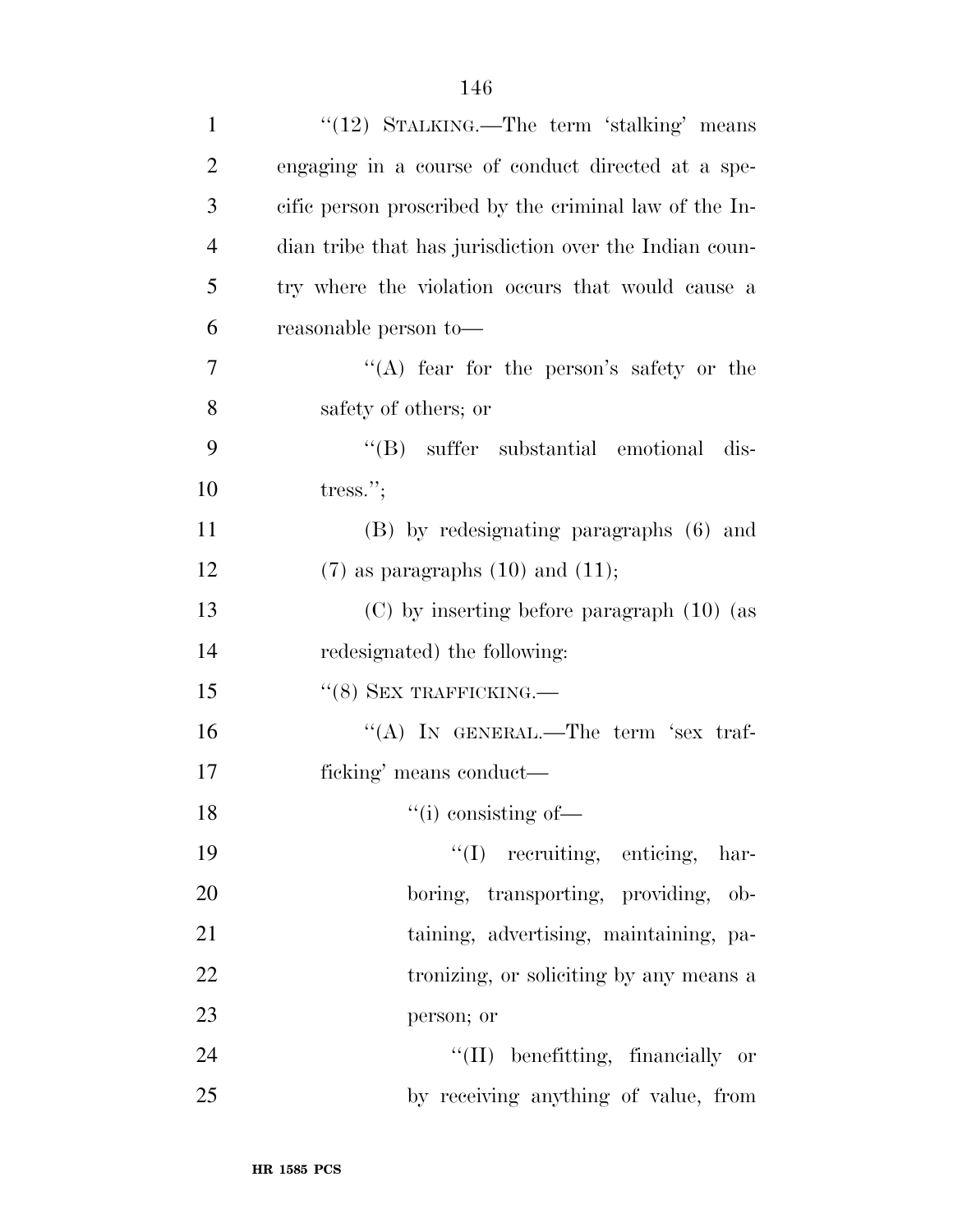"(12) STALKING.—The term 'stalking' means engaging in a course of conduct directed at a specific person proscribed by the criminal law of the Indian tribe that has jurisdiction over the Indian country where the violation occurs that would cause a reasonable person to—

"(A) fear for the person's safety or the safety of others; or

"(B) suffer substantial emotional distress.";

(B) by redesignating paragraphs (6) and (7) as paragraphs (10) and (11);

(C) by inserting before paragraph (10) (as redesignated) the following:

"(8) SEX TRAFFICKING.—

"(A) IN GENERAL.—The term 'sex trafficking' means conduct—

"(i) consisting of—

"(I) recruiting, enticing, harboring, transporting, providing, obtaining, advertising, maintaining, patronizing, or soliciting by any means a person; or

"(II) benefitting, financially or by receiving anything of value, from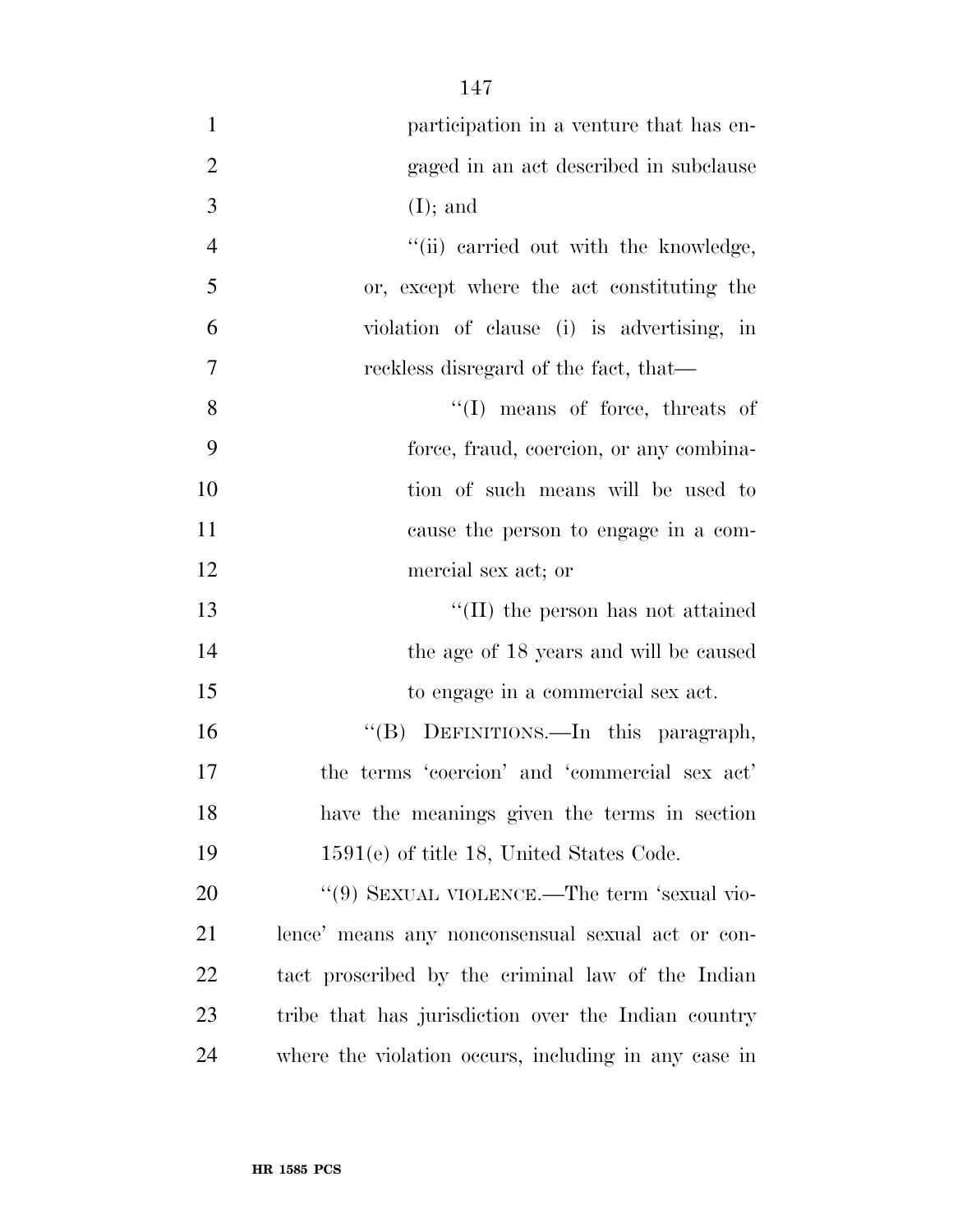participation in a venture that has engaged in an act described in subclause (I); and

''(ii) carried out with the knowledge, or, except where the act constituting the violation of clause (i) is advertising, in reckless disregard of the fact, that—

''(I) means of force, threats of force, fraud, coercion, or any combination of such means will be used to cause the person to engage in a commercial sex act; or

''(II) the person has not attained the age of 18 years and will be caused to engage in a commercial sex act.

''(B) DEFINITIONS.—In this paragraph, the terms 'coercion' and 'commercial sex act' have the meanings given the terms in section 1591(e) of title 18, United States Code.

''(9) SEXUAL VIOLENCE.—The term 'sexual violence' means any nonconsensual sexual act or contact proscribed by the criminal law of the Indian tribe that has jurisdiction over the Indian country where the violation occurs, including in any case in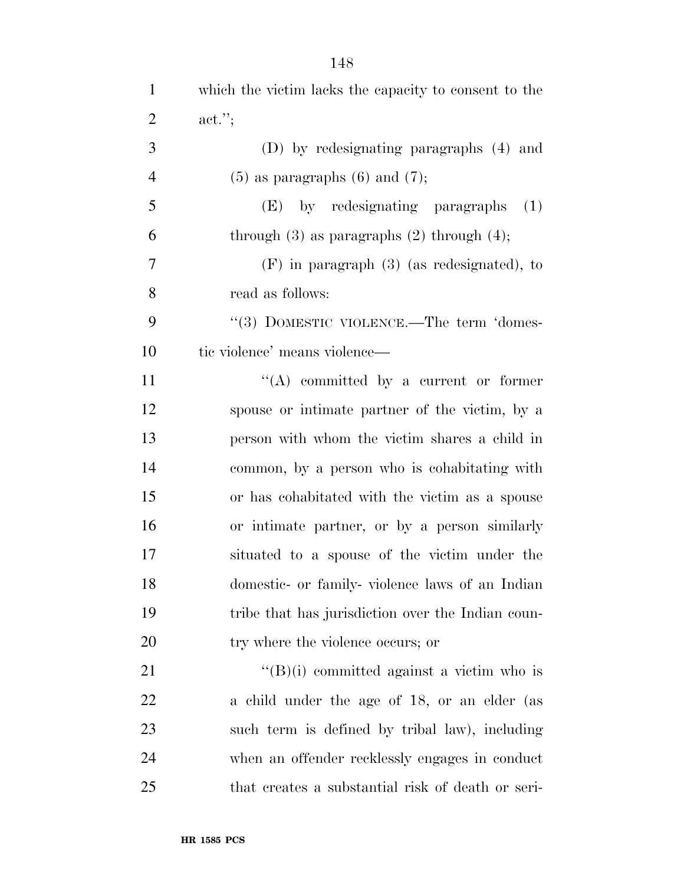which the victim lacks the capacity to consent to the act.'';

(D) by redesignating paragraphs (4) and (5) as paragraphs (6) and (7);

(E) by redesignating paragraphs (1) through (3) as paragraphs (2) through (4);

(F) in paragraph (3) (as redesignated), to read as follows:

''(3) DOMESTIC VIOLENCE.—The term 'domestic violence' means violence—

''(A) committed by a current or former spouse or intimate partner of the victim, by a person with whom the victim shares a child in common, by a person who is cohabitating with or has cohabitated with the victim as a spouse or intimate partner, or by a person similarly situated to a spouse of the victim under the domestic- or family- violence laws of an Indian tribe that has jurisdiction over the Indian country where the violence occurs; or

''(B)(i) committed against a victim who is a child under the age of 18, or an elder (as such term is defined by tribal law), including when an offender recklessly engages in conduct that creates a substantial risk of death or seri-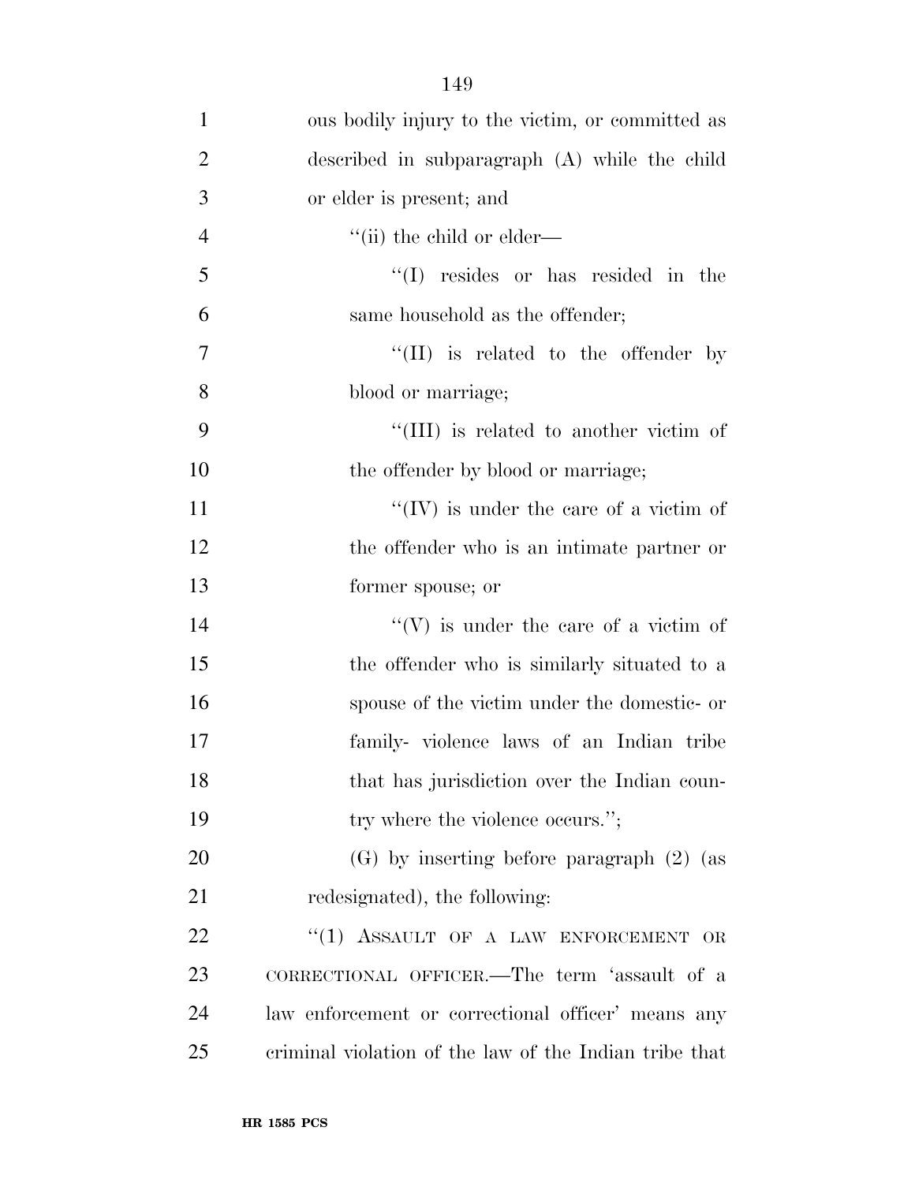ous bodily injury to the victim, or committed as described in subparagraph (A) while the child or elder is present; and

''(ii) the child or elder—

''(I) resides or has resided in the same household as the offender;

''(II) is related to the offender by blood or marriage;

''(III) is related to another victim of the offender by blood or marriage;

''(IV) is under the care of a victim of the offender who is an intimate partner or former spouse; or

''(V) is under the care of a victim of the offender who is similarly situated to a spouse of the victim under the domestic- or family- violence laws of an Indian tribe that has jurisdiction over the Indian country where the violence occurs.'';

(G) by inserting before paragraph (2) (as redesignated), the following:

''(1) ASSAULT OF A LAW ENFORCEMENT OR CORRECTIONAL OFFICER.—The term 'assault of a law enforcement or correctional officer' means any criminal violation of the law of the Indian tribe that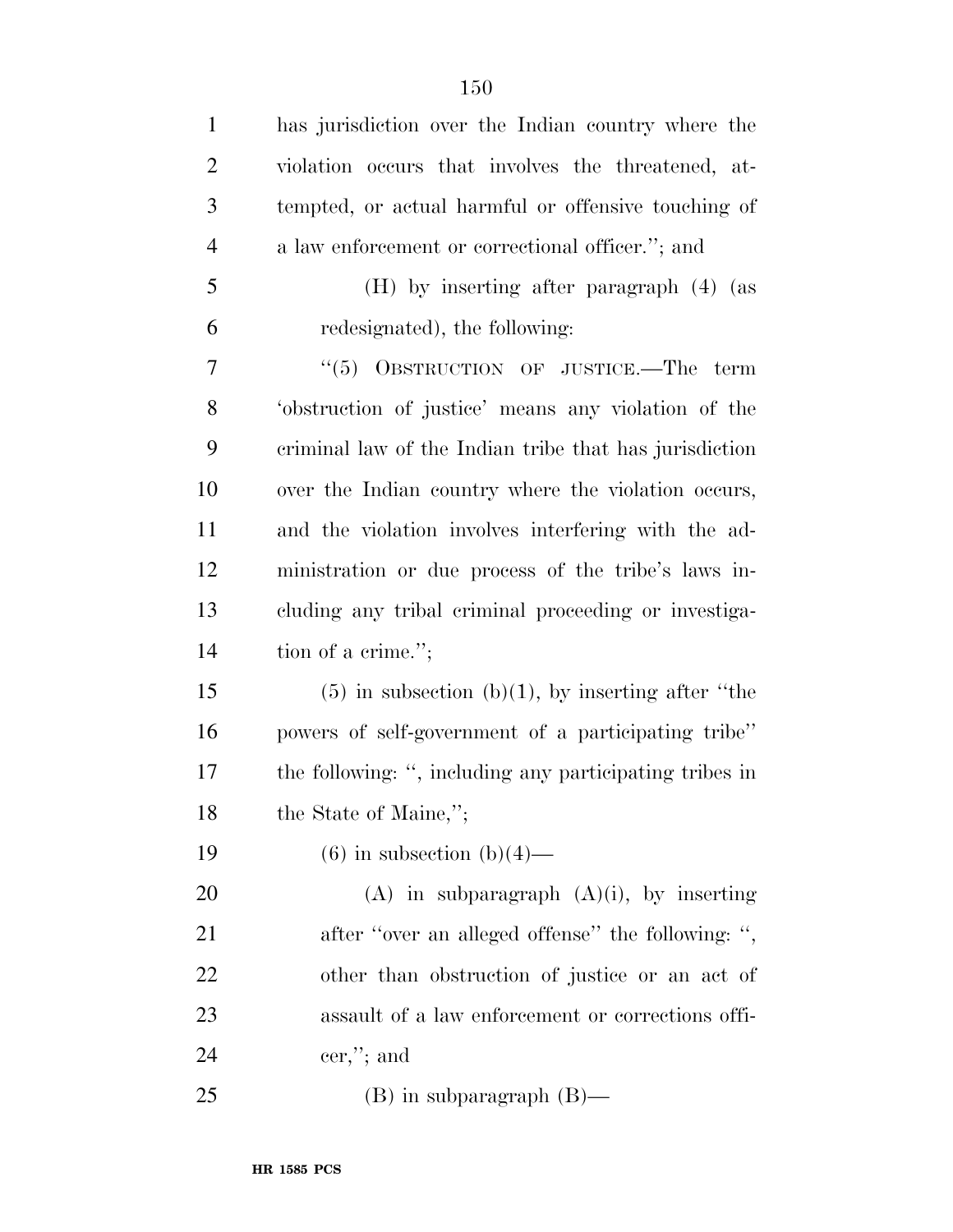has jurisdiction over the Indian country where the violation occurs that involves the threatened, attempted, or actual harmful or offensive touching of a law enforcement or correctional officer.''; and

(H) by inserting after paragraph (4) (as redesignated), the following:

''(5) OBSTRUCTION OF JUSTICE.—The term 'obstruction of justice' means any violation of the criminal law of the Indian tribe that has jurisdiction over the Indian country where the violation occurs, and the violation involves interfering with the administration or due process of the tribe's laws including any tribal criminal proceeding or investigation of a crime.'';

(5) in subsection (b)(1), by inserting after ''the powers of self-government of a participating tribe'' the following: '', including any participating tribes in the State of Maine,'';

(6) in subsection (b)(4)—

(A) in subparagraph (A)(i), by inserting after ''over an alleged offense'' the following: '', other than obstruction of justice or an act of assault of a law enforcement or corrections officer,''; and

(B) in subparagraph (B)—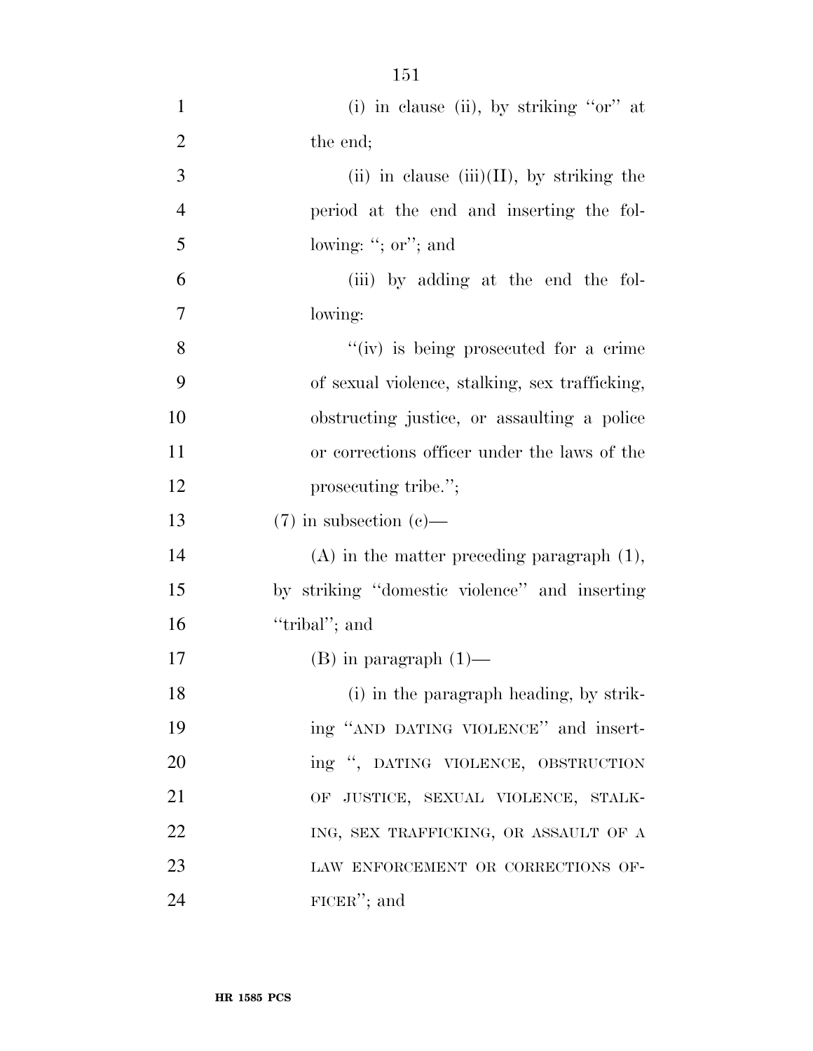(i) in clause (ii), by striking "or" at the end;

(ii) in clause (iii)(II), by striking the period at the end and inserting the following: "; or"; and

(iii) by adding at the end the following:

"(iv) is being prosecuted for a crime of sexual violence, stalking, sex trafficking, obstructing justice, or assaulting a police or corrections officer under the laws of the prosecuting tribe.";

(7) in subsection (c)—

(A) in the matter preceding paragraph (1), by striking "domestic violence" and inserting "tribal"; and

(B) in paragraph (1)—

(i) in the paragraph heading, by striking "AND DATING VIOLENCE" and inserting ", DATING VIOLENCE, OBSTRUCTION OF JUSTICE, SEXUAL VIOLENCE, STALKING, SEX TRAFFICKING, OR ASSAULT OF A LAW ENFORCEMENT OR CORRECTIONS OFFICER"; and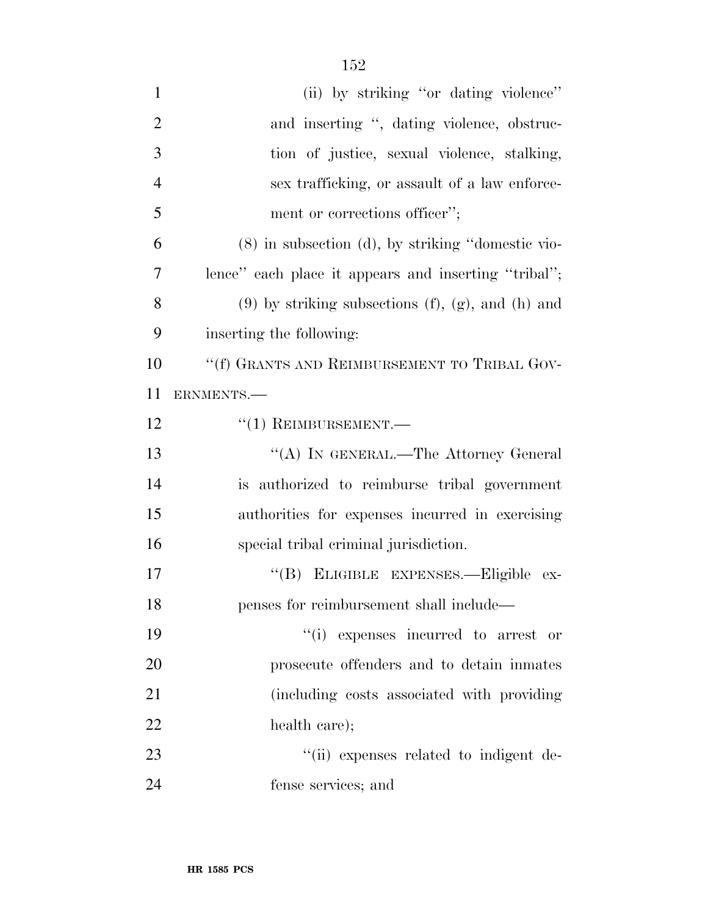(ii) by striking "or dating violence" and inserting ", dating violence, obstruction of justice, sexual violence, stalking, sex trafficking, or assault of a law enforcement or corrections officer";

(8) in subsection (d), by striking "domestic violence" each place it appears and inserting "tribal";

(9) by striking subsections (f), (g), and (h) and inserting the following:

"(f) GRANTS AND REIMBURSEMENT TO TRIBAL GOVERNMENTS.—

"(1) REIMBURSEMENT.—

"(A) IN GENERAL.—The Attorney General is authorized to reimburse tribal government authorities for expenses incurred in exercising special tribal criminal jurisdiction.

"(B) ELIGIBLE EXPENSES.—Eligible expenses for reimbursement shall include—

"(i) expenses incurred to arrest or prosecute offenders and to detain inmates (including costs associated with providing health care);

"(ii) expenses related to indigent defense services; and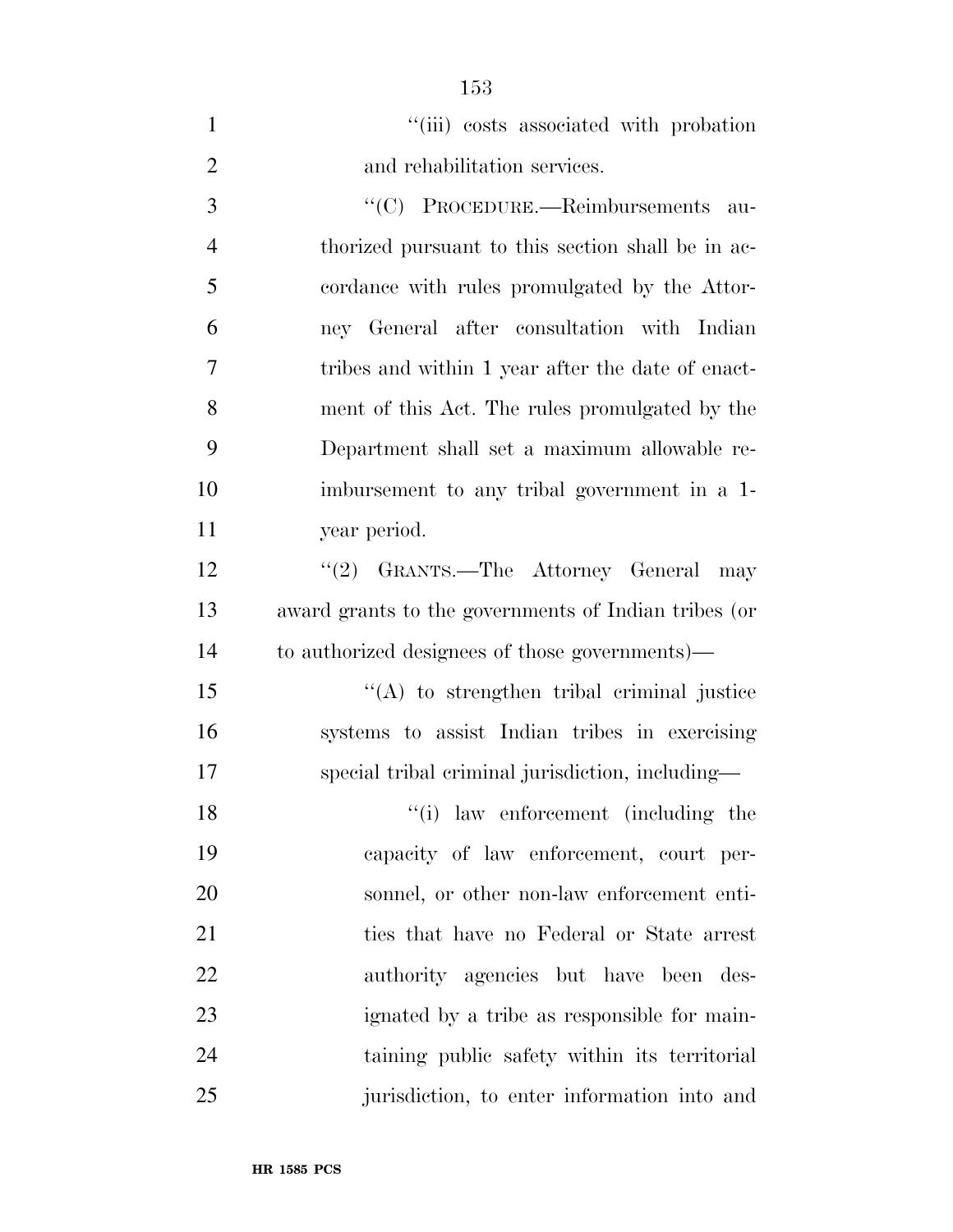''(iii) costs associated with probation and rehabilitation services.

''(C) PROCEDURE.—Reimbursements authorized pursuant to this section shall be in accordance with rules promulgated by the Attorney General after consultation with Indian tribes and within 1 year after the date of enactment of this Act. The rules promulgated by the Department shall set a maximum allowable reimbursement to any tribal government in a 1-year period.

''(2) GRANTS.—The Attorney General may award grants to the governments of Indian tribes (or to authorized designees of those governments)—

''(A) to strengthen tribal criminal justice systems to assist Indian tribes in exercising special tribal criminal jurisdiction, including—

''(i) law enforcement (including the capacity of law enforcement, court personnel, or other non-law enforcement entities that have no Federal or State arrest authority agencies but have been designated by a tribe as responsible for maintaining public safety within its territorial jurisdiction, to enter information into and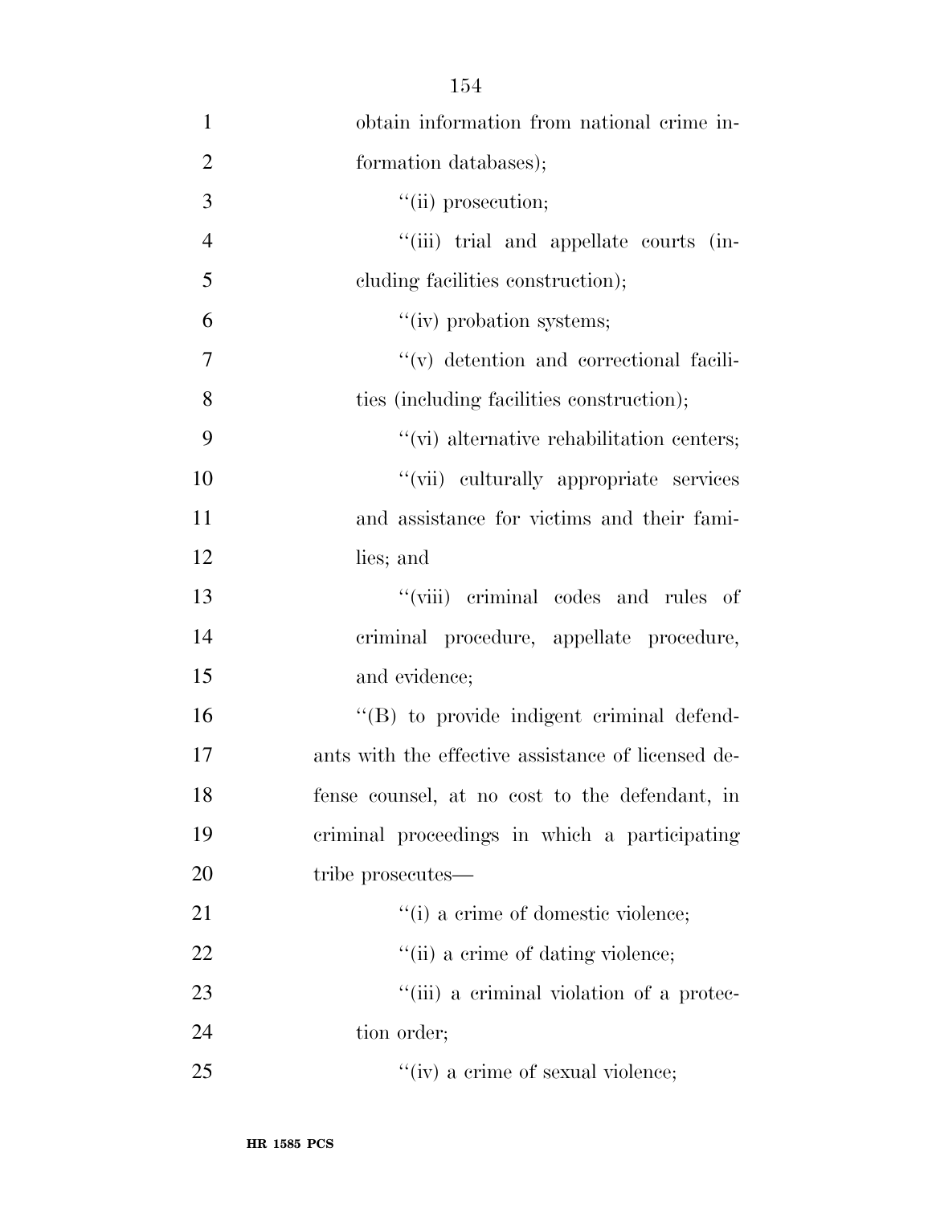obtain information from national crime information databases);

''(ii) prosecution;

''(iii) trial and appellate courts (including facilities construction);

''(iv) probation systems;

''(v) detention and correctional facilities (including facilities construction);

''(vi) alternative rehabilitation centers;

''(vii) culturally appropriate services and assistance for victims and their families; and

''(viii) criminal codes and rules of criminal procedure, appellate procedure, and evidence;

''(B) to provide indigent criminal defendants with the effective assistance of licensed defense counsel, at no cost to the defendant, in criminal proceedings in which a participating tribe prosecutes—

''(i) a crime of domestic violence;

''(ii) a crime of dating violence;

''(iii) a criminal violation of a protection order;

''(iv) a crime of sexual violence;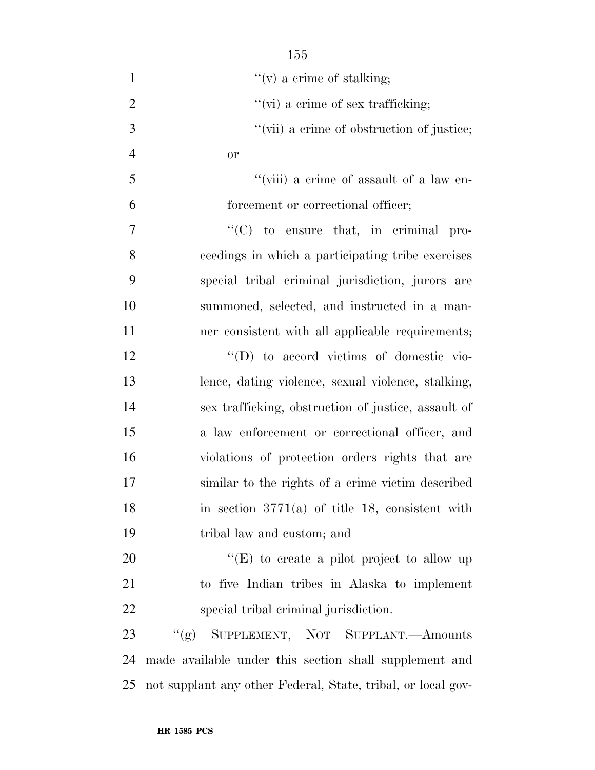''(v) a crime of stalking;

''(vi) a crime of sex trafficking;

''(vii) a crime of obstruction of justice; or

''(viii) a crime of assault of a law enforcement or correctional officer;

''(C) to ensure that, in criminal proceedings in which a participating tribe exercises special tribal criminal jurisdiction, jurors are summoned, selected, and instructed in a manner consistent with all applicable requirements;

''(D) to accord victims of domestic violence, dating violence, sexual violence, stalking, sex trafficking, obstruction of justice, assault of a law enforcement or correctional officer, and violations of protection orders rights that are similar to the rights of a crime victim described in section 3771(a) of title 18, consistent with tribal law and custom; and

''(E) to create a pilot project to allow up to five Indian tribes in Alaska to implement special tribal criminal jurisdiction.

''(g) SUPPLEMENT, NOT SUPPLANT.—Amounts made available under this section shall supplement and not supplant any other Federal, State, tribal, or local gov-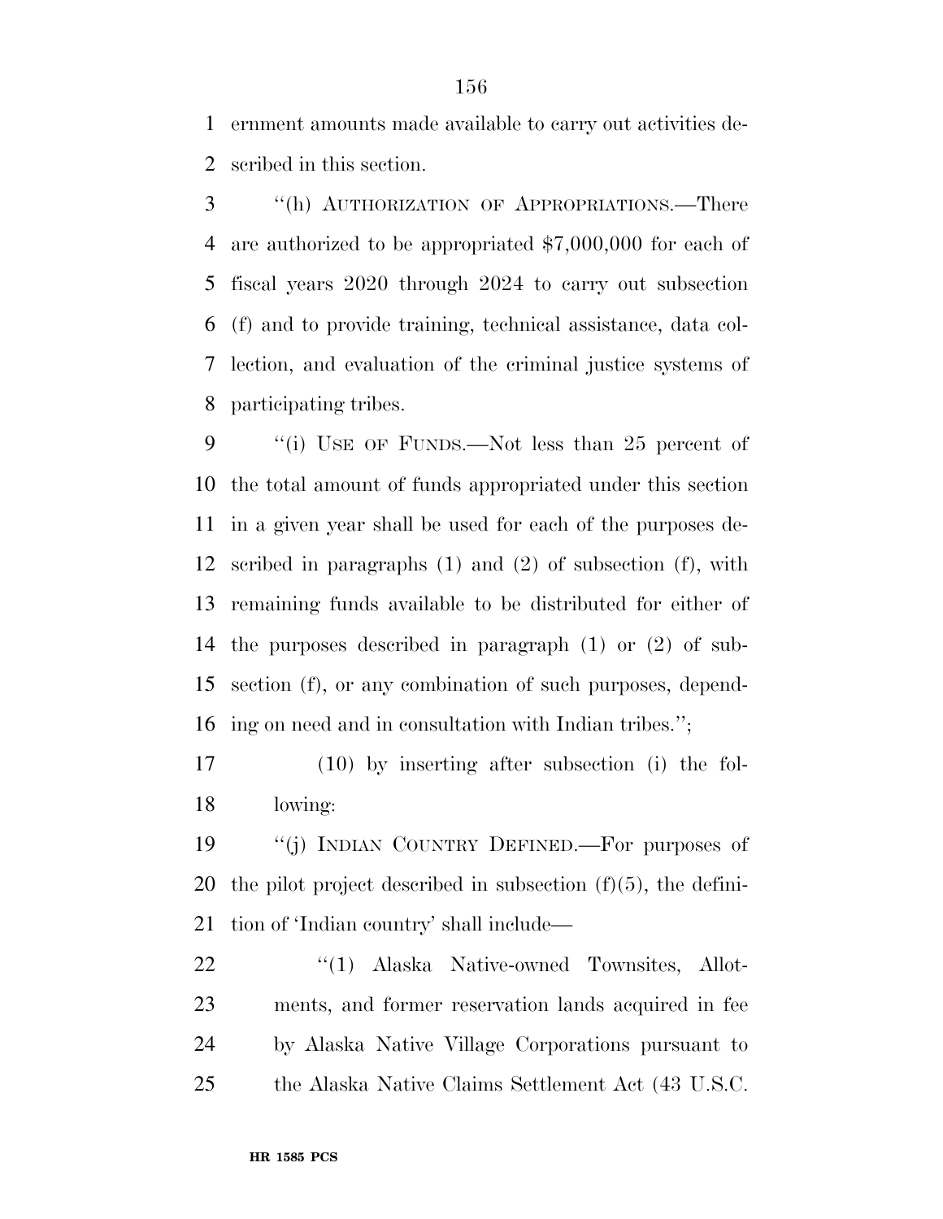ernment amounts made available to carry out activities described in this section.

"(h) AUTHORIZATION OF APPROPRIATIONS.—There are authorized to be appropriated $7,000,000 for each of fiscal years 2020 through 2024 to carry out subsection (f) and to provide training, technical assistance, data collection, and evaluation of the criminal justice systems of participating tribes.

"(i) USE OF FUNDS.—Not less than 25 percent of the total amount of funds appropriated under this section in a given year shall be used for each of the purposes described in paragraphs (1) and (2) of subsection (f), with remaining funds available to be distributed for either of the purposes described in paragraph (1) or (2) of subsection (f), or any combination of such purposes, depending on need and in consultation with Indian tribes.";

(10) by inserting after subsection (i) the following:

"(j) INDIAN COUNTRY DEFINED.—For purposes of the pilot project described in subsection (f)(5), the definition of 'Indian country' shall include—

"(1) Alaska Native-owned Townsites, Allotments, and former reservation lands acquired in fee by Alaska Native Village Corporations pursuant to the Alaska Native Claims Settlement Act (43 U.S.C.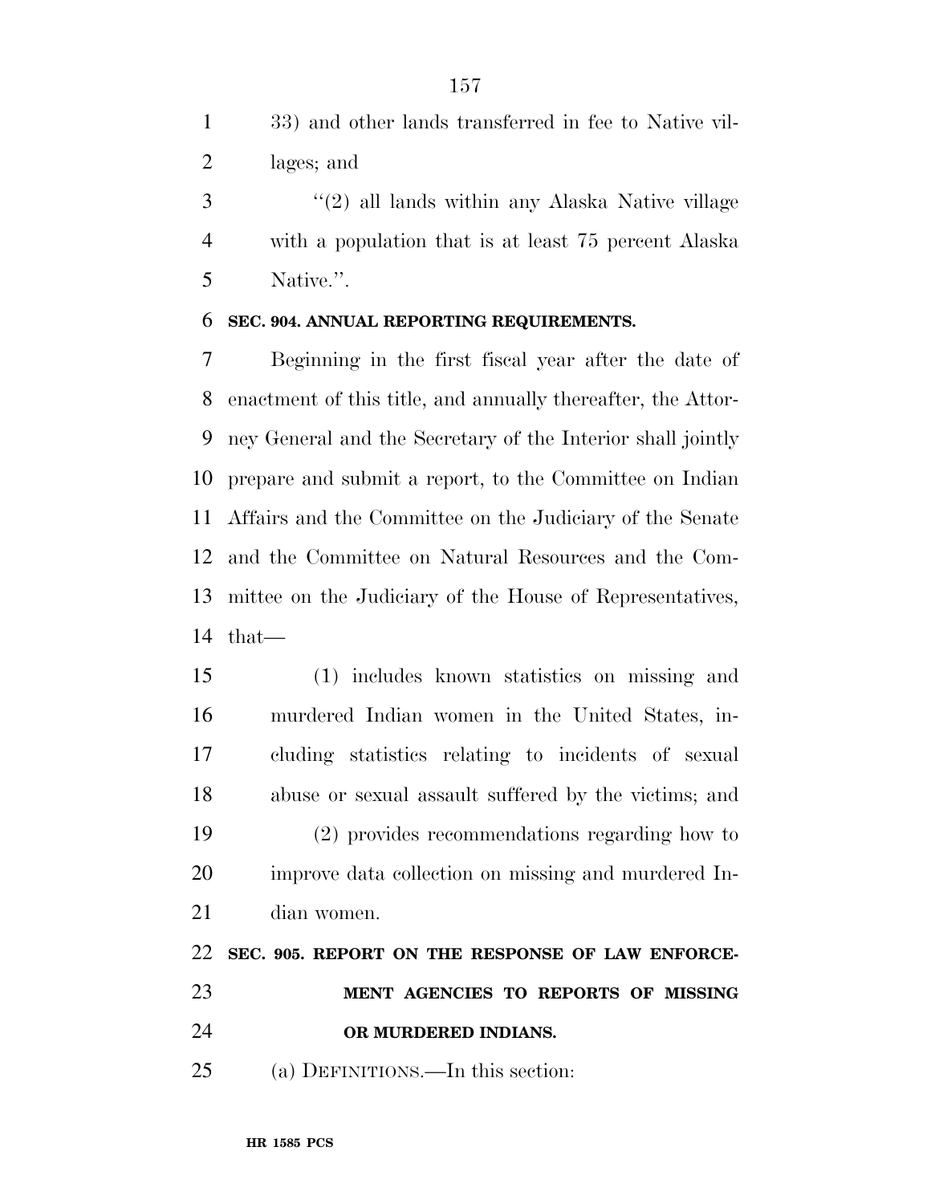33) and other lands transferred in fee to Native villages; and

"(2) all lands within any Alaska Native village with a population that is at least 75 percent Alaska Native.".

**SEC. 904. ANNUAL REPORTING REQUIREMENTS.**

Beginning in the first fiscal year after the date of enactment of this title, and annually thereafter, the Attorney General and the Secretary of the Interior shall jointly prepare and submit a report, to the Committee on Indian Affairs and the Committee on the Judiciary of the Senate and the Committee on Natural Resources and the Committee on the Judiciary of the House of Representatives, that—

(1) includes known statistics on missing and murdered Indian women in the United States, including statistics relating to incidents of sexual abuse or sexual assault suffered by the victims; and

(2) provides recommendations regarding how to improve data collection on missing and murdered Indian women.

**SEC. 905. REPORT ON THE RESPONSE OF LAW ENFORCEMENT AGENCIES TO REPORTS OF MISSING OR MURDERED INDIANS.**

(a) DEFINITIONS.—In this section: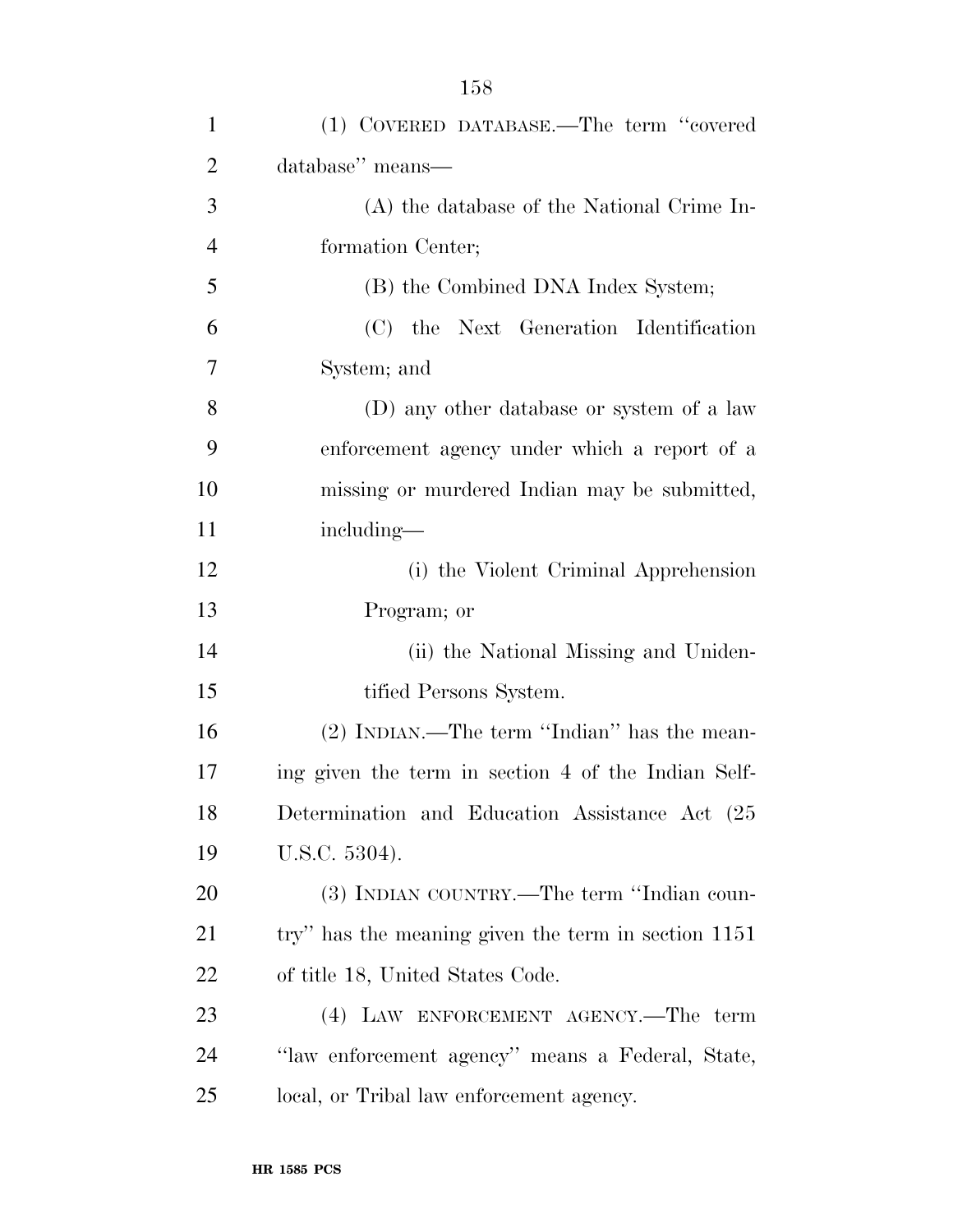(1) COVERED DATABASE.—The term "covered database" means—

(A) the database of the National Crime Information Center;

(B) the Combined DNA Index System;

(C) the Next Generation Identification System; and

(D) any other database or system of a law enforcement agency under which a report of a missing or murdered Indian may be submitted, including—

(i) the Violent Criminal Apprehension Program; or

(ii) the National Missing and Unidentified Persons System.

(2) INDIAN.—The term "Indian" has the meaning given the term in section 4 of the Indian Self-Determination and Education Assistance Act (25 U.S.C. 5304).

(3) INDIAN COUNTRY.—The term "Indian country" has the meaning given the term in section 1151 of title 18, United States Code.

(4) LAW ENFORCEMENT AGENCY.—The term "law enforcement agency" means a Federal, State, local, or Tribal law enforcement agency.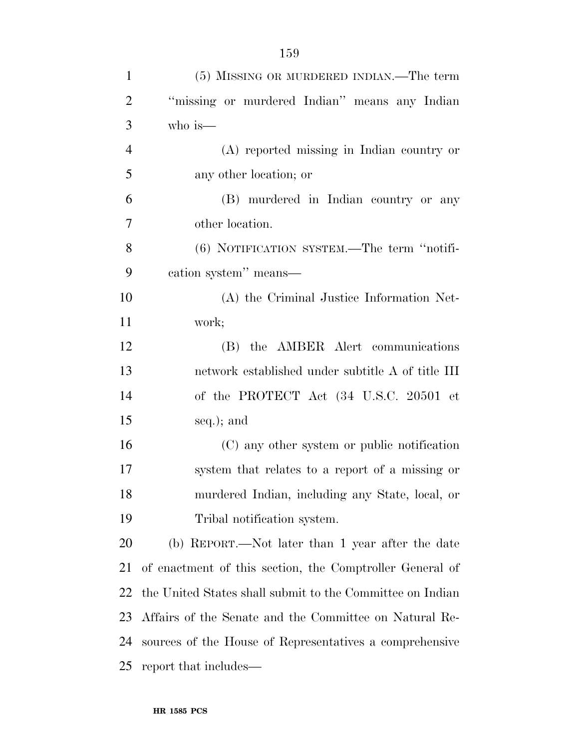(5) MISSING OR MURDERED INDIAN.—The term "missing or murdered Indian" means any Indian who is—

(A) reported missing in Indian country or any other location; or

(B) murdered in Indian country or any other location.

(6) NOTIFICATION SYSTEM.—The term "notification system" means—

(A) the Criminal Justice Information Network;

(B) the AMBER Alert communications network established under subtitle A of title III of the PROTECT Act (34 U.S.C. 20501 et seq.); and

(C) any other system or public notification system that relates to a report of a missing or murdered Indian, including any State, local, or Tribal notification system.

(b) REPORT.—Not later than 1 year after the date of enactment of this section, the Comptroller General of the United States shall submit to the Committee on Indian Affairs of the Senate and the Committee on Natural Resources of the House of Representatives a comprehensive report that includes—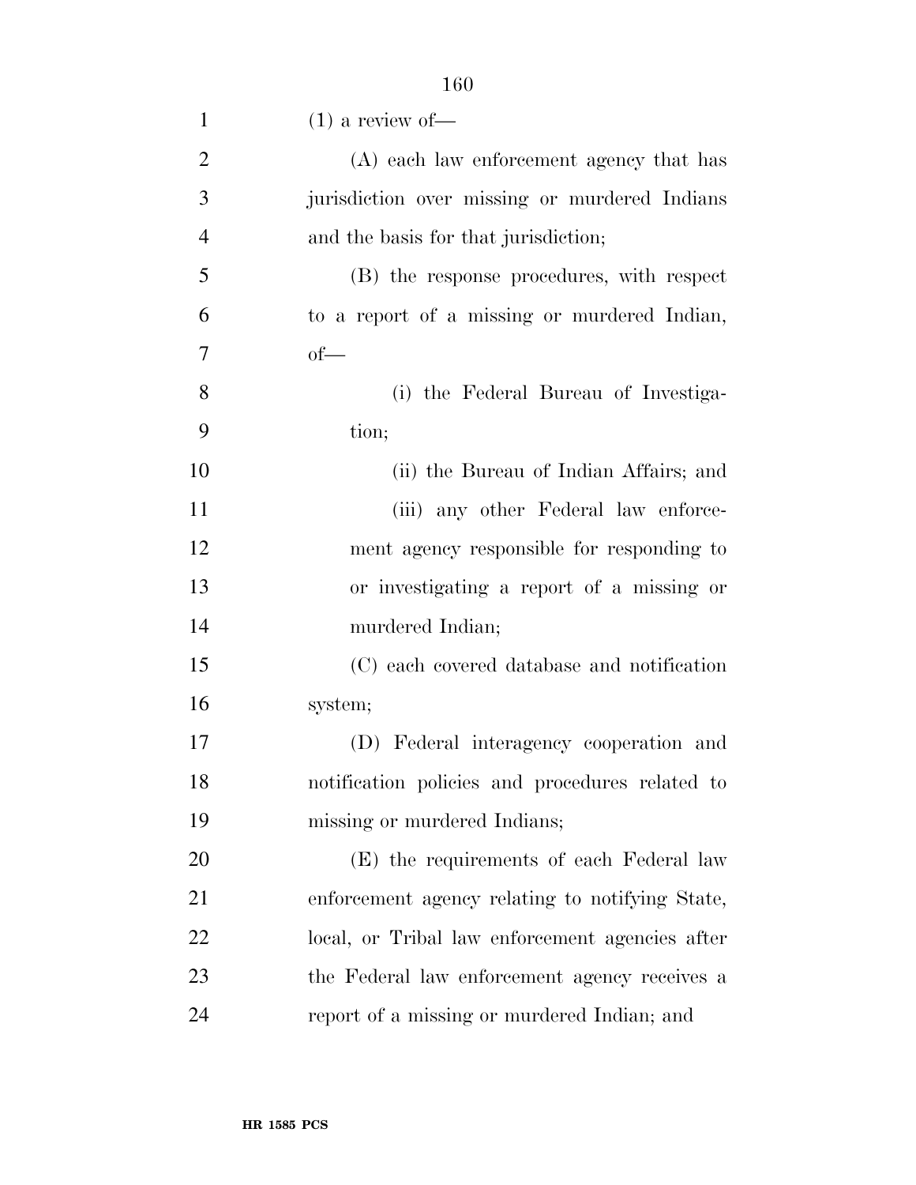(1) a review of—

(A) each law enforcement agency that has jurisdiction over missing or murdered Indians and the basis for that jurisdiction;

(B) the response procedures, with respect to a report of a missing or murdered Indian, of—

(i) the Federal Bureau of Investigation;

(ii) the Bureau of Indian Affairs; and

(iii) any other Federal law enforcement agency responsible for responding to or investigating a report of a missing or murdered Indian;

(C) each covered database and notification system;

(D) Federal interagency cooperation and notification policies and procedures related to missing or murdered Indians;

(E) the requirements of each Federal law enforcement agency relating to notifying State, local, or Tribal law enforcement agencies after the Federal law enforcement agency receives a report of a missing or murdered Indian; and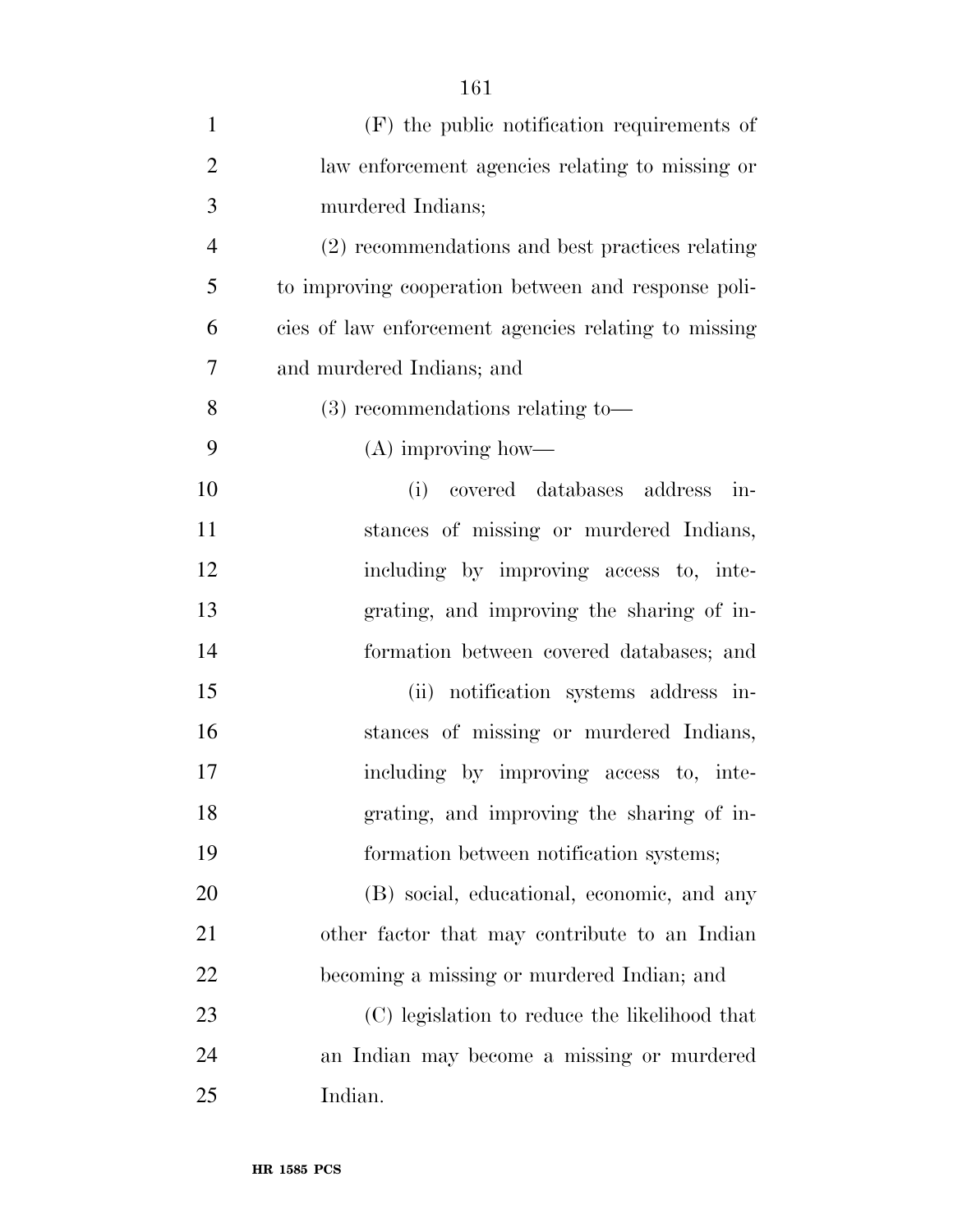(F) the public notification requirements of law enforcement agencies relating to missing or murdered Indians;

(2) recommendations and best practices relating to improving cooperation between and response policies of law enforcement agencies relating to missing and murdered Indians; and

(3) recommendations relating to—

(A) improving how—

(i) covered databases address instances of missing or murdered Indians, including by improving access to, integrating, and improving the sharing of information between covered databases; and

(ii) notification systems address instances of missing or murdered Indians, including by improving access to, integrating, and improving the sharing of information between notification systems;

(B) social, educational, economic, and any other factor that may contribute to an Indian becoming a missing or murdered Indian; and

(C) legislation to reduce the likelihood that an Indian may become a missing or murdered Indian.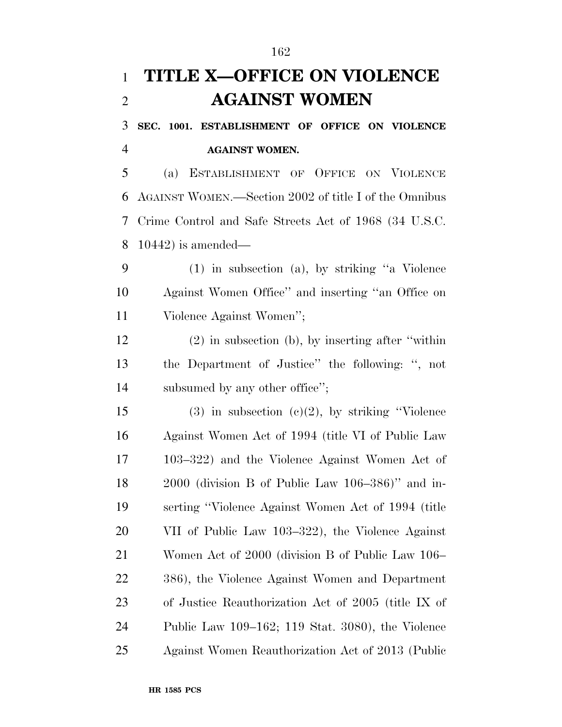# TITLE X—OFFICE ON VIOLENCE AGAINST WOMEN

## SEC. 1001. ESTABLISHMENT OF OFFICE ON VIOLENCE AGAINST WOMEN.

(a) ESTABLISHMENT OF OFFICE ON VIOLENCE AGAINST WOMEN.—Section 2002 of title I of the Omnibus Crime Control and Safe Streets Act of 1968 (34 U.S.C. 10442) is amended—

(1) in subsection (a), by striking ''a Violence Against Women Office'' and inserting ''an Office on Violence Against Women'';

(2) in subsection (b), by inserting after ''within the Department of Justice'' the following: '', not subsumed by any other office'';

(3) in subsection (c)(2), by striking ''Violence Against Women Act of 1994 (title VI of Public Law 103–322) and the Violence Against Women Act of 2000 (division B of Public Law 106–386)'' and inserting ''Violence Against Women Act of 1994 (title VII of Public Law 103–322), the Violence Against Women Act of 2000 (division B of Public Law 106–386), the Violence Against Women and Department of Justice Reauthorization Act of 2005 (title IX of Public Law 109–162; 119 Stat. 3080), the Violence Against Women Reauthorization Act of 2013 (Public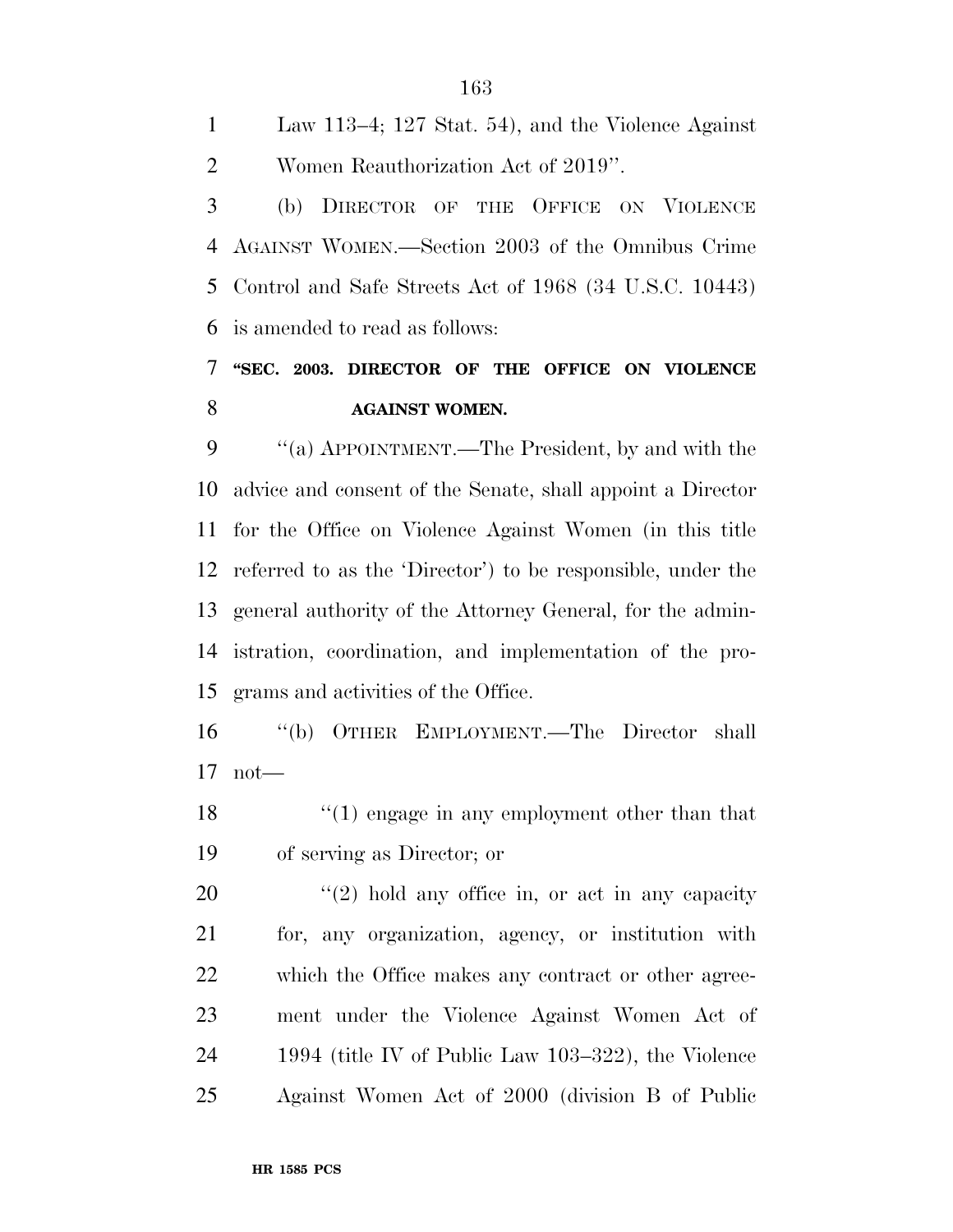Law 113–4; 127 Stat. 54), and the Violence Against Women Reauthorization Act of 2019''.

(b) DIRECTOR OF THE OFFICE ON VIOLENCE AGAINST WOMEN.—Section 2003 of the Omnibus Crime Control and Safe Streets Act of 1968 (34 U.S.C. 10443) is amended to read as follows:

**''SEC. 2003. DIRECTOR OF THE OFFICE ON VIOLENCE AGAINST WOMEN.**

''(a) APPOINTMENT.—The President, by and with the advice and consent of the Senate, shall appoint a Director for the Office on Violence Against Women (in this title referred to as the 'Director') to be responsible, under the general authority of the Attorney General, for the administration, coordination, and implementation of the programs and activities of the Office.

''(b) OTHER EMPLOYMENT.—The Director shall not—

''(1) engage in any employment other than that of serving as Director; or

''(2) hold any office in, or act in any capacity for, any organization, agency, or institution with which the Office makes any contract or other agreement under the Violence Against Women Act of 1994 (title IV of Public Law 103–322), the Violence Against Women Act of 2000 (division B of Public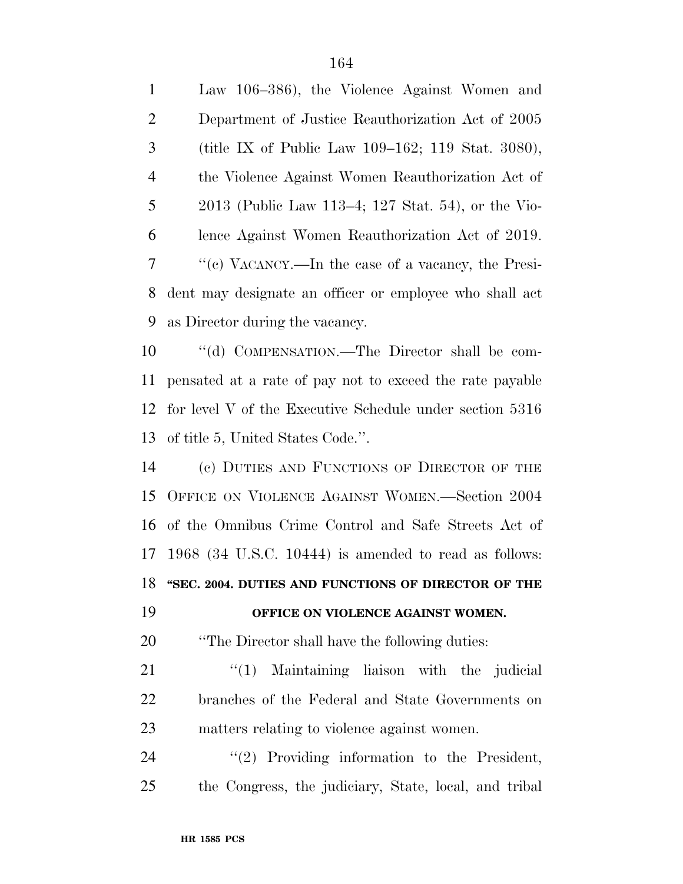Law 106–386), the Violence Against Women and Department of Justice Reauthorization Act of 2005 (title IX of Public Law 109–162; 119 Stat. 3080), the Violence Against Women Reauthorization Act of 2013 (Public Law 113–4; 127 Stat. 54), or the Violence Against Women Reauthorization Act of 2019.

''(c) VACANCY.—In the case of a vacancy, the President may designate an officer or employee who shall act as Director during the vacancy.

''(d) COMPENSATION.—The Director shall be compensated at a rate of pay not to exceed the rate payable for level V of the Executive Schedule under section 5316 of title 5, United States Code.''.

(c) DUTIES AND FUNCTIONS OF DIRECTOR OF THE OFFICE ON VIOLENCE AGAINST WOMEN.—Section 2004 of the Omnibus Crime Control and Safe Streets Act of 1968 (34 U.S.C. 10444) is amended to read as follows:

**''SEC. 2004. DUTIES AND FUNCTIONS OF DIRECTOR OF THE OFFICE ON VIOLENCE AGAINST WOMEN.**

''The Director shall have the following duties:

''(1) Maintaining liaison with the judicial branches of the Federal and State Governments on matters relating to violence against women.

''(2) Providing information to the President, the Congress, the judiciary, State, local, and tribal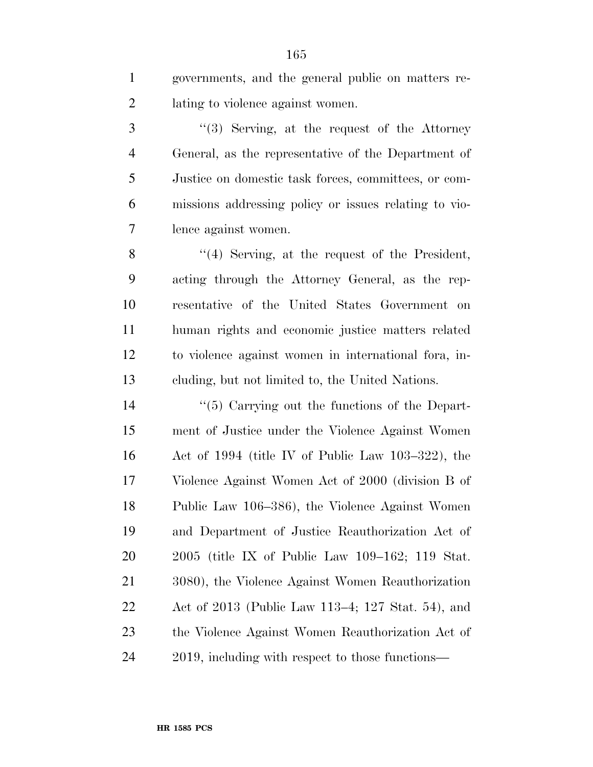governments, and the general public on matters relating to violence against women.

''(3) Serving, at the request of the Attorney General, as the representative of the Department of Justice on domestic task forces, committees, or commissions addressing policy or issues relating to violence against women.

''(4) Serving, at the request of the President, acting through the Attorney General, as the representative of the United States Government on human rights and economic justice matters related to violence against women in international fora, including, but not limited to, the United Nations.

''(5) Carrying out the functions of the Department of Justice under the Violence Against Women Act of 1994 (title IV of Public Law 103–322), the Violence Against Women Act of 2000 (division B of Public Law 106–386), the Violence Against Women and Department of Justice Reauthorization Act of 2005 (title IX of Public Law 109–162; 119 Stat. 3080), the Violence Against Women Reauthorization Act of 2013 (Public Law 113–4; 127 Stat. 54), and the Violence Against Women Reauthorization Act of 2019, including with respect to those functions—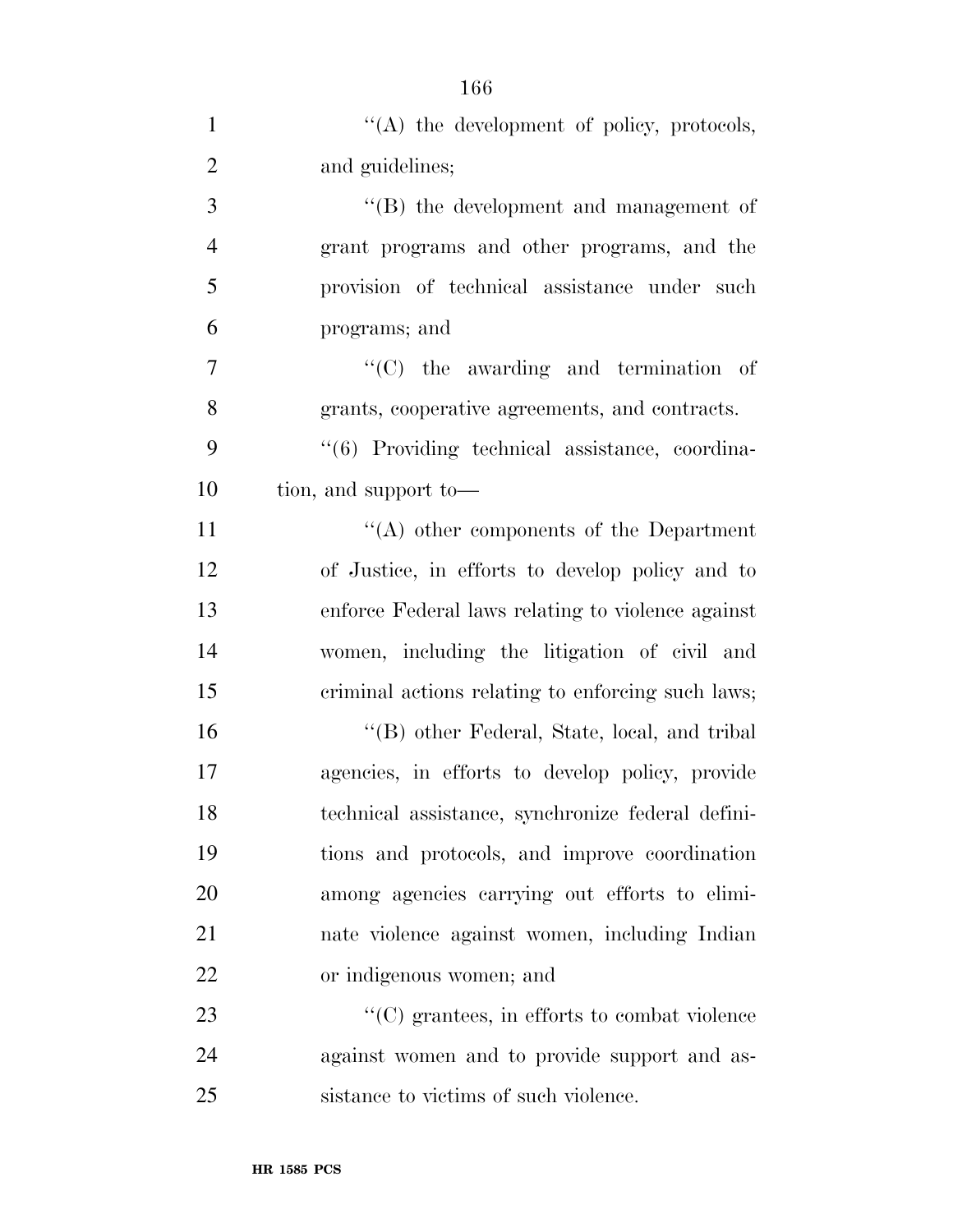''(A) the development of policy, protocols, and guidelines;

''(B) the development and management of grant programs and other programs, and the provision of technical assistance under such programs; and

''(C) the awarding and termination of grants, cooperative agreements, and contracts.

''(6) Providing technical assistance, coordination, and support to—

''(A) other components of the Department of Justice, in efforts to develop policy and to enforce Federal laws relating to violence against women, including the litigation of civil and criminal actions relating to enforcing such laws;

''(B) other Federal, State, local, and tribal agencies, in efforts to develop policy, provide technical assistance, synchronize federal definitions and protocols, and improve coordination among agencies carrying out efforts to eliminate violence against women, including Indian or indigenous women; and

''(C) grantees, in efforts to combat violence against women and to provide support and assistance to victims of such violence.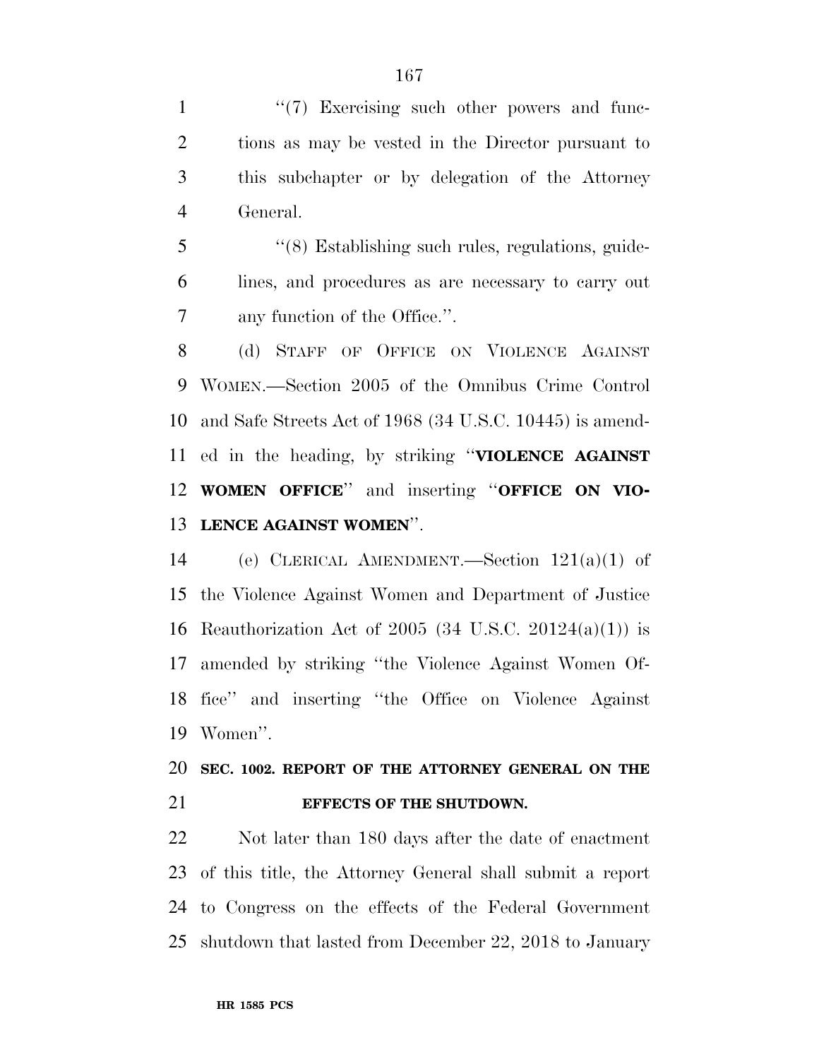"(7) Exercising such other powers and functions as may be vested in the Director pursuant to this subchapter or by delegation of the Attorney General.

"(8) Establishing such rules, regulations, guidelines, and procedures as are necessary to carry out any function of the Office.".

(d) STAFF OF OFFICE ON VIOLENCE AGAINST WOMEN.—Section 2005 of the Omnibus Crime Control and Safe Streets Act of 1968 (34 U.S.C. 10445) is amended in the heading, by striking "**VIOLENCE AGAINST WOMEN OFFICE**" and inserting "**OFFICE ON VIOLENCE AGAINST WOMEN**".

(e) CLERICAL AMENDMENT.—Section 121(a)(1) of the Violence Against Women and Department of Justice Reauthorization Act of 2005 (34 U.S.C. 20124(a)(1)) is amended by striking "the Violence Against Women Office" and inserting "the Office on Violence Against Women".

**SEC. 1002. REPORT OF THE ATTORNEY GENERAL ON THE EFFECTS OF THE SHUTDOWN.**

Not later than 180 days after the date of enactment of this title, the Attorney General shall submit a report to Congress on the effects of the Federal Government shutdown that lasted from December 22, 2018 to January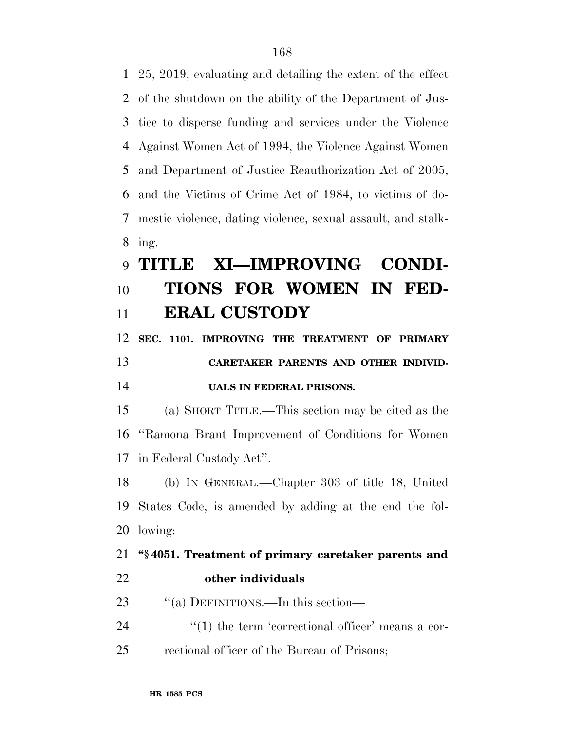25, 2019, evaluating and detailing the extent of the effect of the shutdown on the ability of the Department of Justice to disperse funding and services under the Violence Against Women Act of 1994, the Violence Against Women and Department of Justice Reauthorization Act of 2005, and the Victims of Crime Act of 1984, to victims of domestic violence, dating violence, sexual assault, and stalking.

# TITLE XI—IMPROVING CONDITIONS FOR WOMEN IN FEDERAL CUSTODY

### SEC. 1101. IMPROVING THE TREATMENT OF PRIMARY CARETAKER PARENTS AND OTHER INDIVIDUALS IN FEDERAL PRISONS.

(a) SHORT TITLE.—This section may be cited as the ''Ramona Brant Improvement of Conditions for Women in Federal Custody Act''.

(b) IN GENERAL.—Chapter 303 of title 18, United States Code, is amended by adding at the end the following:

**''§ 4051. Treatment of primary caretaker parents and other individuals**

''(a) DEFINITIONS.—In this section—

''(1) the term 'correctional officer' means a correctional officer of the Bureau of Prisons;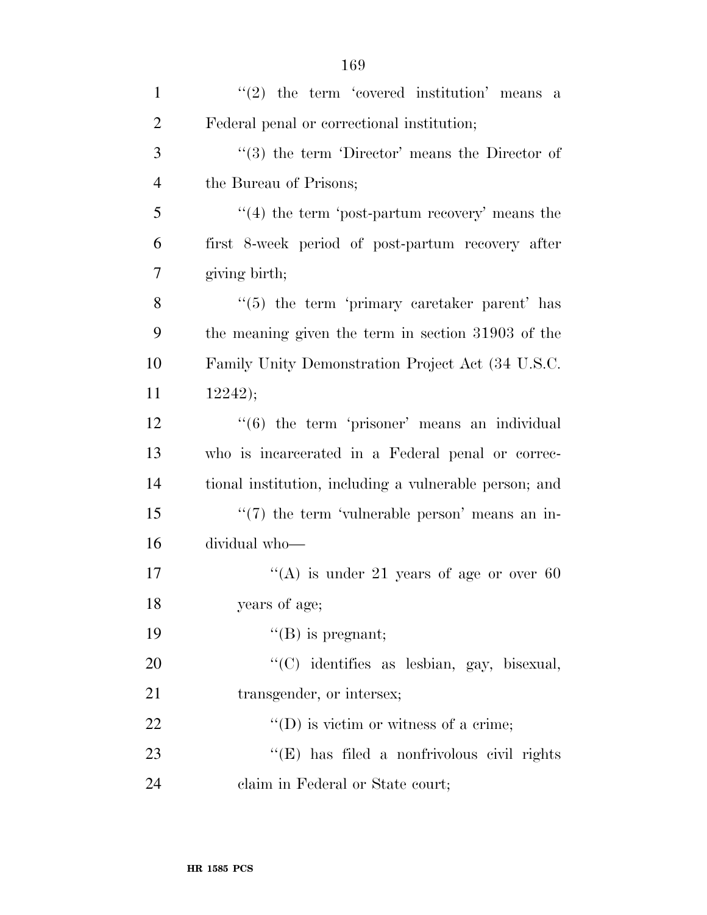''(2) the term 'covered institution' means a Federal penal or correctional institution;

''(3) the term 'Director' means the Director of the Bureau of Prisons;

''(4) the term 'post-partum recovery' means the first 8-week period of post-partum recovery after giving birth;

''(5) the term 'primary caretaker parent' has the meaning given the term in section 31903 of the Family Unity Demonstration Project Act (34 U.S.C. 12242);

''(6) the term 'prisoner' means an individual who is incarcerated in a Federal penal or correctional institution, including a vulnerable person; and

''(7) the term 'vulnerable person' means an individual who—

''(A) is under 21 years of age or over 60 years of age;

''(B) is pregnant;

''(C) identifies as lesbian, gay, bisexual, transgender, or intersex;

''(D) is victim or witness of a crime;

''(E) has filed a nonfrivolous civil rights claim in Federal or State court;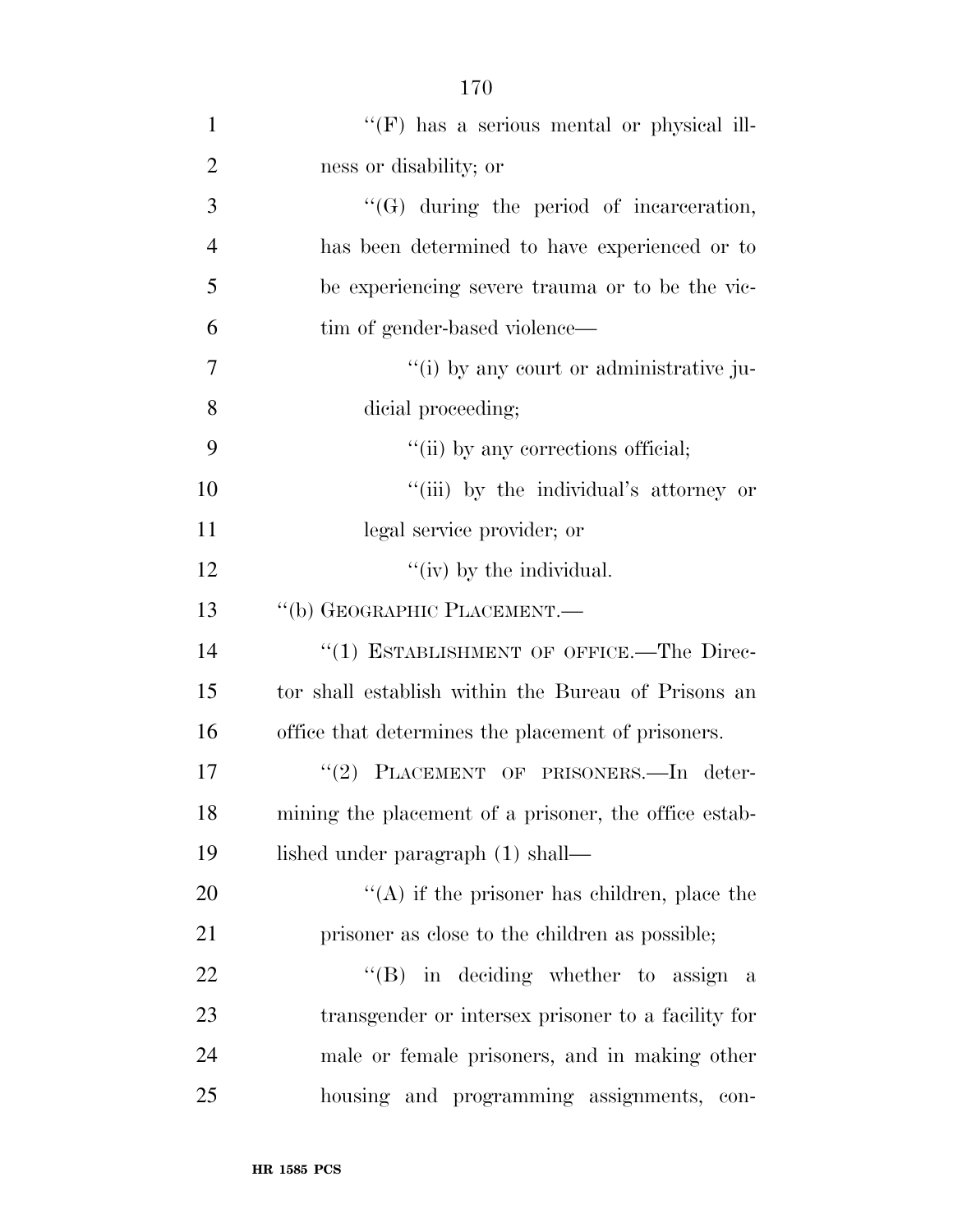''(F) has a serious mental or physical illness or disability; or

''(G) during the period of incarceration, has been determined to have experienced or to be experiencing severe trauma or to be the victim of gender-based violence—

''(i) by any court or administrative judicial proceeding;

''(ii) by any corrections official;

''(iii) by the individual's attorney or legal service provider; or

''(iv) by the individual.

''(b) GEOGRAPHIC PLACEMENT.—

''(1) ESTABLISHMENT OF OFFICE.—The Director shall establish within the Bureau of Prisons an office that determines the placement of prisoners.

''(2) PLACEMENT OF PRISONERS.—In determining the placement of a prisoner, the office established under paragraph (1) shall—

''(A) if the prisoner has children, place the prisoner as close to the children as possible;

''(B) in deciding whether to assign a transgender or intersex prisoner to a facility for male or female prisoners, and in making other housing and programming assignments, con-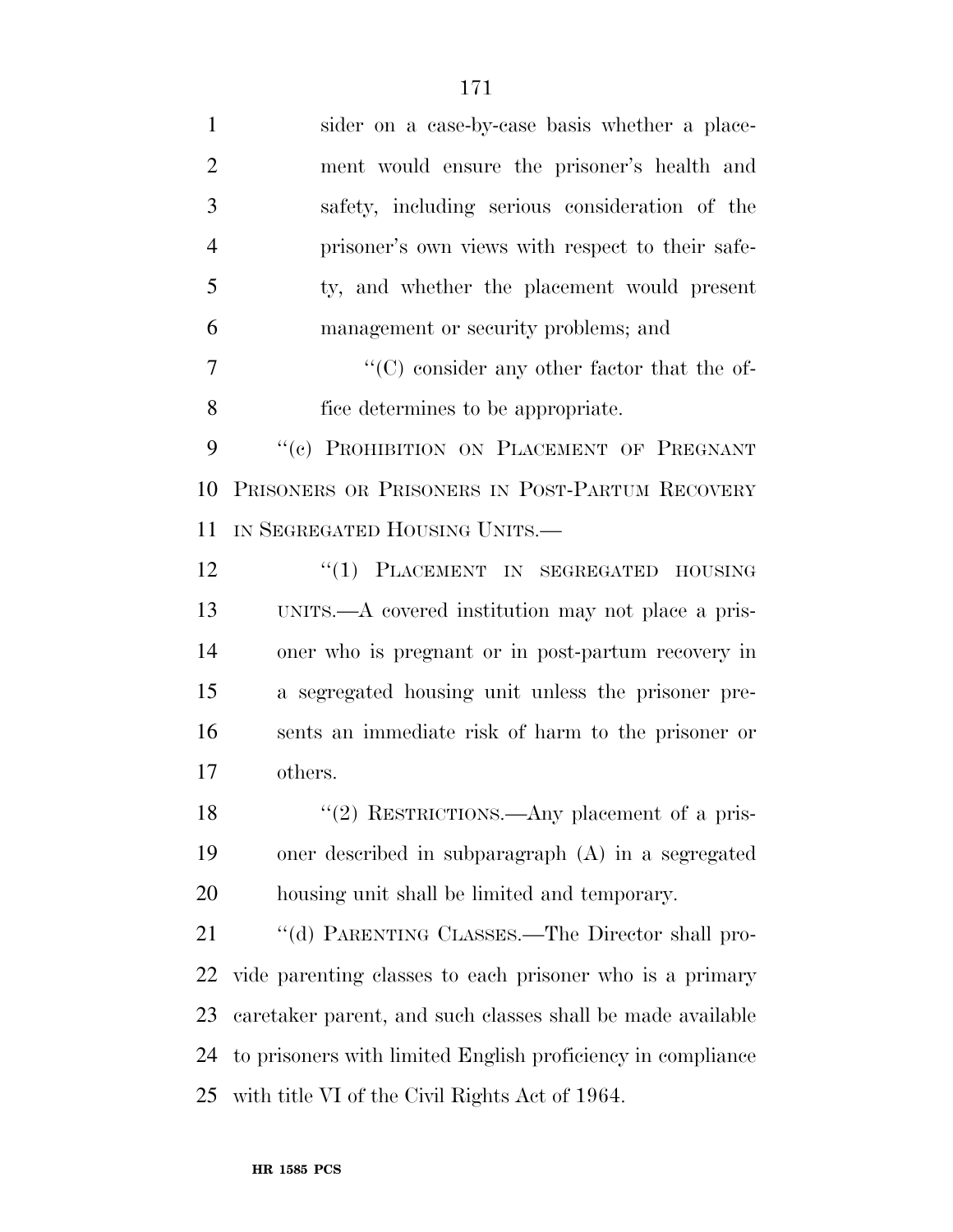sider on a case-by-case basis whether a placement would ensure the prisoner's health and safety, including serious consideration of the prisoner's own views with respect to their safety, and whether the placement would present management or security problems; and

"(C) consider any other factor that the office determines to be appropriate.

"(c) PROHIBITION ON PLACEMENT OF PREGNANT PRISONERS OR PRISONERS IN POST-PARTUM RECOVERY IN SEGREGATED HOUSING UNITS.—

"(1) PLACEMENT IN SEGREGATED HOUSING UNITS.—A covered institution may not place a prisoner who is pregnant or in post-partum recovery in a segregated housing unit unless the prisoner presents an immediate risk of harm to the prisoner or others.

"(2) RESTRICTIONS.—Any placement of a prisoner described in subparagraph (A) in a segregated housing unit shall be limited and temporary.

"(d) PARENTING CLASSES.—The Director shall provide parenting classes to each prisoner who is a primary caretaker parent, and such classes shall be made available to prisoners with limited English proficiency in compliance with title VI of the Civil Rights Act of 1964.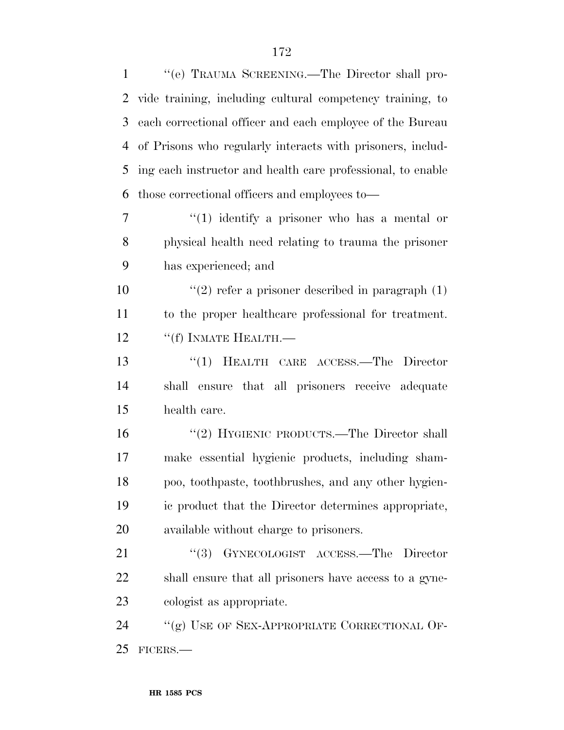''(e) TRAUMA SCREENING.—The Director shall provide training, including cultural competency training, to each correctional officer and each employee of the Bureau of Prisons who regularly interacts with prisoners, including each instructor and health care professional, to enable those correctional officers and employees to—

''(1) identify a prisoner who has a mental or physical health need relating to trauma the prisoner has experienced; and

''(2) refer a prisoner described in paragraph (1) to the proper healthcare professional for treatment.

''(f) INMATE HEALTH.—

''(1) HEALTH CARE ACCESS.—The Director shall ensure that all prisoners receive adequate health care.

''(2) HYGIENIC PRODUCTS.—The Director shall make essential hygienic products, including shampoo, toothpaste, toothbrushes, and any other hygienic product that the Director determines appropriate, available without charge to prisoners.

''(3) GYNECOLOGIST ACCESS.—The Director shall ensure that all prisoners have access to a gynecologist as appropriate.

''(g) USE OF SEX-APPROPRIATE CORRECTIONAL OFFICERS.—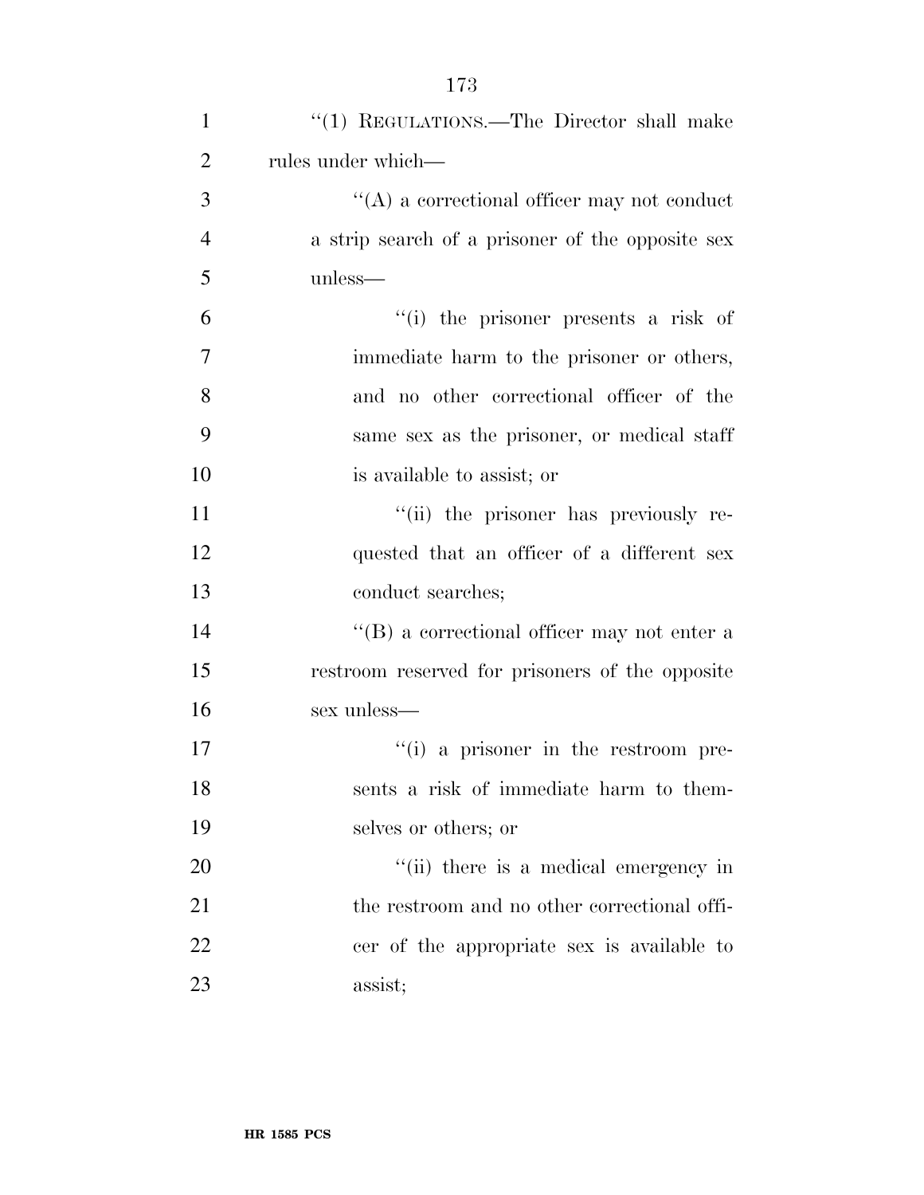''(1) REGULATIONS.—The Director shall make rules under which—

''(A) a correctional officer may not conduct a strip search of a prisoner of the opposite sex unless—

''(i) the prisoner presents a risk of immediate harm to the prisoner or others, and no other correctional officer of the same sex as the prisoner, or medical staff is available to assist; or

''(ii) the prisoner has previously requested that an officer of a different sex conduct searches;

''(B) a correctional officer may not enter a restroom reserved for prisoners of the opposite sex unless—

''(i) a prisoner in the restroom presents a risk of immediate harm to themselves or others; or

''(ii) there is a medical emergency in the restroom and no other correctional officer of the appropriate sex is available to assist;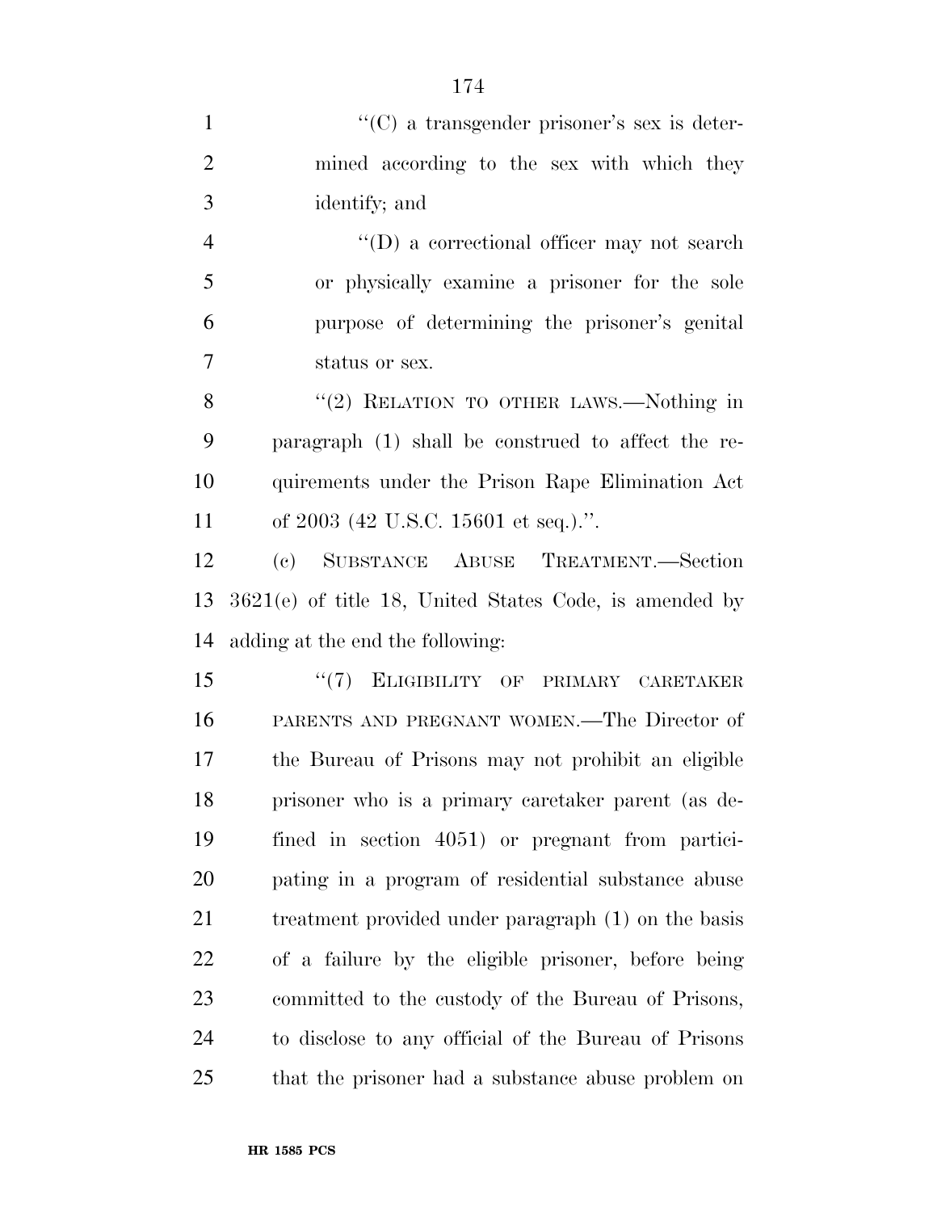"(C) a transgender prisoner's sex is determined according to the sex with which they identify; and

"(D) a correctional officer may not search or physically examine a prisoner for the sole purpose of determining the prisoner's genital status or sex.

"(2) RELATION TO OTHER LAWS.—Nothing in paragraph (1) shall be construed to affect the requirements under the Prison Rape Elimination Act of 2003 (42 U.S.C. 15601 et seq.).".

(c) SUBSTANCE ABUSE TREATMENT.—Section 3621(e) of title 18, United States Code, is amended by adding at the end the following:

"(7) ELIGIBILITY OF PRIMARY CARETAKER PARENTS AND PREGNANT WOMEN.—The Director of the Bureau of Prisons may not prohibit an eligible prisoner who is a primary caretaker parent (as defined in section 4051) or pregnant from participating in a program of residential substance abuse treatment provided under paragraph (1) on the basis of a failure by the eligible prisoner, before being committed to the custody of the Bureau of Prisons, to disclose to any official of the Bureau of Prisons that the prisoner had a substance abuse problem on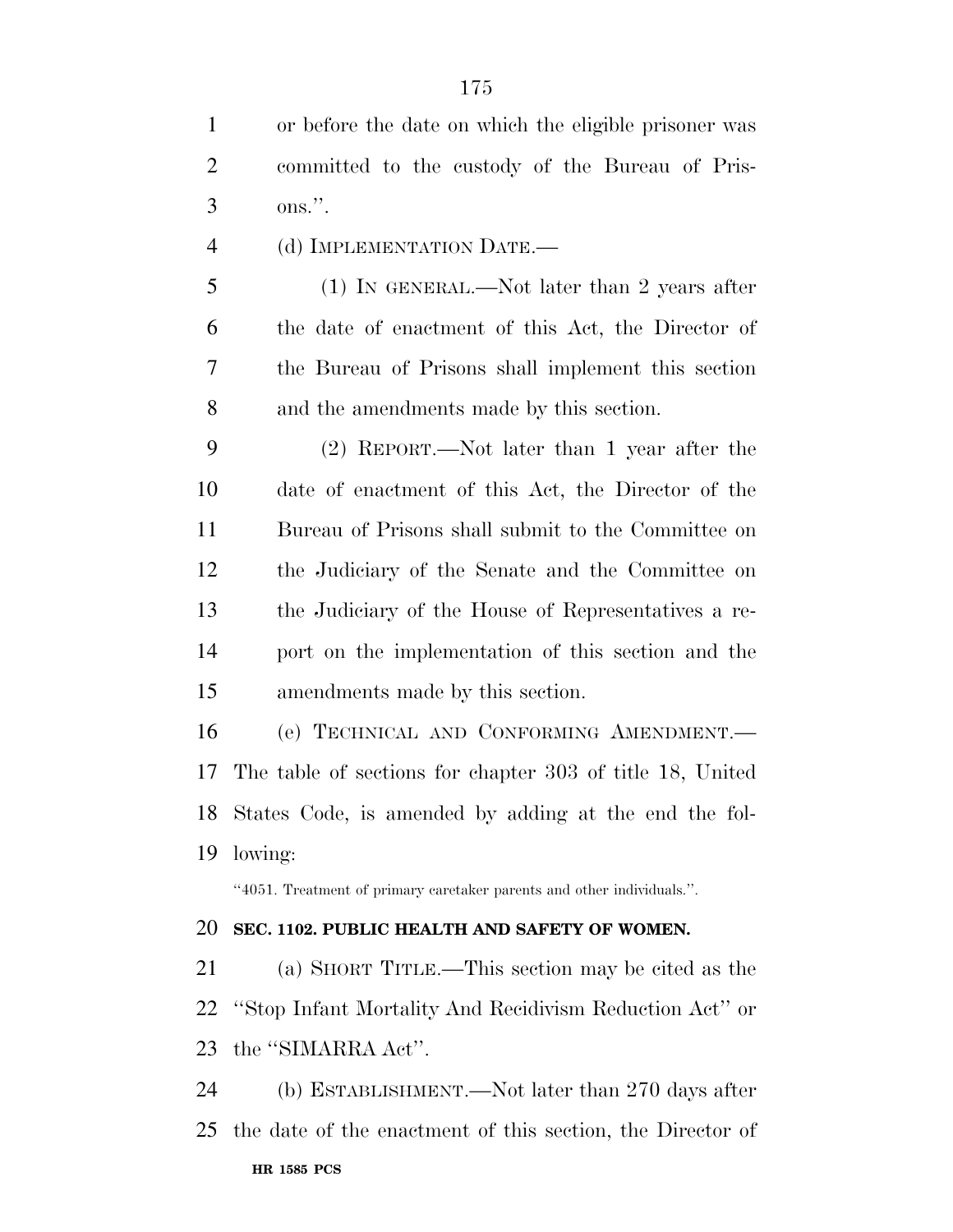or before the date on which the eligible prisoner was committed to the custody of the Bureau of Prisons.''.

(d) IMPLEMENTATION DATE.—

(1) IN GENERAL.—Not later than 2 years after the date of enactment of this Act, the Director of the Bureau of Prisons shall implement this section and the amendments made by this section.

(2) REPORT.—Not later than 1 year after the date of enactment of this Act, the Director of the Bureau of Prisons shall submit to the Committee on the Judiciary of the Senate and the Committee on the Judiciary of the House of Representatives a report on the implementation of this section and the amendments made by this section.

(e) TECHNICAL AND CONFORMING AMENDMENT.—The table of sections for chapter 303 of title 18, United States Code, is amended by adding at the end the following:

''4051. Treatment of primary caretaker parents and other individuals.''.

**SEC. 1102. PUBLIC HEALTH AND SAFETY OF WOMEN.**

(a) SHORT TITLE.—This section may be cited as the ''Stop Infant Mortality And Recidivism Reduction Act'' or the ''SIMARRA Act''.

(b) ESTABLISHMENT.—Not later than 270 days after the date of the enactment of this section, the Director of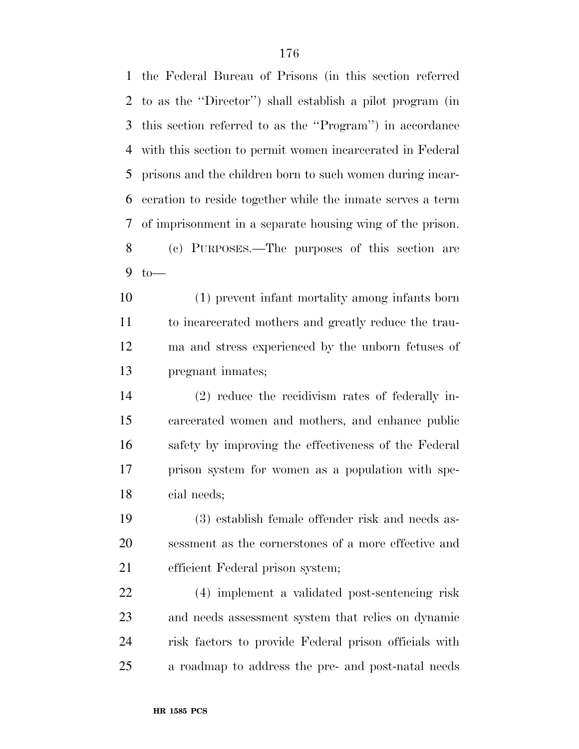the Federal Bureau of Prisons (in this section referred to as the "Director") shall establish a pilot program (in this section referred to as the "Program") in accordance with this section to permit women incarcerated in Federal prisons and the children born to such women during incarceration to reside together while the inmate serves a term of imprisonment in a separate housing wing of the prison.

(c) PURPOSES.—The purposes of this section are to—

(1) prevent infant mortality among infants born to incarcerated mothers and greatly reduce the trauma and stress experienced by the unborn fetuses of pregnant inmates;

(2) reduce the recidivism rates of federally incarcerated women and mothers, and enhance public safety by improving the effectiveness of the Federal prison system for women as a population with special needs;

(3) establish female offender risk and needs assessment as the cornerstones of a more effective and efficient Federal prison system;

(4) implement a validated post-sentencing risk and needs assessment system that relies on dynamic risk factors to provide Federal prison officials with a roadmap to address the pre- and post-natal needs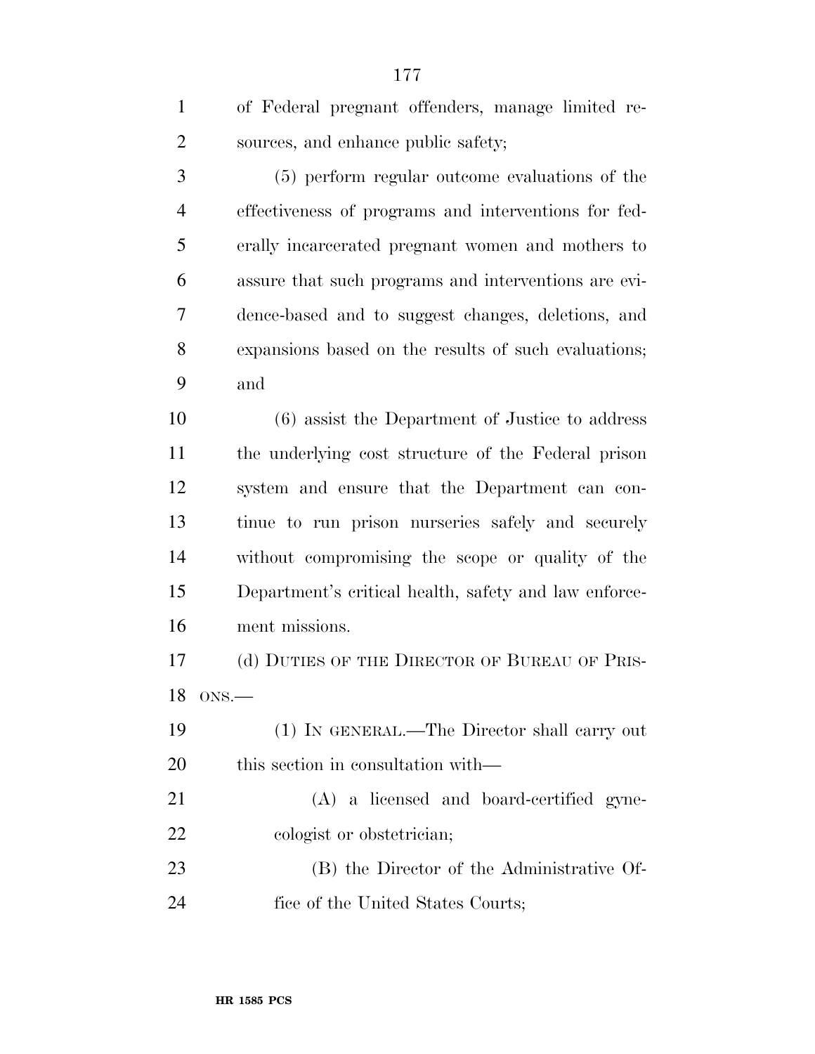of Federal pregnant offenders, manage limited resources, and enhance public safety;

(5) perform regular outcome evaluations of the effectiveness of programs and interventions for federally incarcerated pregnant women and mothers to assure that such programs and interventions are evidence-based and to suggest changes, deletions, and expansions based on the results of such evaluations; and

(6) assist the Department of Justice to address the underlying cost structure of the Federal prison system and ensure that the Department can continue to run prison nurseries safely and securely without compromising the scope or quality of the Department's critical health, safety and law enforcement missions.

(d) DUTIES OF THE DIRECTOR OF BUREAU OF PRISONS.—

(1) IN GENERAL.—The Director shall carry out this section in consultation with—

(A) a licensed and board-certified gynecologist or obstetrician;

(B) the Director of the Administrative Office of the United States Courts;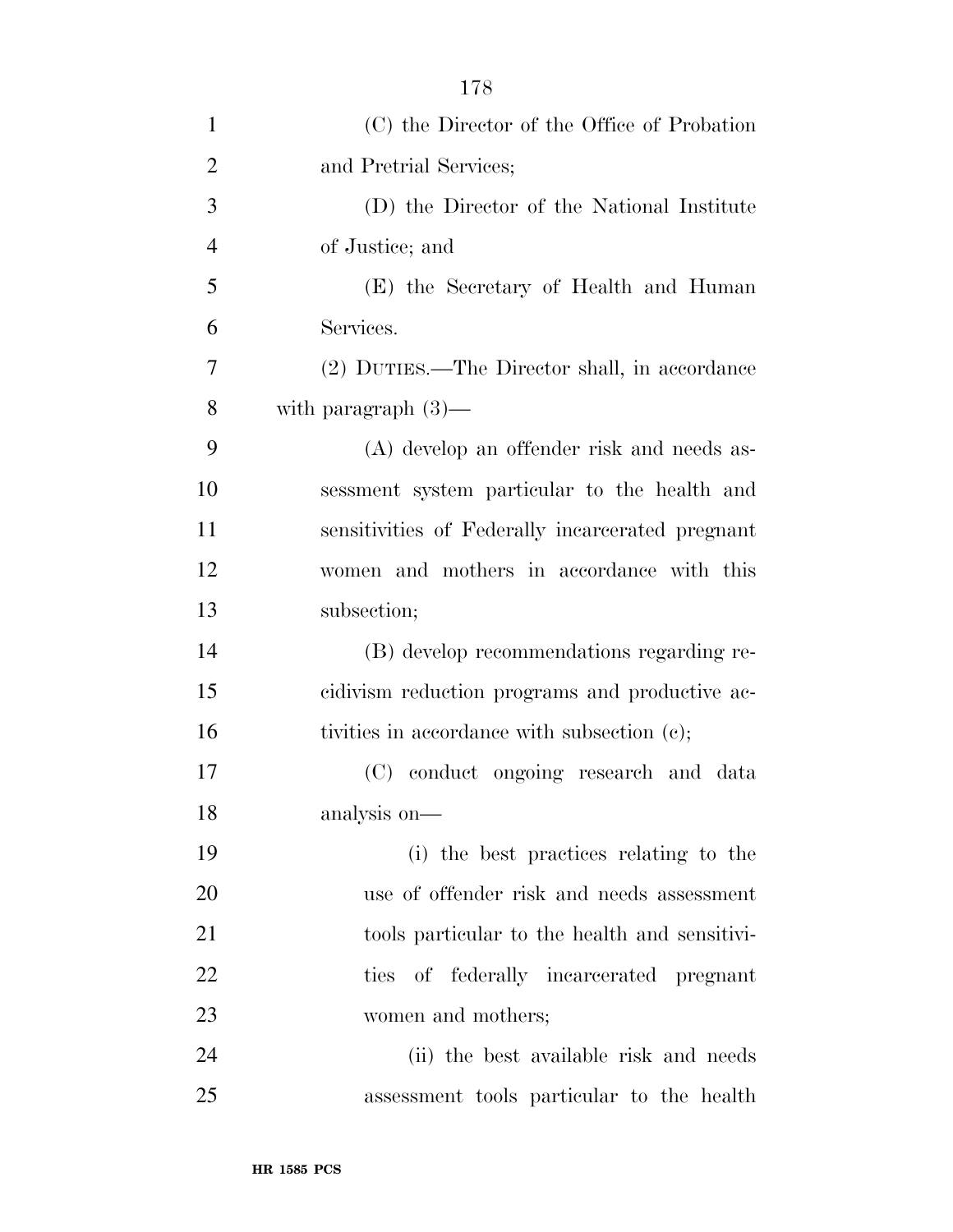(C) the Director of the Office of Probation and Pretrial Services;

(D) the Director of the National Institute of Justice; and

(E) the Secretary of Health and Human Services.

(2) DUTIES.—The Director shall, in accordance with paragraph (3)—

(A) develop an offender risk and needs assessment system particular to the health and sensitivities of Federally incarcerated pregnant women and mothers in accordance with this subsection;

(B) develop recommendations regarding recidivism reduction programs and productive activities in accordance with subsection (c);

(C) conduct ongoing research and data analysis on—

(i) the best practices relating to the use of offender risk and needs assessment tools particular to the health and sensitivities of federally incarcerated pregnant women and mothers;

(ii) the best available risk and needs assessment tools particular to the health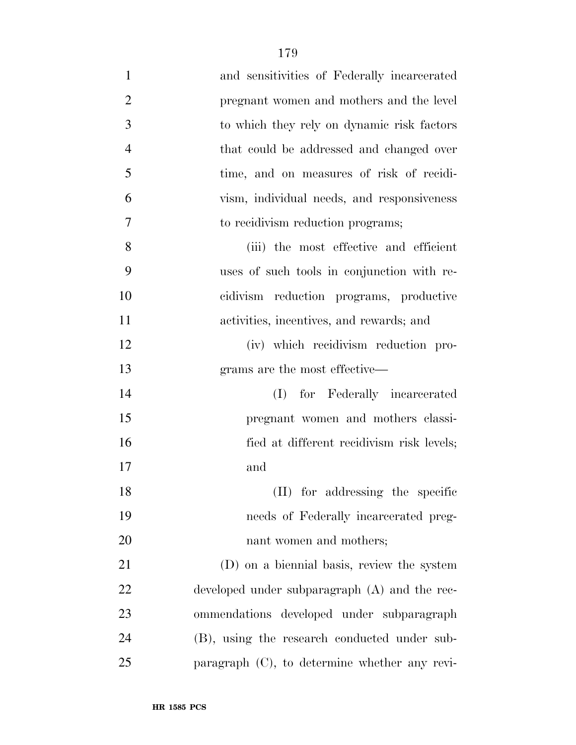and sensitivities of Federally incarcerated pregnant women and mothers and the level to which they rely on dynamic risk factors that could be addressed and changed over time, and on measures of risk of recidivism, individual needs, and responsiveness to recidivism reduction programs;

(iii) the most effective and efficient uses of such tools in conjunction with recidivism reduction programs, productive activities, incentives, and rewards; and

(iv) which recidivism reduction programs are the most effective—

(I) for Federally incarcerated pregnant women and mothers classified at different recidivism risk levels; and

(II) for addressing the specific needs of Federally incarcerated pregnant women and mothers;

(D) on a biennial basis, review the system developed under subparagraph (A) and the recommendations developed under subparagraph (B), using the research conducted under subparagraph (C), to determine whether any revi-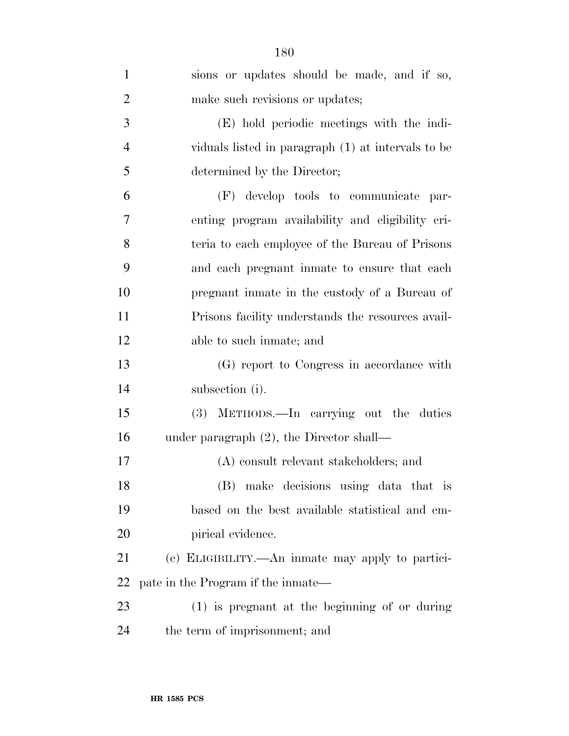sions or updates should be made, and if so, make such revisions or updates;

(E) hold periodic meetings with the individuals listed in paragraph (1) at intervals to be determined by the Director;

(F) develop tools to communicate parenting program availability and eligibility criteria to each employee of the Bureau of Prisons and each pregnant inmate to ensure that each pregnant inmate in the custody of a Bureau of Prisons facility understands the resources available to such inmate; and

(G) report to Congress in accordance with subsection (i).

(3) METHODS.—In carrying out the duties under paragraph (2), the Director shall—

(A) consult relevant stakeholders; and

(B) make decisions using data that is based on the best available statistical and empirical evidence.

(e) ELIGIBILITY.—An inmate may apply to participate in the Program if the inmate—

(1) is pregnant at the beginning of or during the term of imprisonment; and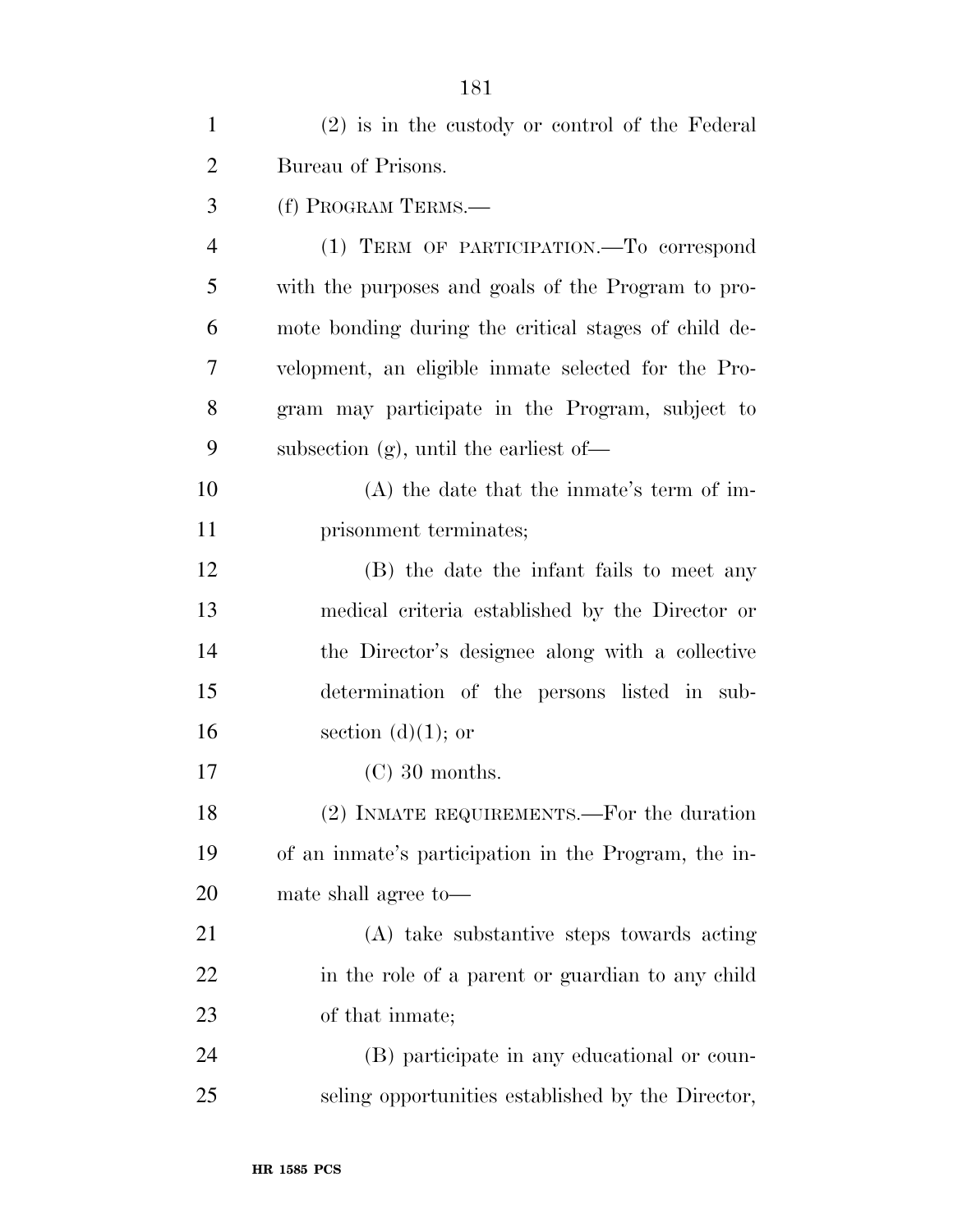(2) is in the custody or control of the Federal Bureau of Prisons.

(f) PROGRAM TERMS.—

(1) TERM OF PARTICIPATION.—To correspond with the purposes and goals of the Program to promote bonding during the critical stages of child development, an eligible inmate selected for the Program may participate in the Program, subject to subsection (g), until the earliest of—

(A) the date that the inmate's term of imprisonment terminates;

(B) the date the infant fails to meet any medical criteria established by the Director or the Director's designee along with a collective determination of the persons listed in subsection (d)(1); or

(C) 30 months.

(2) INMATE REQUIREMENTS.—For the duration of an inmate's participation in the Program, the inmate shall agree to—

(A) take substantive steps towards acting in the role of a parent or guardian to any child of that inmate;

(B) participate in any educational or counseling opportunities established by the Director,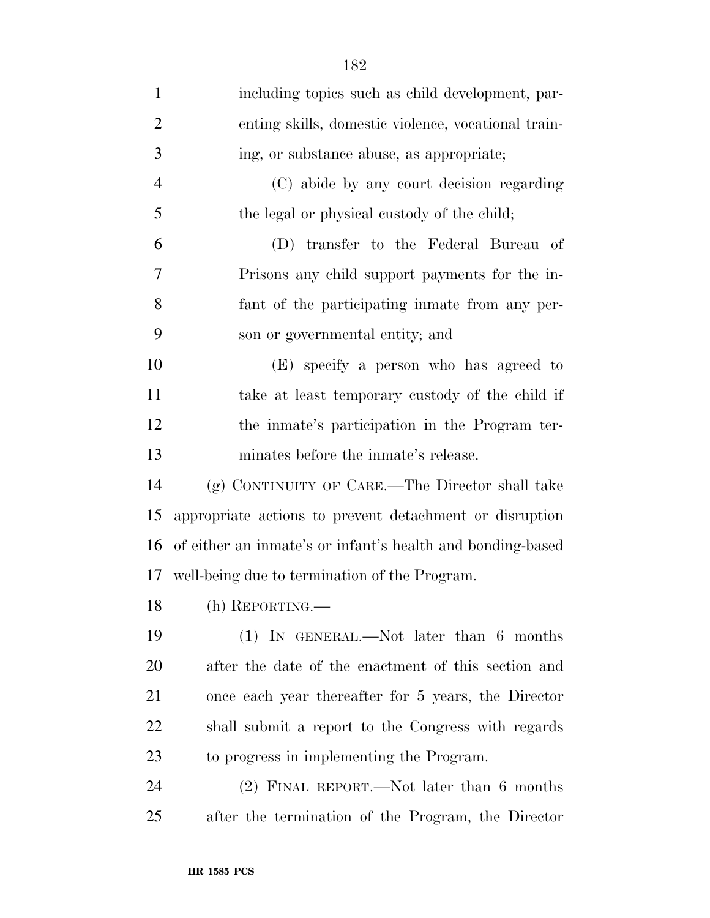including topics such as child development, parenting skills, domestic violence, vocational training, or substance abuse, as appropriate;

(C) abide by any court decision regarding the legal or physical custody of the child;

(D) transfer to the Federal Bureau of Prisons any child support payments for the infant of the participating inmate from any person or governmental entity; and

(E) specify a person who has agreed to take at least temporary custody of the child if the inmate's participation in the Program terminates before the inmate's release.

(g) CONTINUITY OF CARE.—The Director shall take appropriate actions to prevent detachment or disruption of either an inmate's or infant's health and bonding-based well-being due to termination of the Program.

(h) REPORTING.—

(1) IN GENERAL.—Not later than 6 months after the date of the enactment of this section and once each year thereafter for 5 years, the Director shall submit a report to the Congress with regards to progress in implementing the Program.

(2) FINAL REPORT.—Not later than 6 months after the termination of the Program, the Director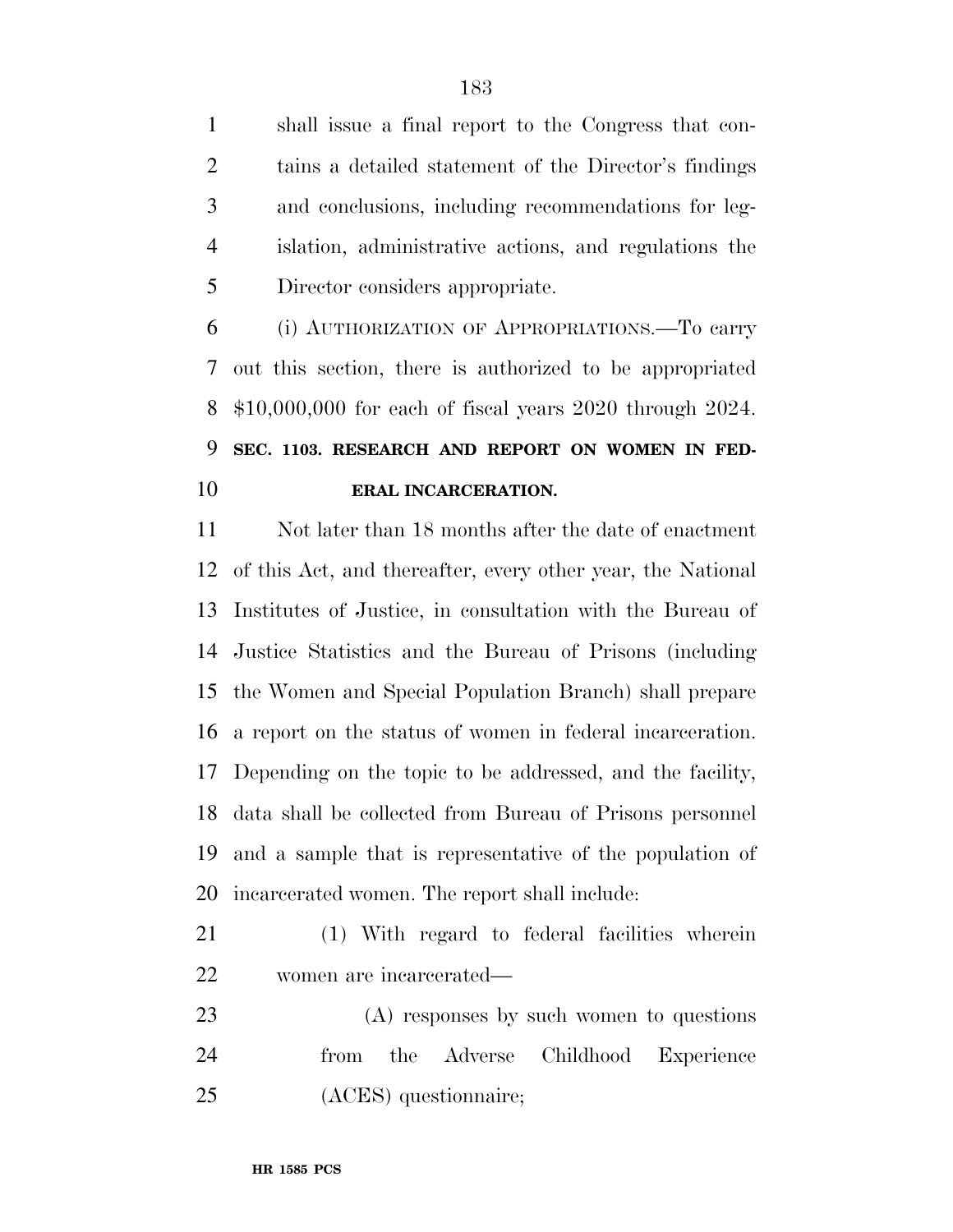shall issue a final report to the Congress that contains a detailed statement of the Director's findings and conclusions, including recommendations for legislation, administrative actions, and regulations the Director considers appropriate.

(i) AUTHORIZATION OF APPROPRIATIONS.—To carry out this section, there is authorized to be appropriated $10,000,000 for each of fiscal years 2020 through 2024.

**SEC. 1103. RESEARCH AND REPORT ON WOMEN IN FEDERAL INCARCERATION.**

Not later than 18 months after the date of enactment of this Act, and thereafter, every other year, the National Institutes of Justice, in consultation with the Bureau of Justice Statistics and the Bureau of Prisons (including the Women and Special Population Branch) shall prepare a report on the status of women in federal incarceration. Depending on the topic to be addressed, and the facility, data shall be collected from Bureau of Prisons personnel and a sample that is representative of the population of incarcerated women. The report shall include:

(1) With regard to federal facilities wherein women are incarcerated—

(A) responses by such women to questions from the Adverse Childhood Experience (ACES) questionnaire;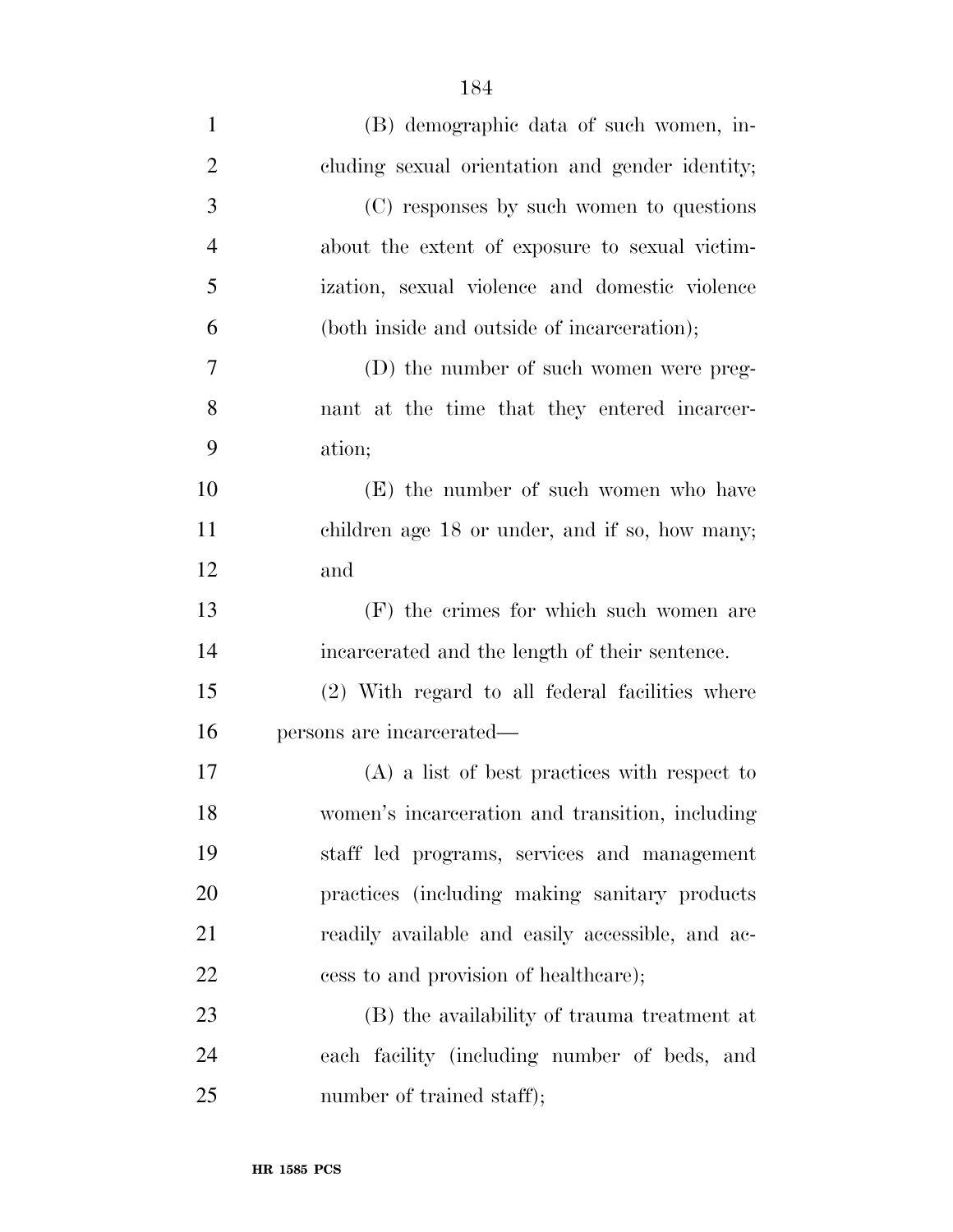(B) demographic data of such women, including sexual orientation and gender identity;

(C) responses by such women to questions about the extent of exposure to sexual victimization, sexual violence and domestic violence (both inside and outside of incarceration);

(D) the number of such women were pregnant at the time that they entered incarceration;

(E) the number of such women who have children age 18 or under, and if so, how many; and

(F) the crimes for which such women are incarcerated and the length of their sentence.

(2) With regard to all federal facilities where persons are incarcerated—

(A) a list of best practices with respect to women's incarceration and transition, including staff led programs, services and management practices (including making sanitary products readily available and easily accessible, and access to and provision of healthcare);

(B) the availability of trauma treatment at each facility (including number of beds, and number of trained staff);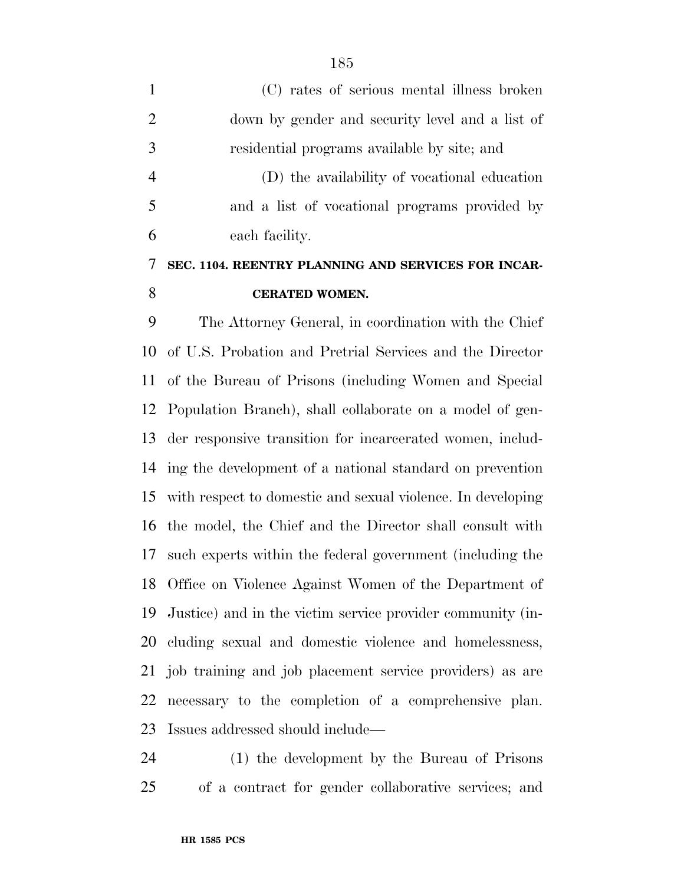(C) rates of serious mental illness broken down by gender and security level and a list of residential programs available by site; and

(D) the availability of vocational education and a list of vocational programs provided by each facility.

**SEC. 1104. REENTRY PLANNING AND SERVICES FOR INCARCERATED WOMEN.**

The Attorney General, in coordination with the Chief of U.S. Probation and Pretrial Services and the Director of the Bureau of Prisons (including Women and Special Population Branch), shall collaborate on a model of gender responsive transition for incarcerated women, including the development of a national standard on prevention with respect to domestic and sexual violence. In developing the model, the Chief and the Director shall consult with such experts within the federal government (including the Office on Violence Against Women of the Department of Justice) and in the victim service provider community (including sexual and domestic violence and homelessness, job training and job placement service providers) as are necessary to the completion of a comprehensive plan. Issues addressed should include—

(1) the development by the Bureau of Prisons of a contract for gender collaborative services; and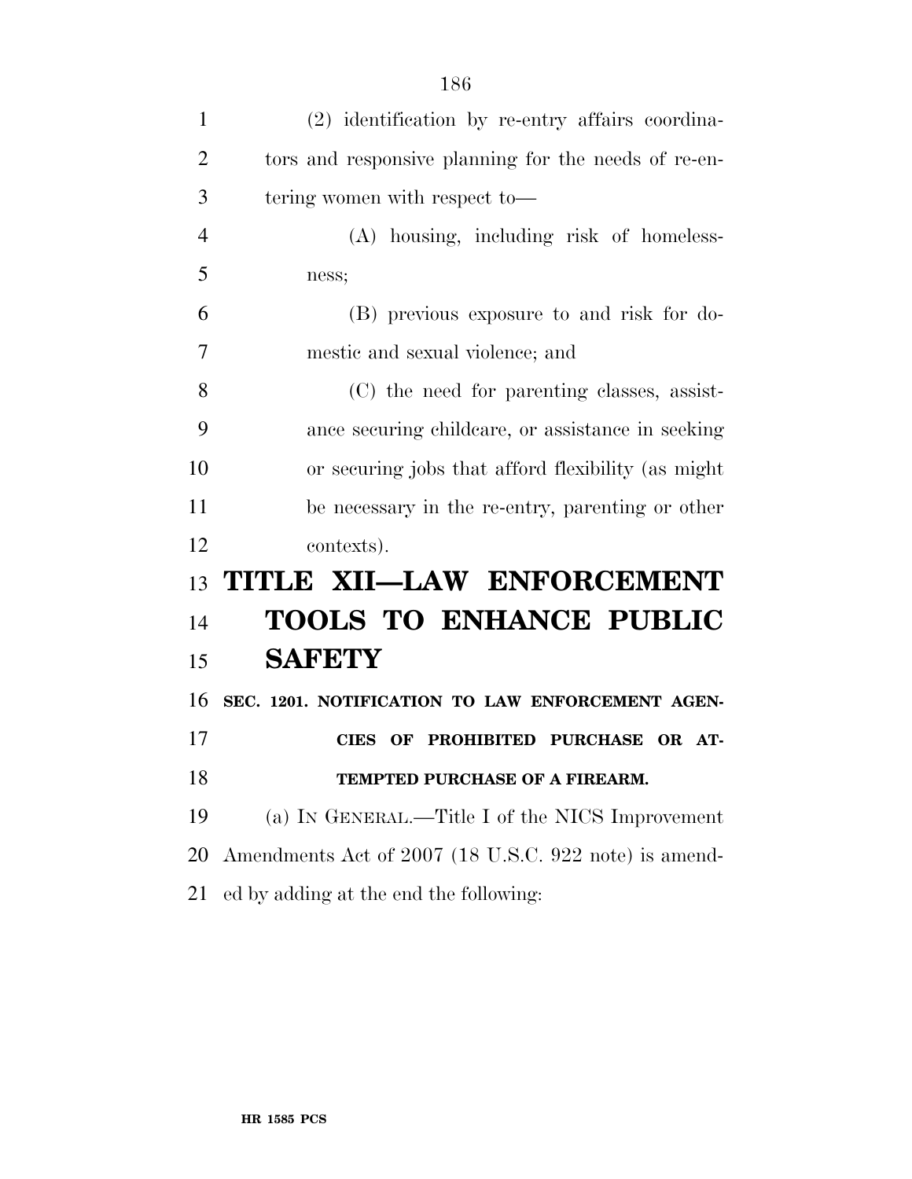(2) identification by re-entry affairs coordinators and responsive planning for the needs of re-entering women with respect to—

(A) housing, including risk of homelessness;

(B) previous exposure to and risk for domestic and sexual violence; and

(C) the need for parenting classes, assistance securing childcare, or assistance in seeking or securing jobs that afford flexibility (as might be necessary in the re-entry, parenting or other contexts).

# TITLE XII—LAW ENFORCEMENT TOOLS TO ENHANCE PUBLIC SAFETY

### SEC. 1201. NOTIFICATION TO LAW ENFORCEMENT AGENCIES OF PROHIBITED PURCHASE OR ATTEMPTED PURCHASE OF A FIREARM.

(a) IN GENERAL.—Title I of the NICS Improvement Amendments Act of 2007 (18 U.S.C. 922 note) is amended by adding at the end the following: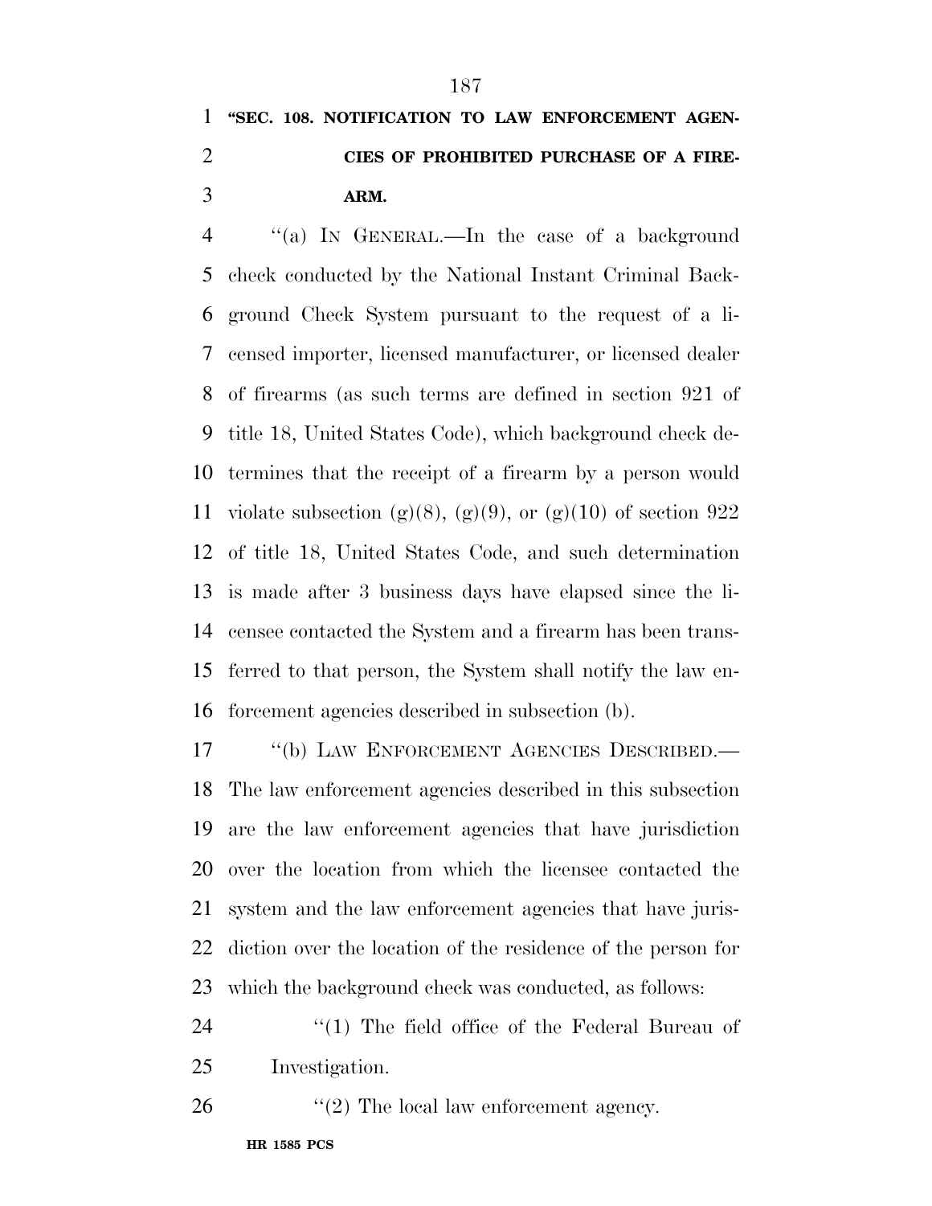**"SEC. 108. NOTIFICATION TO LAW ENFORCEMENT AGENCIES OF PROHIBITED PURCHASE OF A FIREARM.**

"(a) IN GENERAL.—In the case of a background check conducted by the National Instant Criminal Background Check System pursuant to the request of a licensed importer, licensed manufacturer, or licensed dealer of firearms (as such terms are defined in section 921 of title 18, United States Code), which background check determines that the receipt of a firearm by a person would violate subsection (g)(8), (g)(9), or (g)(10) of section 922 of title 18, United States Code, and such determination is made after 3 business days have elapsed since the licensee contacted the System and a firearm has been transferred to that person, the System shall notify the law enforcement agencies described in subsection (b).

"(b) LAW ENFORCEMENT AGENCIES DESCRIBED.—The law enforcement agencies described in this subsection are the law enforcement agencies that have jurisdiction over the location from which the licensee contacted the system and the law enforcement agencies that have jurisdiction over the location of the residence of the person for which the background check was conducted, as follows:

"(1) The field office of the Federal Bureau of Investigation.

"(2) The local law enforcement agency.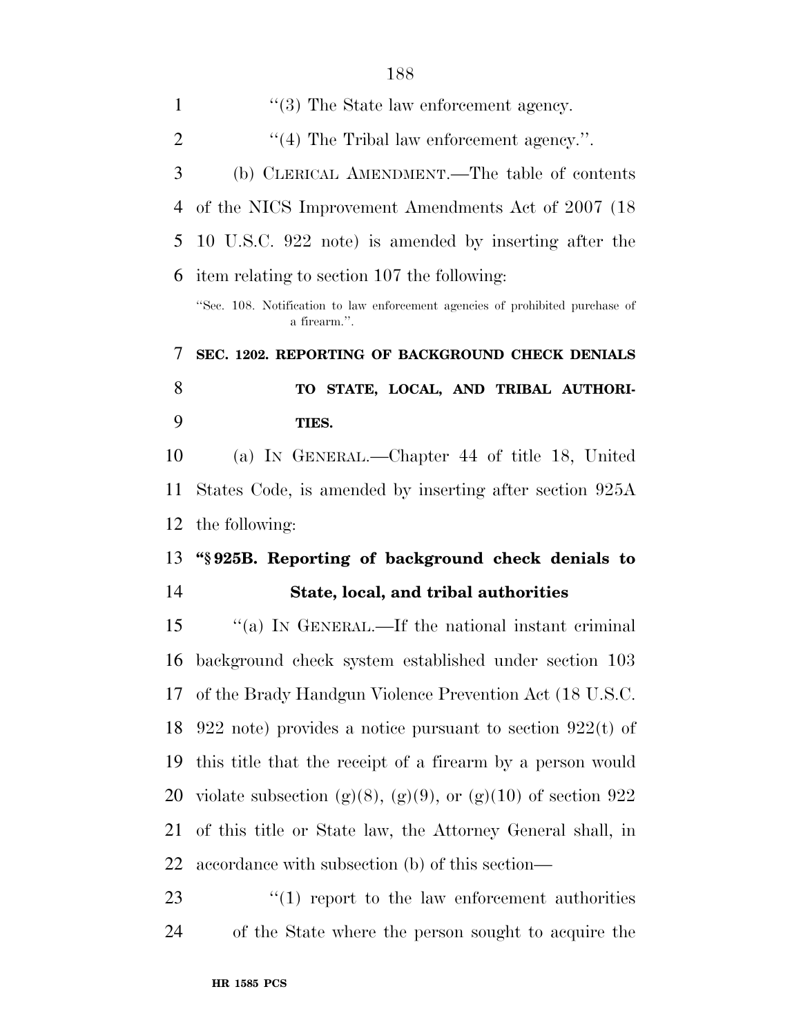''(3) The State law enforcement agency.

''(4) The Tribal law enforcement agency.''.

(b) CLERICAL AMENDMENT.—The table of contents of the NICS Improvement Amendments Act of 2007 (18 U.S.C. 922 note) is amended by inserting after the item relating to section 107 the following:

''Sec. 108. Notification to law enforcement agencies of prohibited purchase of a firearm.''.

**SEC. 1202. REPORTING OF BACKGROUND CHECK DENIALS TO STATE, LOCAL, AND TRIBAL AUTHORITIES.**

(a) IN GENERAL.—Chapter 44 of title 18, United States Code, is amended by inserting after section 925A the following:

**''§ 925B. Reporting of background check denials to State, local, and tribal authorities**

''(a) IN GENERAL.—If the national instant criminal background check system established under section 103 of the Brady Handgun Violence Prevention Act (18 U.S.C. 922 note) provides a notice pursuant to section 922(t) of this title that the receipt of a firearm by a person would violate subsection (g)(8), (g)(9), or (g)(10) of section 922 of this title or State law, the Attorney General shall, in accordance with subsection (b) of this section—

''(1) report to the law enforcement authorities of the State where the person sought to acquire the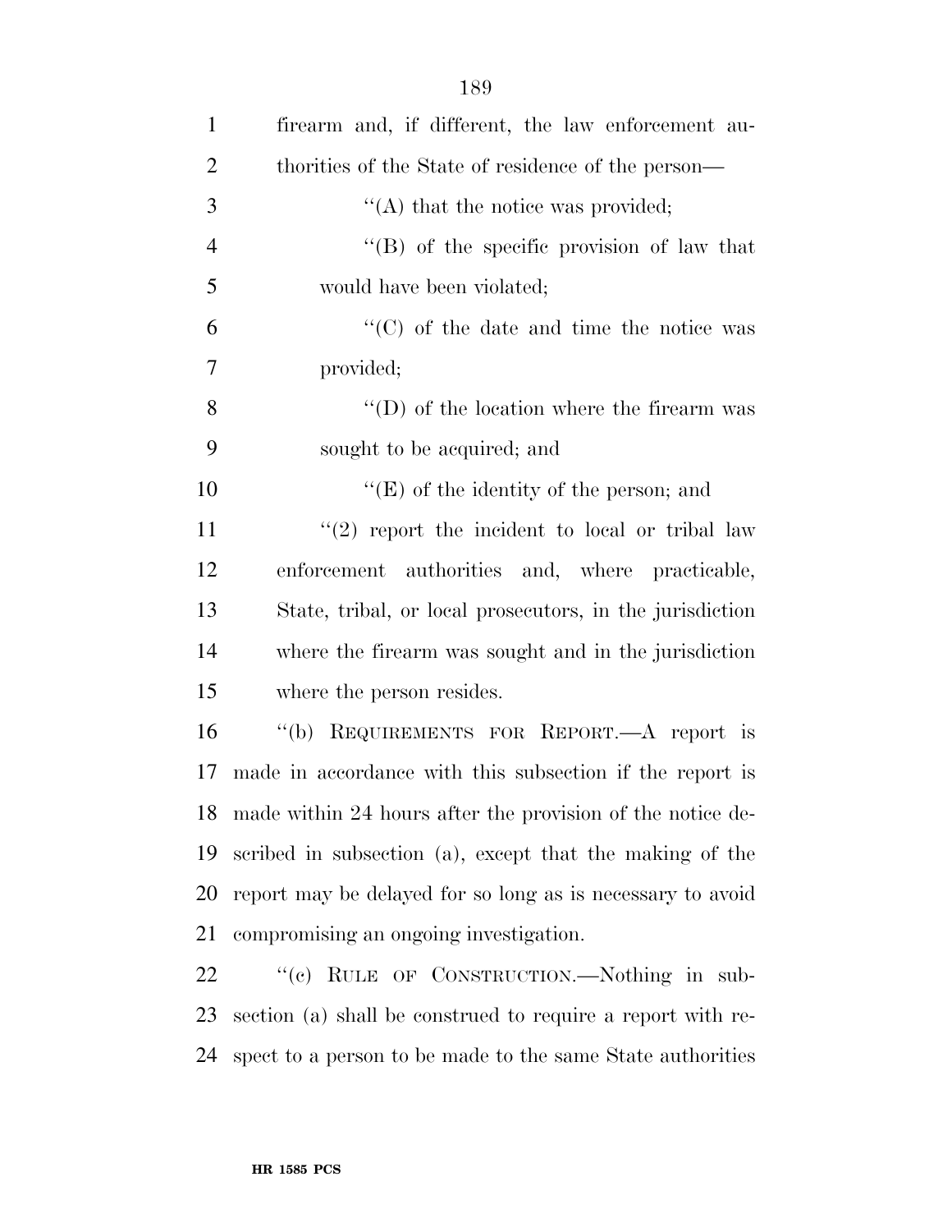firearm and, if different, the law enforcement authorities of the State of residence of the person—

''(A) that the notice was provided;

''(B) of the specific provision of law that would have been violated;

''(C) of the date and time the notice was provided;

''(D) of the location where the firearm was sought to be acquired; and

''(E) of the identity of the person; and

''(2) report the incident to local or tribal law enforcement authorities and, where practicable, State, tribal, or local prosecutors, in the jurisdiction where the firearm was sought and in the jurisdiction where the person resides.

''(b) REQUIREMENTS FOR REPORT.—A report is made in accordance with this subsection if the report is made within 24 hours after the provision of the notice described in subsection (a), except that the making of the report may be delayed for so long as is necessary to avoid compromising an ongoing investigation.

''(c) RULE OF CONSTRUCTION.—Nothing in subsection (a) shall be construed to require a report with respect to a person to be made to the same State authorities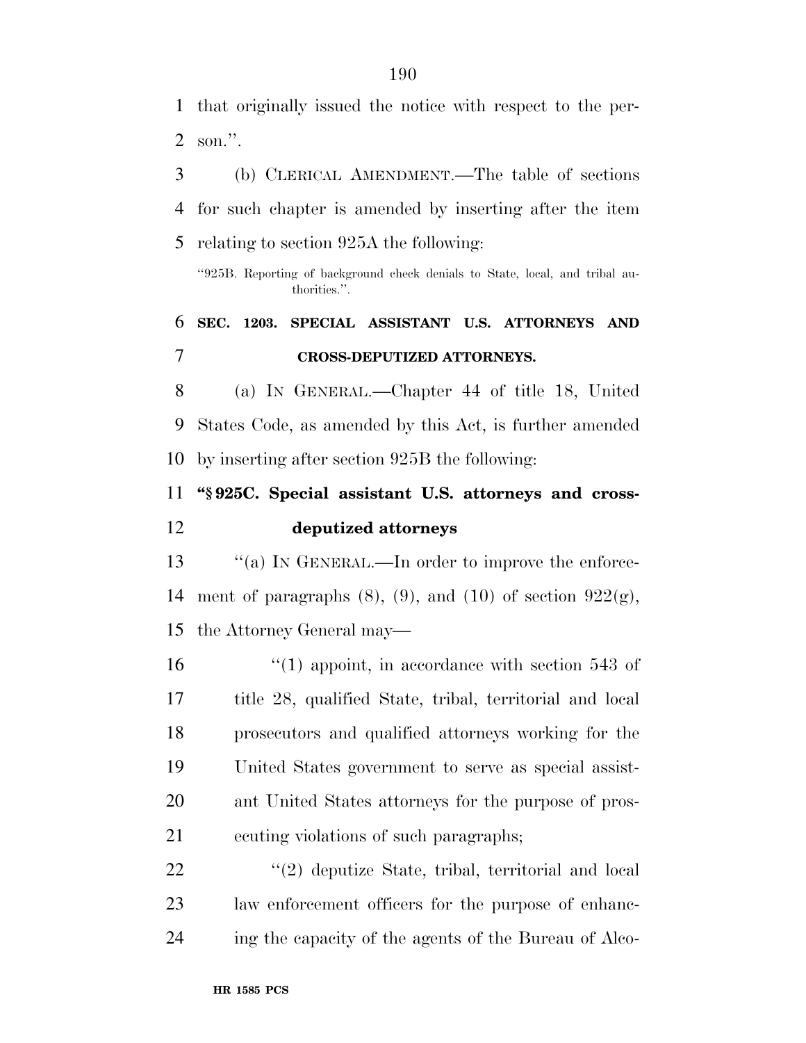that originally issued the notice with respect to the person.''.

(b) CLERICAL AMENDMENT.—The table of sections for such chapter is amended by inserting after the item relating to section 925A the following:

"925B. Reporting of background check denials to State, local, and tribal authorities.''.

### SEC. 1203. SPECIAL ASSISTANT U.S. ATTORNEYS AND CROSS-DEPUTIZED ATTORNEYS.

(a) IN GENERAL.—Chapter 44 of title 18, United States Code, as amended by this Act, is further amended by inserting after section 925B the following:

**"§ 925C. Special assistant U.S. attorneys and cross-deputized attorneys**

"(a) IN GENERAL.—In order to improve the enforcement of paragraphs (8), (9), and (10) of section 922(g), the Attorney General may—

"(1) appoint, in accordance with section 543 of title 28, qualified State, tribal, territorial and local prosecutors and qualified attorneys working for the United States government to serve as special assistant United States attorneys for the purpose of prosecuting violations of such paragraphs;

"(2) deputize State, tribal, territorial and local law enforcement officers for the purpose of enhancing the capacity of the agents of the Bureau of Alco-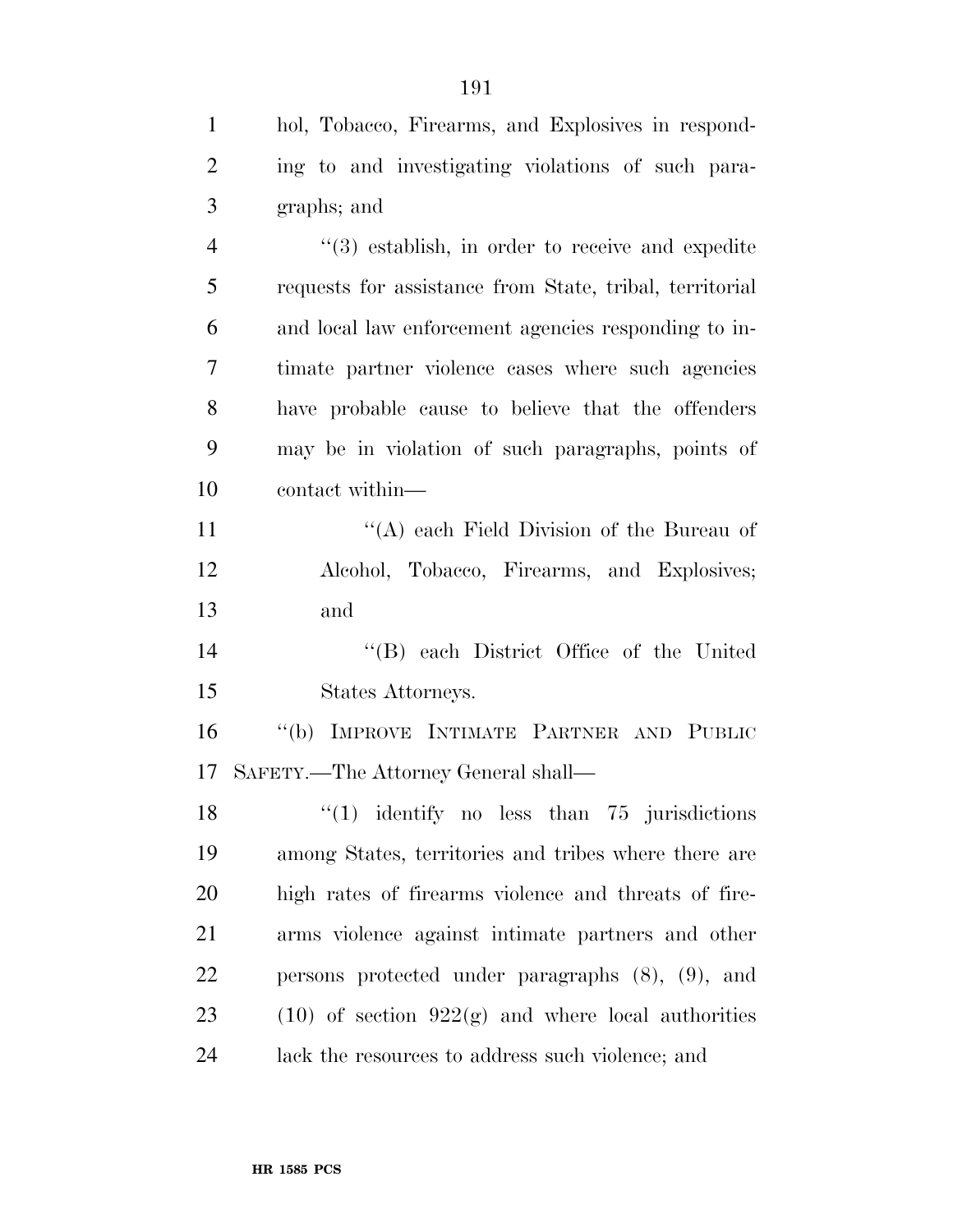hol, Tobacco, Firearms, and Explosives in responding to and investigating violations of such paragraphs; and

"(3) establish, in order to receive and expedite requests for assistance from State, tribal, territorial and local law enforcement agencies responding to intimate partner violence cases where such agencies have probable cause to believe that the offenders may be in violation of such paragraphs, points of contact within—

"(A) each Field Division of the Bureau of Alcohol, Tobacco, Firearms, and Explosives; and

"(B) each District Office of the United States Attorneys.

"(b) IMPROVE INTIMATE PARTNER AND PUBLIC SAFETY.—The Attorney General shall—

"(1) identify no less than 75 jurisdictions among States, territories and tribes where there are high rates of firearms violence and threats of firearms violence against intimate partners and other persons protected under paragraphs (8), (9), and (10) of section 922(g) and where local authorities lack the resources to address such violence; and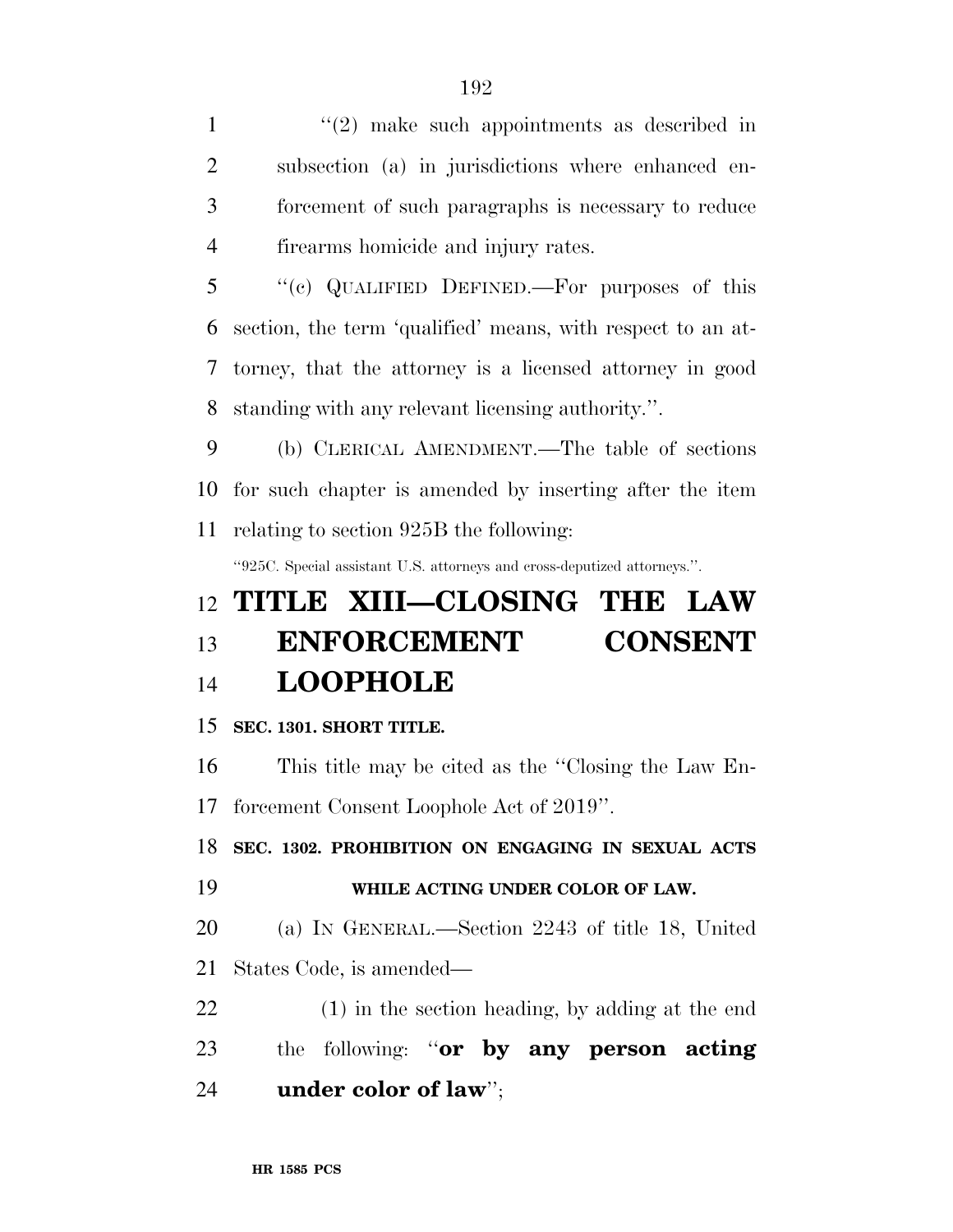"(2) make such appointments as described in subsection (a) in jurisdictions where enhanced enforcement of such paragraphs is necessary to reduce firearms homicide and injury rates.

"(c) QUALIFIED DEFINED.—For purposes of this section, the term 'qualified' means, with respect to an attorney, that the attorney is a licensed attorney in good standing with any relevant licensing authority.".

(b) CLERICAL AMENDMENT.—The table of sections for such chapter is amended by inserting after the item relating to section 925B the following:

"925C. Special assistant U.S. attorneys and cross-deputized attorneys.".

# TITLE XIII—CLOSING THE LAW ENFORCEMENT CONSENT LOOPHOLE

### SEC. 1301. SHORT TITLE.

This title may be cited as the "Closing the Law Enforcement Consent Loophole Act of 2019".

### SEC. 1302. PROHIBITION ON ENGAGING IN SEXUAL ACTS WHILE ACTING UNDER COLOR OF LAW.

(a) IN GENERAL.—Section 2243 of title 18, United States Code, is amended—

(1) in the section heading, by adding at the end the following: "**or by any person acting under color of law**";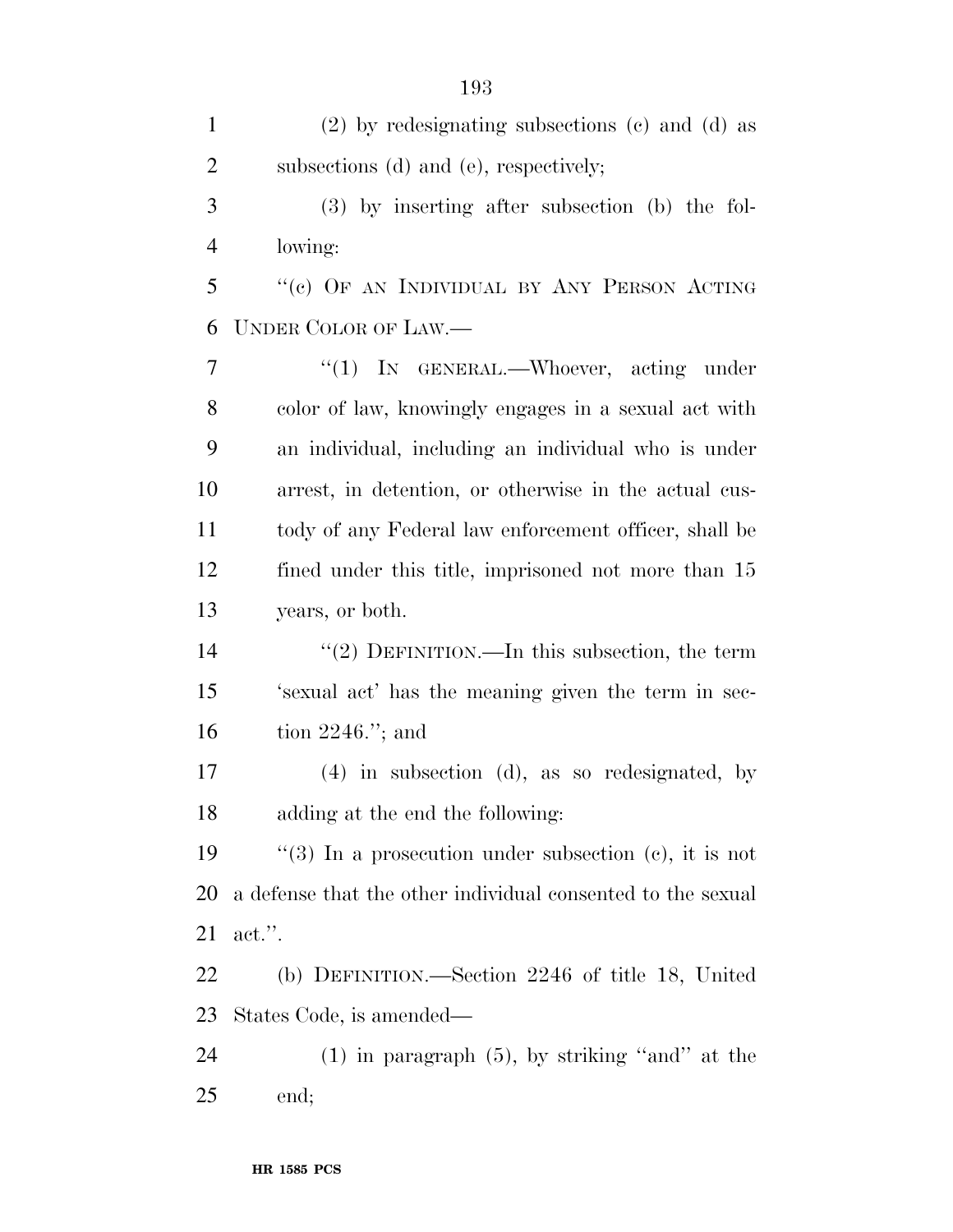(2) by redesignating subsections (c) and (d) as subsections (d) and (e), respectively;

(3) by inserting after subsection (b) the following:

''(c) OF AN INDIVIDUAL BY ANY PERSON ACTING UNDER COLOR OF LAW.—

''(1) IN GENERAL.—Whoever, acting under color of law, knowingly engages in a sexual act with an individual, including an individual who is under arrest, in detention, or otherwise in the actual custody of any Federal law enforcement officer, shall be fined under this title, imprisoned not more than 15 years, or both.

''(2) DEFINITION.—In this subsection, the term 'sexual act' has the meaning given the term in section 2246.''; and

(4) in subsection (d), as so redesignated, by adding at the end the following:

''(3) In a prosecution under subsection (c), it is not a defense that the other individual consented to the sexual act.''.

(b) DEFINITION.—Section 2246 of title 18, United States Code, is amended—

(1) in paragraph (5), by striking ''and'' at the end;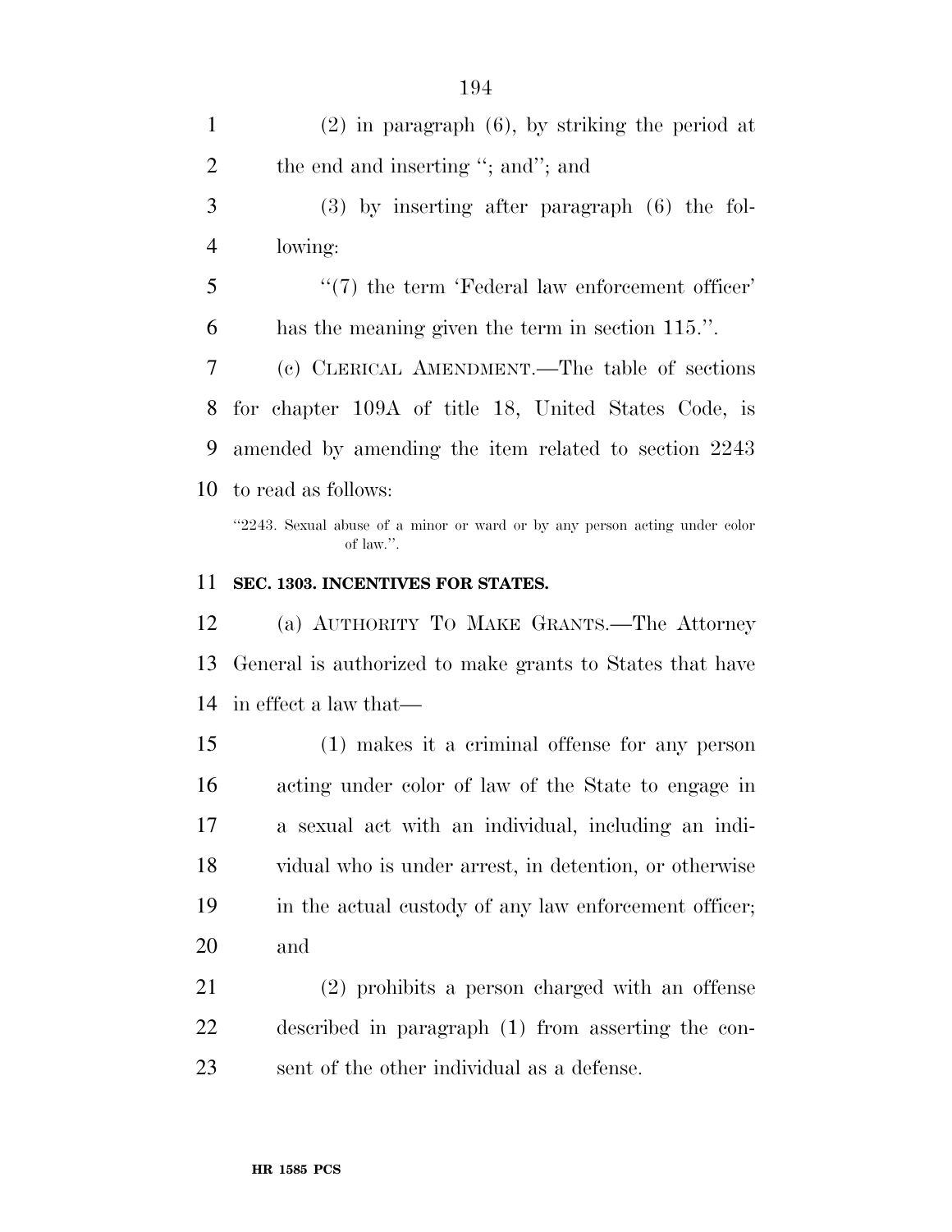(2) in paragraph (6), by striking the period at the end and inserting ''; and''; and

(3) by inserting after paragraph (6) the following:

''(7) the term 'Federal law enforcement officer' has the meaning given the term in section 115.''.

(c) CLERICAL AMENDMENT.—The table of sections for chapter 109A of title 18, United States Code, is amended by amending the item related to section 2243 to read as follows:

''2243. Sexual abuse of a minor or ward or by any person acting under color of law.''.

**SEC. 1303. INCENTIVES FOR STATES.**

(a) AUTHORITY TO MAKE GRANTS.—The Attorney General is authorized to make grants to States that have in effect a law that—

(1) makes it a criminal offense for any person acting under color of law of the State to engage in a sexual act with an individual, including an individual who is under arrest, in detention, or otherwise in the actual custody of any law enforcement officer; and

(2) prohibits a person charged with an offense described in paragraph (1) from asserting the consent of the other individual as a defense.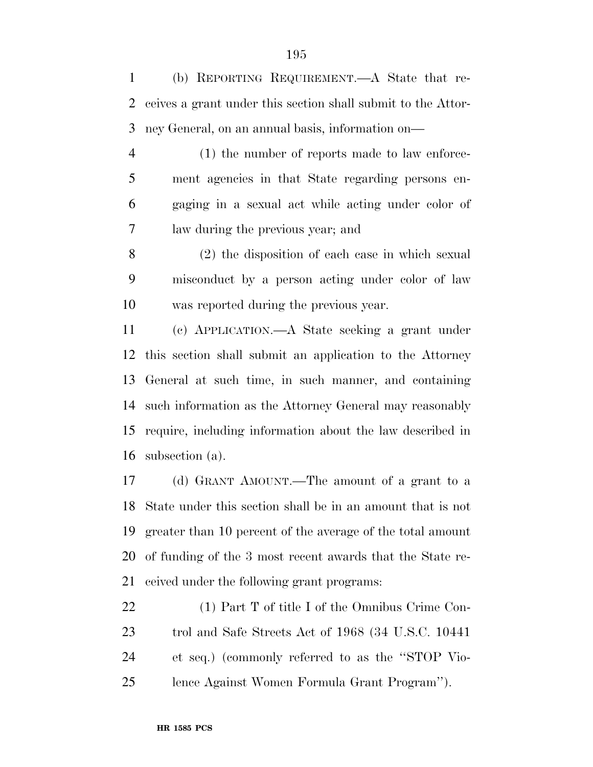(b) REPORTING REQUIREMENT.—A State that receives a grant under this section shall submit to the Attorney General, on an annual basis, information on—

(1) the number of reports made to law enforcement agencies in that State regarding persons engaging in a sexual act while acting under color of law during the previous year; and

(2) the disposition of each case in which sexual misconduct by a person acting under color of law was reported during the previous year.

(c) APPLICATION.—A State seeking a grant under this section shall submit an application to the Attorney General at such time, in such manner, and containing such information as the Attorney General may reasonably require, including information about the law described in subsection (a).

(d) GRANT AMOUNT.—The amount of a grant to a State under this section shall be in an amount that is not greater than 10 percent of the average of the total amount of funding of the 3 most recent awards that the State received under the following grant programs:

(1) Part T of title I of the Omnibus Crime Control and Safe Streets Act of 1968 (34 U.S.C. 10441 et seq.) (commonly referred to as the ''STOP Violence Against Women Formula Grant Program'').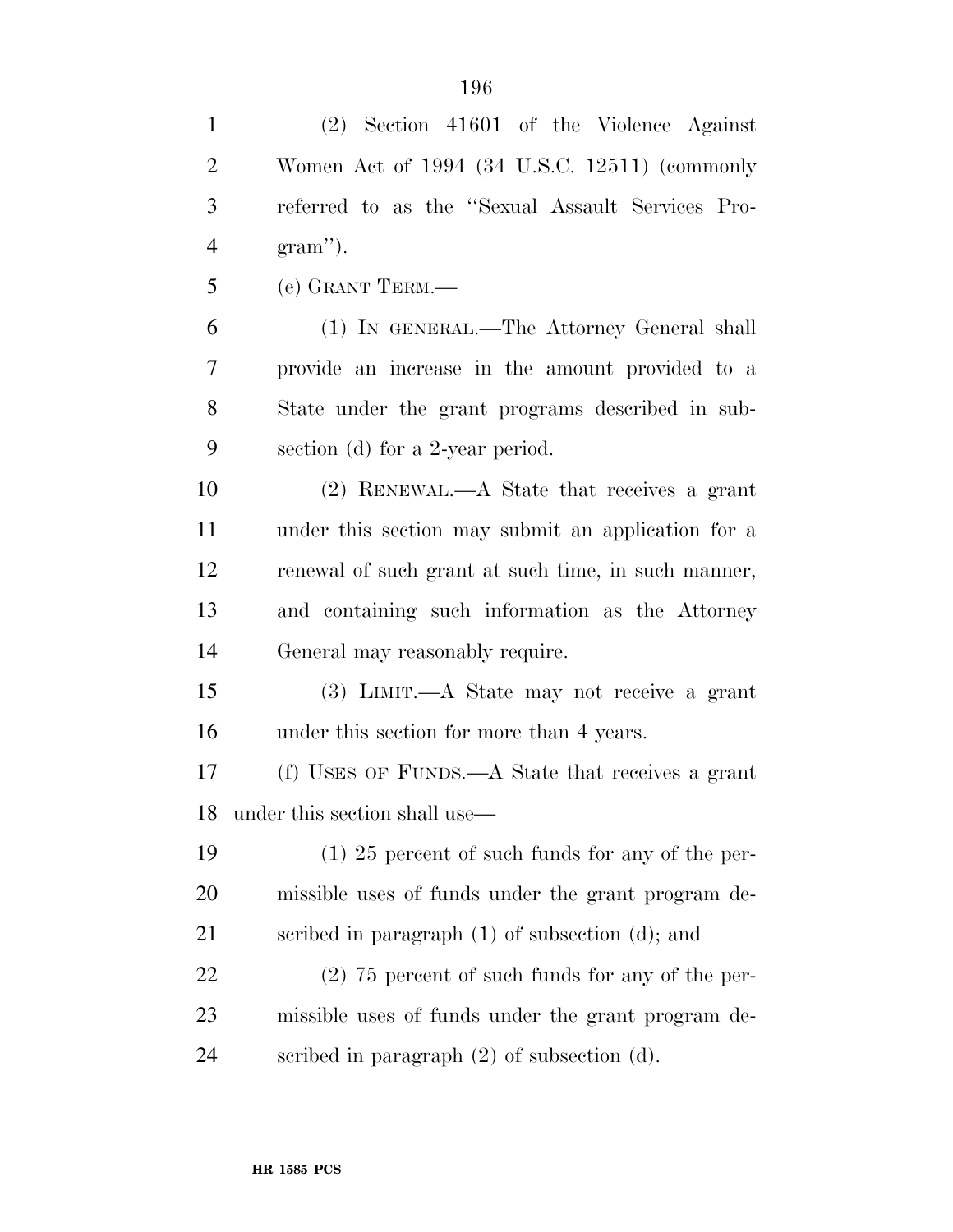(2) Section 41601 of the Violence Against Women Act of 1994 (34 U.S.C. 12511) (commonly referred to as the "Sexual Assault Services Program").

(e) GRANT TERM.—

(1) IN GENERAL.—The Attorney General shall provide an increase in the amount provided to a State under the grant programs described in subsection (d) for a 2-year period.

(2) RENEWAL.—A State that receives a grant under this section may submit an application for a renewal of such grant at such time, in such manner, and containing such information as the Attorney General may reasonably require.

(3) LIMIT.—A State may not receive a grant under this section for more than 4 years.

(f) USES OF FUNDS.—A State that receives a grant under this section shall use—

(1) 25 percent of such funds for any of the permissible uses of funds under the grant program described in paragraph (1) of subsection (d); and

(2) 75 percent of such funds for any of the permissible uses of funds under the grant program described in paragraph (2) of subsection (d).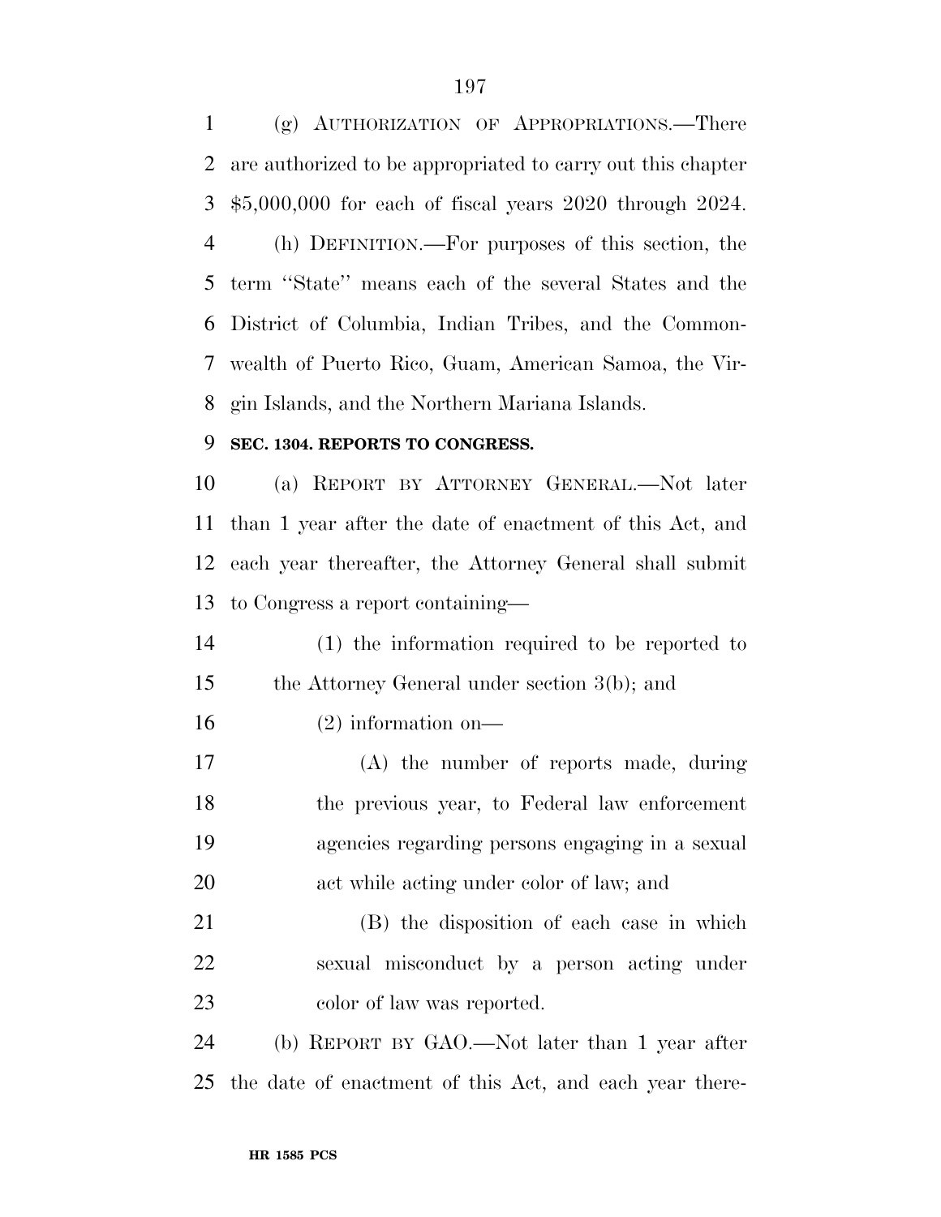(g) AUTHORIZATION OF APPROPRIATIONS.—There are authorized to be appropriated to carry out this chapter $5,000,000 for each of fiscal years 2020 through 2024.

(h) DEFINITION.—For purposes of this section, the term ''State'' means each of the several States and the District of Columbia, Indian Tribes, and the Commonwealth of Puerto Rico, Guam, American Samoa, the Virgin Islands, and the Northern Mariana Islands.

**SEC. 1304. REPORTS TO CONGRESS.**

(a) REPORT BY ATTORNEY GENERAL.—Not later than 1 year after the date of enactment of this Act, and each year thereafter, the Attorney General shall submit to Congress a report containing—

(1) the information required to be reported to the Attorney General under section 3(b); and

(2) information on—

(A) the number of reports made, during the previous year, to Federal law enforcement agencies regarding persons engaging in a sexual act while acting under color of law; and

(B) the disposition of each case in which sexual misconduct by a person acting under color of law was reported.

(b) REPORT BY GAO.—Not later than 1 year after the date of enactment of this Act, and each year there-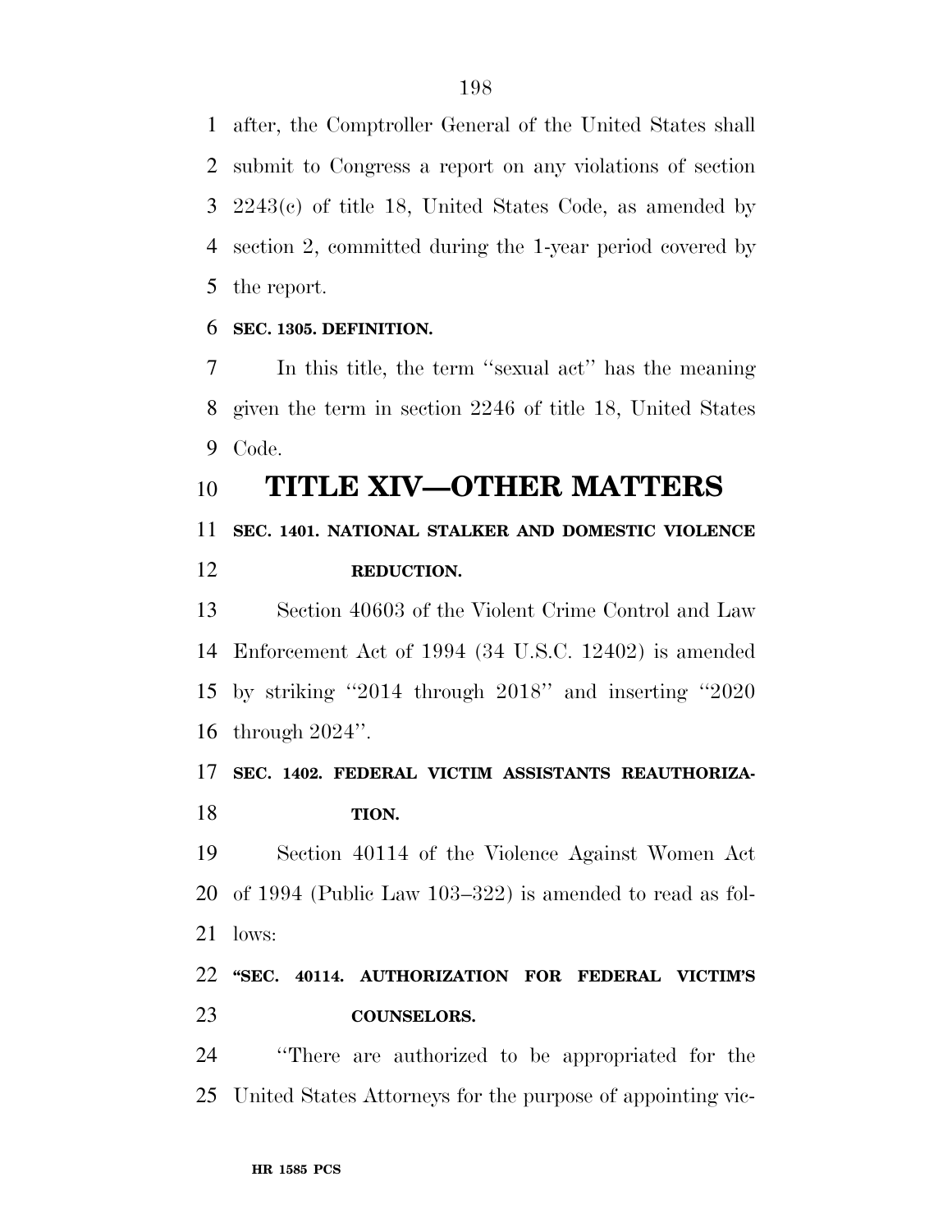after, the Comptroller General of the United States shall submit to Congress a report on any violations of section 2243(c) of title 18, United States Code, as amended by section 2, committed during the 1-year period covered by the report.

**SEC. 1305. DEFINITION.**

In this title, the term "sexual act" has the meaning given the term in section 2246 of title 18, United States Code.

# TITLE XIV—OTHER MATTERS

**SEC. 1401. NATIONAL STALKER AND DOMESTIC VIOLENCE REDUCTION.**

Section 40603 of the Violent Crime Control and Law Enforcement Act of 1994 (34 U.S.C. 12402) is amended by striking "2014 through 2018" and inserting "2020 through 2024".

**SEC. 1402. FEDERAL VICTIM ASSISTANTS REAUTHORIZATION.**

Section 40114 of the Violence Against Women Act of 1994 (Public Law 103–322) is amended to read as follows:

**"SEC. 40114. AUTHORIZATION FOR FEDERAL VICTIM'S COUNSELORS.**

"There are authorized to be appropriated for the United States Attorneys for the purpose of appointing vic-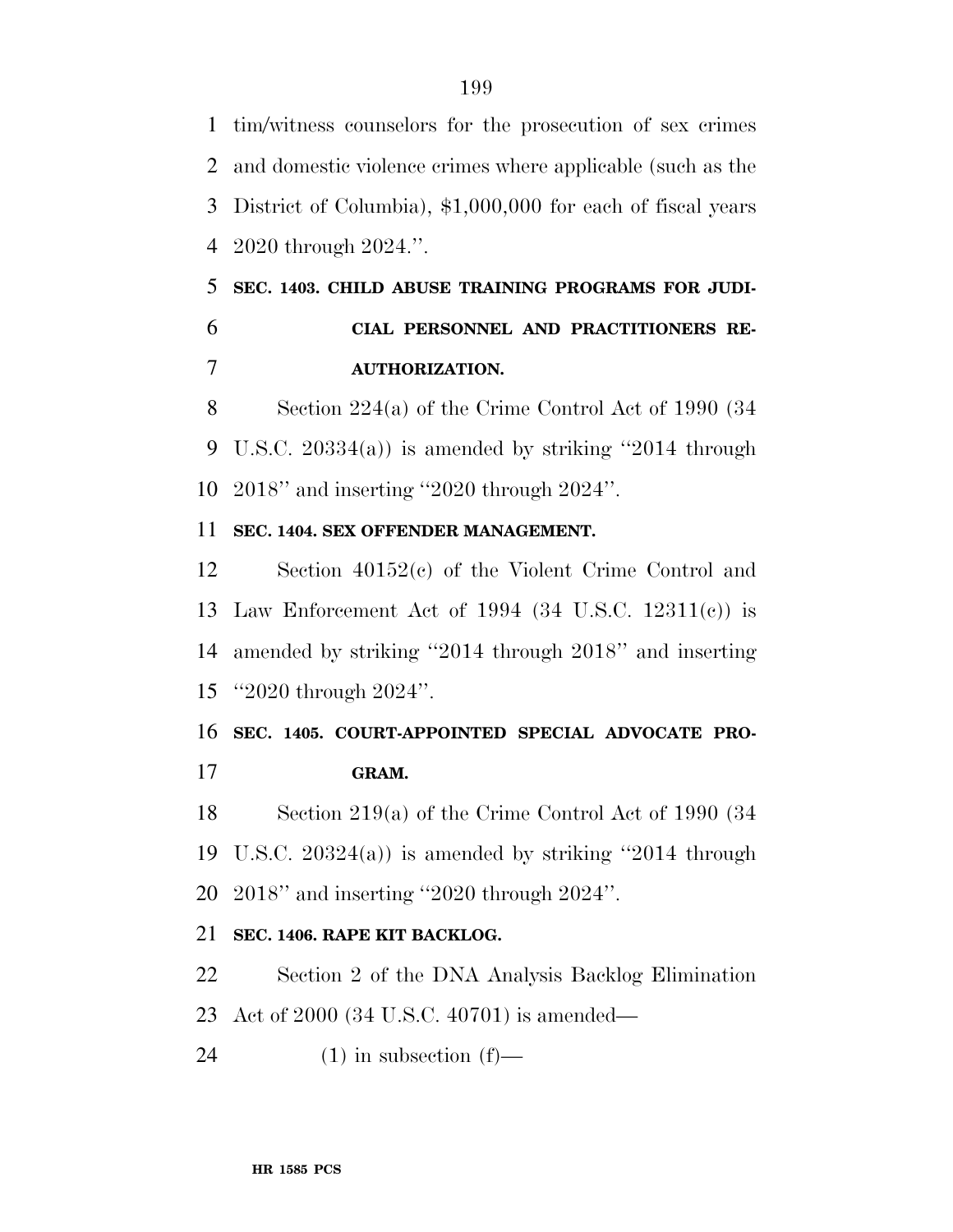tim/witness counselors for the prosecution of sex crimes and domestic violence crimes where applicable (such as the District of Columbia), $1,000,000 for each of fiscal years 2020 through 2024.''.

**SEC. 1403. CHILD ABUSE TRAINING PROGRAMS FOR JUDICIAL PERSONNEL AND PRACTITIONERS REAUTHORIZATION.**

Section 224(a) of the Crime Control Act of 1990 (34 U.S.C. 20334(a)) is amended by striking ''2014 through 2018'' and inserting ''2020 through 2024''.

**SEC. 1404. SEX OFFENDER MANAGEMENT.**

Section 40152(c) of the Violent Crime Control and Law Enforcement Act of 1994 (34 U.S.C. 12311(c)) is amended by striking ''2014 through 2018'' and inserting ''2020 through 2024''.

**SEC. 1405. COURT-APPOINTED SPECIAL ADVOCATE PROGRAM.**

Section 219(a) of the Crime Control Act of 1990 (34 U.S.C. 20324(a)) is amended by striking ''2014 through 2018'' and inserting ''2020 through 2024''.

**SEC. 1406. RAPE KIT BACKLOG.**

Section 2 of the DNA Analysis Backlog Elimination Act of 2000 (34 U.S.C. 40701) is amended—

(1) in subsection (f)—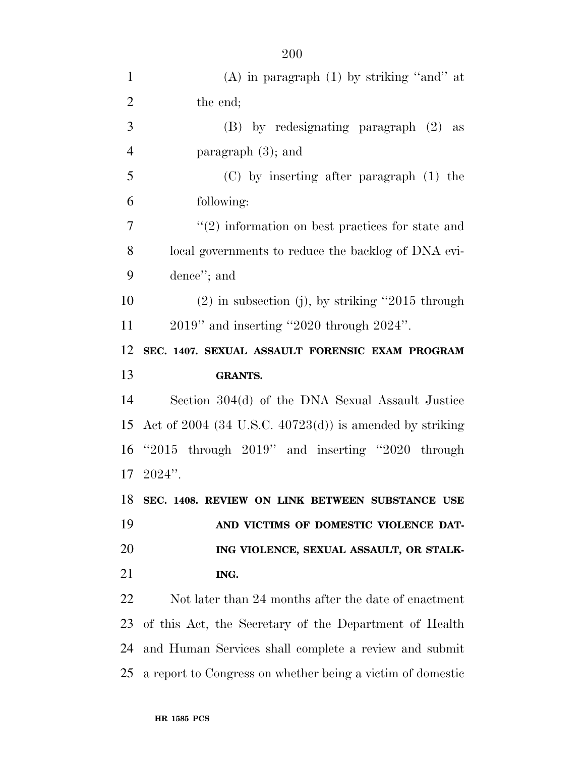(A) in paragraph (1) by striking "and" at the end;

(B) by redesignating paragraph (2) as paragraph (3); and

(C) by inserting after paragraph (1) the following:

"(2) information on best practices for state and local governments to reduce the backlog of DNA evidence"; and

(2) in subsection (j), by striking "2015 through 2019" and inserting "2020 through 2024".

**SEC. 1407. SEXUAL ASSAULT FORENSIC EXAM PROGRAM GRANTS.**

Section 304(d) of the DNA Sexual Assault Justice Act of 2004 (34 U.S.C. 40723(d)) is amended by striking "2015 through 2019" and inserting "2020 through 2024".

**SEC. 1408. REVIEW ON LINK BETWEEN SUBSTANCE USE AND VICTIMS OF DOMESTIC VIOLENCE DATING VIOLENCE, SEXUAL ASSAULT, OR STALKING.**

Not later than 24 months after the date of enactment of this Act, the Secretary of the Department of Health and Human Services shall complete a review and submit a report to Congress on whether being a victim of domestic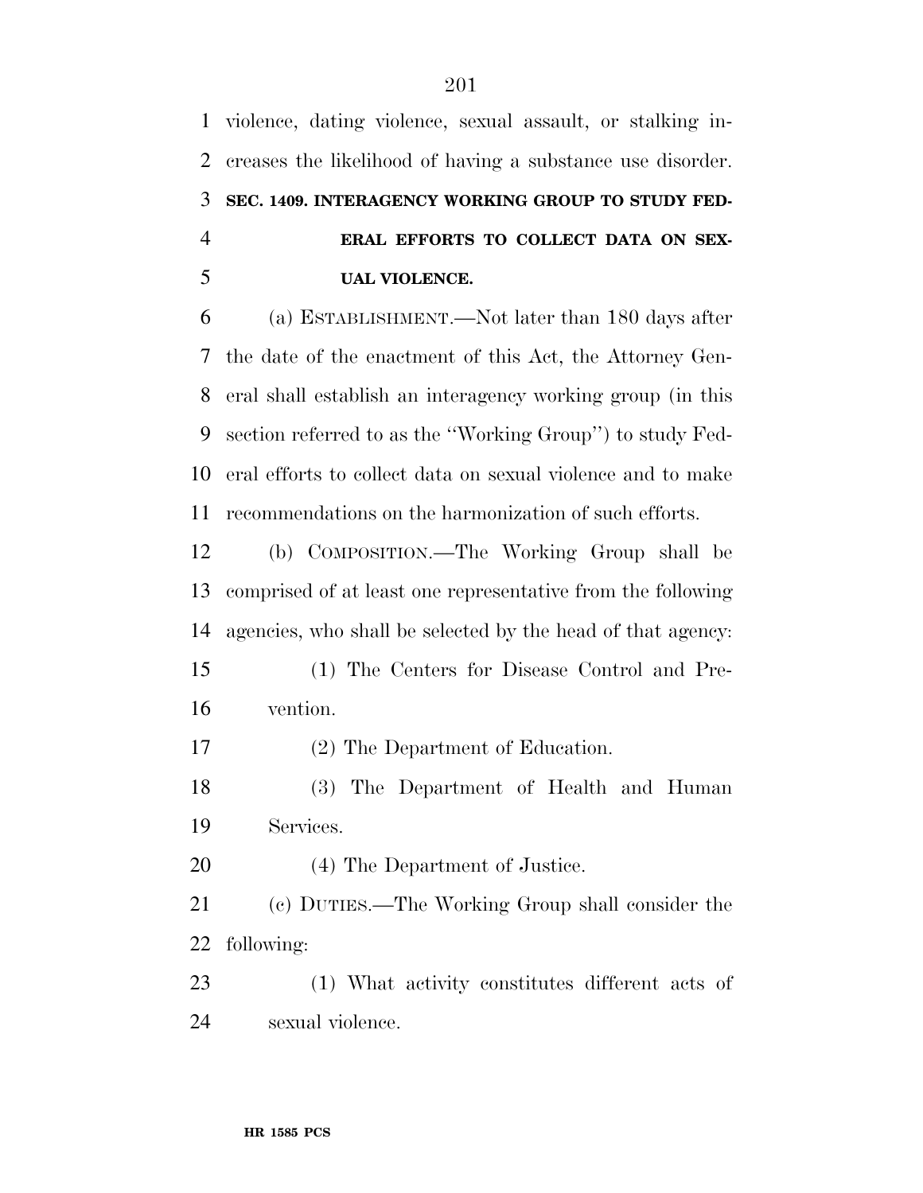violence, dating violence, sexual assault, or stalking increases the likelihood of having a substance use disorder.

### SEC. 1409. INTERAGENCY WORKING GROUP TO STUDY FEDERAL EFFORTS TO COLLECT DATA ON SEXUAL VIOLENCE.

(a) ESTABLISHMENT.—Not later than 180 days after the date of the enactment of this Act, the Attorney General shall establish an interagency working group (in this section referred to as the "Working Group") to study Federal efforts to collect data on sexual violence and to make recommendations on the harmonization of such efforts.

(b) COMPOSITION.—The Working Group shall be comprised of at least one representative from the following agencies, who shall be selected by the head of that agency:

(1) The Centers for Disease Control and Prevention.

(2) The Department of Education.

(3) The Department of Health and Human Services.

(4) The Department of Justice.

(c) DUTIES.—The Working Group shall consider the following:

(1) What activity constitutes different acts of sexual violence.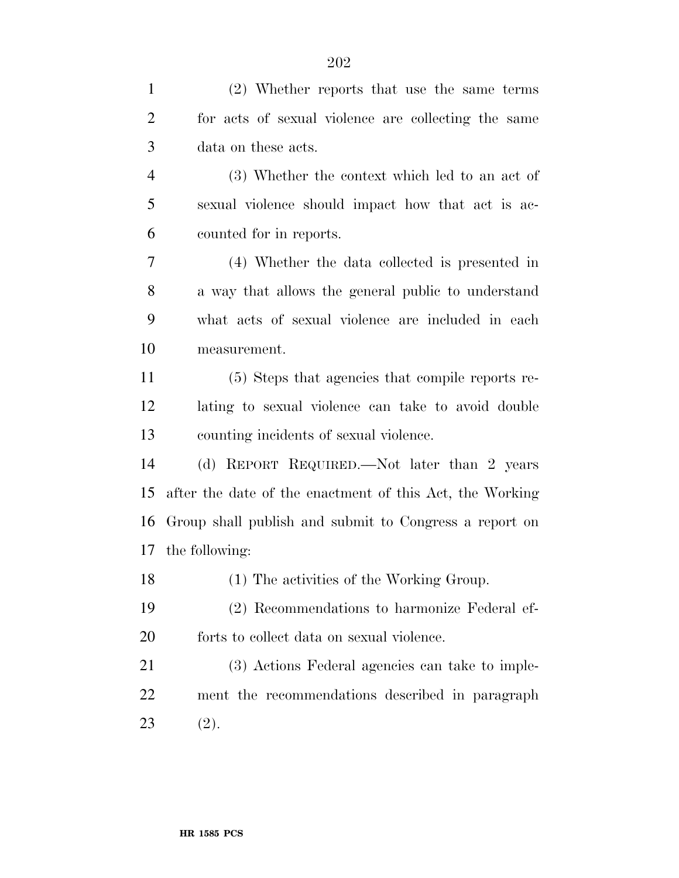(2) Whether reports that use the same terms for acts of sexual violence are collecting the same data on these acts.

(3) Whether the context which led to an act of sexual violence should impact how that act is accounted for in reports.

(4) Whether the data collected is presented in a way that allows the general public to understand what acts of sexual violence are included in each measurement.

(5) Steps that agencies that compile reports relating to sexual violence can take to avoid double counting incidents of sexual violence.

(d) REPORT REQUIRED.—Not later than 2 years after the date of the enactment of this Act, the Working Group shall publish and submit to Congress a report on the following:

(1) The activities of the Working Group.

(2) Recommendations to harmonize Federal efforts to collect data on sexual violence.

(3) Actions Federal agencies can take to implement the recommendations described in paragraph (2).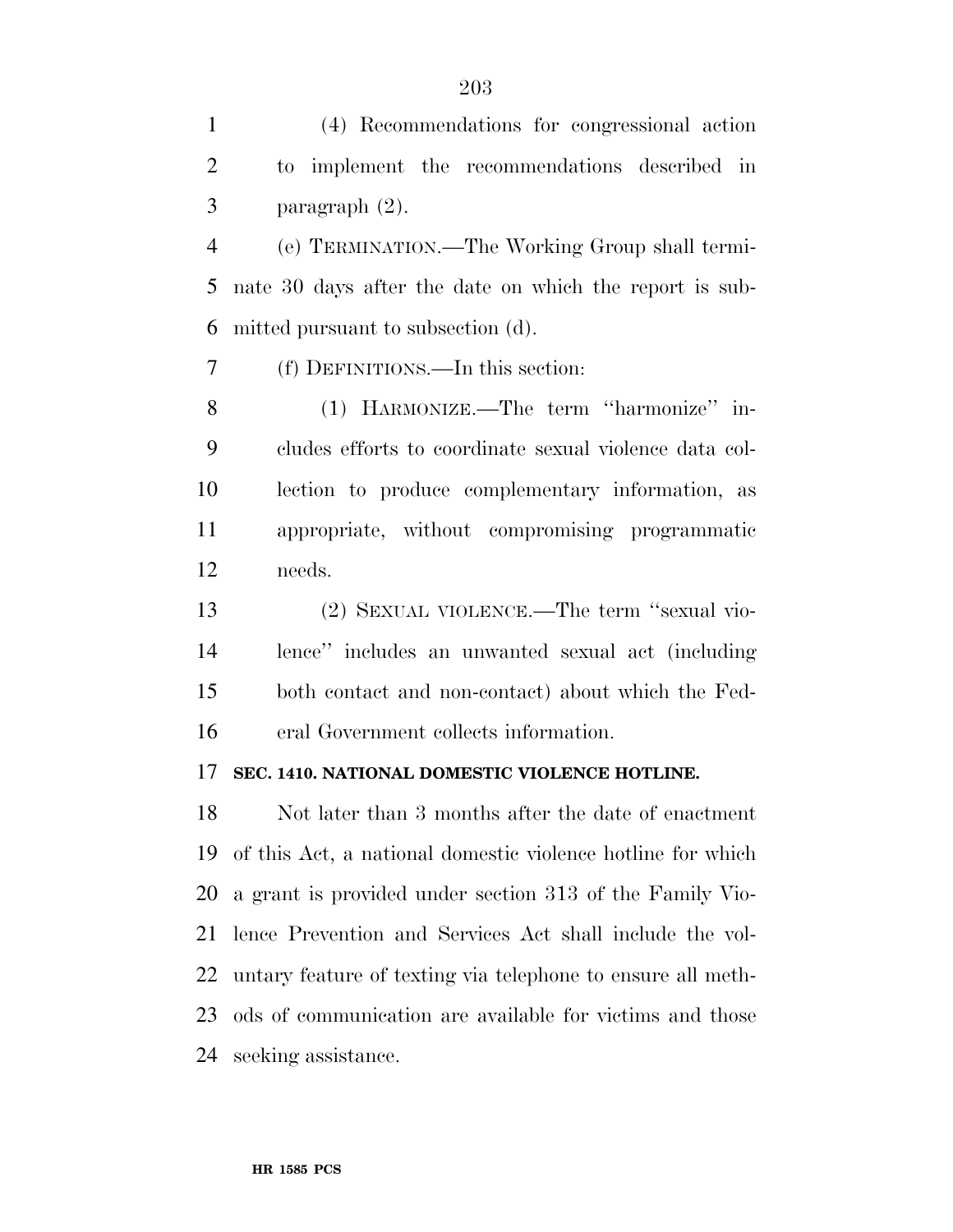(4) Recommendations for congressional action to implement the recommendations described in paragraph (2).

(e) TERMINATION.—The Working Group shall terminate 30 days after the date on which the report is submitted pursuant to subsection (d).

(f) DEFINITIONS.—In this section:

(1) HARMONIZE.—The term ''harmonize'' includes efforts to coordinate sexual violence data collection to produce complementary information, as appropriate, without compromising programmatic needs.

(2) SEXUAL VIOLENCE.—The term ''sexual violence'' includes an unwanted sexual act (including both contact and non-contact) about which the Federal Government collects information.

**SEC. 1410. NATIONAL DOMESTIC VIOLENCE HOTLINE.**

Not later than 3 months after the date of enactment of this Act, a national domestic violence hotline for which a grant is provided under section 313 of the Family Violence Prevention and Services Act shall include the voluntary feature of texting via telephone to ensure all methods of communication are available for victims and those seeking assistance.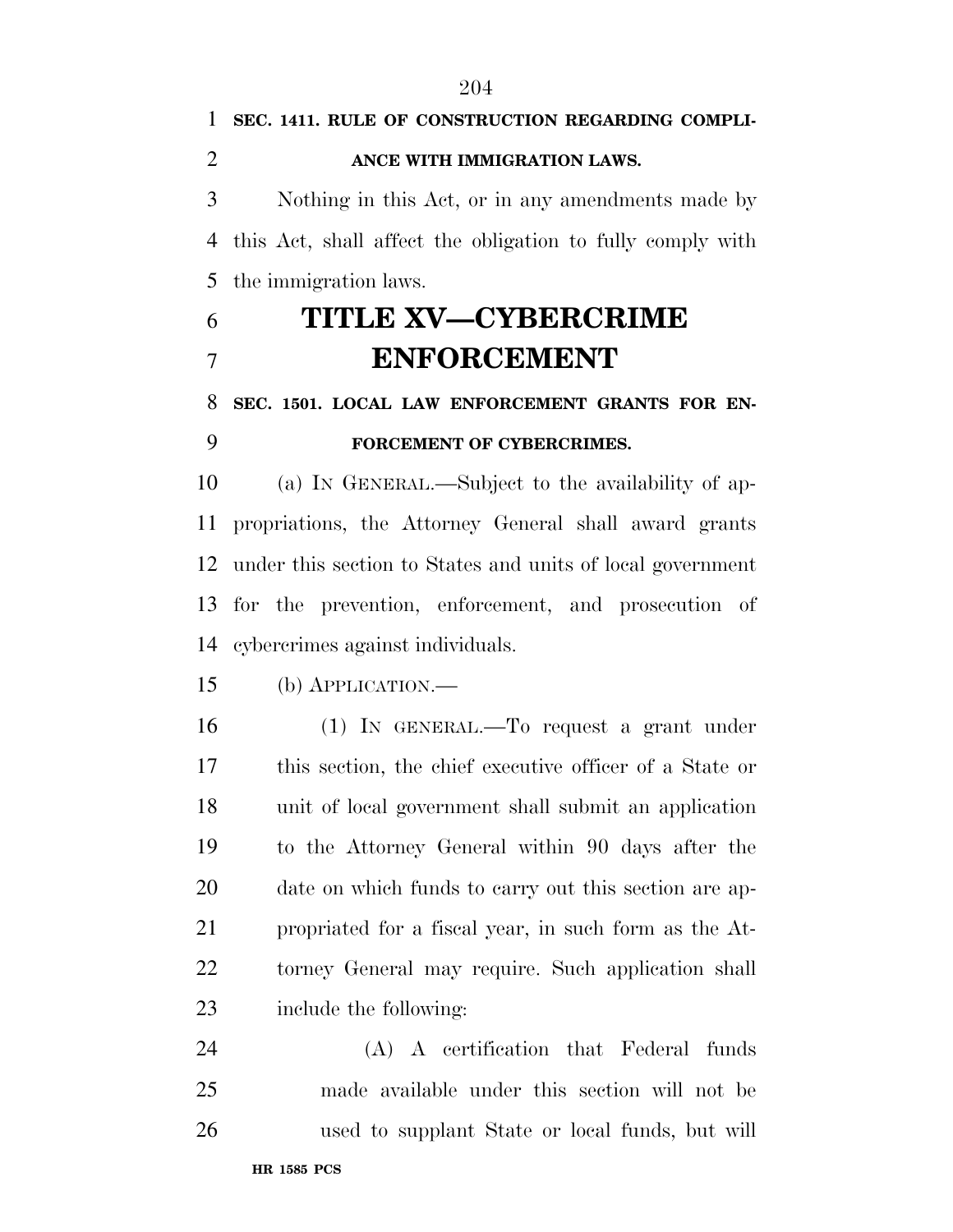**SEC. 1411. RULE OF CONSTRUCTION REGARDING COMPLIANCE WITH IMMIGRATION LAWS.**

Nothing in this Act, or in any amendments made by this Act, shall affect the obligation to fully comply with the immigration laws.

# TITLE XV—CYBERCRIME ENFORCEMENT

**SEC. 1501. LOCAL LAW ENFORCEMENT GRANTS FOR ENFORCEMENT OF CYBERCRIMES.**

(a) IN GENERAL.—Subject to the availability of appropriations, the Attorney General shall award grants under this section to States and units of local government for the prevention, enforcement, and prosecution of cybercrimes against individuals.

(b) APPLICATION.—

(1) IN GENERAL.—To request a grant under this section, the chief executive officer of a State or unit of local government shall submit an application to the Attorney General within 90 days after the date on which funds to carry out this section are appropriated for a fiscal year, in such form as the Attorney General may require. Such application shall include the following:

(A) A certification that Federal funds made available under this section will not be used to supplant State or local funds, but will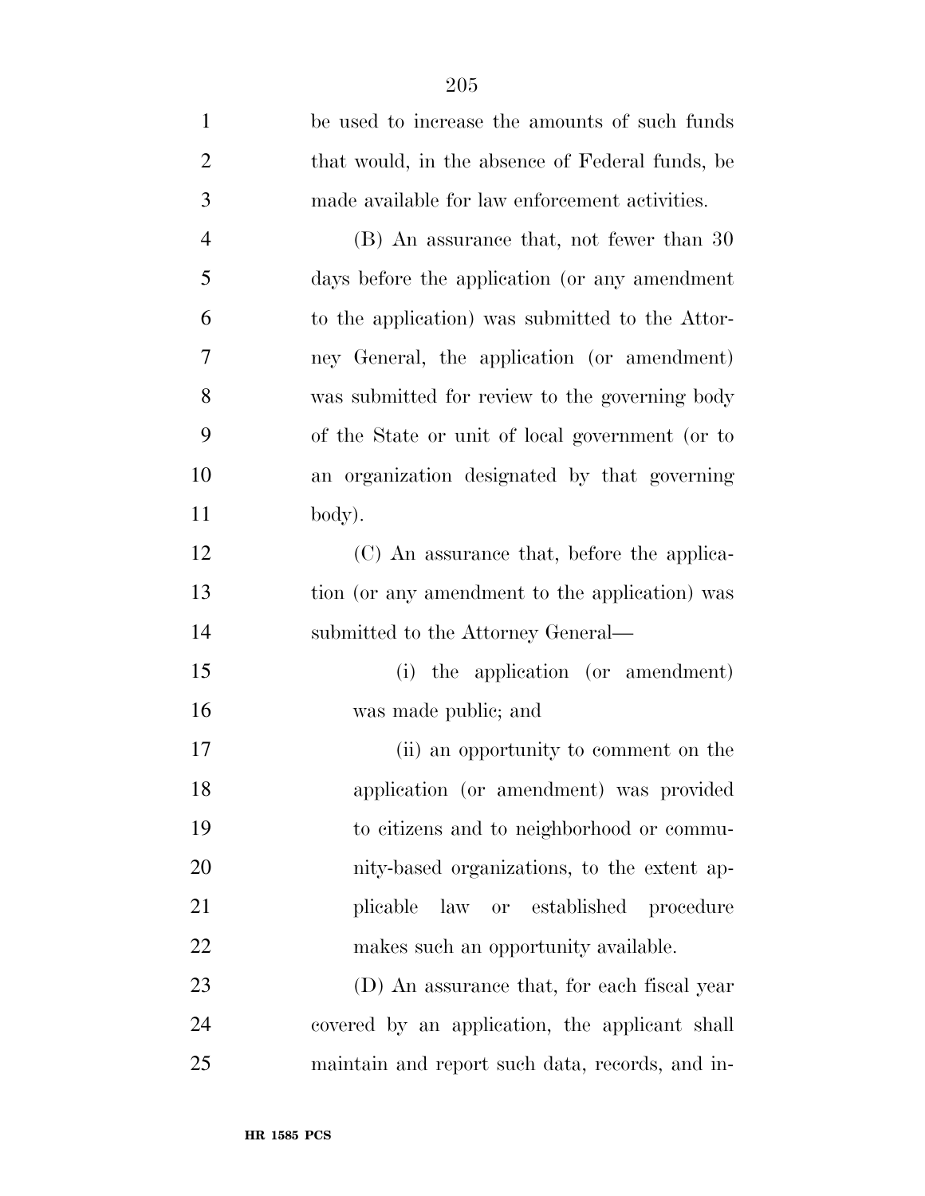be used to increase the amounts of such funds that would, in the absence of Federal funds, be made available for law enforcement activities.

(B) An assurance that, not fewer than 30 days before the application (or any amendment to the application) was submitted to the Attorney General, the application (or amendment) was submitted for review to the governing body of the State or unit of local government (or to an organization designated by that governing body).

(C) An assurance that, before the application (or any amendment to the application) was submitted to the Attorney General—

(i) the application (or amendment) was made public; and

(ii) an opportunity to comment on the application (or amendment) was provided to citizens and to neighborhood or community-based organizations, to the extent applicable law or established procedure makes such an opportunity available.

(D) An assurance that, for each fiscal year covered by an application, the applicant shall maintain and report such data, records, and in-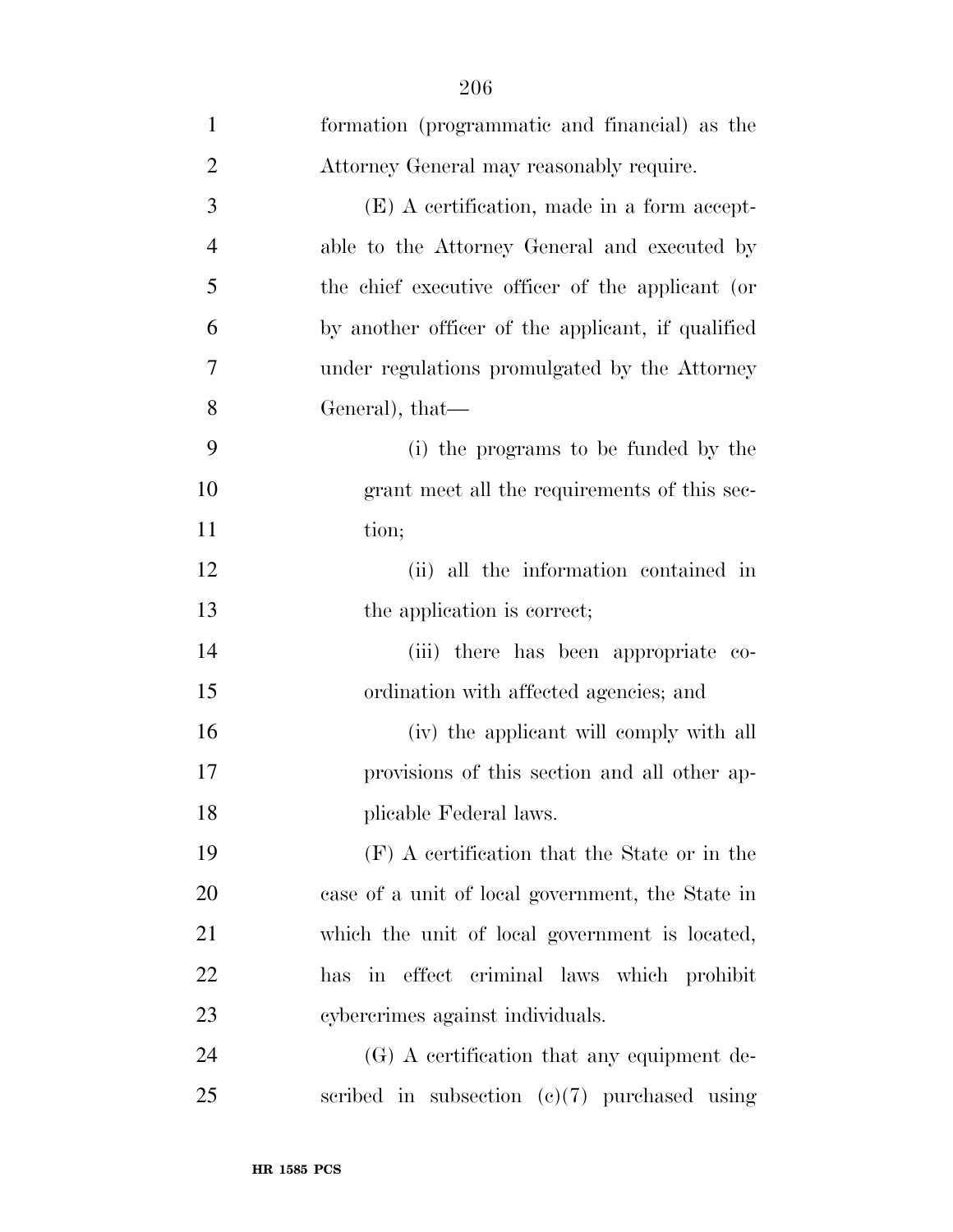formation (programmatic and financial) as the Attorney General may reasonably require.

(E) A certification, made in a form acceptable to the Attorney General and executed by the chief executive officer of the applicant (or by another officer of the applicant, if qualified under regulations promulgated by the Attorney General), that—

(i) the programs to be funded by the grant meet all the requirements of this section;

(ii) all the information contained in the application is correct;

(iii) there has been appropriate coordination with affected agencies; and

(iv) the applicant will comply with all provisions of this section and all other applicable Federal laws.

(F) A certification that the State or in the case of a unit of local government, the State in which the unit of local government is located, has in effect criminal laws which prohibit cybercrimes against individuals.

(G) A certification that any equipment described in subsection (c)(7) purchased using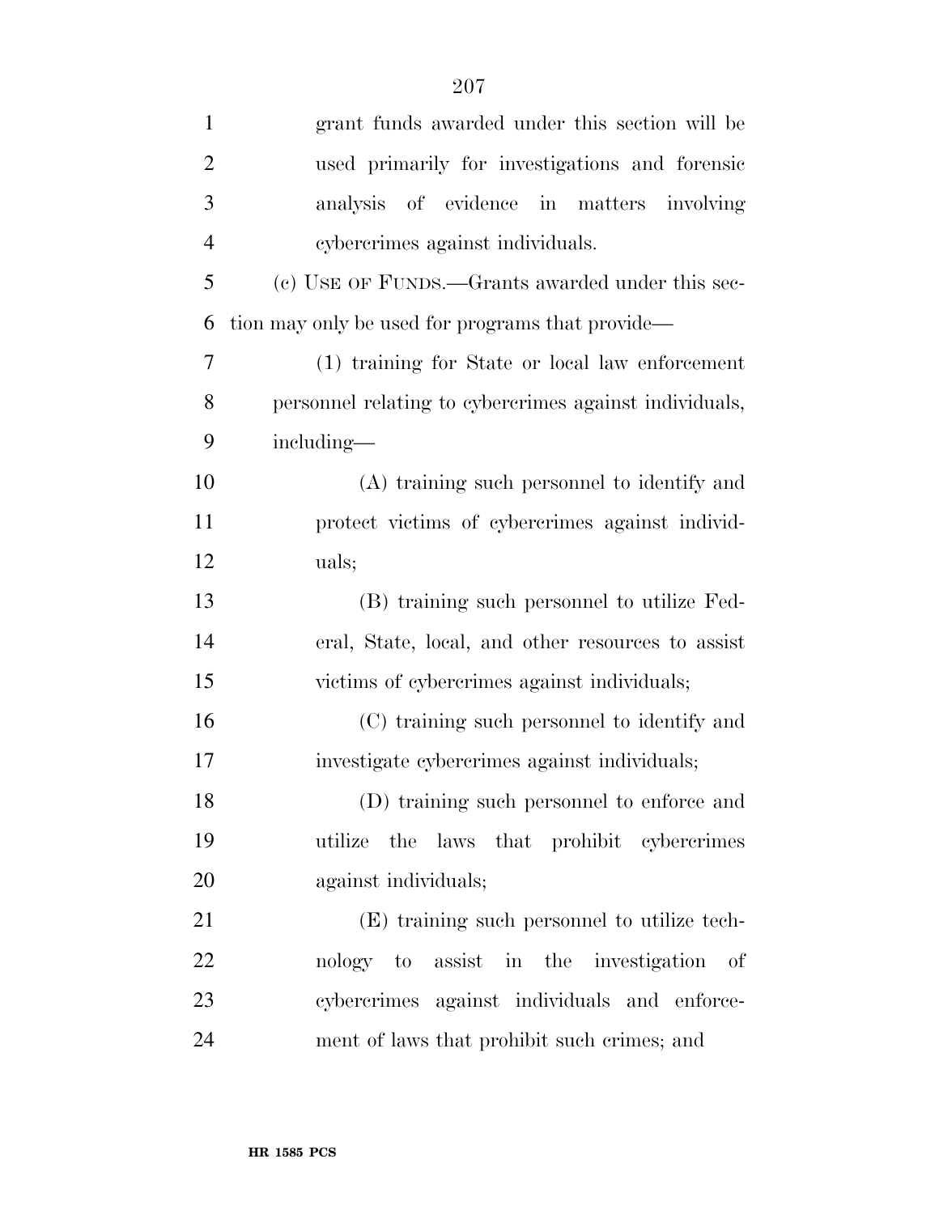grant funds awarded under this section will be used primarily for investigations and forensic analysis of evidence in matters involving cybercrimes against individuals.

(c) USE OF FUNDS.—Grants awarded under this section may only be used for programs that provide—

(1) training for State or local law enforcement personnel relating to cybercrimes against individuals, including—

(A) training such personnel to identify and protect victims of cybercrimes against individuals;

(B) training such personnel to utilize Federal, State, local, and other resources to assist victims of cybercrimes against individuals;

(C) training such personnel to identify and investigate cybercrimes against individuals;

(D) training such personnel to enforce and utilize the laws that prohibit cybercrimes against individuals;

(E) training such personnel to utilize technology to assist in the investigation of cybercrimes against individuals and enforcement of laws that prohibit such crimes; and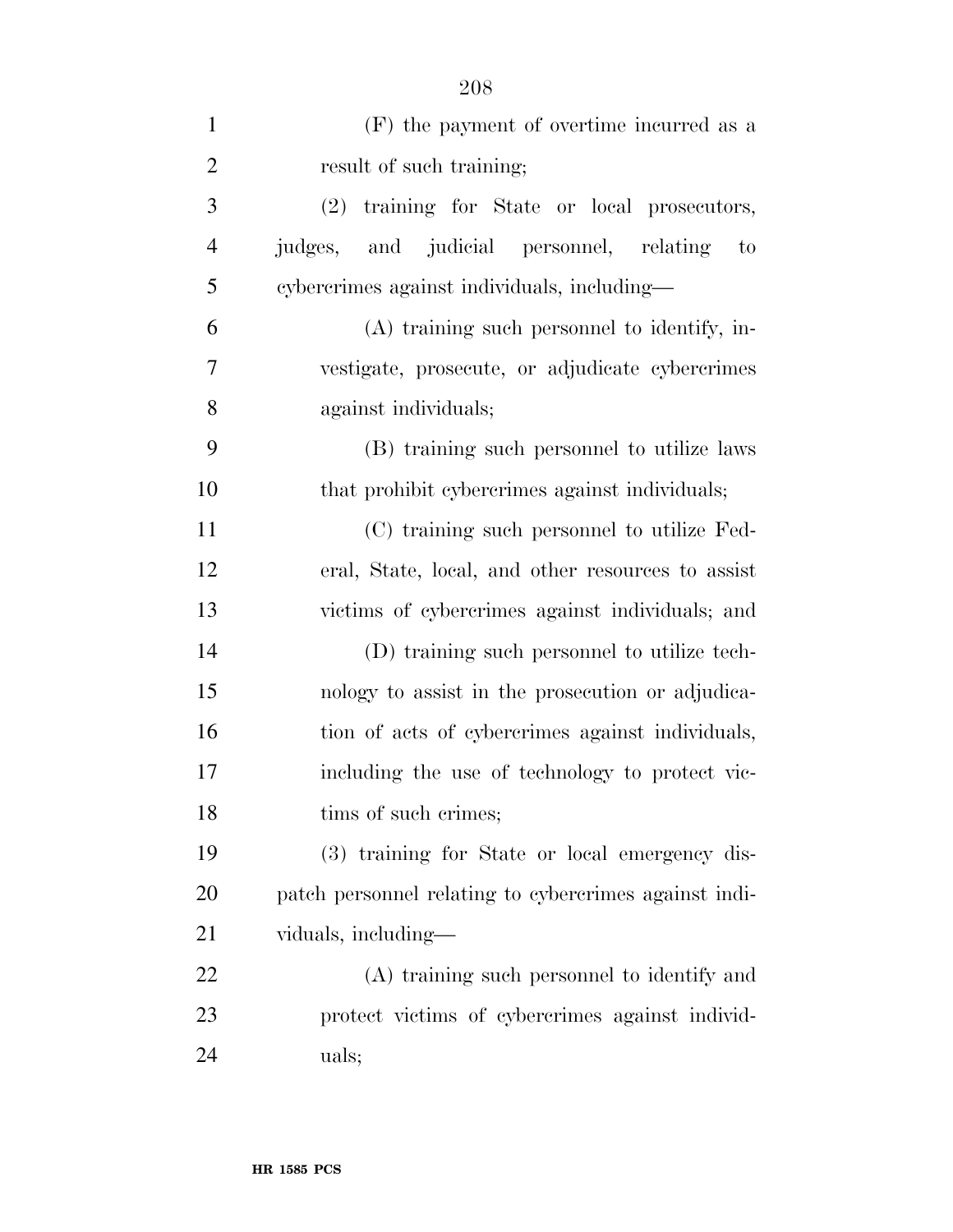(F) the payment of overtime incurred as a result of such training;

(2) training for State or local prosecutors, judges, and judicial personnel, relating to cybercrimes against individuals, including—

(A) training such personnel to identify, investigate, prosecute, or adjudicate cybercrimes against individuals;

(B) training such personnel to utilize laws that prohibit cybercrimes against individuals;

(C) training such personnel to utilize Federal, State, local, and other resources to assist victims of cybercrimes against individuals; and

(D) training such personnel to utilize technology to assist in the prosecution or adjudication of acts of cybercrimes against individuals, including the use of technology to protect victims of such crimes;

(3) training for State or local emergency dispatch personnel relating to cybercrimes against individuals, including—

(A) training such personnel to identify and protect victims of cybercrimes against individuals;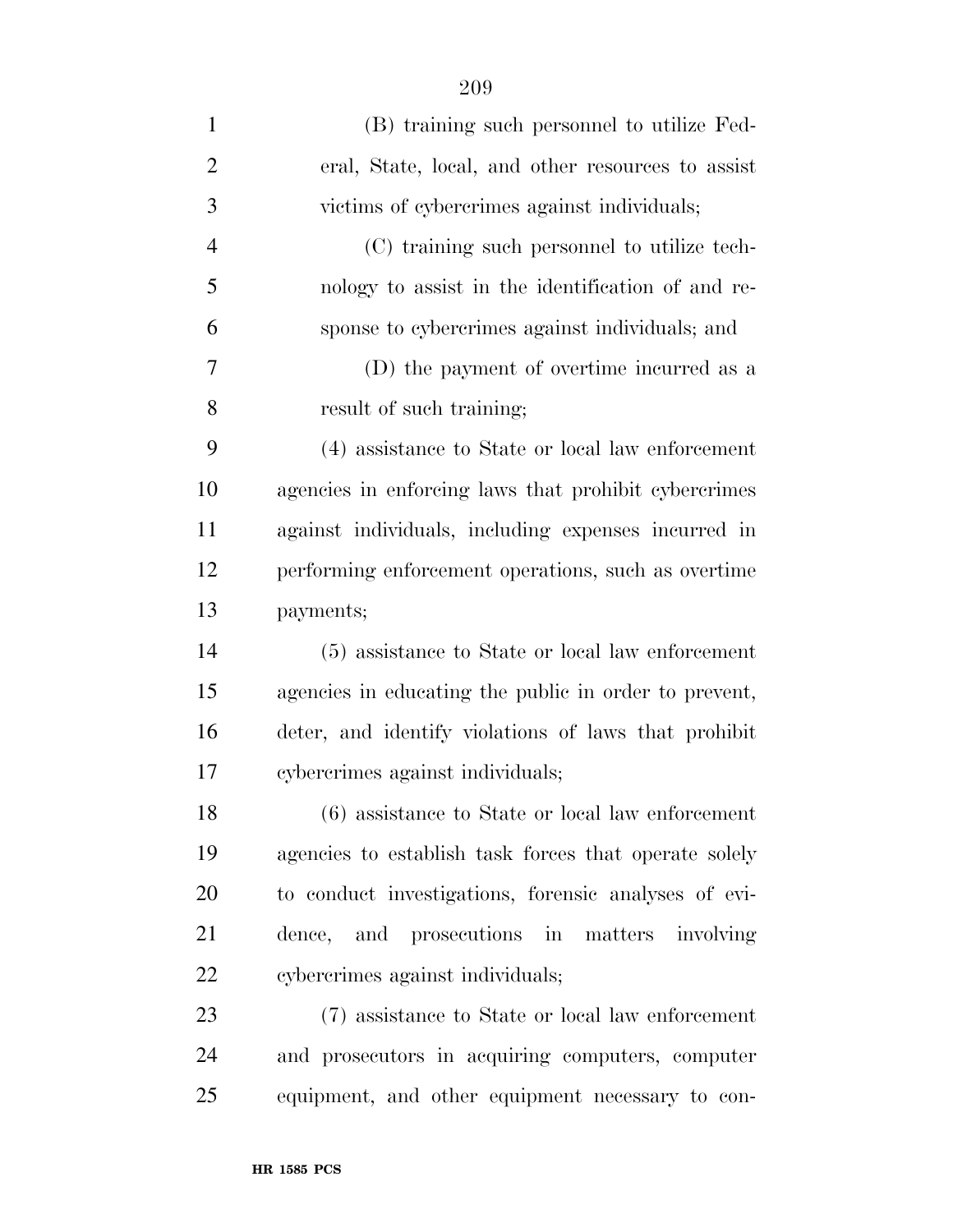(B) training such personnel to utilize Federal, State, local, and other resources to assist victims of cybercrimes against individuals;

(C) training such personnel to utilize technology to assist in the identification of and response to cybercrimes against individuals; and

(D) the payment of overtime incurred as a result of such training;

(4) assistance to State or local law enforcement agencies in enforcing laws that prohibit cybercrimes against individuals, including expenses incurred in performing enforcement operations, such as overtime payments;

(5) assistance to State or local law enforcement agencies in educating the public in order to prevent, deter, and identify violations of laws that prohibit cybercrimes against individuals;

(6) assistance to State or local law enforcement agencies to establish task forces that operate solely to conduct investigations, forensic analyses of evidence, and prosecutions in matters involving cybercrimes against individuals;

(7) assistance to State or local law enforcement and prosecutors in acquiring computers, computer equipment, and other equipment necessary to con-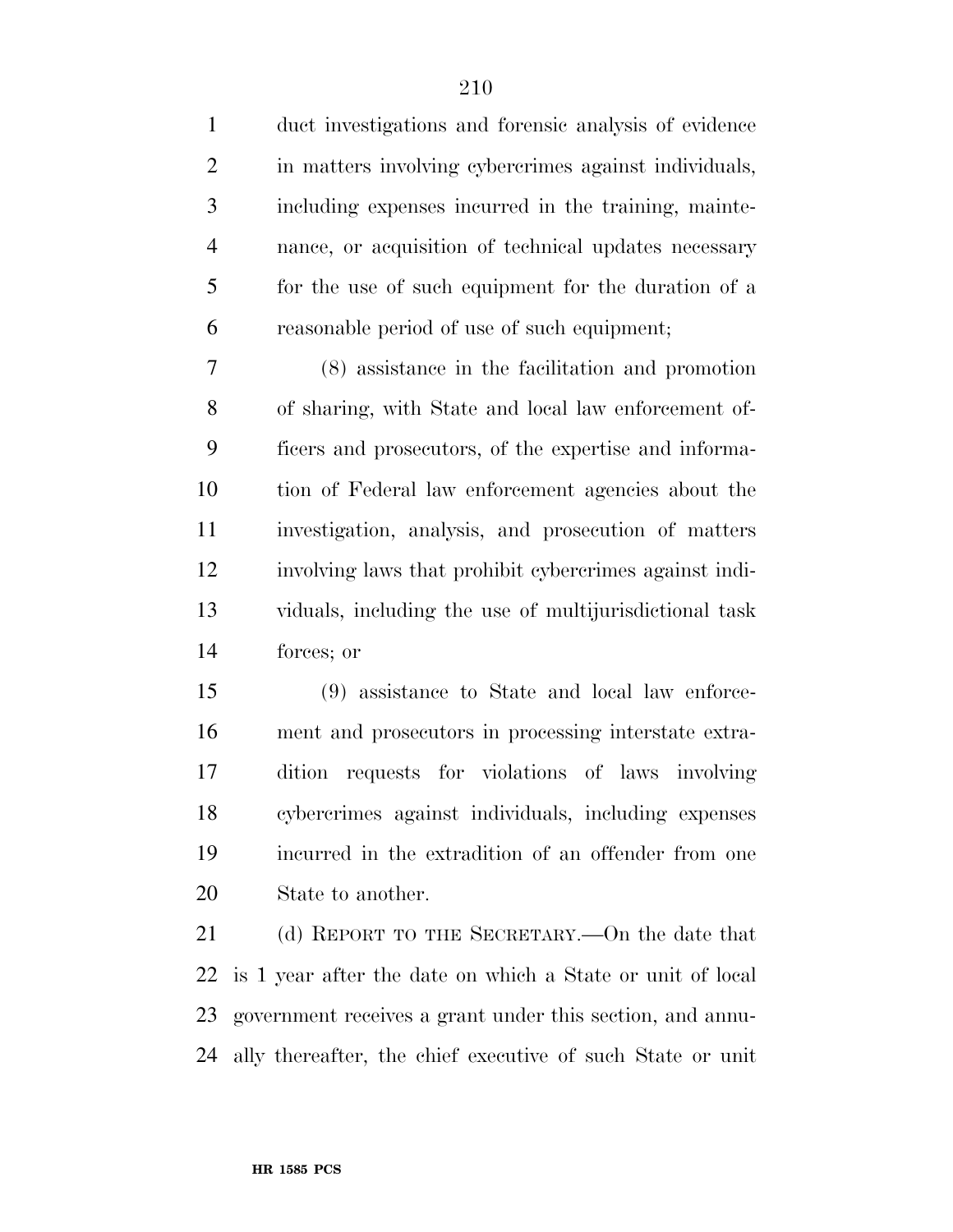duct investigations and forensic analysis of evidence in matters involving cybercrimes against individuals, including expenses incurred in the training, maintenance, or acquisition of technical updates necessary for the use of such equipment for the duration of a reasonable period of use of such equipment;

(8) assistance in the facilitation and promotion of sharing, with State and local law enforcement officers and prosecutors, of the expertise and information of Federal law enforcement agencies about the investigation, analysis, and prosecution of matters involving laws that prohibit cybercrimes against individuals, including the use of multijurisdictional task forces; or

(9) assistance to State and local law enforcement and prosecutors in processing interstate extradition requests for violations of laws involving cybercrimes against individuals, including expenses incurred in the extradition of an offender from one State to another.

(d) REPORT TO THE SECRETARY.—On the date that is 1 year after the date on which a State or unit of local government receives a grant under this section, and annually thereafter, the chief executive of such State or unit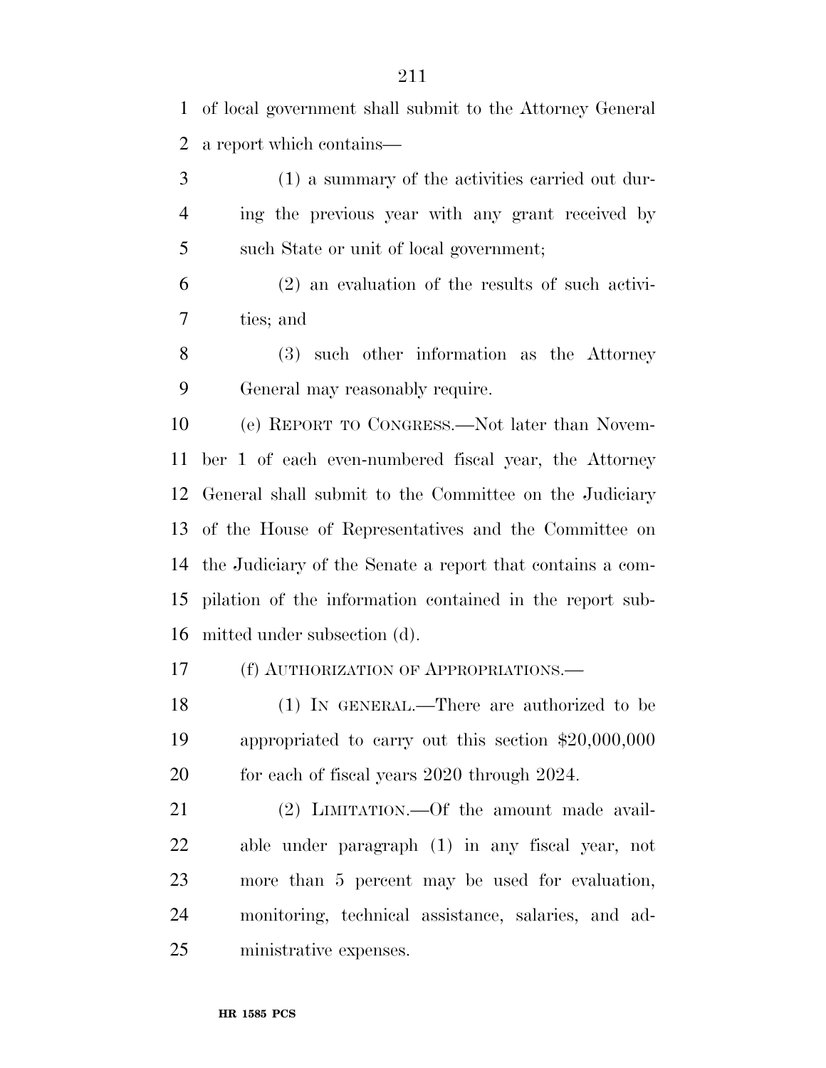of local government shall submit to the Attorney General a report which contains—

(1) a summary of the activities carried out during the previous year with any grant received by such State or unit of local government;

(2) an evaluation of the results of such activities; and

(3) such other information as the Attorney General may reasonably require.

(e) REPORT TO CONGRESS.—Not later than November 1 of each even-numbered fiscal year, the Attorney General shall submit to the Committee on the Judiciary of the House of Representatives and the Committee on the Judiciary of the Senate a report that contains a compilation of the information contained in the report submitted under subsection (d).

(f) AUTHORIZATION OF APPROPRIATIONS.—

(1) IN GENERAL.—There are authorized to be appropriated to carry out this section $20,000,000 for each of fiscal years 2020 through 2024.

(2) LIMITATION.—Of the amount made available under paragraph (1) in any fiscal year, not more than 5 percent may be used for evaluation, monitoring, technical assistance, salaries, and administrative expenses.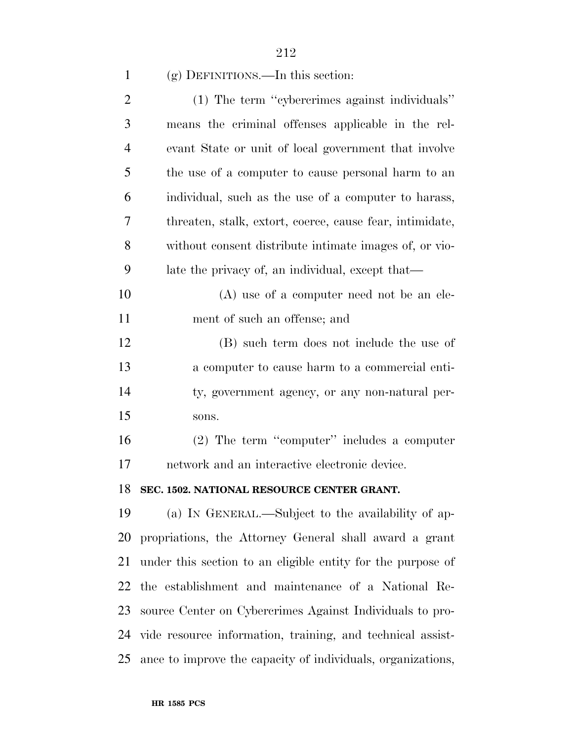(g) DEFINITIONS.—In this section:

(1) The term ''cybercrimes against individuals'' means the criminal offenses applicable in the relevant State or unit of local government that involve the use of a computer to cause personal harm to an individual, such as the use of a computer to harass, threaten, stalk, extort, coerce, cause fear, intimidate, without consent distribute intimate images of, or violate the privacy of, an individual, except that—

(A) use of a computer need not be an element of such an offense; and

(B) such term does not include the use of a computer to cause harm to a commercial entity, government agency, or any non-natural persons.

(2) The term ''computer'' includes a computer network and an interactive electronic device.

**SEC. 1502. NATIONAL RESOURCE CENTER GRANT.**

(a) IN GENERAL.—Subject to the availability of appropriations, the Attorney General shall award a grant under this section to an eligible entity for the purpose of the establishment and maintenance of a National Resource Center on Cybercrimes Against Individuals to provide resource information, training, and technical assistance to improve the capacity of individuals, organizations,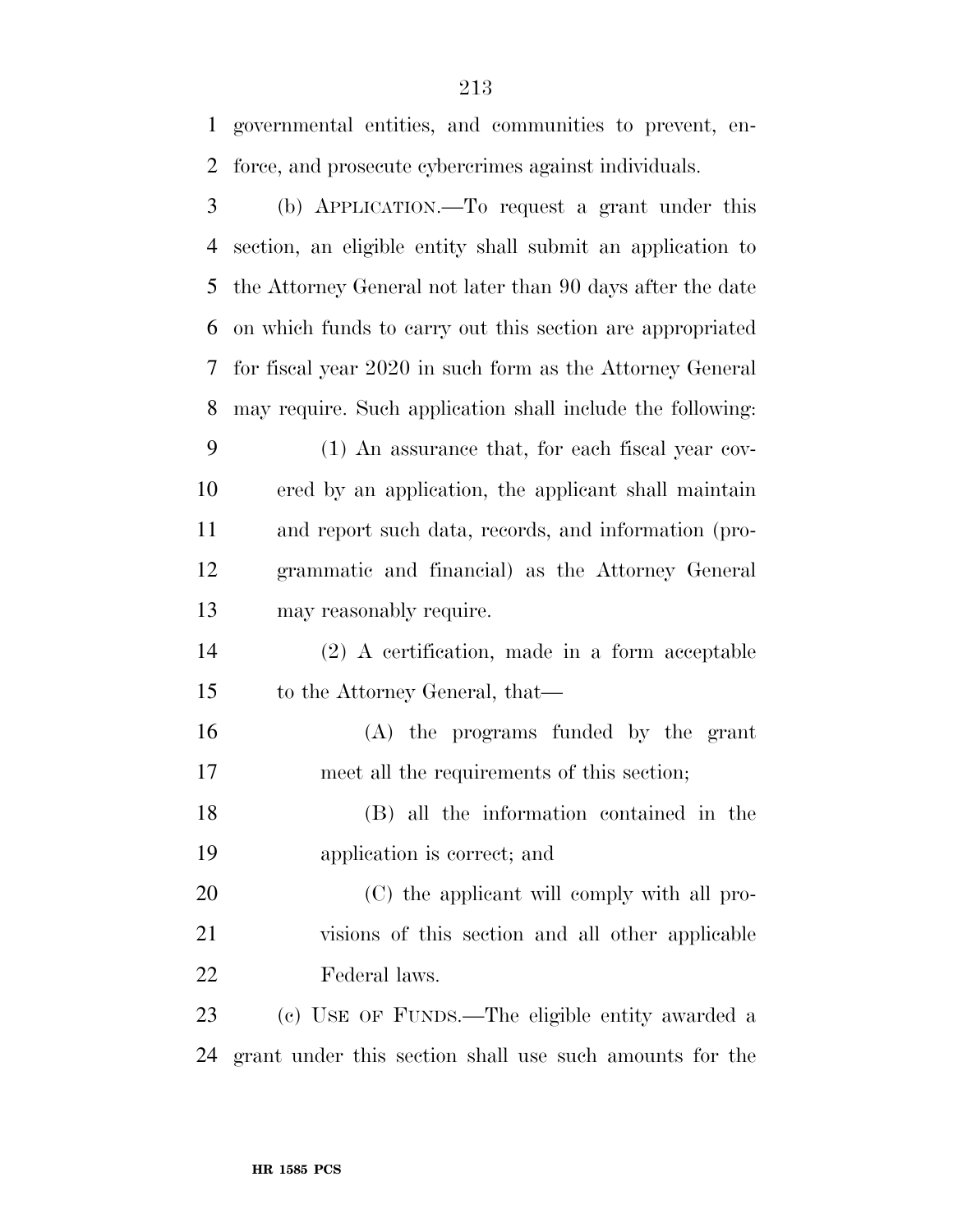governmental entities, and communities to prevent, enforce, and prosecute cybercrimes against individuals.

(b) APPLICATION.—To request a grant under this section, an eligible entity shall submit an application to the Attorney General not later than 90 days after the date on which funds to carry out this section are appropriated for fiscal year 2020 in such form as the Attorney General may require. Such application shall include the following:

(1) An assurance that, for each fiscal year covered by an application, the applicant shall maintain and report such data, records, and information (programmatic and financial) as the Attorney General may reasonably require.

(2) A certification, made in a form acceptable to the Attorney General, that—

(A) the programs funded by the grant meet all the requirements of this section;

(B) all the information contained in the application is correct; and

(C) the applicant will comply with all provisions of this section and all other applicable Federal laws.

(c) USE OF FUNDS.—The eligible entity awarded a grant under this section shall use such amounts for the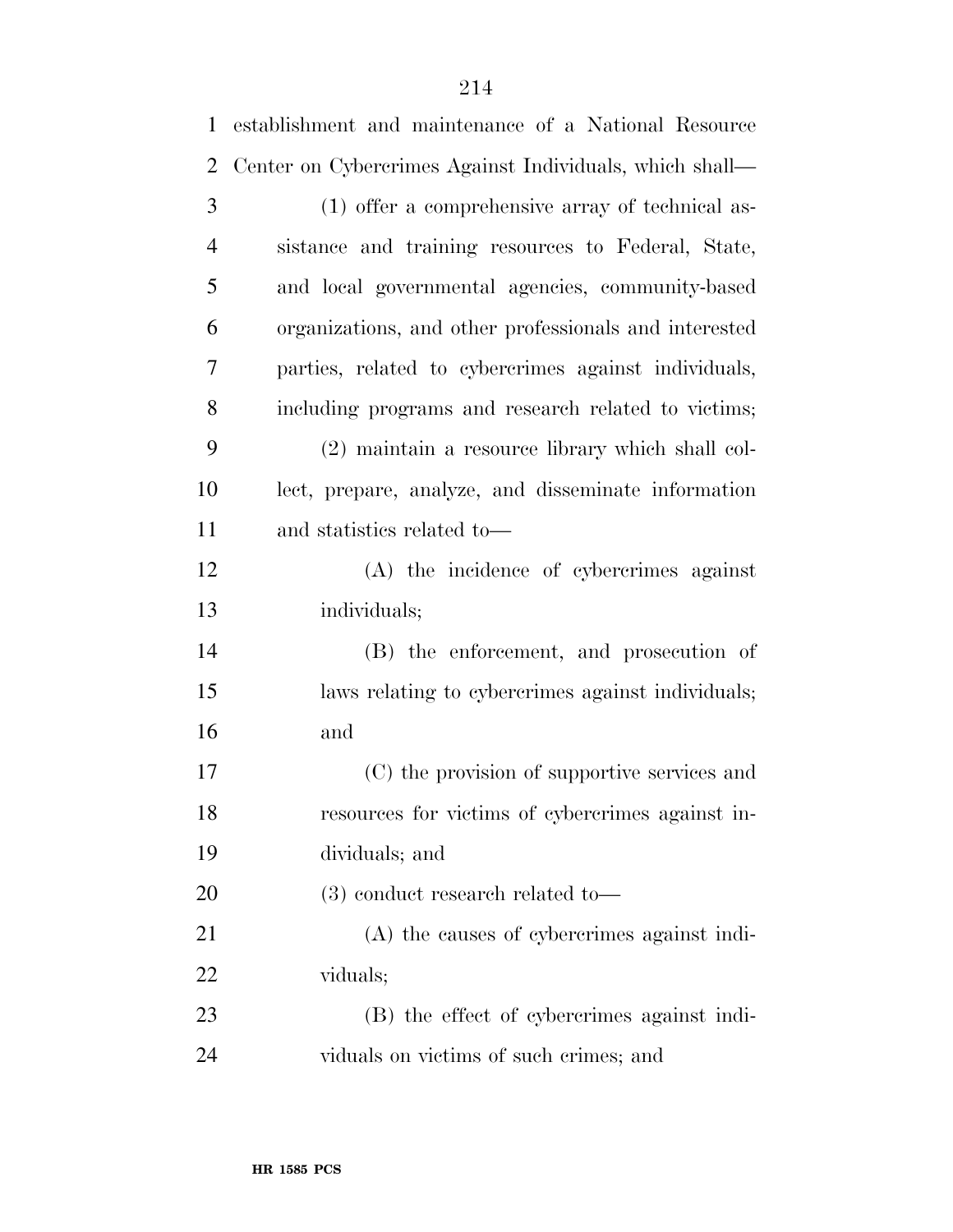establishment and maintenance of a National Resource Center on Cybercrimes Against Individuals, which shall—

(1) offer a comprehensive array of technical assistance and training resources to Federal, State, and local governmental agencies, community-based organizations, and other professionals and interested parties, related to cybercrimes against individuals, including programs and research related to victims;

(2) maintain a resource library which shall collect, prepare, analyze, and disseminate information and statistics related to—

(A) the incidence of cybercrimes against individuals;

(B) the enforcement, and prosecution of laws relating to cybercrimes against individuals; and

(C) the provision of supportive services and resources for victims of cybercrimes against individuals; and

(3) conduct research related to—

(A) the causes of cybercrimes against individuals;

(B) the effect of cybercrimes against individuals on victims of such crimes; and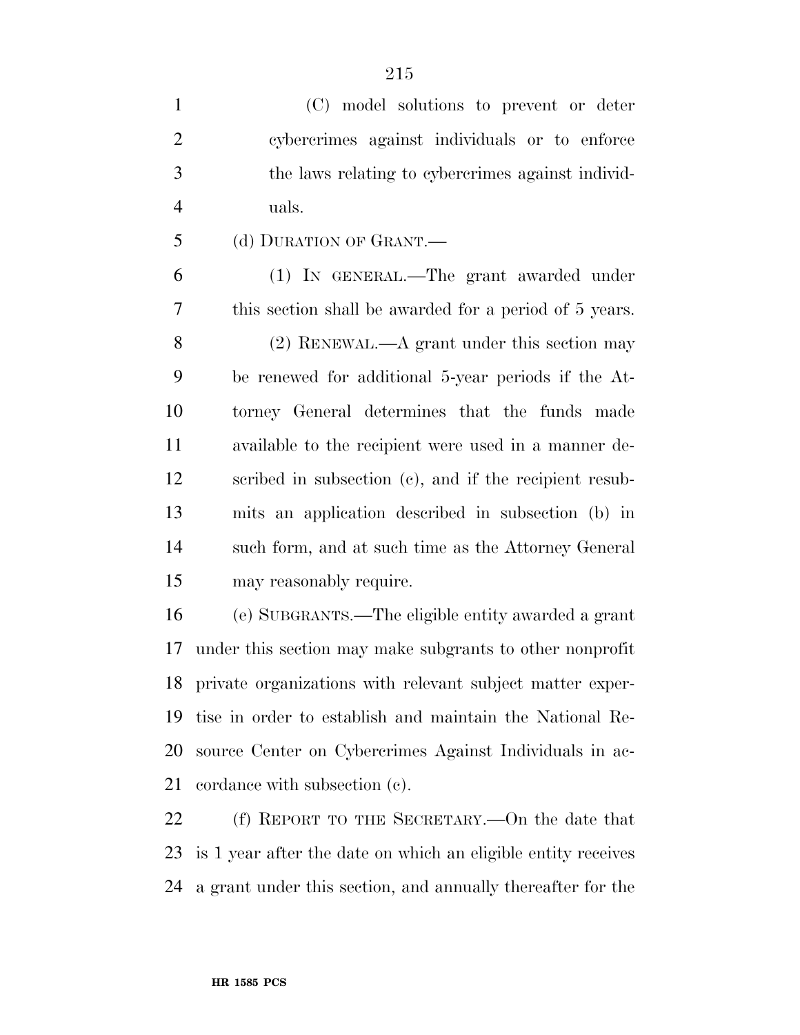(C) model solutions to prevent or deter cybercrimes against individuals or to enforce the laws relating to cybercrimes against individuals.

(d) DURATION OF GRANT.—

(1) IN GENERAL.—The grant awarded under this section shall be awarded for a period of 5 years.

(2) RENEWAL.—A grant under this section may be renewed for additional 5-year periods if the Attorney General determines that the funds made available to the recipient were used in a manner described in subsection (c), and if the recipient resubmits an application described in subsection (b) in such form, and at such time as the Attorney General may reasonably require.

(e) SUBGRANTS.—The eligible entity awarded a grant under this section may make subgrants to other nonprofit private organizations with relevant subject matter expertise in order to establish and maintain the National Resource Center on Cybercrimes Against Individuals in accordance with subsection (c).

(f) REPORT TO THE SECRETARY.—On the date that is 1 year after the date on which an eligible entity receives a grant under this section, and annually thereafter for the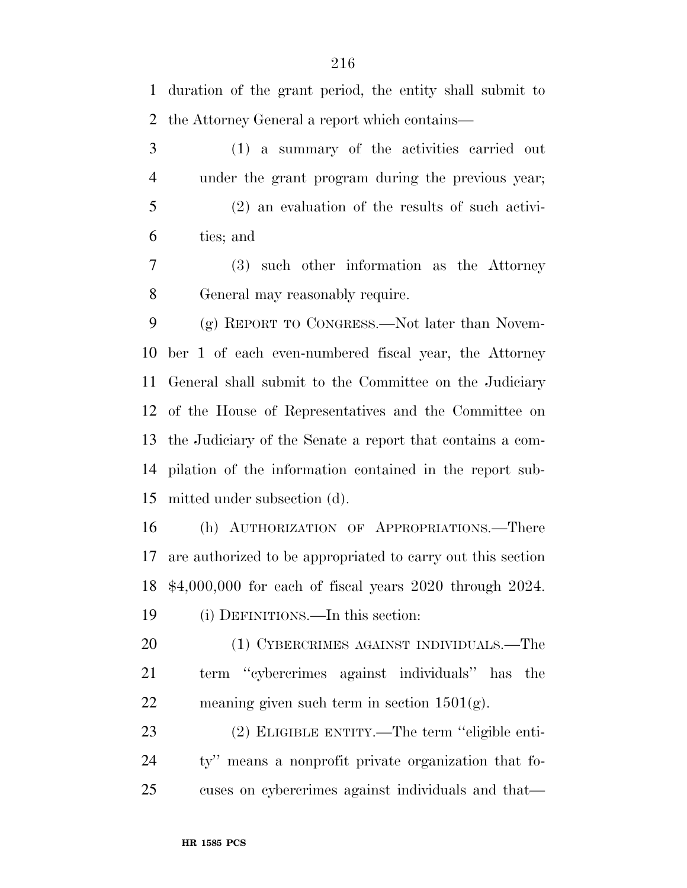duration of the grant period, the entity shall submit to the Attorney General a report which contains—

(1) a summary of the activities carried out under the grant program during the previous year;

(2) an evaluation of the results of such activities; and

(3) such other information as the Attorney General may reasonably require.

(g) REPORT TO CONGRESS.—Not later than November 1 of each even-numbered fiscal year, the Attorney General shall submit to the Committee on the Judiciary of the House of Representatives and the Committee on the Judiciary of the Senate a report that contains a compilation of the information contained in the report submitted under subsection (d).

(h) AUTHORIZATION OF APPROPRIATIONS.—There are authorized to be appropriated to carry out this section $4,000,000 for each of fiscal years 2020 through 2024.

(i) DEFINITIONS.—In this section:

(1) CYBERCRIMES AGAINST INDIVIDUALS.—The term ''cybercrimes against individuals'' has the meaning given such term in section 1501(g).

(2) ELIGIBLE ENTITY.—The term ''eligible entity'' means a nonprofit private organization that focuses on cybercrimes against individuals and that—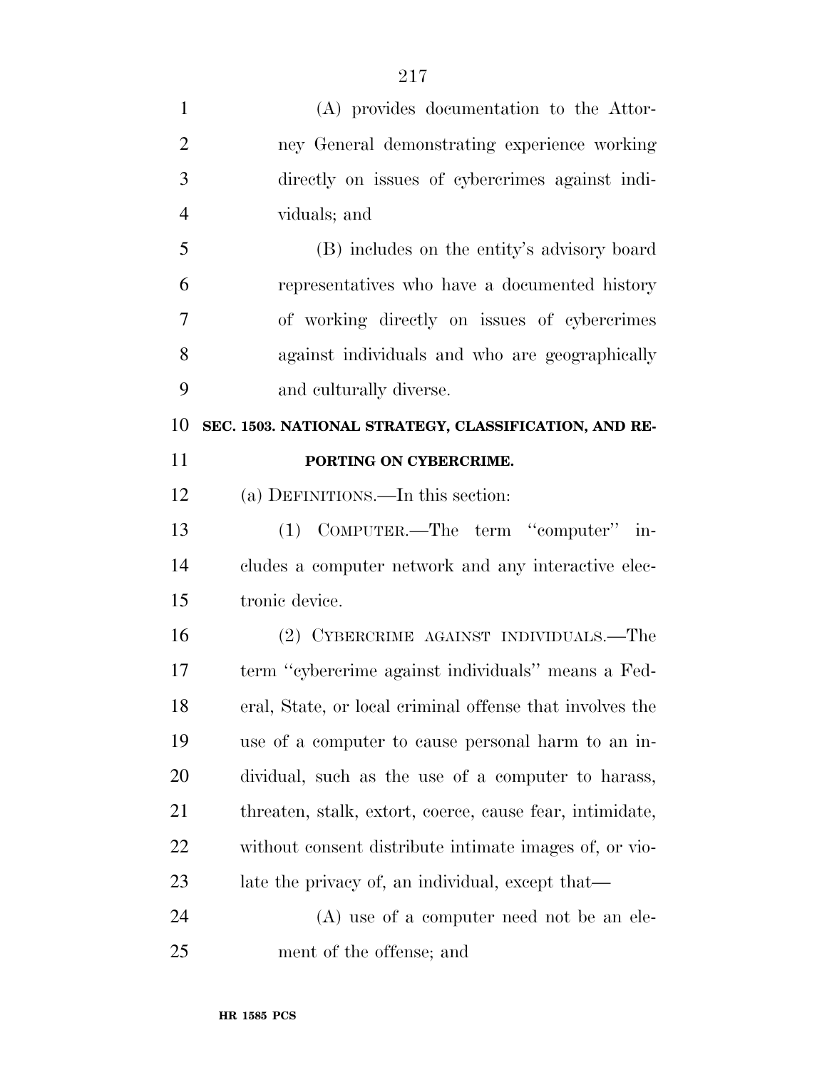(A) provides documentation to the Attorney General demonstrating experience working directly on issues of cybercrimes against individuals; and

(B) includes on the entity's advisory board representatives who have a documented history of working directly on issues of cybercrimes against individuals and who are geographically and culturally diverse.

## SEC. 1503. NATIONAL STRATEGY, CLASSIFICATION, AND REPORTING ON CYBERCRIME.

(a) DEFINITIONS.—In this section:

(1) COMPUTER.—The term "computer" includes a computer network and any interactive electronic device.

(2) CYBERCRIME AGAINST INDIVIDUALS.—The term "cybercrime against individuals" means a Federal, State, or local criminal offense that involves the use of a computer to cause personal harm to an individual, such as the use of a computer to harass, threaten, stalk, extort, coerce, cause fear, intimidate, without consent distribute intimate images of, or violate the privacy of, an individual, except that—

(A) use of a computer need not be an element of the offense; and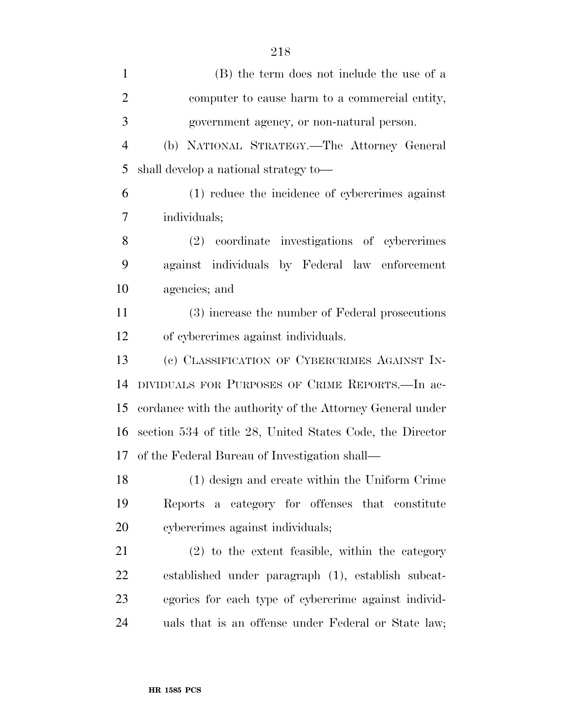(B) the term does not include the use of a computer to cause harm to a commercial entity, government agency, or non-natural person.

(b) NATIONAL STRATEGY.—The Attorney General shall develop a national strategy to—

(1) reduce the incidence of cybercrimes against individuals;

(2) coordinate investigations of cybercrimes against individuals by Federal law enforcement agencies; and

(3) increase the number of Federal prosecutions of cybercrimes against individuals.

(c) CLASSIFICATION OF CYBERCRIMES AGAINST INDIVIDUALS FOR PURPOSES OF CRIME REPORTS.—In accordance with the authority of the Attorney General under section 534 of title 28, United States Code, the Director of the Federal Bureau of Investigation shall—

(1) design and create within the Uniform Crime Reports a category for offenses that constitute cybercrimes against individuals;

(2) to the extent feasible, within the category established under paragraph (1), establish subcategories for each type of cybercrime against individuals that is an offense under Federal or State law;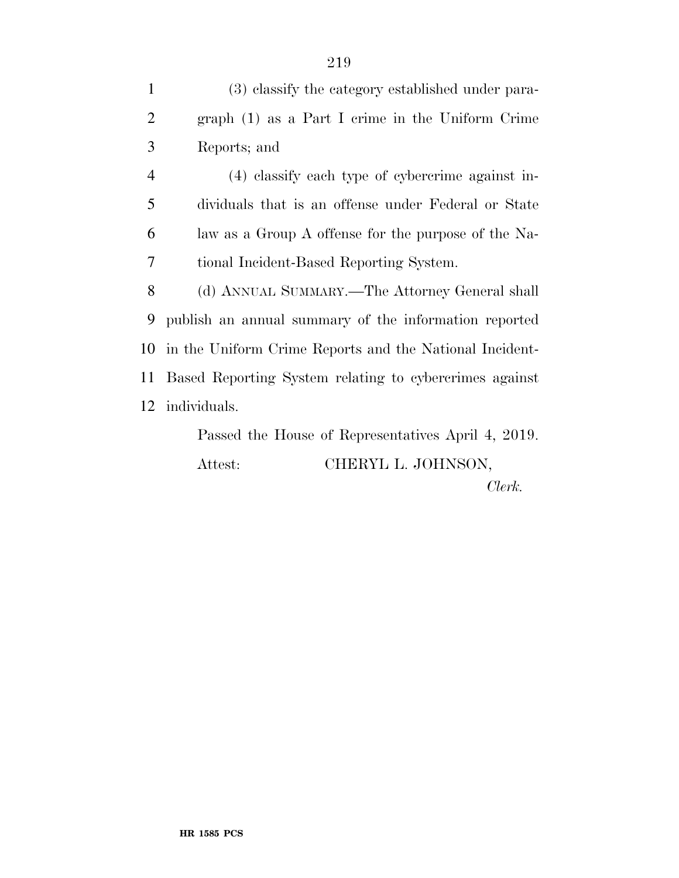(3) classify the category established under paragraph (1) as a Part I crime in the Uniform Crime Reports; and

(4) classify each type of cybercrime against individuals that is an offense under Federal or State law as a Group A offense for the purpose of the National Incident-Based Reporting System.

(d) ANNUAL SUMMARY.—The Attorney General shall publish an annual summary of the information reported in the Uniform Crime Reports and the National Incident-Based Reporting System relating to cybercrimes against individuals.

Passed the House of Representatives April 4, 2019.

Attest: CHERYL L. JOHNSON,

*Clerk.*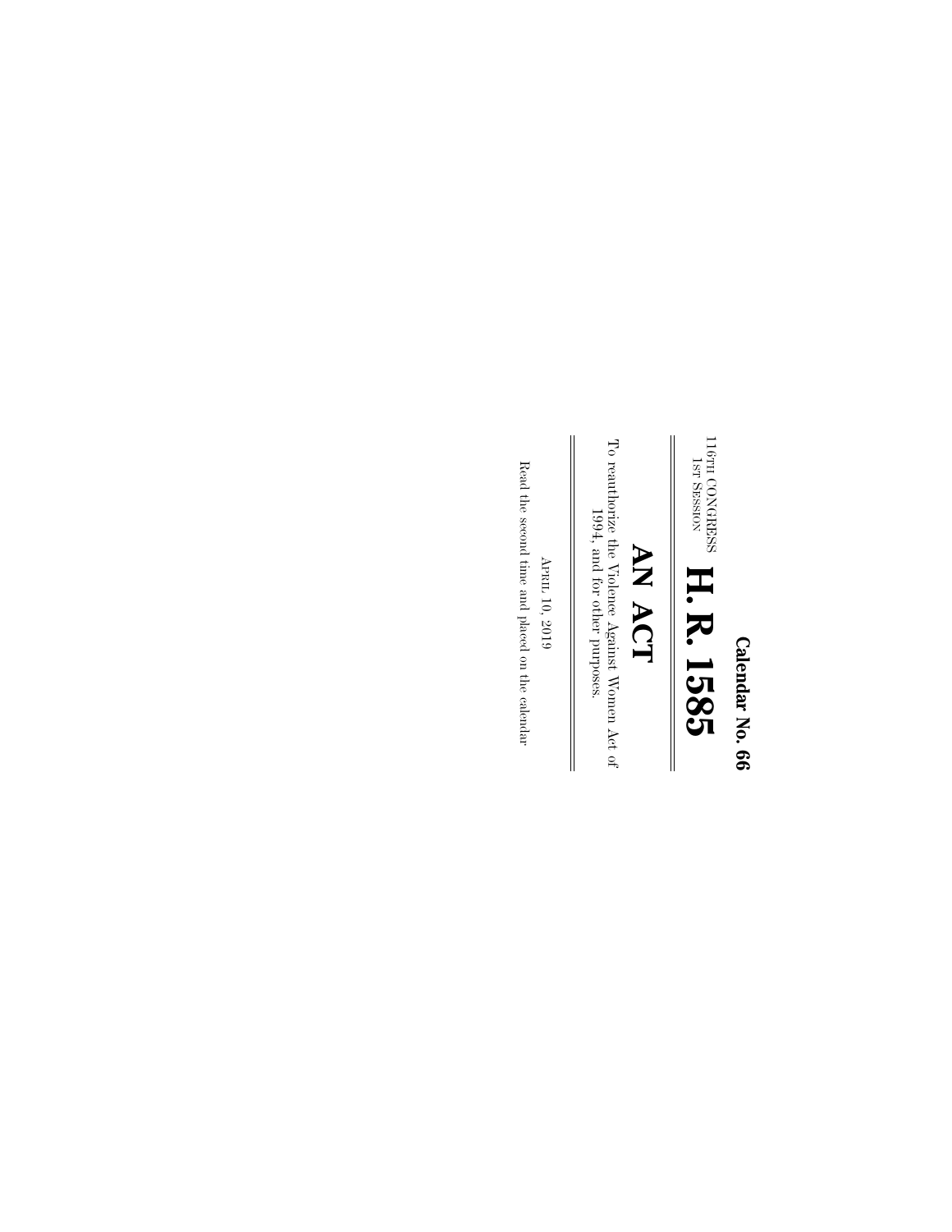**Calendar No. 66**

116TH CONGRESS
1ST SESSION

# H. R. 1585

---

# AN ACT

To reauthorize the Violence Against Women Act of 1994, and for other purposes.

---

APRIL 10, 2019

Read the second time and placed on the calendar